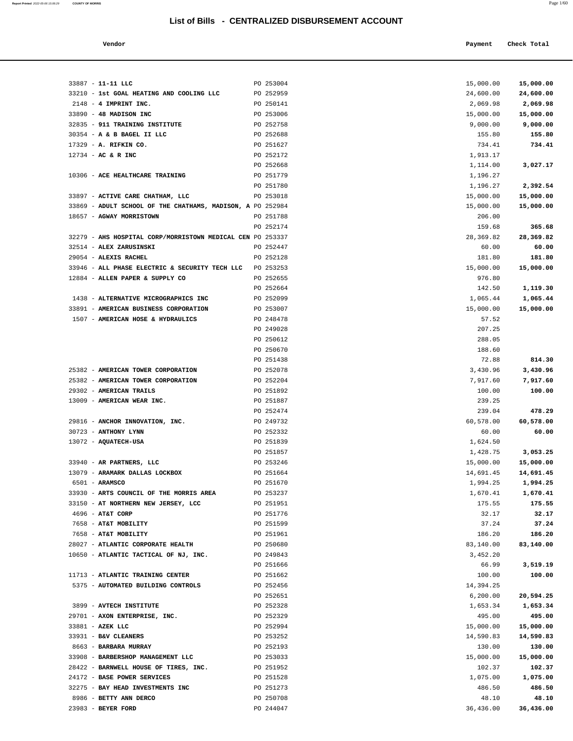# List of Bills - CENTRALIZED DISBURSEMENT ACCOUNT

| Vendor | | Payment | Check Total |
|---|---|---|---|
| 33887 - **11-11 LLC** | PO 253004 | 15,000.00 | **15,000.00** |
| 33210 - **1st GOAL HEATING AND COOLING LLC** | PO 252959 | 24,600.00 | **24,600.00** |
| 2148 - **4 IMPRINT INC.** | PO 250141 | 2,069.98 | **2,069.98** |
| 33890 - **48 MADISON INC** | PO 253006 | 15,000.00 | **15,000.00** |
| 32835 - **911 TRAINING INSTITUTE** | PO 252758 | 9,000.00 | **9,000.00** |
| 30354 - **A & B BAGEL II LLC** | PO 252688 | 155.80 | **155.80** |
| 17329 - **A. RIFKIN CO.** | PO 251627 | 734.41 | **734.41** |
| 12734 - **AC & R INC** | PO 252172 | 1,913.17 | |
| | PO 252668 | 1,114.00 | **3,027.17** |
| 10306 - **ACE HEALTHCARE TRAINING** | PO 251779 | 1,196.27 | |
| | PO 251780 | 1,196.27 | **2,392.54** |
| 33897 - **ACTIVE CARE CHATHAM, LLC** | PO 253018 | 15,000.00 | **15,000.00** |
| 33869 - **ADULT SCHOOL OF THE CHATHAMS, MADISON, A** | PO 252984 | 15,000.00 | **15,000.00** |
| 18657 - **AGWAY MORRISTOWN** | PO 251788 | 206.00 | |
| | PO 252174 | 159.68 | **365.68** |
| 32279 - **AHS HOSPITAL CORP/MORRISTOWN MEDICAL CEN** | PO 253337 | 28,369.82 | **28,369.82** |
| 32514 - **ALEX ZARUSINSKI** | PO 252447 | 60.00 | **60.00** |
| 29054 - **ALEXIS RACHEL** | PO 252128 | 181.80 | **181.80** |
| 33946 - **ALL PHASE ELECTRIC & SECURITY TECH LLC** | PO 253253 | 15,000.00 | **15,000.00** |
| 12884 - **ALLEN PAPER & SUPPLY CO** | PO 252655 | 976.80 | |
| | PO 252664 | 142.50 | **1,119.30** |
| 1438 - **ALTERNATIVE MICROGRAPHICS INC** | PO 252099 | 1,065.44 | **1,065.44** |
| 33891 - **AMERICAN BUSINESS CORPORATION** | PO 253007 | 15,000.00 | **15,000.00** |
| 1507 - **AMERICAN HOSE & HYDRAULICS** | PO 248478 | 57.52 | |
| | PO 249028 | 207.25 | |
| | PO 250612 | 288.05 | |
| | PO 250670 | 188.60 | |
| | PO 251438 | 72.88 | **814.30** |
| 25382 - **AMERICAN TOWER CORPORATION** | PO 252078 | 3,430.96 | **3,430.96** |
| 25382 - **AMERICAN TOWER CORPORATION** | PO 252204 | 7,917.60 | **7,917.60** |
| 29302 - **AMERICAN TRAILS** | PO 251892 | 100.00 | **100.00** |
| 13009 - **AMERICAN WEAR INC.** | PO 251887 | 239.25 | |
| | PO 252474 | 239.04 | **478.29** |
| 29816 - **ANCHOR INNOVATION, INC.** | PO 249732 | 60,578.00 | **60,578.00** |
| 30723 - **ANTHONY LYNN** | PO 252332 | 60.00 | **60.00** |
| 13072 - **AQUATECH-USA** | PO 251839 | 1,624.50 | |
| | PO 251857 | 1,428.75 | **3,053.25** |
| 33940 - **AR PARTNERS, LLC** | PO 253246 | 15,000.00 | **15,000.00** |
| 13079 - **ARAMARK DALLAS LOCKBOX** | PO 251664 | 14,691.45 | **14,691.45** |
| 6501 - **ARAMSCO** | PO 251670 | 1,994.25 | **1,994.25** |
| 33930 - **ARTS COUNCIL OF THE MORRIS AREA** | PO 253237 | 1,670.41 | **1,670.41** |
| 33150 - **AT NORTHERN NEW JERSEY, LCC** | PO 251951 | 175.55 | **175.55** |
| 4696 - **AT&T CORP** | PO 251776 | 32.17 | **32.17** |
| 7658 - **AT&T MOBILITY** | PO 251599 | 37.24 | **37.24** |
| 7658 - **AT&T MOBILITY** | PO 251961 | 186.20 | **186.20** |
| 28027 - **ATLANTIC CORPORATE HEALTH** | PO 250680 | 83,140.00 | **83,140.00** |
| 10650 - **ATLANTIC TACTICAL OF NJ, INC.** | PO 249843 | 3,452.20 | |
| | PO 251666 | 66.99 | **3,519.19** |
| 11713 - **ATLANTIC TRAINING CENTER** | PO 251662 | 100.00 | **100.00** |
| 5375 - **AUTOMATED BUILDING CONTROLS** | PO 252456 | 14,394.25 | |
| | PO 252651 | 6,200.00 | **20,594.25** |
| 3899 - **AVTECH INSTITUTE** | PO 252328 | 1,653.34 | **1,653.34** |
| 29701 - **AXON ENTERPRISE, INC.** | PO 252329 | 495.00 | **495.00** |
| 33881 - **AZEK LLC** | PO 252994 | 15,000.00 | **15,000.00** |
| 33931 - **B&V CLEANERS** | PO 253252 | 14,590.83 | **14,590.83** |
| 8663 - **BARBARA MURRAY** | PO 252193 | 130.00 | **130.00** |
| 33908 - **BARBERSHOP MANAGEMENT LLC** | PO 253033 | 15,000.00 | **15,000.00** |
| 28422 - **BARNWELL HOUSE OF TIRES, INC.** | PO 251952 | 102.37 | **102.37** |
| 24172 - **BASE POWER SERVICES** | PO 251528 | 1,075.00 | **1,075.00** |
| 32275 - **BAY HEAD INVESTMENTS INC** | PO 251273 | 486.50 | **486.50** |
| 8986 - **BETTY ANN DERCO** | PO 250708 | 48.10 | **48.10** |
| 23983 - **BEYER FORD** | PO 244047 | 36,436.00 | **36,436.00** |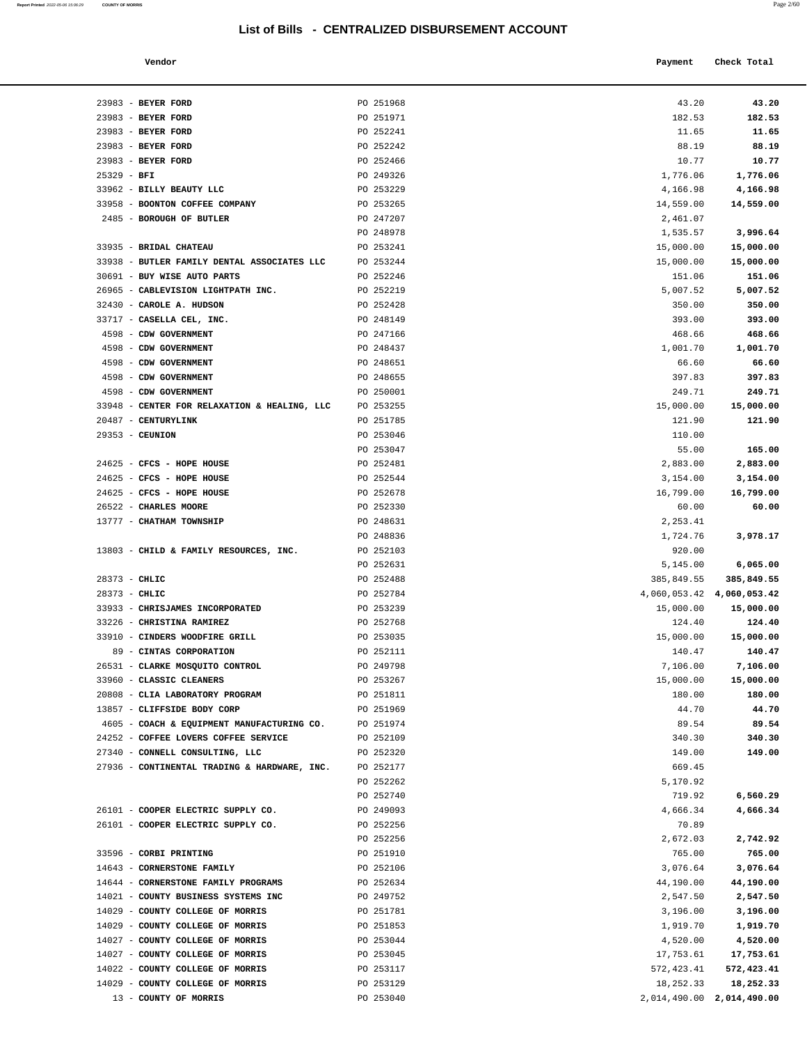# List of Bills - CENTRALIZED DISBURSEMENT ACCOUNT

| Vendor | | Payment | Check Total |
|---|---|---|---|
| 23983 - **BEYER FORD** | PO 251968 | 43.20 | **43.20** |
| 23983 - **BEYER FORD** | PO 251971 | 182.53 | **182.53** |
| 23983 - **BEYER FORD** | PO 252241 | 11.65 | **11.65** |
| 23983 - **BEYER FORD** | PO 252242 | 88.19 | **88.19** |
| 23983 - **BEYER FORD** | PO 252466 | 10.77 | **10.77** |
| 25329 - **BFI** | PO 249326 | 1,776.06 | **1,776.06** |
| 33962 - **BILLY BEAUTY LLC** | PO 253229 | 4,166.98 | **4,166.98** |
| 33958 - **BOONTON COFFEE COMPANY** | PO 253265 | 14,559.00 | **14,559.00** |
| 2485 - **BOROUGH OF BUTLER** | PO 247207 | 2,461.07 | |
| | PO 248978 | 1,535.57 | **3,996.64** |
| 33935 - **BRIDAL CHATEAU** | PO 253241 | 15,000.00 | **15,000.00** |
| 33938 - **BUTLER FAMILY DENTAL ASSOCIATES LLC** | PO 253244 | 15,000.00 | **15,000.00** |
| 30691 - **BUY WISE AUTO PARTS** | PO 252246 | 151.06 | **151.06** |
| 26965 - **CABLEVISION LIGHTPATH INC.** | PO 252219 | 5,007.52 | **5,007.52** |
| 32430 - **CAROLE A. HUDSON** | PO 252428 | 350.00 | **350.00** |
| 33717 - **CASELLA CEL, INC.** | PO 248149 | 393.00 | **393.00** |
| 4598 - **CDW GOVERNMENT** | PO 247166 | 468.66 | **468.66** |
| 4598 - **CDW GOVERNMENT** | PO 248437 | 1,001.70 | **1,001.70** |
| 4598 - **CDW GOVERNMENT** | PO 248651 | 66.60 | **66.60** |
| 4598 - **CDW GOVERNMENT** | PO 248655 | 397.83 | **397.83** |
| 4598 - **CDW GOVERNMENT** | PO 250001 | 249.71 | **249.71** |
| 33948 - **CENTER FOR RELAXATION & HEALING, LLC** | PO 253255 | 15,000.00 | **15,000.00** |
| 20487 - **CENTURYLINK** | PO 251785 | 121.90 | **121.90** |
| 29353 - **CEUNION** | PO 253046 | 110.00 | |
| | PO 253047 | 55.00 | **165.00** |
| 24625 - **CFCS - HOPE HOUSE** | PO 252481 | 2,883.00 | **2,883.00** |
| 24625 - **CFCS - HOPE HOUSE** | PO 252544 | 3,154.00 | **3,154.00** |
| 24625 - **CFCS - HOPE HOUSE** | PO 252678 | 16,799.00 | **16,799.00** |
| 26522 - **CHARLES MOORE** | PO 252330 | 60.00 | **60.00** |
| 13777 - **CHATHAM TOWNSHIP** | PO 248631 | 2,253.41 | |
| | PO 248836 | 1,724.76 | **3,978.17** |
| 13803 - **CHILD & FAMILY RESOURCES, INC.** | PO 252103 | 920.00 | |
| | PO 252631 | 5,145.00 | **6,065.00** |
| 28373 - **CHLIC** | PO 252488 | 385,849.55 | **385,849.55** |
| 28373 - **CHLIC** | PO 252784 | 4,060,053.42 | **4,060,053.42** |
| 33933 - **CHRISJAMES INCORPORATED** | PO 253239 | 15,000.00 | **15,000.00** |
| 33226 - **CHRISTINA RAMIREZ** | PO 252768 | 124.40 | **124.40** |
| 33910 - **CINDERS WOODFIRE GRILL** | PO 253035 | 15,000.00 | **15,000.00** |
| 89 - **CINTAS CORPORATION** | PO 252111 | 140.47 | **140.47** |
| 26531 - **CLARKE MOSQUITO CONTROL** | PO 249798 | 7,106.00 | **7,106.00** |
| 33960 - **CLASSIC CLEANERS** | PO 253267 | 15,000.00 | **15,000.00** |
| 20808 - **CLIA LABORATORY PROGRAM** | PO 251811 | 180.00 | **180.00** |
| 13857 - **CLIFFSIDE BODY CORP** | PO 251969 | 44.70 | **44.70** |
| 4605 - **COACH & EQUIPMENT MANUFACTURING CO.** | PO 251974 | 89.54 | **89.54** |
| 24252 - **COFFEE LOVERS COFFEE SERVICE** | PO 252109 | 340.30 | **340.30** |
| 27340 - **CONNELL CONSULTING, LLC** | PO 252320 | 149.00 | **149.00** |
| 27936 - **CONTINENTAL TRADING & HARDWARE, INC.** | PO 252177 | 669.45 | |
| | PO 252262 | 5,170.92 | |
| | PO 252740 | 719.92 | **6,560.29** |
| 26101 - **COOPER ELECTRIC SUPPLY CO.** | PO 249093 | 4,666.34 | **4,666.34** |
| 26101 - **COOPER ELECTRIC SUPPLY CO.** | PO 252256 | 70.89 | |
| | PO 252256 | 2,672.03 | **2,742.92** |
| 33596 - **CORBI PRINTING** | PO 251910 | 765.00 | **765.00** |
| 14643 - **CORNERSTONE FAMILY** | PO 252106 | 3,076.64 | **3,076.64** |
| 14644 - **CORNERSTONE FAMILY PROGRAMS** | PO 252634 | 44,190.00 | **44,190.00** |
| 14021 - **COUNTY BUSINESS SYSTEMS INC** | PO 249752 | 2,547.50 | **2,547.50** |
| 14029 - **COUNTY COLLEGE OF MORRIS** | PO 251781 | 3,196.00 | **3,196.00** |
| 14029 - **COUNTY COLLEGE OF MORRIS** | PO 251853 | 1,919.70 | **1,919.70** |
| 14027 - **COUNTY COLLEGE OF MORRIS** | PO 253044 | 4,520.00 | **4,520.00** |
| 14027 - **COUNTY COLLEGE OF MORRIS** | PO 253045 | 17,753.61 | **17,753.61** |
| 14022 - **COUNTY COLLEGE OF MORRIS** | PO 253117 | 572,423.41 | **572,423.41** |
| 14029 - **COUNTY COLLEGE OF MORRIS** | PO 253129 | 18,252.33 | **18,252.33** |
| 13 - **COUNTY OF MORRIS** | PO 253040 | 2,014,490.00 | **2,014,490.00** |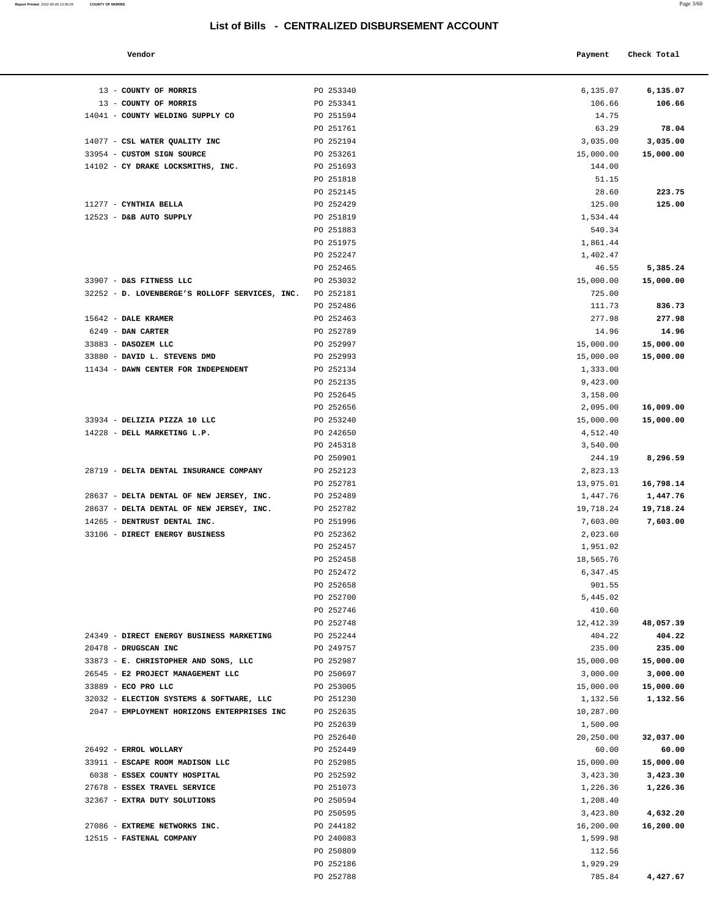# List of Bills - CENTRALIZED DISBURSEMENT ACCOUNT

| Vendor | | Payment | Check Total |
|---|---|---|---|
| 13 - **COUNTY OF MORRIS** | PO 253340 | 6,135.07 | **6,135.07** |
| 13 - **COUNTY OF MORRIS** | PO 253341 | 106.66 | **106.66** |
| 14041 - **COUNTY WELDING SUPPLY CO** | PO 251594 | 14.75 | |
| | PO 251761 | 63.29 | **78.04** |
| 14077 - **CSL WATER QUALITY INC** | PO 252194 | 3,035.00 | **3,035.00** |
| 33954 - **CUSTOM SIGN SOURCE** | PO 253261 | 15,000.00 | **15,000.00** |
| 14102 - **CY DRAKE LOCKSMITHS, INC.** | PO 251693 | 144.00 | |
| | PO 251818 | 51.15 | |
| | PO 252145 | 28.60 | **223.75** |
| 11277 - **CYNTHIA BELLA** | PO 252429 | 125.00 | **125.00** |
| 12523 - **D&B AUTO SUPPLY** | PO 251819 | 1,534.44 | |
| | PO 251883 | 540.34 | |
| | PO 251975 | 1,861.44 | |
| | PO 252247 | 1,402.47 | |
| | PO 252465 | 46.55 | **5,385.24** |
| 33907 - **D&S FITNESS LLC** | PO 253032 | 15,000.00 | **15,000.00** |
| 32252 - **D. LOVENBERGE'S ROLLOFF SERVICES, INC.** | PO 252181 | 725.00 | |
| | PO 252486 | 111.73 | **836.73** |
| 15642 - **DALE KRAMER** | PO 252463 | 277.98 | **277.98** |
| 6249 - **DAN CARTER** | PO 252789 | 14.96 | **14.96** |
| 33883 - **DASOZEM LLC** | PO 252997 | 15,000.00 | **15,000.00** |
| 33880 - **DAVID L. STEVENS DMD** | PO 252993 | 15,000.00 | **15,000.00** |
| 11434 - **DAWN CENTER FOR INDEPENDENT** | PO 252134 | 1,333.00 | |
| | PO 252135 | 9,423.00 | |
| | PO 252645 | 3,158.00 | |
| | PO 252656 | 2,095.00 | **16,009.00** |
| 33934 - **DELIZIA PIZZA 10 LLC** | PO 253240 | 15,000.00 | **15,000.00** |
| 14228 - **DELL MARKETING L.P.** | PO 242650 | 4,512.40 | |
| | PO 245318 | 3,540.00 | |
| | PO 250901 | 244.19 | **8,296.59** |
| 28719 - **DELTA DENTAL INSURANCE COMPANY** | PO 252123 | 2,823.13 | |
| | PO 252781 | 13,975.01 | **16,798.14** |
| 28637 - **DELTA DENTAL OF NEW JERSEY, INC.** | PO 252489 | 1,447.76 | **1,447.76** |
| 28637 - **DELTA DENTAL OF NEW JERSEY, INC.** | PO 252782 | 19,718.24 | **19,718.24** |
| 14265 - **DENTRUST DENTAL INC.** | PO 251996 | 7,603.00 | **7,603.00** |
| 33106 - **DIRECT ENERGY BUSINESS** | PO 252362 | 2,023.60 | |
| | PO 252457 | 1,951.02 | |
| | PO 252458 | 18,565.76 | |
| | PO 252472 | 6,347.45 | |
| | PO 252658 | 901.55 | |
| | PO 252700 | 5,445.02 | |
| | PO 252746 | 410.60 | |
| | PO 252748 | 12,412.39 | **48,057.39** |
| 24349 - **DIRECT ENERGY BUSINESS MARKETING** | PO 252244 | 404.22 | **404.22** |
| 20478 - **DRUGSCAN INC** | PO 249757 | 235.00 | **235.00** |
| 33873 - **E. CHRISTOPHER AND SONS, LLC** | PO 252987 | 15,000.00 | **15,000.00** |
| 26545 - **E2 PROJECT MANAGEMENT LLC** | PO 250697 | 3,000.00 | **3,000.00** |
| 33889 - **ECO PRO LLC** | PO 253005 | 15,000.00 | **15,000.00** |
| 32032 - **ELECTION SYSTEMS & SOFTWARE, LLC** | PO 251230 | 1,132.56 | **1,132.56** |
| 2047 - **EMPLOYMENT HORIZONS ENTERPRISES INC** | PO 252635 | 10,287.00 | |
| | PO 252639 | 1,500.00 | |
| | PO 252640 | 20,250.00 | **32,037.00** |
| 26492 - **ERROL WOLLARY** | PO 252449 | 60.00 | **60.00** |
| 33911 - **ESCAPE ROOM MADISON LLC** | PO 252985 | 15,000.00 | **15,000.00** |
| 6038 - **ESSEX COUNTY HOSPITAL** | PO 252592 | 3,423.30 | **3,423.30** |
| 27678 - **ESSEX TRAVEL SERVICE** | PO 251073 | 1,226.36 | **1,226.36** |
| 32367 - **EXTRA DUTY SOLUTIONS** | PO 250594 | 1,208.40 | |
| | PO 250595 | 3,423.80 | **4,632.20** |
| 27086 - **EXTREME NETWORKS INC.** | PO 244182 | 16,200.00 | **16,200.00** |
| 12515 - **FASTENAL COMPANY** | PO 240083 | 1,599.98 | |
| | PO 250809 | 112.56 | |
| | PO 252186 | 1,929.29 | |
| | PO 252788 | 785.84 | **4,427.67** |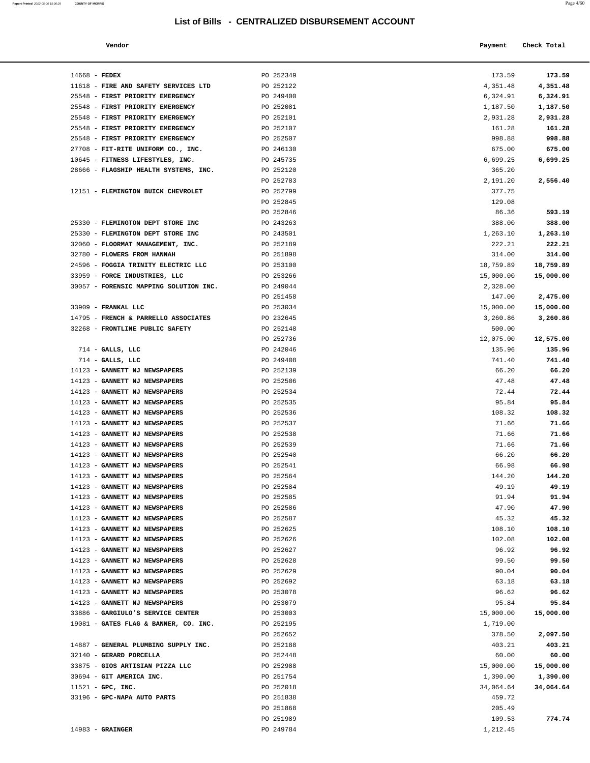## List of Bills - CENTRALIZED DISBURSEMENT ACCOUNT

| Vendor | | Payment | Check Total |
|---|---|---|---|
| 14668 - **FEDEX** | PO 252349 | 173.59 | **173.59** |
| 11618 - **FIRE AND SAFETY SERVICES LTD** | PO 252122 | 4,351.48 | **4,351.48** |
| 25548 - **FIRST PRIORITY EMERGENCY** | PO 249400 | 6,324.91 | **6,324.91** |
| 25548 - **FIRST PRIORITY EMERGENCY** | PO 252081 | 1,187.50 | **1,187.50** |
| 25548 - **FIRST PRIORITY EMERGENCY** | PO 252101 | 2,931.28 | **2,931.28** |
| 25548 - **FIRST PRIORITY EMERGENCY** | PO 252107 | 161.28 | **161.28** |
| 25548 - **FIRST PRIORITY EMERGENCY** | PO 252507 | 998.88 | **998.88** |
| 27708 - **FIT-RITE UNIFORM CO., INC.** | PO 246130 | 675.00 | **675.00** |
| 10645 - **FITNESS LIFESTYLES, INC.** | PO 245735 | 6,699.25 | **6,699.25** |
| 28666 - **FLAGSHIP HEALTH SYSTEMS, INC.** | PO 252120 | 365.20 | |
| | PO 252783 | 2,191.20 | **2,556.40** |
| 12151 - **FLEMINGTON BUICK CHEVROLET** | PO 252799 | 377.75 | |
| | PO 252845 | 129.08 | |
| | PO 252846 | 86.36 | **593.19** |
| 25330 - **FLEMINGTON DEPT STORE INC** | PO 243263 | 388.00 | **388.00** |
| 25330 - **FLEMINGTON DEPT STORE INC** | PO 243501 | 1,263.10 | **1,263.10** |
| 32060 - **FLOORMAT MANAGEMENT, INC.** | PO 252189 | 222.21 | **222.21** |
| 32780 - **FLOWERS FROM HANNAH** | PO 251898 | 314.00 | **314.00** |
| 24596 - **FOGGIA TRINITY ELECTRIC LLC** | PO 253100 | 18,759.89 | **18,759.89** |
| 33959 - **FORCE INDUSTRIES, LLC** | PO 253266 | 15,000.00 | **15,000.00** |
| 30057 - **FORENSIC MAPPING SOLUTION INC.** | PO 249044 | 2,328.00 | |
| | PO 251458 | 147.00 | **2,475.00** |
| 33909 - **FRANKAL LLC** | PO 253034 | 15,000.00 | **15,000.00** |
| 14795 - **FRENCH & PARRELLO ASSOCIATES** | PO 232645 | 3,260.86 | **3,260.86** |
| 32268 - **FRONTLINE PUBLIC SAFETY** | PO 252148 | 500.00 | |
| | PO 252736 | 12,075.00 | **12,575.00** |
| 714 - **GALLS, LLC** | PO 242046 | 135.96 | **135.96** |
| 714 - **GALLS, LLC** | PO 249408 | 741.40 | **741.40** |
| 14123 - **GANNETT NJ NEWSPAPERS** | PO 252139 | 66.20 | **66.20** |
| 14123 - **GANNETT NJ NEWSPAPERS** | PO 252506 | 47.48 | **47.48** |
| 14123 - **GANNETT NJ NEWSPAPERS** | PO 252534 | 72.44 | **72.44** |
| 14123 - **GANNETT NJ NEWSPAPERS** | PO 252535 | 95.84 | **95.84** |
| 14123 - **GANNETT NJ NEWSPAPERS** | PO 252536 | 108.32 | **108.32** |
| 14123 - **GANNETT NJ NEWSPAPERS** | PO 252537 | 71.66 | **71.66** |
| 14123 - **GANNETT NJ NEWSPAPERS** | PO 252538 | 71.66 | **71.66** |
| 14123 - **GANNETT NJ NEWSPAPERS** | PO 252539 | 71.66 | **71.66** |
| 14123 - **GANNETT NJ NEWSPAPERS** | PO 252540 | 66.20 | **66.20** |
| 14123 - **GANNETT NJ NEWSPAPERS** | PO 252541 | 66.98 | **66.98** |
| 14123 - **GANNETT NJ NEWSPAPERS** | PO 252564 | 144.20 | **144.20** |
| 14123 - **GANNETT NJ NEWSPAPERS** | PO 252584 | 49.19 | **49.19** |
| 14123 - **GANNETT NJ NEWSPAPERS** | PO 252585 | 91.94 | **91.94** |
| 14123 - **GANNETT NJ NEWSPAPERS** | PO 252586 | 47.90 | **47.90** |
| 14123 - **GANNETT NJ NEWSPAPERS** | PO 252587 | 45.32 | **45.32** |
| 14123 - **GANNETT NJ NEWSPAPERS** | PO 252625 | 108.10 | **108.10** |
| 14123 - **GANNETT NJ NEWSPAPERS** | PO 252626 | 102.08 | **102.08** |
| 14123 - **GANNETT NJ NEWSPAPERS** | PO 252627 | 96.92 | **96.92** |
| 14123 - **GANNETT NJ NEWSPAPERS** | PO 252628 | 99.50 | **99.50** |
| 14123 - **GANNETT NJ NEWSPAPERS** | PO 252629 | 90.04 | **90.04** |
| 14123 - **GANNETT NJ NEWSPAPERS** | PO 252692 | 63.18 | **63.18** |
| 14123 - **GANNETT NJ NEWSPAPERS** | PO 253078 | 96.62 | **96.62** |
| 14123 - **GANNETT NJ NEWSPAPERS** | PO 253079 | 95.84 | **95.84** |
| 33886 - **GARGIULO'S SERVICE CENTER** | PO 253003 | 15,000.00 | **15,000.00** |
| 19081 - **GATES FLAG & BANNER, CO. INC.** | PO 252195 | 1,719.00 | |
| | PO 252652 | 378.50 | **2,097.50** |
| 14887 - **GENERAL PLUMBING SUPPLY INC.** | PO 252188 | 403.21 | **403.21** |
| 32140 - **GERARD PORCELLA** | PO 252448 | 60.00 | **60.00** |
| 33875 - **GIOS ARTISIAN PIZZA LLC** | PO 252988 | 15,000.00 | **15,000.00** |
| 30694 - **GIT AMERICA INC.** | PO 251754 | 1,390.00 | **1,390.00** |
| 11521 - **GPC, INC.** | PO 252018 | 34,064.64 | **34,064.64** |
| 33196 - **GPC-NAPA AUTO PARTS** | PO 251838 | 459.72 | |
| | PO 251868 | 205.49 | |
| | PO 251989 | 109.53 | **774.74** |
| 14983 - **GRAINGER** | PO 249784 | 1,212.45 | |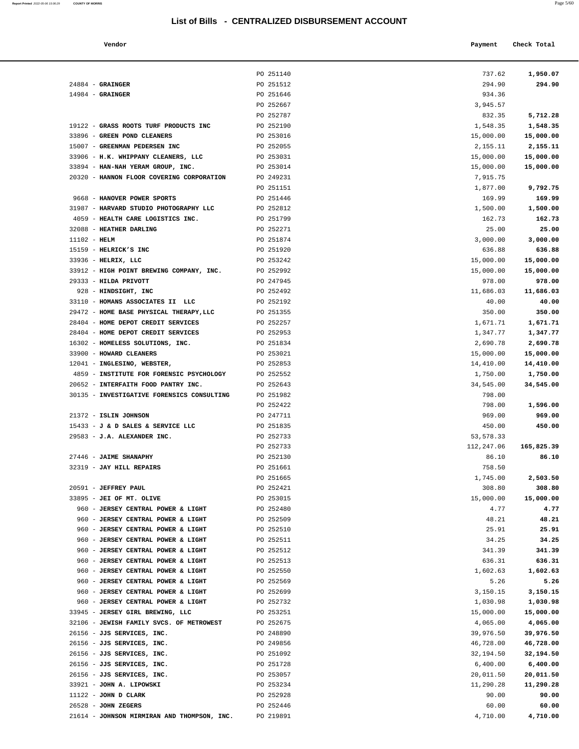# List of Bills - CENTRALIZED DISBURSEMENT ACCOUNT

| Vendor | | Payment | Check Total |
|---|---|---|---|
| | PO 251140 | 737.62 | **1,950.07** |
| 24884 - **GRAINGER** | PO 251512 | 294.90 | **294.90** |
| 14984 - **GRAINGER** | PO 251646 | 934.36 | |
| | PO 252667 | 3,945.57 | |
| | PO 252787 | 832.35 | **5,712.28** |
| 19122 - **GRASS ROOTS TURF PRODUCTS INC** | PO 252190 | 1,548.35 | **1,548.35** |
| 33896 - **GREEN POND CLEANERS** | PO 253016 | 15,000.00 | **15,000.00** |
| 15007 - **GREENMAN PEDERSEN INC** | PO 252055 | 2,155.11 | **2,155.11** |
| 33906 - **H.K. WHIPPANY CLEANERS, LLC** | PO 253031 | 15,000.00 | **15,000.00** |
| 33894 - **HAN-NAH YERAM GROUP, INC.** | PO 253014 | 15,000.00 | **15,000.00** |
| 20320 - **HANNON FLOOR COVERING CORPORATION** | PO 249231 | 7,915.75 | |
| | PO 251151 | 1,877.00 | **9,792.75** |
| 9668 - **HANOVER POWER SPORTS** | PO 251446 | 169.99 | **169.99** |
| 31987 - **HARVARD STUDIO PHOTOGRAPHY LLC** | PO 252812 | 1,500.00 | **1,500.00** |
| 4059 - **HEALTH CARE LOGISTICS INC.** | PO 251799 | 162.73 | **162.73** |
| 32088 - **HEATHER DARLING** | PO 252271 | 25.00 | **25.00** |
| 11102 - **HELM** | PO 251874 | 3,000.00 | **3,000.00** |
| 15159 - **HELRICK'S INC** | PO 251920 | 636.88 | **636.88** |
| 33936 - **HELRIX, LLC** | PO 253242 | 15,000.00 | **15,000.00** |
| 33912 - **HIGH POINT BREWING COMPANY, INC.** | PO 252992 | 15,000.00 | **15,000.00** |
| 29333 - **HILDA PRIVOTT** | PO 247945 | 978.00 | **978.00** |
| 928 - **HINDSIGHT, INC** | PO 252492 | 11,686.03 | **11,686.03** |
| 33110 - **HOMANS ASSOCIATES II LLC** | PO 252192 | 40.00 | **40.00** |
| 29472 - **HOME BASE PHYSICAL THERAPY,LLC** | PO 251355 | 350.00 | **350.00** |
| 28404 - **HOME DEPOT CREDIT SERVICES** | PO 252257 | 1,671.71 | **1,671.71** |
| 28404 - **HOME DEPOT CREDIT SERVICES** | PO 252953 | 1,347.77 | **1,347.77** |
| 16302 - **HOMELESS SOLUTIONS, INC.** | PO 251834 | 2,690.78 | **2,690.78** |
| 33900 - **HOWARD CLEANERS** | PO 253021 | 15,000.00 | **15,000.00** |
| 12041 - **INGLESINO, WEBSTER,** | PO 252853 | 14,410.00 | **14,410.00** |
| 4859 - **INSTITUTE FOR FORENSIC PSYCHOLOGY** | PO 252552 | 1,750.00 | **1,750.00** |
| 20652 - **INTERFAITH FOOD PANTRY INC.** | PO 252643 | 34,545.00 | **34,545.00** |
| 30135 - **INVESTIGATIVE FORENSICS CONSULTING** | PO 251982 | 798.00 | |
| | PO 252422 | 798.00 | **1,596.00** |
| 21372 - **ISLIN JOHNSON** | PO 247711 | 969.00 | **969.00** |
| 15433 - **J & D SALES & SERVICE LLC** | PO 251835 | 450.00 | **450.00** |
| 29583 - **J.A. ALEXANDER INC.** | PO 252733 | 53,578.33 | |
| | PO 252733 | 112,247.06 | **165,825.39** |
| 27446 - **JAIME SHANAPHY** | PO 252130 | 86.10 | **86.10** |
| 32319 - **JAY HILL REPAIRS** | PO 251661 | 758.50 | |
| | PO 251665 | 1,745.00 | **2,503.50** |
| 20591 - **JEFFREY PAUL** | PO 252421 | 308.80 | **308.80** |
| 33895 - **JEI OF MT. OLIVE** | PO 253015 | 15,000.00 | **15,000.00** |
| 960 - **JERSEY CENTRAL POWER & LIGHT** | PO 252480 | 4.77 | **4.77** |
| 960 - **JERSEY CENTRAL POWER & LIGHT** | PO 252509 | 48.21 | **48.21** |
| 960 - **JERSEY CENTRAL POWER & LIGHT** | PO 252510 | 25.91 | **25.91** |
| 960 - **JERSEY CENTRAL POWER & LIGHT** | PO 252511 | 34.25 | **34.25** |
| 960 - **JERSEY CENTRAL POWER & LIGHT** | PO 252512 | 341.39 | **341.39** |
| 960 - **JERSEY CENTRAL POWER & LIGHT** | PO 252513 | 636.31 | **636.31** |
| 960 - **JERSEY CENTRAL POWER & LIGHT** | PO 252550 | 1,602.63 | **1,602.63** |
| 960 - **JERSEY CENTRAL POWER & LIGHT** | PO 252569 | 5.26 | **5.26** |
| 960 - **JERSEY CENTRAL POWER & LIGHT** | PO 252699 | 3,150.15 | **3,150.15** |
| 960 - **JERSEY CENTRAL POWER & LIGHT** | PO 252732 | 1,030.98 | **1,030.98** |
| 33945 - **JERSEY GIRL BREWING, LLC** | PO 253251 | 15,000.00 | **15,000.00** |
| 32106 - **JEWISH FAMILY SVCS. OF METROWEST** | PO 252675 | 4,065.00 | **4,065.00** |
| 26156 - **JJS SERVICES, INC.** | PO 248890 | 39,976.50 | **39,976.50** |
| 26156 - **JJS SERVICES, INC.** | PO 249856 | 46,728.00 | **46,728.00** |
| 26156 - **JJS SERVICES, INC.** | PO 251092 | 32,194.50 | **32,194.50** |
| 26156 - **JJS SERVICES, INC.** | PO 251728 | 6,400.00 | **6,400.00** |
| 26156 - **JJS SERVICES, INC.** | PO 253057 | 20,011.50 | **20,011.50** |
| 33921 - **JOHN A. LIPOWSKI** | PO 253234 | 11,290.28 | **11,290.28** |
| 11122 - **JOHN D CLARK** | PO 252928 | 90.00 | **90.00** |
| 26528 - **JOHN ZEGERS** | PO 252446 | 60.00 | **60.00** |
| 21614 - **JOHNSON MIRMIRAN AND THOMPSON, INC.** | PO 219891 | 4,710.00 | **4,710.00** |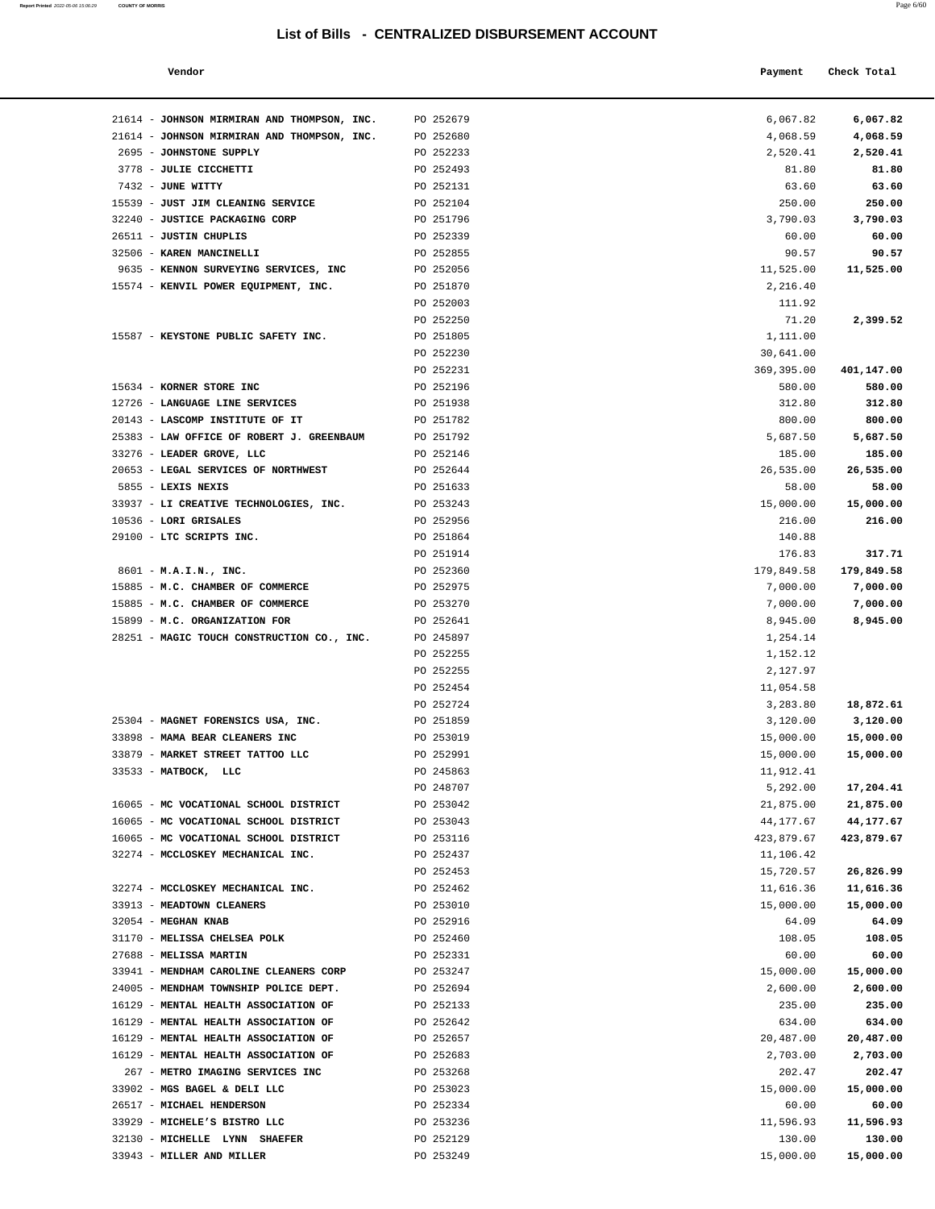# List of Bills - CENTRALIZED DISBURSEMENT ACCOUNT

| Vendor | | Payment | Check Total |
|---|---|---|---|
| 21614 - **JOHNSON MIRMIRAN AND THOMPSON, INC.** | PO 252679 | 6,067.82 | **6,067.82** |
| 21614 - **JOHNSON MIRMIRAN AND THOMPSON, INC.** | PO 252680 | 4,068.59 | **4,068.59** |
| 2695 - **JOHNSTONE SUPPLY** | PO 252233 | 2,520.41 | **2,520.41** |
| 3778 - **JULIE CICCHETTI** | PO 252493 | 81.80 | **81.80** |
| 7432 - **JUNE WITTY** | PO 252131 | 63.60 | **63.60** |
| 15539 - **JUST JIM CLEANING SERVICE** | PO 252104 | 250.00 | **250.00** |
| 32240 - **JUSTICE PACKAGING CORP** | PO 251796 | 3,790.03 | **3,790.03** |
| 26511 - **JUSTIN CHUPLIS** | PO 252339 | 60.00 | **60.00** |
| 32506 - **KAREN MANCINELLI** | PO 252855 | 90.57 | **90.57** |
| 9635 - **KENNON SURVEYING SERVICES, INC** | PO 252056 | 11,525.00 | **11,525.00** |
| 15574 - **KENVIL POWER EQUIPMENT, INC.** | PO 251870 | 2,216.40 | |
| | PO 252003 | 111.92 | |
| | PO 252250 | 71.20 | **2,399.52** |
| 15587 - **KEYSTONE PUBLIC SAFETY INC.** | PO 251805 | 1,111.00 | |
| | PO 252230 | 30,641.00 | |
| | PO 252231 | 369,395.00 | **401,147.00** |
| 15634 - **KORNER STORE INC** | PO 252196 | 580.00 | **580.00** |
| 12726 - **LANGUAGE LINE SERVICES** | PO 251938 | 312.80 | **312.80** |
| 20143 - **LASCOMP INSTITUTE OF IT** | PO 251782 | 800.00 | **800.00** |
| 25383 - **LAW OFFICE OF ROBERT J. GREENBAUM** | PO 251792 | 5,687.50 | **5,687.50** |
| 33276 - **LEADER GROVE, LLC** | PO 252146 | 185.00 | **185.00** |
| 20653 - **LEGAL SERVICES OF NORTHWEST** | PO 252644 | 26,535.00 | **26,535.00** |
| 5855 - **LEXIS NEXIS** | PO 251633 | 58.00 | **58.00** |
| 33937 - **LI CREATIVE TECHNOLOGIES, INC.** | PO 253243 | 15,000.00 | **15,000.00** |
| 10536 - **LORI GRISALES** | PO 252956 | 216.00 | **216.00** |
| 29100 - **LTC SCRIPTS INC.** | PO 251864 | 140.88 | |
| | PO 251914 | 176.83 | **317.71** |
| 8601 - **M.A.I.N., INC.** | PO 252360 | 179,849.58 | **179,849.58** |
| 15885 - **M.C. CHAMBER OF COMMERCE** | PO 252975 | 7,000.00 | **7,000.00** |
| 15885 - **M.C. CHAMBER OF COMMERCE** | PO 253270 | 7,000.00 | **7,000.00** |
| 15899 - **M.C. ORGANIZATION FOR** | PO 252641 | 8,945.00 | **8,945.00** |
| 28251 - **MAGIC TOUCH CONSTRUCTION CO., INC.** | PO 245897 | 1,254.14 | |
| | PO 252255 | 1,152.12 | |
| | PO 252255 | 2,127.97 | |
| | PO 252454 | 11,054.58 | |
| | PO 252724 | 3,283.80 | **18,872.61** |
| 25304 - **MAGNET FORENSICS USA, INC.** | PO 251859 | 3,120.00 | **3,120.00** |
| 33898 - **MAMA BEAR CLEANERS INC** | PO 253019 | 15,000.00 | **15,000.00** |
| 33879 - **MARKET STREET TATTOO LLC** | PO 252991 | 15,000.00 | **15,000.00** |
| 33533 - **MATBOCK, LLC** | PO 245863 | 11,912.41 | |
| | PO 248707 | 5,292.00 | **17,204.41** |
| 16065 - **MC VOCATIONAL SCHOOL DISTRICT** | PO 253042 | 21,875.00 | **21,875.00** |
| 16065 - **MC VOCATIONAL SCHOOL DISTRICT** | PO 253043 | 44,177.67 | **44,177.67** |
| 16065 - **MC VOCATIONAL SCHOOL DISTRICT** | PO 253116 | 423,879.67 | **423,879.67** |
| 32274 - **MCCLOSKEY MECHANICAL INC.** | PO 252437 | 11,106.42 | |
| | PO 252453 | 15,720.57 | **26,826.99** |
| 32274 - **MCCLOSKEY MECHANICAL INC.** | PO 252462 | 11,616.36 | **11,616.36** |
| 33913 - **MEADTOWN CLEANERS** | PO 253010 | 15,000.00 | **15,000.00** |
| 32054 - **MEGHAN KNAB** | PO 252916 | 64.09 | **64.09** |
| 31170 - **MELISSA CHELSEA POLK** | PO 252460 | 108.05 | **108.05** |
| 27688 - **MELISSA MARTIN** | PO 252331 | 60.00 | **60.00** |
| 33941 - **MENDHAM CAROLINE CLEANERS CORP** | PO 253247 | 15,000.00 | **15,000.00** |
| 24005 - **MENDHAM TOWNSHIP POLICE DEPT.** | PO 252694 | 2,600.00 | **2,600.00** |
| 16129 - **MENTAL HEALTH ASSOCIATION OF** | PO 252133 | 235.00 | **235.00** |
| 16129 - **MENTAL HEALTH ASSOCIATION OF** | PO 252642 | 634.00 | **634.00** |
| 16129 - **MENTAL HEALTH ASSOCIATION OF** | PO 252657 | 20,487.00 | **20,487.00** |
| 16129 - **MENTAL HEALTH ASSOCIATION OF** | PO 252683 | 2,703.00 | **2,703.00** |
| 267 - **METRO IMAGING SERVICES INC** | PO 253268 | 202.47 | **202.47** |
| 33902 - **MGS BAGEL & DELI LLC** | PO 253023 | 15,000.00 | **15,000.00** |
| 26517 - **MICHAEL HENDERSON** | PO 252334 | 60.00 | **60.00** |
| 33929 - **MICHELE'S BISTRO LLC** | PO 253236 | 11,596.93 | **11,596.93** |
| 32130 - **MICHELLE LYNN SHAEFER** | PO 252129 | 130.00 | **130.00** |
| 33943 - **MILLER AND MILLER** | PO 253249 | 15,000.00 | **15,000.00** |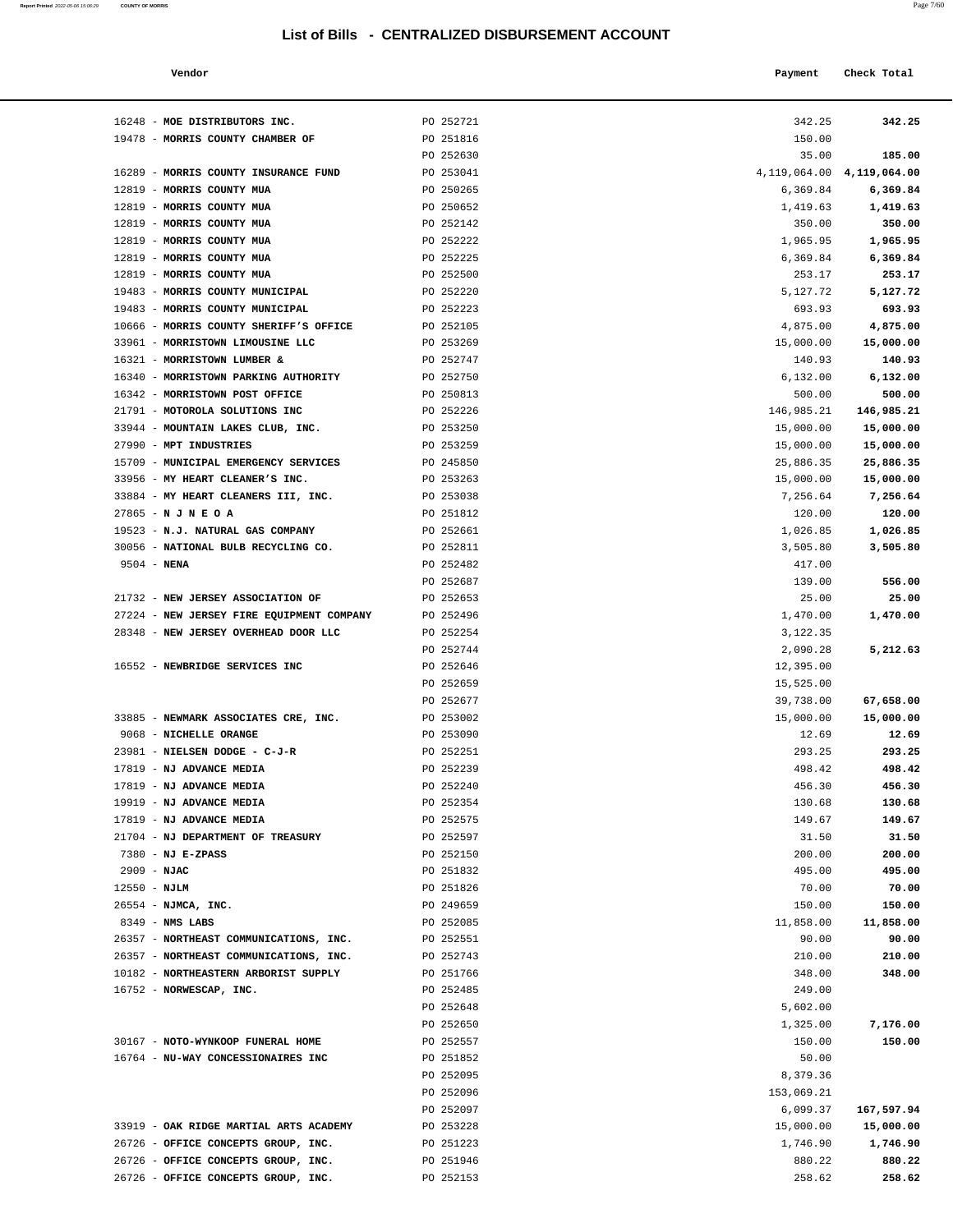# List of Bills - CENTRALIZED DISBURSEMENT ACCOUNT

| Vendor | | Payment | Check Total |
|---|---|---|---|
| 16248 - **MOE DISTRIBUTORS INC.** | PO 252721 | 342.25 | **342.25** |
| 19478 - **MORRIS COUNTY CHAMBER OF** | PO 251816 | 150.00 | |
| | PO 252630 | 35.00 | **185.00** |
| 16289 - **MORRIS COUNTY INSURANCE FUND** | PO 253041 | 4,119,064.00 | **4,119,064.00** |
| 12819 - **MORRIS COUNTY MUA** | PO 250265 | 6,369.84 | **6,369.84** |
| 12819 - **MORRIS COUNTY MUA** | PO 250652 | 1,419.63 | **1,419.63** |
| 12819 - **MORRIS COUNTY MUA** | PO 252142 | 350.00 | **350.00** |
| 12819 - **MORRIS COUNTY MUA** | PO 252222 | 1,965.95 | **1,965.95** |
| 12819 - **MORRIS COUNTY MUA** | PO 252225 | 6,369.84 | **6,369.84** |
| 12819 - **MORRIS COUNTY MUA** | PO 252500 | 253.17 | **253.17** |
| 19483 - **MORRIS COUNTY MUNICIPAL** | PO 252220 | 5,127.72 | **5,127.72** |
| 19483 - **MORRIS COUNTY MUNICIPAL** | PO 252223 | 693.93 | **693.93** |
| 10666 - **MORRIS COUNTY SHERIFF'S OFFICE** | PO 252105 | 4,875.00 | **4,875.00** |
| 33961 - **MORRISTOWN LIMOUSINE LLC** | PO 253269 | 15,000.00 | **15,000.00** |
| 16321 - **MORRISTOWN LUMBER &** | PO 252747 | 140.93 | **140.93** |
| 16340 - **MORRISTOWN PARKING AUTHORITY** | PO 252750 | 6,132.00 | **6,132.00** |
| 16342 - **MORRISTOWN POST OFFICE** | PO 250813 | 500.00 | **500.00** |
| 21791 - **MOTOROLA SOLUTIONS INC** | PO 252226 | 146,985.21 | **146,985.21** |
| 33944 - **MOUNTAIN LAKES CLUB, INC.** | PO 253250 | 15,000.00 | **15,000.00** |
| 27990 - **MPT INDUSTRIES** | PO 253259 | 15,000.00 | **15,000.00** |
| 15709 - **MUNICIPAL EMERGENCY SERVICES** | PO 245850 | 25,886.35 | **25,886.35** |
| 33956 - **MY HEART CLEANER'S INC.** | PO 253263 | 15,000.00 | **15,000.00** |
| 33884 - **MY HEART CLEANERS III, INC.** | PO 253038 | 7,256.64 | **7,256.64** |
| 27865 - **N J N E O A** | PO 251812 | 120.00 | **120.00** |
| 19523 - **N.J. NATURAL GAS COMPANY** | PO 252661 | 1,026.85 | **1,026.85** |
| 30056 - **NATIONAL BULB RECYCLING CO.** | PO 252811 | 3,505.80 | **3,505.80** |
| 9504 - **NENA** | PO 252482 | 417.00 | |
| | PO 252687 | 139.00 | **556.00** |
| 21732 - **NEW JERSEY ASSOCIATION OF** | PO 252653 | 25.00 | **25.00** |
| 27224 - **NEW JERSEY FIRE EQUIPMENT COMPANY** | PO 252496 | 1,470.00 | **1,470.00** |
| 28348 - **NEW JERSEY OVERHEAD DOOR LLC** | PO 252254 | 3,122.35 | |
| | PO 252744 | 2,090.28 | **5,212.63** |
| 16552 - **NEWBRIDGE SERVICES INC** | PO 252646 | 12,395.00 | |
| | PO 252659 | 15,525.00 | |
| | PO 252677 | 39,738.00 | **67,658.00** |
| 33885 - **NEWMARK ASSOCIATES CRE, INC.** | PO 253002 | 15,000.00 | **15,000.00** |
| 9068 - **NICHELLE ORANGE** | PO 253090 | 12.69 | **12.69** |
| 23981 - **NIELSEN DODGE - C-J-R** | PO 252251 | 293.25 | **293.25** |
| 17819 - **NJ ADVANCE MEDIA** | PO 252239 | 498.42 | **498.42** |
| 17819 - **NJ ADVANCE MEDIA** | PO 252240 | 456.30 | **456.30** |
| 19919 - **NJ ADVANCE MEDIA** | PO 252354 | 130.68 | **130.68** |
| 17819 - **NJ ADVANCE MEDIA** | PO 252575 | 149.67 | **149.67** |
| 21704 - **NJ DEPARTMENT OF TREASURY** | PO 252597 | 31.50 | **31.50** |
| 7380 - **NJ E-ZPASS** | PO 252150 | 200.00 | **200.00** |
| 2909 - **NJAC** | PO 251832 | 495.00 | **495.00** |
| 12550 - **NJLM** | PO 251826 | 70.00 | **70.00** |
| 26554 - **NJMCA, INC.** | PO 249659 | 150.00 | **150.00** |
| 8349 - **NMS LABS** | PO 252085 | 11,858.00 | **11,858.00** |
| 26357 - **NORTHEAST COMMUNICATIONS, INC.** | PO 252551 | 90.00 | **90.00** |
| 26357 - **NORTHEAST COMMUNICATIONS, INC.** | PO 252743 | 210.00 | **210.00** |
| 10182 - **NORTHEASTERN ARBORIST SUPPLY** | PO 251766 | 348.00 | **348.00** |
| 16752 - **NORWESCAP, INC.** | PO 252485 | 249.00 | |
| | PO 252648 | 5,602.00 | |
| | PO 252650 | 1,325.00 | **7,176.00** |
| 30167 - **NOTO-WYNKOOP FUNERAL HOME** | PO 252557 | 150.00 | **150.00** |
| 16764 - **NU-WAY CONCESSIONAIRES INC** | PO 251852 | 50.00 | |
| | PO 252095 | 8,379.36 | |
| | PO 252096 | 153,069.21 | |
| | PO 252097 | 6,099.37 | **167,597.94** |
| 33919 - **OAK RIDGE MARTIAL ARTS ACADEMY** | PO 253228 | 15,000.00 | **15,000.00** |
| 26726 - **OFFICE CONCEPTS GROUP, INC.** | PO 251223 | 1,746.90 | **1,746.90** |
| 26726 - **OFFICE CONCEPTS GROUP, INC.** | PO 251946 | 880.22 | **880.22** |
| 26726 - **OFFICE CONCEPTS GROUP, INC.** | PO 252153 | 258.62 | **258.62** |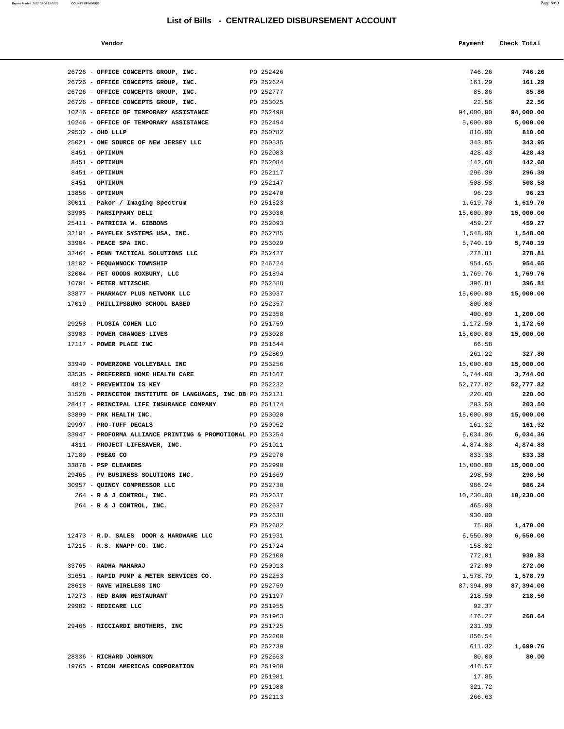## List of Bills - CENTRALIZED DISBURSEMENT ACCOUNT

| Vendor | | Payment | Check Total |
|---|---|---|---|
| 26726 - **OFFICE CONCEPTS GROUP, INC.** | PO 252426 | 746.26 | **746.26** |
| 26726 - **OFFICE CONCEPTS GROUP, INC.** | PO 252624 | 161.29 | **161.29** |
| 26726 - **OFFICE CONCEPTS GROUP, INC.** | PO 252777 | 85.86 | **85.86** |
| 26726 - **OFFICE CONCEPTS GROUP, INC.** | PO 253025 | 22.56 | **22.56** |
| 10246 - **OFFICE OF TEMPORARY ASSISTANCE** | PO 252490 | 94,000.00 | **94,000.00** |
| 10246 - **OFFICE OF TEMPORARY ASSISTANCE** | PO 252494 | 5,000.00 | **5,000.00** |
| 29532 - **OHD LLLP** | PO 250782 | 810.00 | **810.00** |
| 25021 - **ONE SOURCE OF NEW JERSEY LLC** | PO 250535 | 343.95 | **343.95** |
| 8451 - **OPTIMUM** | PO 252083 | 428.43 | **428.43** |
| 8451 - **OPTIMUM** | PO 252084 | 142.68 | **142.68** |
| 8451 - **OPTIMUM** | PO 252117 | 296.39 | **296.39** |
| 8451 - **OPTIMUM** | PO 252147 | 508.58 | **508.58** |
| 13856 - **OPTIMUM** | PO 252470 | 96.23 | **96.23** |
| 30011 - **Pakor / Imaging Spectrum** | PO 251523 | 1,619.70 | **1,619.70** |
| 33905 - **PARSIPPANY DELI** | PO 253030 | 15,000.00 | **15,000.00** |
| 25411 - **PATRICIA W. GIBBONS** | PO 252093 | 459.27 | **459.27** |
| 32104 - **PAYFLEX SYSTEMS USA, INC.** | PO 252785 | 1,548.00 | **1,548.00** |
| 33904 - **PEACE SPA INC.** | PO 253029 | 5,740.19 | **5,740.19** |
| 32464 - **PENN TACTICAL SOLUTIONS LLC** | PO 252427 | 278.81 | **278.81** |
| 18102 - **PEQUANNOCK TOWNSHIP** | PO 246724 | 954.65 | **954.65** |
| 32004 - **PET GOODS ROXBURY, LLC** | PO 251894 | 1,769.76 | **1,769.76** |
| 10794 - **PETER NITZSCHE** | PO 252588 | 396.81 | **396.81** |
| 33877 - **PHARMACY PLUS NETWORK LLC** | PO 253037 | 15,000.00 | **15,000.00** |
| 17019 - **PHILLIPSBURG SCHOOL BASED** | PO 252357 | 800.00 | |
| | PO 252358 | 400.00 | **1,200.00** |
| 29258 - **PLOSIA COHEN LLC** | PO 251759 | 1,172.50 | **1,172.50** |
| 33903 - **POWER CHANGES LIVES** | PO 253028 | 15,000.00 | **15,000.00** |
| 17117 - **POWER PLACE INC** | PO 251644 | 66.58 | |
| | PO 252809 | 261.22 | **327.80** |
| 33949 - **POWERZONE VOLLEYBALL INC** | PO 253256 | 15,000.00 | **15,000.00** |
| 33535 - **PREFERRED HOME HEALTH CARE** | PO 251667 | 3,744.00 | **3,744.00** |
| 4812 - **PREVENTION IS KEY** | PO 252232 | 52,777.82 | **52,777.82** |
| 31528 - **PRINCETON INSTITUTE OF LANGUAGES, INC DB** | PO 252121 | 220.00 | **220.00** |
| 28417 - **PRINCIPAL LIFE INSURANCE COMPANY** | PO 251174 | 203.50 | **203.50** |
| 33899 - **PRK HEALTH INC.** | PO 253020 | 15,000.00 | **15,000.00** |
| 29997 - **PRO-TUFF DECALS** | PO 250952 | 161.32 | **161.32** |
| 33947 - **PROFORMA ALLIANCE PRINTING & PROMOTIONAL** | PO 253254 | 6,034.36 | **6,034.36** |
| 4811 - **PROJECT LIFESAVER, INC.** | PO 251911 | 4,874.88 | **4,874.88** |
| 17189 - **PSE&G CO** | PO 252970 | 833.38 | **833.38** |
| 33878 - **PSP CLEANERS** | PO 252990 | 15,000.00 | **15,000.00** |
| 29465 - **PV BUSINESS SOLUTIONS INC.** | PO 251669 | 298.50 | **298.50** |
| 30957 - **QUINCY COMPRESSOR LLC** | PO 252730 | 986.24 | **986.24** |
| 264 - **R & J CONTROL, INC.** | PO 252637 | 10,230.00 | **10,230.00** |
| 264 - **R & J CONTROL, INC.** | PO 252637 | 465.00 | |
| | PO 252638 | 930.00 | |
| | PO 252682 | 75.00 | **1,470.00** |
| 12473 - **R.D. SALES DOOR & HARDWARE LLC** | PO 251931 | 6,550.00 | **6,550.00** |
| 17215 - **R.S. KNAPP CO. INC.** | PO 251724 | 158.82 | |
| | PO 252100 | 772.01 | **930.83** |
| 33765 - **RADHA MAHARAJ** | PO 250913 | 272.00 | **272.00** |
| 31651 - **RAPID PUMP & METER SERVICES CO.** | PO 252253 | 1,578.79 | **1,578.79** |
| 28618 - **RAVE WIRELESS INC** | PO 252759 | 87,394.00 | **87,394.00** |
| 17273 - **RED BARN RESTAURANT** | PO 251197 | 218.50 | **218.50** |
| 29982 - **REDICARE LLC** | PO 251955 | 92.37 | |
| | PO 251963 | 176.27 | **268.64** |
| 29466 - **RICCIARDI BROTHERS, INC** | PO 251725 | 231.90 | |
| | PO 252200 | 856.54 | |
| | PO 252739 | 611.32 | **1,699.76** |
| 28336 - **RICHARD JOHNSON** | PO 252663 | 80.00 | **80.00** |
| 19765 - **RICOH AMERICAS CORPORATION** | PO 251960 | 416.57 | |
| | PO 251981 | 17.85 | |
| | PO 251988 | 321.72 | |
| | PO 252113 | 266.63 | |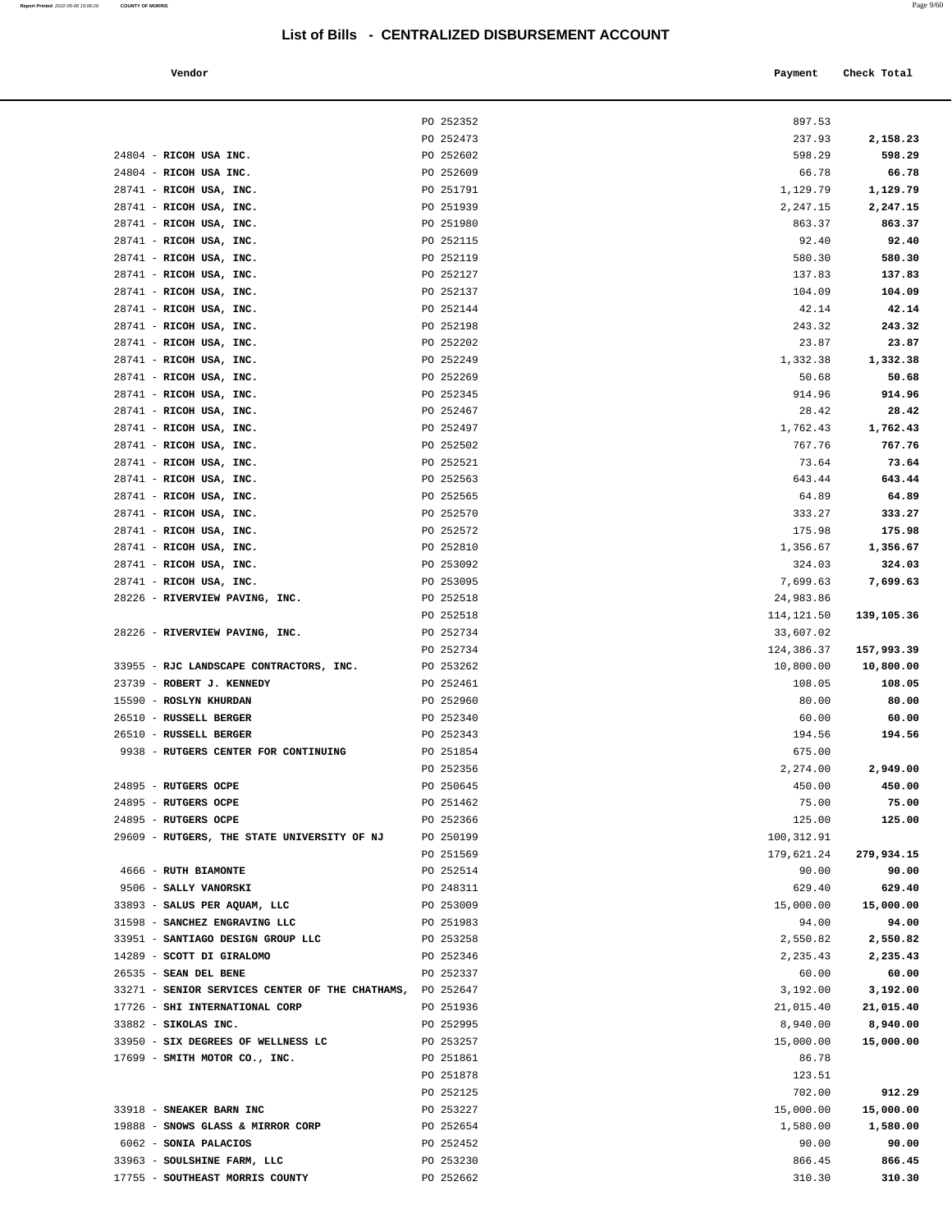# List of Bills - CENTRALIZED DISBURSEMENT ACCOUNT

| Vendor | | Payment | Check Total |
|---|---|---|---|
| | PO 252352 | 897.53 | |
| | PO 252473 | 237.93 | **2,158.23** |
| 24804 - **RICOH USA INC.** | PO 252602 | 598.29 | **598.29** |
| 24804 - **RICOH USA INC.** | PO 252609 | 66.78 | **66.78** |
| 28741 - **RICOH USA, INC.** | PO 251791 | 1,129.79 | **1,129.79** |
| 28741 - **RICOH USA, INC.** | PO 251939 | 2,247.15 | **2,247.15** |
| 28741 - **RICOH USA, INC.** | PO 251980 | 863.37 | **863.37** |
| 28741 - **RICOH USA, INC.** | PO 252115 | 92.40 | **92.40** |
| 28741 - **RICOH USA, INC.** | PO 252119 | 580.30 | **580.30** |
| 28741 - **RICOH USA, INC.** | PO 252127 | 137.83 | **137.83** |
| 28741 - **RICOH USA, INC.** | PO 252137 | 104.09 | **104.09** |
| 28741 - **RICOH USA, INC.** | PO 252144 | 42.14 | **42.14** |
| 28741 - **RICOH USA, INC.** | PO 252198 | 243.32 | **243.32** |
| 28741 - **RICOH USA, INC.** | PO 252202 | 23.87 | **23.87** |
| 28741 - **RICOH USA, INC.** | PO 252249 | 1,332.38 | **1,332.38** |
| 28741 - **RICOH USA, INC.** | PO 252269 | 50.68 | **50.68** |
| 28741 - **RICOH USA, INC.** | PO 252345 | 914.96 | **914.96** |
| 28741 - **RICOH USA, INC.** | PO 252467 | 28.42 | **28.42** |
| 28741 - **RICOH USA, INC.** | PO 252497 | 1,762.43 | **1,762.43** |
| 28741 - **RICOH USA, INC.** | PO 252502 | 767.76 | **767.76** |
| 28741 - **RICOH USA, INC.** | PO 252521 | 73.64 | **73.64** |
| 28741 - **RICOH USA, INC.** | PO 252563 | 643.44 | **643.44** |
| 28741 - **RICOH USA, INC.** | PO 252565 | 64.89 | **64.89** |
| 28741 - **RICOH USA, INC.** | PO 252570 | 333.27 | **333.27** |
| 28741 - **RICOH USA, INC.** | PO 252572 | 175.98 | **175.98** |
| 28741 - **RICOH USA, INC.** | PO 252810 | 1,356.67 | **1,356.67** |
| 28741 - **RICOH USA, INC.** | PO 253092 | 324.03 | **324.03** |
| 28741 - **RICOH USA, INC.** | PO 253095 | 7,699.63 | **7,699.63** |
| 28226 - **RIVERVIEW PAVING, INC.** | PO 252518 | 24,983.86 | |
| | PO 252518 | 114,121.50 | **139,105.36** |
| 28226 - **RIVERVIEW PAVING, INC.** | PO 252734 | 33,607.02 | |
| | PO 252734 | 124,386.37 | **157,993.39** |
| 33955 - **RJC LANDSCAPE CONTRACTORS, INC.** | PO 253262 | 10,800.00 | **10,800.00** |
| 23739 - **ROBERT J. KENNEDY** | PO 252461 | 108.05 | **108.05** |
| 15590 - **ROSLYN KHURDAN** | PO 252960 | 80.00 | **80.00** |
| 26510 - **RUSSELL BERGER** | PO 252340 | 60.00 | **60.00** |
| 26510 - **RUSSELL BERGER** | PO 252343 | 194.56 | **194.56** |
| 9938 - **RUTGERS CENTER FOR CONTINUING** | PO 251854 | 675.00 | |
| | PO 252356 | 2,274.00 | **2,949.00** |
| 24895 - **RUTGERS OCPE** | PO 250645 | 450.00 | **450.00** |
| 24895 - **RUTGERS OCPE** | PO 251462 | 75.00 | **75.00** |
| 24895 - **RUTGERS OCPE** | PO 252366 | 125.00 | **125.00** |
| 29609 - **RUTGERS, THE STATE UNIVERSITY OF NJ** | PO 250199 | 100,312.91 | |
| | PO 251569 | 179,621.24 | **279,934.15** |
| 4666 - **RUTH BIAMONTE** | PO 252514 | 90.00 | **90.00** |
| 9506 - **SALLY VANORSKI** | PO 248311 | 629.40 | **629.40** |
| 33893 - **SALUS PER AQUAM, LLC** | PO 253009 | 15,000.00 | **15,000.00** |
| 31598 - **SANCHEZ ENGRAVING LLC** | PO 251983 | 94.00 | **94.00** |
| 33951 - **SANTIAGO DESIGN GROUP LLC** | PO 253258 | 2,550.82 | **2,550.82** |
| 14289 - **SCOTT DI GIRALOMO** | PO 252346 | 2,235.43 | **2,235.43** |
| 26535 - **SEAN DEL BENE** | PO 252337 | 60.00 | **60.00** |
| 33271 - **SENIOR SERVICES CENTER OF THE CHATHAMS,** | PO 252647 | 3,192.00 | **3,192.00** |
| 17726 - **SHI INTERNATIONAL CORP** | PO 251936 | 21,015.40 | **21,015.40** |
| 33882 - **SIKOLAS INC.** | PO 252995 | 8,940.00 | **8,940.00** |
| 33950 - **SIX DEGREES OF WELLNESS LC** | PO 253257 | 15,000.00 | **15,000.00** |
| 17699 - **SMITH MOTOR CO., INC.** | PO 251861 | 86.78 | |
| | PO 251878 | 123.51 | |
| | PO 252125 | 702.00 | **912.29** |
| 33918 - **SNEAKER BARN INC** | PO 253227 | 15,000.00 | **15,000.00** |
| 19888 - **SNOWS GLASS & MIRROR CORP** | PO 252654 | 1,580.00 | **1,580.00** |
| 6062 - **SONIA PALACIOS** | PO 252452 | 90.00 | **90.00** |
| 33963 - **SOULSHINE FARM, LLC** | PO 253230 | 866.45 | **866.45** |
| 17755 - **SOUTHEAST MORRIS COUNTY** | PO 252662 | 310.30 | **310.30** |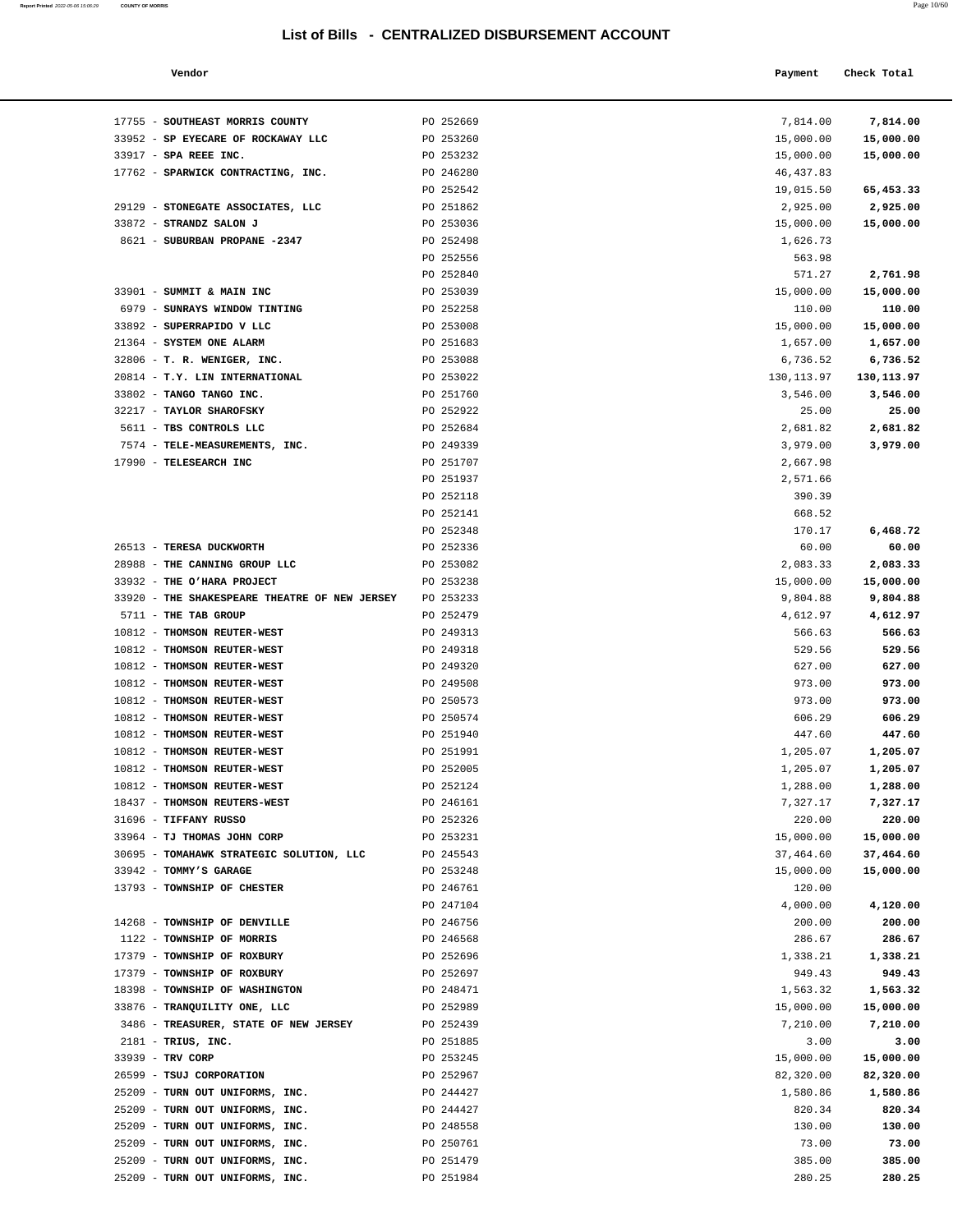# List of Bills - CENTRALIZED DISBURSEMENT ACCOUNT

| Vendor | | Payment | Check Total |
|---|---|---|---|
| 17755 - **SOUTHEAST MORRIS COUNTY** | PO 252669 | 7,814.00 | **7,814.00** |
| 33952 - **SP EYECARE OF ROCKAWAY LLC** | PO 253260 | 15,000.00 | **15,000.00** |
| 33917 - **SPA REEE INC.** | PO 253232 | 15,000.00 | **15,000.00** |
| 17762 - **SPARWICK CONTRACTING, INC.** | PO 246280 | 46,437.83 | |
| | PO 252542 | 19,015.50 | **65,453.33** |
| 29129 - **STONEGATE ASSOCIATES, LLC** | PO 251862 | 2,925.00 | **2,925.00** |
| 33872 - **STRANDZ SALON J** | PO 253036 | 15,000.00 | **15,000.00** |
| 8621 - **SUBURBAN PROPANE -2347** | PO 252498 | 1,626.73 | |
| | PO 252556 | 563.98 | |
| | PO 252840 | 571.27 | **2,761.98** |
| 33901 - **SUMMIT & MAIN INC** | PO 253039 | 15,000.00 | **15,000.00** |
| 6979 - **SUNRAYS WINDOW TINTING** | PO 252258 | 110.00 | **110.00** |
| 33892 - **SUPERRAPIDO V LLC** | PO 253008 | 15,000.00 | **15,000.00** |
| 21364 - **SYSTEM ONE ALARM** | PO 251683 | 1,657.00 | **1,657.00** |
| 32806 - **T. R. WENIGER, INC.** | PO 253088 | 6,736.52 | **6,736.52** |
| 20814 - **T.Y. LIN INTERNATIONAL** | PO 253022 | 130,113.97 | **130,113.97** |
| 33802 - **TANGO TANGO INC.** | PO 251760 | 3,546.00 | **3,546.00** |
| 32217 - **TAYLOR SHAROFSKY** | PO 252922 | 25.00 | **25.00** |
| 5611 - **TBS CONTROLS LLC** | PO 252684 | 2,681.82 | **2,681.82** |
| 7574 - **TELE-MEASUREMENTS, INC.** | PO 249339 | 3,979.00 | **3,979.00** |
| 17990 - **TELESEARCH INC** | PO 251707 | 2,667.98 | |
| | PO 251937 | 2,571.66 | |
| | PO 252118 | 390.39 | |
| | PO 252141 | 668.52 | |
| | PO 252348 | 170.17 | **6,468.72** |
| 26513 - **TERESA DUCKWORTH** | PO 252336 | 60.00 | **60.00** |
| 28988 - **THE CANNING GROUP LLC** | PO 253082 | 2,083.33 | **2,083.33** |
| 33932 - **THE O'HARA PROJECT** | PO 253238 | 15,000.00 | **15,000.00** |
| 33920 - **THE SHAKESPEARE THEATRE OF NEW JERSEY** | PO 253233 | 9,804.88 | **9,804.88** |
| 5711 - **THE TAB GROUP** | PO 252479 | 4,612.97 | **4,612.97** |
| 10812 - **THOMSON REUTER-WEST** | PO 249313 | 566.63 | **566.63** |
| 10812 - **THOMSON REUTER-WEST** | PO 249318 | 529.56 | **529.56** |
| 10812 - **THOMSON REUTER-WEST** | PO 249320 | 627.00 | **627.00** |
| 10812 - **THOMSON REUTER-WEST** | PO 249508 | 973.00 | **973.00** |
| 10812 - **THOMSON REUTER-WEST** | PO 250573 | 973.00 | **973.00** |
| 10812 - **THOMSON REUTER-WEST** | PO 250574 | 606.29 | **606.29** |
| 10812 - **THOMSON REUTER-WEST** | PO 251940 | 447.60 | **447.60** |
| 10812 - **THOMSON REUTER-WEST** | PO 251991 | 1,205.07 | **1,205.07** |
| 10812 - **THOMSON REUTER-WEST** | PO 252005 | 1,205.07 | **1,205.07** |
| 10812 - **THOMSON REUTER-WEST** | PO 252124 | 1,288.00 | **1,288.00** |
| 18437 - **THOMSON REUTERS-WEST** | PO 246161 | 7,327.17 | **7,327.17** |
| 31696 - **TIFFANY RUSSO** | PO 252326 | 220.00 | **220.00** |
| 33964 - **TJ THOMAS JOHN CORP** | PO 253231 | 15,000.00 | **15,000.00** |
| 30695 - **TOMAHAWK STRATEGIC SOLUTION, LLC** | PO 245543 | 37,464.60 | **37,464.60** |
| 33942 - **TOMMY'S GARAGE** | PO 253248 | 15,000.00 | **15,000.00** |
| 13793 - **TOWNSHIP OF CHESTER** | PO 246761 | 120.00 | |
| | PO 247104 | 4,000.00 | **4,120.00** |
| 14268 - **TOWNSHIP OF DENVILLE** | PO 246756 | 200.00 | **200.00** |
| 1122 - **TOWNSHIP OF MORRIS** | PO 246568 | 286.67 | **286.67** |
| 17379 - **TOWNSHIP OF ROXBURY** | PO 252696 | 1,338.21 | **1,338.21** |
| 17379 - **TOWNSHIP OF ROXBURY** | PO 252697 | 949.43 | **949.43** |
| 18398 - **TOWNSHIP OF WASHINGTON** | PO 248471 | 1,563.32 | **1,563.32** |
| 33876 - **TRANQUILITY ONE, LLC** | PO 252989 | 15,000.00 | **15,000.00** |
| 3486 - **TREASURER, STATE OF NEW JERSEY** | PO 252439 | 7,210.00 | **7,210.00** |
| 2181 - **TRIUS, INC.** | PO 251885 | 3.00 | **3.00** |
| 33939 - **TRV CORP** | PO 253245 | 15,000.00 | **15,000.00** |
| 26599 - **TSUJ CORPORATION** | PO 252967 | 82,320.00 | **82,320.00** |
| 25209 - **TURN OUT UNIFORMS, INC.** | PO 244427 | 1,580.86 | **1,580.86** |
| 25209 - **TURN OUT UNIFORMS, INC.** | PO 244427 | 820.34 | **820.34** |
| 25209 - **TURN OUT UNIFORMS, INC.** | PO 248558 | 130.00 | **130.00** |
| 25209 - **TURN OUT UNIFORMS, INC.** | PO 250761 | 73.00 | **73.00** |
| 25209 - **TURN OUT UNIFORMS, INC.** | PO 251479 | 385.00 | **385.00** |
| 25209 - **TURN OUT UNIFORMS, INC.** | PO 251984 | 280.25 | **280.25** |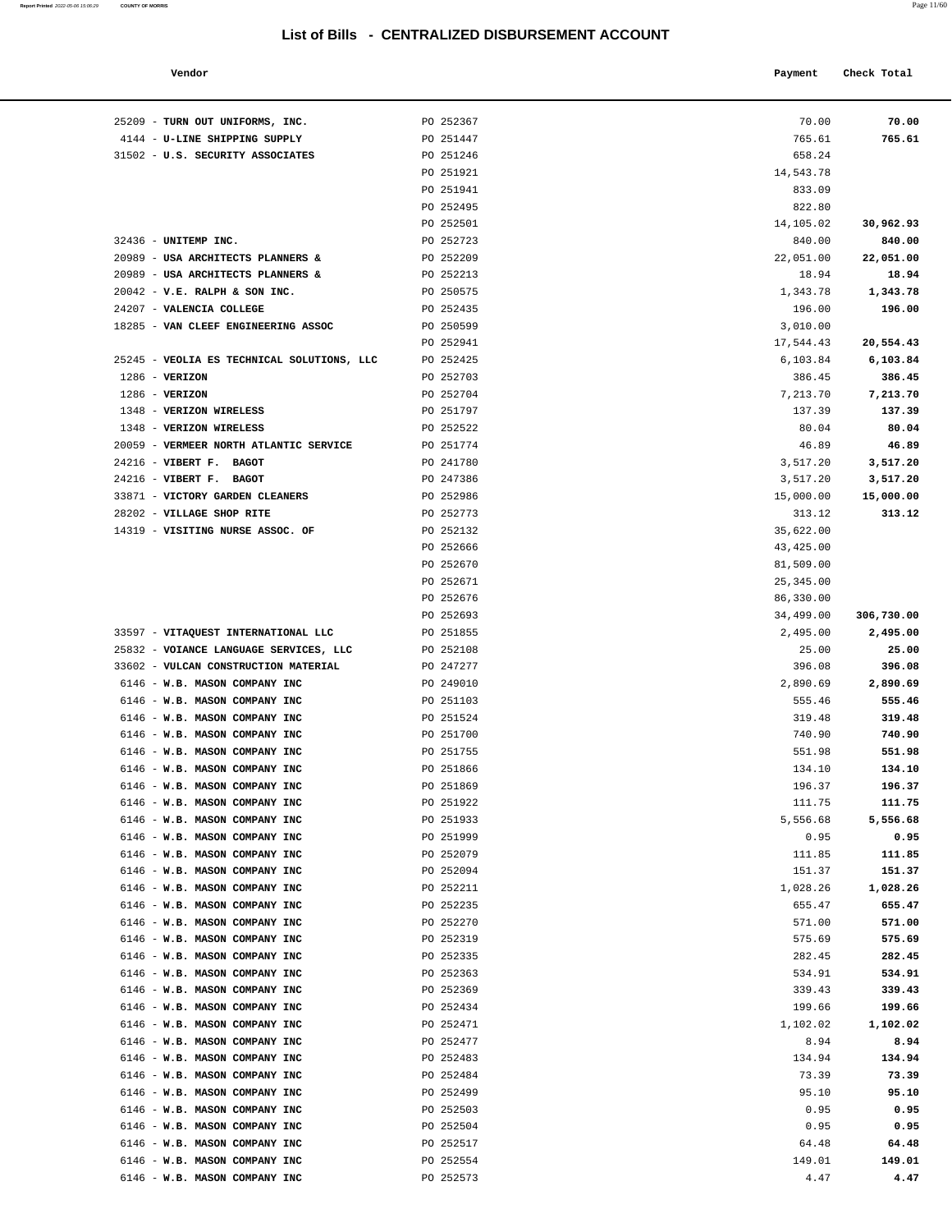# List of Bills - CENTRALIZED DISBURSEMENT ACCOUNT

| Vendor | | Payment | Check Total |
|---|---|---|---|
| 25209 - **TURN OUT UNIFORMS, INC.** | PO 252367 | 70.00 | **70.00** |
| 4144 - **U-LINE SHIPPING SUPPLY** | PO 251447 | 765.61 | **765.61** |
| 31502 - **U.S. SECURITY ASSOCIATES** | PO 251246 | 658.24 | |
| | PO 251921 | 14,543.78 | |
| | PO 251941 | 833.09 | |
| | PO 252495 | 822.80 | |
| | PO 252501 | 14,105.02 | **30,962.93** |
| 32436 - **UNITEMP INC.** | PO 252723 | 840.00 | **840.00** |
| 20989 - **USA ARCHITECTS PLANNERS &** | PO 252209 | 22,051.00 | **22,051.00** |
| 20989 - **USA ARCHITECTS PLANNERS &** | PO 252213 | 18.94 | **18.94** |
| 20042 - **V.E. RALPH & SON INC.** | PO 250575 | 1,343.78 | **1,343.78** |
| 24207 - **VALENCIA COLLEGE** | PO 252435 | 196.00 | **196.00** |
| 18285 - **VAN CLEEF ENGINEERING ASSOC** | PO 250599 | 3,010.00 | |
| | PO 252941 | 17,544.43 | **20,554.43** |
| 25245 - **VEOLIA ES TECHNICAL SOLUTIONS, LLC** | PO 252425 | 6,103.84 | **6,103.84** |
| 1286 - **VERIZON** | PO 252703 | 386.45 | **386.45** |
| 1286 - **VERIZON** | PO 252704 | 7,213.70 | **7,213.70** |
| 1348 - **VERIZON WIRELESS** | PO 251797 | 137.39 | **137.39** |
| 1348 - **VERIZON WIRELESS** | PO 252522 | 80.04 | **80.04** |
| 20059 - **VERMEER NORTH ATLANTIC SERVICE** | PO 251774 | 46.89 | **46.89** |
| 24216 - **VIBERT F. BAGOT** | PO 241780 | 3,517.20 | **3,517.20** |
| 24216 - **VIBERT F. BAGOT** | PO 247386 | 3,517.20 | **3,517.20** |
| 33871 - **VICTORY GARDEN CLEANERS** | PO 252986 | 15,000.00 | **15,000.00** |
| 28202 - **VILLAGE SHOP RITE** | PO 252773 | 313.12 | **313.12** |
| 14319 - **VISITING NURSE ASSOC. OF** | PO 252132 | 35,622.00 | |
| | PO 252666 | 43,425.00 | |
| | PO 252670 | 81,509.00 | |
| | PO 252671 | 25,345.00 | |
| | PO 252676 | 86,330.00 | |
| | PO 252693 | 34,499.00 | **306,730.00** |
| 33597 - **VITAQUEST INTERNATIONAL LLC** | PO 251855 | 2,495.00 | **2,495.00** |
| 25832 - **VOIANCE LANGUAGE SERVICES, LLC** | PO 252108 | 25.00 | **25.00** |
| 33602 - **VULCAN CONSTRUCTION MATERIAL** | PO 247277 | 396.08 | **396.08** |
| 6146 - **W.B. MASON COMPANY INC** | PO 249010 | 2,890.69 | **2,890.69** |
| 6146 - **W.B. MASON COMPANY INC** | PO 251103 | 555.46 | **555.46** |
| 6146 - **W.B. MASON COMPANY INC** | PO 251524 | 319.48 | **319.48** |
| 6146 - **W.B. MASON COMPANY INC** | PO 251700 | 740.90 | **740.90** |
| 6146 - **W.B. MASON COMPANY INC** | PO 251755 | 551.98 | **551.98** |
| 6146 - **W.B. MASON COMPANY INC** | PO 251866 | 134.10 | **134.10** |
| 6146 - **W.B. MASON COMPANY INC** | PO 251869 | 196.37 | **196.37** |
| 6146 - **W.B. MASON COMPANY INC** | PO 251922 | 111.75 | **111.75** |
| 6146 - **W.B. MASON COMPANY INC** | PO 251933 | 5,556.68 | **5,556.68** |
| 6146 - **W.B. MASON COMPANY INC** | PO 251999 | 0.95 | **0.95** |
| 6146 - **W.B. MASON COMPANY INC** | PO 252079 | 111.85 | **111.85** |
| 6146 - **W.B. MASON COMPANY INC** | PO 252094 | 151.37 | **151.37** |
| 6146 - **W.B. MASON COMPANY INC** | PO 252211 | 1,028.26 | **1,028.26** |
| 6146 - **W.B. MASON COMPANY INC** | PO 252235 | 655.47 | **655.47** |
| 6146 - **W.B. MASON COMPANY INC** | PO 252270 | 571.00 | **571.00** |
| 6146 - **W.B. MASON COMPANY INC** | PO 252319 | 575.69 | **575.69** |
| 6146 - **W.B. MASON COMPANY INC** | PO 252335 | 282.45 | **282.45** |
| 6146 - **W.B. MASON COMPANY INC** | PO 252363 | 534.91 | **534.91** |
| 6146 - **W.B. MASON COMPANY INC** | PO 252369 | 339.43 | **339.43** |
| 6146 - **W.B. MASON COMPANY INC** | PO 252434 | 199.66 | **199.66** |
| 6146 - **W.B. MASON COMPANY INC** | PO 252471 | 1,102.02 | **1,102.02** |
| 6146 - **W.B. MASON COMPANY INC** | PO 252477 | 8.94 | **8.94** |
| 6146 - **W.B. MASON COMPANY INC** | PO 252483 | 134.94 | **134.94** |
| 6146 - **W.B. MASON COMPANY INC** | PO 252484 | 73.39 | **73.39** |
| 6146 - **W.B. MASON COMPANY INC** | PO 252499 | 95.10 | **95.10** |
| 6146 - **W.B. MASON COMPANY INC** | PO 252503 | 0.95 | **0.95** |
| 6146 - **W.B. MASON COMPANY INC** | PO 252504 | 0.95 | **0.95** |
| 6146 - **W.B. MASON COMPANY INC** | PO 252517 | 64.48 | **64.48** |
| 6146 - **W.B. MASON COMPANY INC** | PO 252554 | 149.01 | **149.01** |
| 6146 - **W.B. MASON COMPANY INC** | PO 252573 | 4.47 | **4.47** |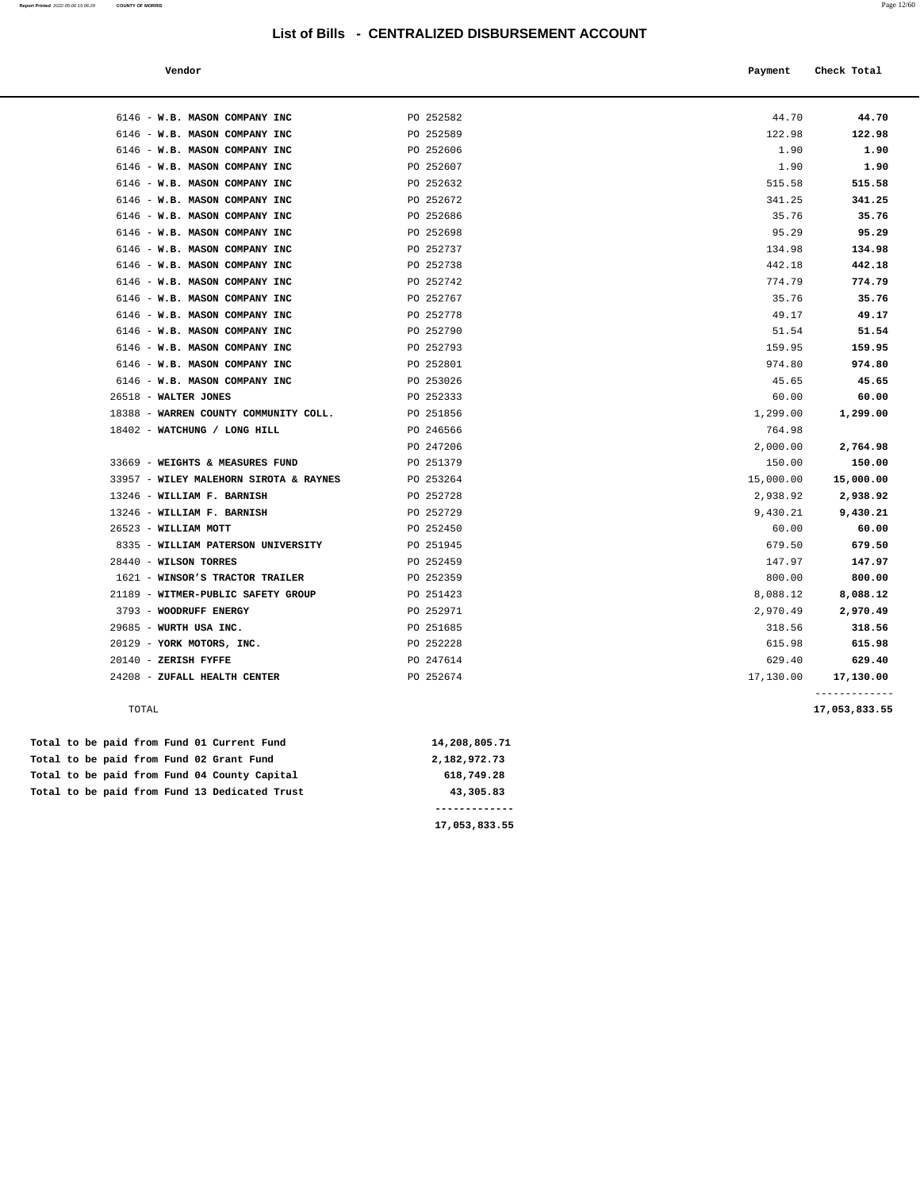# List of Bills - CENTRALIZED DISBURSEMENT ACCOUNT

| Vendor | | Payment | Check Total |
|---|---|---|---|
| 6146 - **W.B. MASON COMPANY INC** | PO 252582 | 44.70 | **44.70** |
| 6146 - **W.B. MASON COMPANY INC** | PO 252589 | 122.98 | **122.98** |
| 6146 - **W.B. MASON COMPANY INC** | PO 252606 | 1.90 | **1.90** |
| 6146 - **W.B. MASON COMPANY INC** | PO 252607 | 1.90 | **1.90** |
| 6146 - **W.B. MASON COMPANY INC** | PO 252632 | 515.58 | **515.58** |
| 6146 - **W.B. MASON COMPANY INC** | PO 252672 | 341.25 | **341.25** |
| 6146 - **W.B. MASON COMPANY INC** | PO 252686 | 35.76 | **35.76** |
| 6146 - **W.B. MASON COMPANY INC** | PO 252698 | 95.29 | **95.29** |
| 6146 - **W.B. MASON COMPANY INC** | PO 252737 | 134.98 | **134.98** |
| 6146 - **W.B. MASON COMPANY INC** | PO 252738 | 442.18 | **442.18** |
| 6146 - **W.B. MASON COMPANY INC** | PO 252742 | 774.79 | **774.79** |
| 6146 - **W.B. MASON COMPANY INC** | PO 252767 | 35.76 | **35.76** |
| 6146 - **W.B. MASON COMPANY INC** | PO 252778 | 49.17 | **49.17** |
| 6146 - **W.B. MASON COMPANY INC** | PO 252790 | 51.54 | **51.54** |
| 6146 - **W.B. MASON COMPANY INC** | PO 252793 | 159.95 | **159.95** |
| 6146 - **W.B. MASON COMPANY INC** | PO 252801 | 974.80 | **974.80** |
| 6146 - **W.B. MASON COMPANY INC** | PO 253026 | 45.65 | **45.65** |
| 26518 - **WALTER JONES** | PO 252333 | 60.00 | **60.00** |
| 18388 - **WARREN COUNTY COMMUNITY COLL.** | PO 251856 | 1,299.00 | **1,299.00** |
| 18402 - **WATCHUNG / LONG HILL** | PO 246566 | 764.98 | |
| | PO 247206 | 2,000.00 | **2,764.98** |
| 33669 - **WEIGHTS & MEASURES FUND** | PO 251379 | 150.00 | **150.00** |
| 33957 - **WILEY MALEHORN SIROTA & RAYNES** | PO 253264 | 15,000.00 | **15,000.00** |
| 13246 - **WILLIAM F. BARNISH** | PO 252728 | 2,938.92 | **2,938.92** |
| 13246 - **WILLIAM F. BARNISH** | PO 252729 | 9,430.21 | **9,430.21** |
| 26523 - **WILLIAM MOTT** | PO 252450 | 60.00 | **60.00** |
| 8335 - **WILLIAM PATERSON UNIVERSITY** | PO 251945 | 679.50 | **679.50** |
| 28440 - **WILSON TORRES** | PO 252459 | 147.97 | **147.97** |
| 1621 - **WINSOR'S TRACTOR TRAILER** | PO 252359 | 800.00 | **800.00** |
| 21189 - **WITMER-PUBLIC SAFETY GROUP** | PO 251423 | 8,088.12 | **8,088.12** |
| 3793 - **WOODRUFF ENERGY** | PO 252971 | 2,970.49 | **2,970.49** |
| 29685 - **WURTH USA INC.** | PO 251685 | 318.56 | **318.56** |
| 20129 - **YORK MOTORS, INC.** | PO 252228 | 615.98 | **615.98** |
| 20140 - **ZERISH FYFFE** | PO 247614 | 629.40 | **629.40** |
| 24208 - **ZUFALL HEALTH CENTER** | PO 252674 | 17,130.00 | **17,130.00** |
| TOTAL | | | **17,053,833.55** |

| | |
|---|---|
| **Total to be paid from Fund 01 Current Fund** | **14,208,805.71** |
| **Total to be paid from Fund 02 Grant Fund** | **2,182,972.73** |
| **Total to be paid from Fund 04 County Capital** | **618,749.28** |
| **Total to be paid from Fund 13 Dedicated Trust** | **43,305.83** |
| | **17,053,833.55** |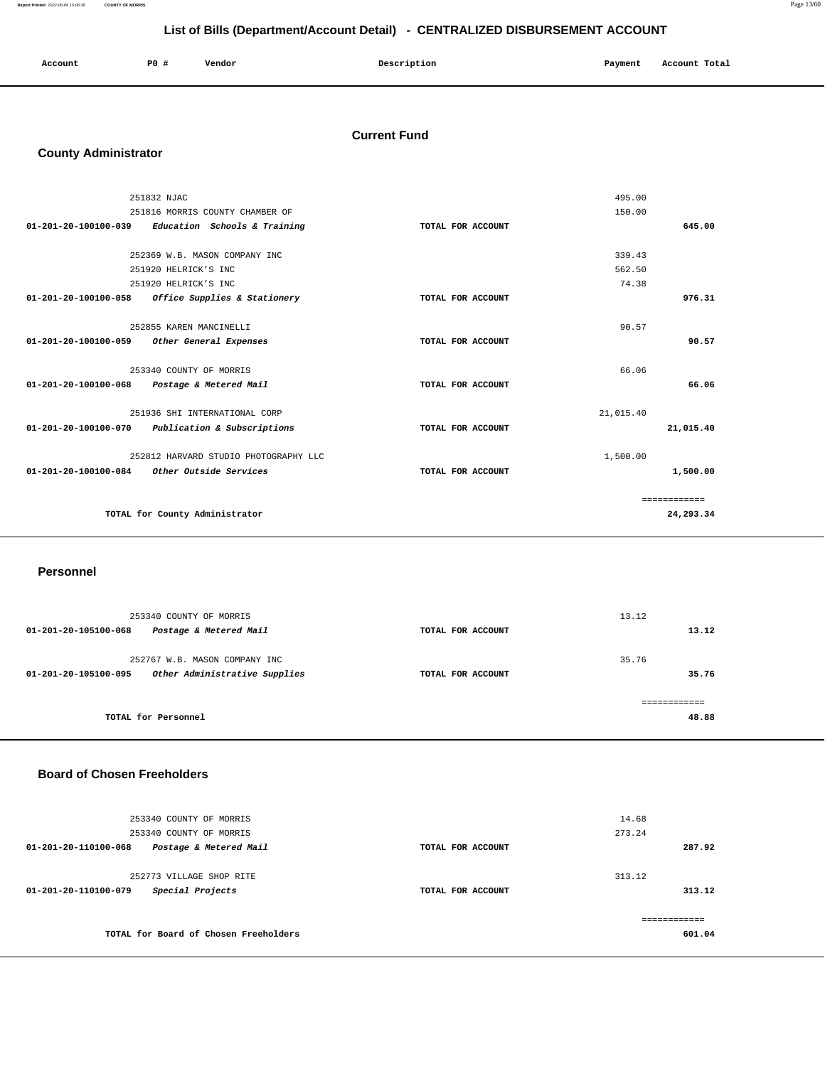# List of Bills (Department/Account Detail) - CENTRALIZED DISBURSEMENT ACCOUNT

| Account | PO # | Vendor | Description | Payment | Account Total |
|---|---|---|---|---|---|

## Current Fund

### County Administrator

| Account | PO # | Vendor | Description | Payment | Account Total |
|---|---|---|---|---|---|
| | 251832 | NJAC | | 495.00 | |
| | 251816 | MORRIS COUNTY CHAMBER OF | | 150.00 | |
| 01-201-20-100100-039 | | *Education Schools & Training* | TOTAL FOR ACCOUNT | | 645.00 |
| | 252369 | W.B. MASON COMPANY INC | | 339.43 | |
| | 251920 | HELRICK'S INC | | 562.50 | |
| | 251920 | HELRICK'S INC | | 74.38 | |
| 01-201-20-100100-058 | | *Office Supplies & Stationery* | TOTAL FOR ACCOUNT | | 976.31 |
| | 252855 | KAREN MANCINELLI | | 90.57 | |
| 01-201-20-100100-059 | | *Other General Expenses* | TOTAL FOR ACCOUNT | | 90.57 |
| | 253340 | COUNTY OF MORRIS | | 66.06 | |
| 01-201-20-100100-068 | | *Postage & Metered Mail* | TOTAL FOR ACCOUNT | | 66.06 |
| | 251936 | SHI INTERNATIONAL CORP | | 21,015.40 | |
| 01-201-20-100100-070 | | *Publication & Subscriptions* | TOTAL FOR ACCOUNT | | 21,015.40 |
| | 252812 | HARVARD STUDIO PHOTOGRAPHY LLC | | 1,500.00 | |
| 01-201-20-100100-084 | | *Other Outside Services* | TOTAL FOR ACCOUNT | | 1,500.00 |
| | | | | | ============ |
| TOTAL for County Administrator | | | | | 24,293.34 |

### Personnel

| Account | PO # | Vendor | Description | Payment | Account Total |
|---|---|---|---|---|---|
| | 253340 | COUNTY OF MORRIS | | 13.12 | |
| 01-201-20-105100-068 | | *Postage & Metered Mail* | TOTAL FOR ACCOUNT | | 13.12 |
| | 252767 | W.B. MASON COMPANY INC | | 35.76 | |
| 01-201-20-105100-095 | | *Other Administrative Supplies* | TOTAL FOR ACCOUNT | | 35.76 |
| | | | | | ============ |
| TOTAL for Personnel | | | | | 48.88 |

### Board of Chosen Freeholders

| Account | PO # | Vendor | Description | Payment | Account Total |
|---|---|---|---|---|---|
| | 253340 | COUNTY OF MORRIS | | 14.68 | |
| | 253340 | COUNTY OF MORRIS | | 273.24 | |
| 01-201-20-110100-068 | | *Postage & Metered Mail* | TOTAL FOR ACCOUNT | | 287.92 |
| | 252773 | VILLAGE SHOP RITE | | 313.12 | |
| 01-201-20-110100-079 | | *Special Projects* | TOTAL FOR ACCOUNT | | 313.12 |
| | | | | | ============ |
| TOTAL for Board of Chosen Freeholders | | | | | 601.04 |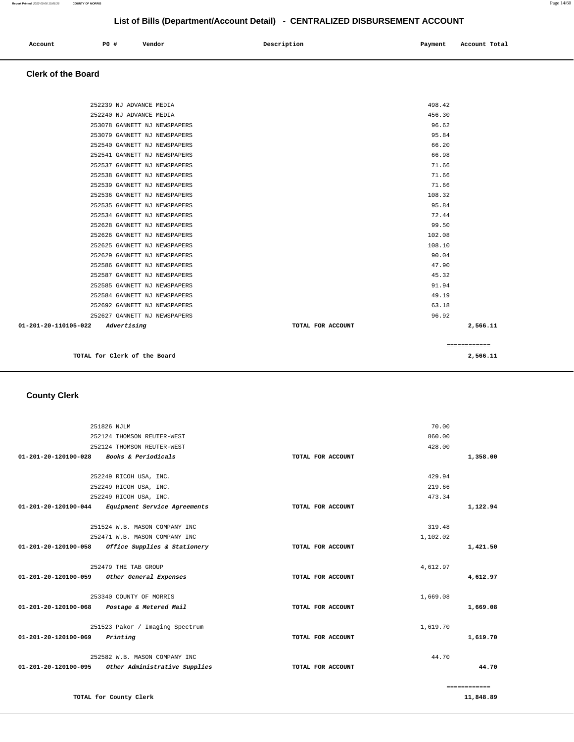# List of Bills (Department/Account Detail) - CENTRALIZED DISBURSEMENT ACCOUNT

| Account | PO # | Vendor | Description | Payment | Account Total |
|---|---|---|---|---|---|

## Clerk of the Board

| Account | PO # | Vendor | Description | Payment | Account Total |
|---|---|---|---|---|---|
| | 252239 | NJ ADVANCE MEDIA | | 498.42 | |
| | 252240 | NJ ADVANCE MEDIA | | 456.30 | |
| | 253078 | GANNETT NJ NEWSPAPERS | | 96.62 | |
| | 253079 | GANNETT NJ NEWSPAPERS | | 95.84 | |
| | 252540 | GANNETT NJ NEWSPAPERS | | 66.20 | |
| | 252541 | GANNETT NJ NEWSPAPERS | | 66.98 | |
| | 252537 | GANNETT NJ NEWSPAPERS | | 71.66 | |
| | 252538 | GANNETT NJ NEWSPAPERS | | 71.66 | |
| | 252539 | GANNETT NJ NEWSPAPERS | | 71.66 | |
| | 252536 | GANNETT NJ NEWSPAPERS | | 108.32 | |
| | 252535 | GANNETT NJ NEWSPAPERS | | 95.84 | |
| | 252534 | GANNETT NJ NEWSPAPERS | | 72.44 | |
| | 252628 | GANNETT NJ NEWSPAPERS | | 99.50 | |
| | 252626 | GANNETT NJ NEWSPAPERS | | 102.08 | |
| | 252625 | GANNETT NJ NEWSPAPERS | | 108.10 | |
| | 252629 | GANNETT NJ NEWSPAPERS | | 90.04 | |
| | 252586 | GANNETT NJ NEWSPAPERS | | 47.90 | |
| | 252587 | GANNETT NJ NEWSPAPERS | | 45.32 | |
| | 252585 | GANNETT NJ NEWSPAPERS | | 91.94 | |
| | 252584 | GANNETT NJ NEWSPAPERS | | 49.19 | |
| | 252692 | GANNETT NJ NEWSPAPERS | | 63.18 | |
| | 252627 | GANNETT NJ NEWSPAPERS | | 96.92 | |
| **01-201-20-110105-022** | | *Advertising* | TOTAL FOR ACCOUNT | | **2,566.11** |
| | | | | | ============ |
| | | **TOTAL for Clerk of the Board** | | | **2,566.11** |

## County Clerk

| Account | PO # | Vendor | Description | Payment | Account Total |
|---|---|---|---|---|---|
| | 251826 | NJLM | | 70.00 | |
| | 252124 | THOMSON REUTER-WEST | | 860.00 | |
| | 252124 | THOMSON REUTER-WEST | | 428.00 | |
| **01-201-20-120100-028** | | *Books & Periodicals* | TOTAL FOR ACCOUNT | | **1,358.00** |
| | 252249 | RICOH USA, INC. | | 429.94 | |
| | 252249 | RICOH USA, INC. | | 219.66 | |
| | 252249 | RICOH USA, INC. | | 473.34 | |
| **01-201-20-120100-044** | | *Equipment Service Agreements* | TOTAL FOR ACCOUNT | | **1,122.94** |
| | 251524 | W.B. MASON COMPANY INC | | 319.48 | |
| | 252471 | W.B. MASON COMPANY INC | | 1,102.02 | |
| **01-201-20-120100-058** | | *Office Supplies & Stationery* | TOTAL FOR ACCOUNT | | **1,421.50** |
| | 252479 | THE TAB GROUP | | 4,612.97 | |
| **01-201-20-120100-059** | | *Other General Expenses* | TOTAL FOR ACCOUNT | | **4,612.97** |
| | 253340 | COUNTY OF MORRIS | | 1,669.08 | |
| **01-201-20-120100-068** | | *Postage & Metered Mail* | TOTAL FOR ACCOUNT | | **1,669.08** |
| | 251523 | Pakor / Imaging Spectrum | | 1,619.70 | |
| **01-201-20-120100-069** | | *Printing* | TOTAL FOR ACCOUNT | | **1,619.70** |
| | 252582 | W.B. MASON COMPANY INC | | 44.70 | |
| **01-201-20-120100-095** | | *Other Administrative Supplies* | TOTAL FOR ACCOUNT | | **44.70** |
| | | | | | ============ |
| | | **TOTAL for County Clerk** | | | **11,848.89** |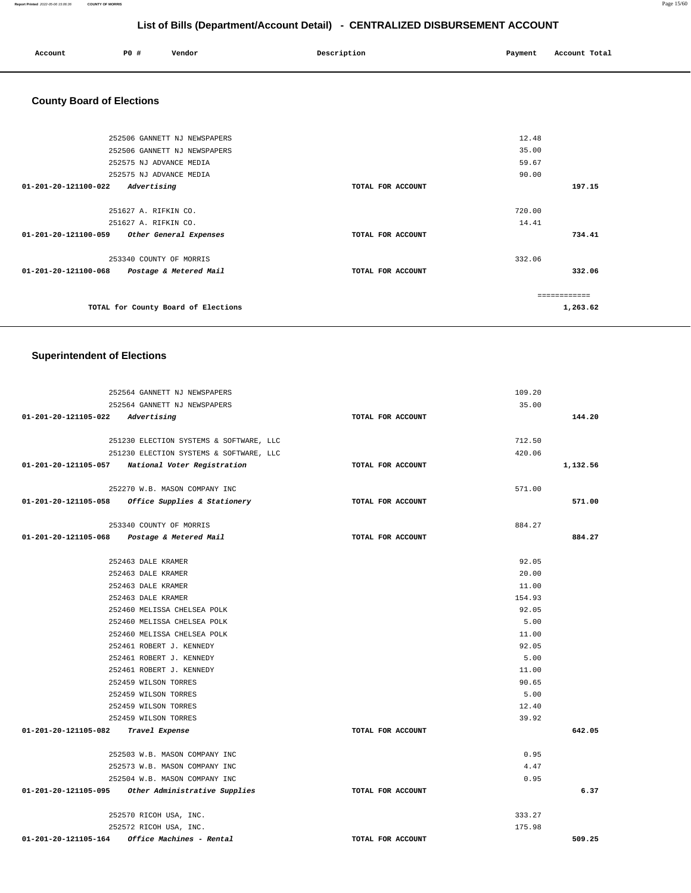# List of Bills (Department/Account Detail) - CENTRALIZED DISBURSEMENT ACCOUNT

| Account | PO # | Vendor | Description | Payment | Account Total |
|---|---|---|---|---|---|

## County Board of Elections

| Account | PO # | Vendor | Description | Payment | Account Total |
|---|---|---|---|---|---|
| | 252506 | GANNETT NJ NEWSPAPERS | | 12.48 | |
| | 252506 | GANNETT NJ NEWSPAPERS | | 35.00 | |
| | 252575 | NJ ADVANCE MEDIA | | 59.67 | |
| | 252575 | NJ ADVANCE MEDIA | | 90.00 | |
| 01-201-20-121100-022 | | *Advertising* | TOTAL FOR ACCOUNT | | 197.15 |
| | 251627 | A. RIFKIN CO. | | 720.00 | |
| | 251627 | A. RIFKIN CO. | | 14.41 | |
| 01-201-20-121100-059 | | *Other General Expenses* | TOTAL FOR ACCOUNT | | 734.41 |
| | 253340 | COUNTY OF MORRIS | | 332.06 | |
| 01-201-20-121100-068 | | *Postage & Metered Mail* | TOTAL FOR ACCOUNT | | 332.06 |
| | | | | | ============ |
| | | TOTAL for County Board of Elections | | | 1,263.62 |

## Superintendent of Elections

| Account | PO # | Vendor | Description | Payment | Account Total |
|---|---|---|---|---|---|
| | 252564 | GANNETT NJ NEWSPAPERS | | 109.20 | |
| | 252564 | GANNETT NJ NEWSPAPERS | | 35.00 | |
| 01-201-20-121105-022 | | *Advertising* | TOTAL FOR ACCOUNT | | 144.20 |
| | 251230 | ELECTION SYSTEMS & SOFTWARE, LLC | | 712.50 | |
| | 251230 | ELECTION SYSTEMS & SOFTWARE, LLC | | 420.06 | |
| 01-201-20-121105-057 | | *National Voter Registration* | TOTAL FOR ACCOUNT | | 1,132.56 |
| | 252270 | W.B. MASON COMPANY INC | | 571.00 | |
| 01-201-20-121105-058 | | *Office Supplies & Stationery* | TOTAL FOR ACCOUNT | | 571.00 |
| | 253340 | COUNTY OF MORRIS | | 884.27 | |
| 01-201-20-121105-068 | | *Postage & Metered Mail* | TOTAL FOR ACCOUNT | | 884.27 |
| | 252463 | DALE KRAMER | | 92.05 | |
| | 252463 | DALE KRAMER | | 20.00 | |
| | 252463 | DALE KRAMER | | 11.00 | |
| | 252463 | DALE KRAMER | | 154.93 | |
| | 252460 | MELISSA CHELSEA POLK | | 92.05 | |
| | 252460 | MELISSA CHELSEA POLK | | 5.00 | |
| | 252460 | MELISSA CHELSEA POLK | | 11.00 | |
| | 252461 | ROBERT J. KENNEDY | | 92.05 | |
| | 252461 | ROBERT J. KENNEDY | | 5.00 | |
| | 252461 | ROBERT J. KENNEDY | | 11.00 | |
| | 252459 | WILSON TORRES | | 90.65 | |
| | 252459 | WILSON TORRES | | 5.00 | |
| | 252459 | WILSON TORRES | | 12.40 | |
| | 252459 | WILSON TORRES | | 39.92 | |
| 01-201-20-121105-082 | | *Travel Expense* | TOTAL FOR ACCOUNT | | 642.05 |
| | 252503 | W.B. MASON COMPANY INC | | 0.95 | |
| | 252573 | W.B. MASON COMPANY INC | | 4.47 | |
| | 252504 | W.B. MASON COMPANY INC | | 0.95 | |
| 01-201-20-121105-095 | | *Other Administrative Supplies* | TOTAL FOR ACCOUNT | | 6.37 |
| | 252570 | RICOH USA, INC. | | 333.27 | |
| | 252572 | RICOH USA, INC. | | 175.98 | |
| 01-201-20-121105-164 | | *Office Machines - Rental* | TOTAL FOR ACCOUNT | | 509.25 |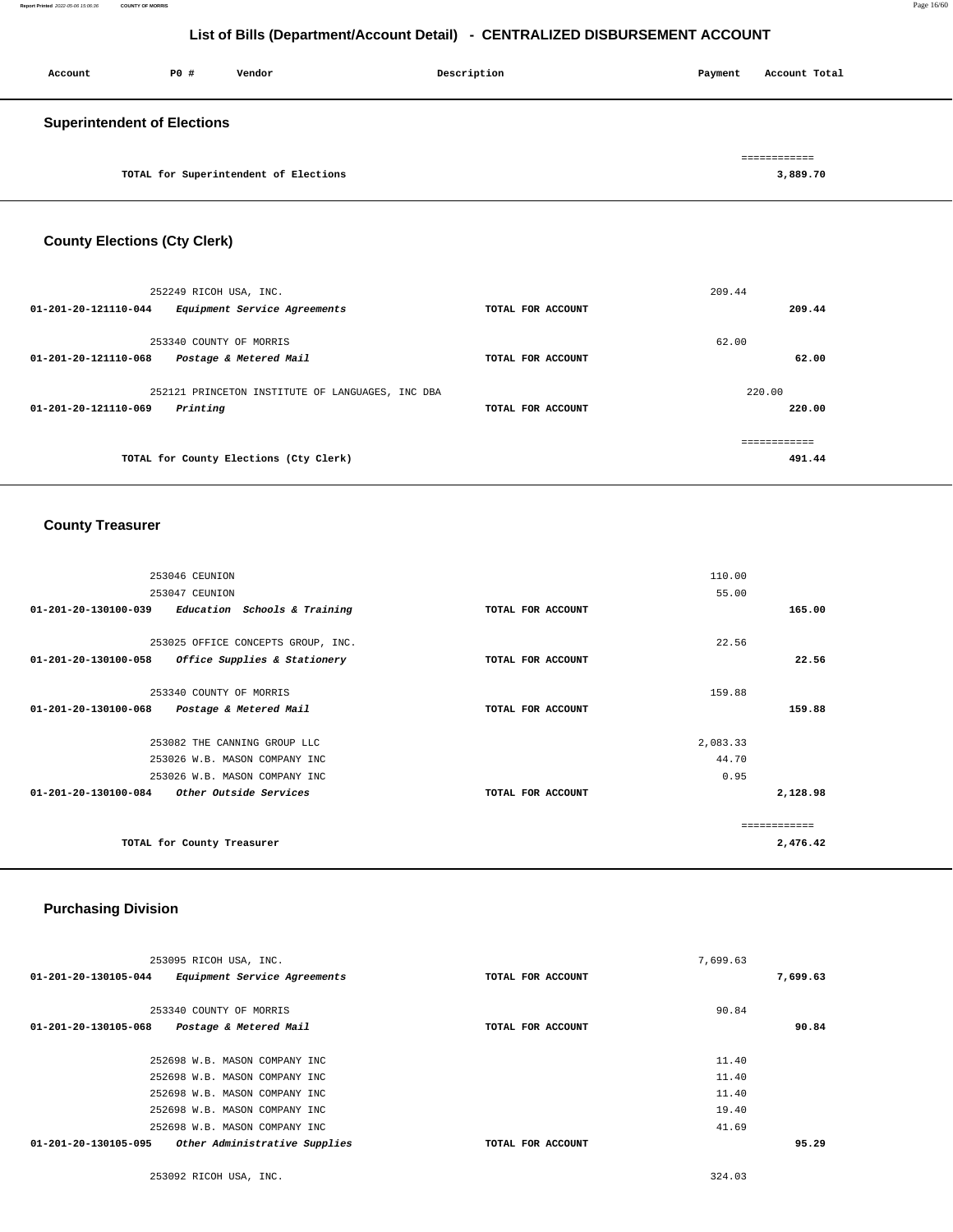# List of Bills (Department/Account Detail) - CENTRALIZED DISBURSEMENT ACCOUNT

| Account | PO # | Vendor | Description | Payment | Account Total |
|---|---|---|---|---|---|

## Superintendent of Elections

| | | | |
|---|---|---|---|
| TOTAL for Superintendent of Elections | | | 3,889.70 |

## County Elections (Cty Clerk)

| Account | PO # / Vendor | Description | Payment | Account Total |
|---|---|---|---|---|
| | 252249 RICOH USA, INC. | | 209.44 | |
| 01-201-20-121110-044 | *Equipment Service Agreements* | TOTAL FOR ACCOUNT | | 209.44 |
| | 253340 COUNTY OF MORRIS | | 62.00 | |
| 01-201-20-121110-068 | *Postage & Metered Mail* | TOTAL FOR ACCOUNT | | 62.00 |
| | 252121 PRINCETON INSTITUTE OF LANGUAGES, INC DBA | | 220.00 | |
| 01-201-20-121110-069 | *Printing* | TOTAL FOR ACCOUNT | | 220.00 |
| | TOTAL for County Elections (Cty Clerk) | | | 491.44 |

## County Treasurer

| Account | PO # / Vendor | Description | Payment | Account Total |
|---|---|---|---|---|
| | 253046 CEUNION | | 110.00 | |
| | 253047 CEUNION | | 55.00 | |
| 01-201-20-130100-039 | *Education Schools & Training* | TOTAL FOR ACCOUNT | | 165.00 |
| | 253025 OFFICE CONCEPTS GROUP, INC. | | 22.56 | |
| 01-201-20-130100-058 | *Office Supplies & Stationery* | TOTAL FOR ACCOUNT | | 22.56 |
| | 253340 COUNTY OF MORRIS | | 159.88 | |
| 01-201-20-130100-068 | *Postage & Metered Mail* | TOTAL FOR ACCOUNT | | 159.88 |
| | 253082 THE CANNING GROUP LLC | | 2,083.33 | |
| | 253026 W.B. MASON COMPANY INC | | 44.70 | |
| | 253026 W.B. MASON COMPANY INC | | 0.95 | |
| 01-201-20-130100-084 | *Other Outside Services* | TOTAL FOR ACCOUNT | | 2,128.98 |
| | TOTAL for County Treasurer | | | 2,476.42 |

## Purchasing Division

| Account | PO # / Vendor | Description | Payment | Account Total |
|---|---|---|---|---|
| | 253095 RICOH USA, INC. | | 7,699.63 | |
| 01-201-20-130105-044 | *Equipment Service Agreements* | TOTAL FOR ACCOUNT | | 7,699.63 |
| | 253340 COUNTY OF MORRIS | | 90.84 | |
| 01-201-20-130105-068 | *Postage & Metered Mail* | TOTAL FOR ACCOUNT | | 90.84 |
| | 252698 W.B. MASON COMPANY INC | | 11.40 | |
| | 252698 W.B. MASON COMPANY INC | | 11.40 | |
| | 252698 W.B. MASON COMPANY INC | | 11.40 | |
| | 252698 W.B. MASON COMPANY INC | | 19.40 | |
| | 252698 W.B. MASON COMPANY INC | | 41.69 | |
| 01-201-20-130105-095 | *Other Administrative Supplies* | TOTAL FOR ACCOUNT | | 95.29 |
| | 253092 RICOH USA, INC. | | 324.03 | |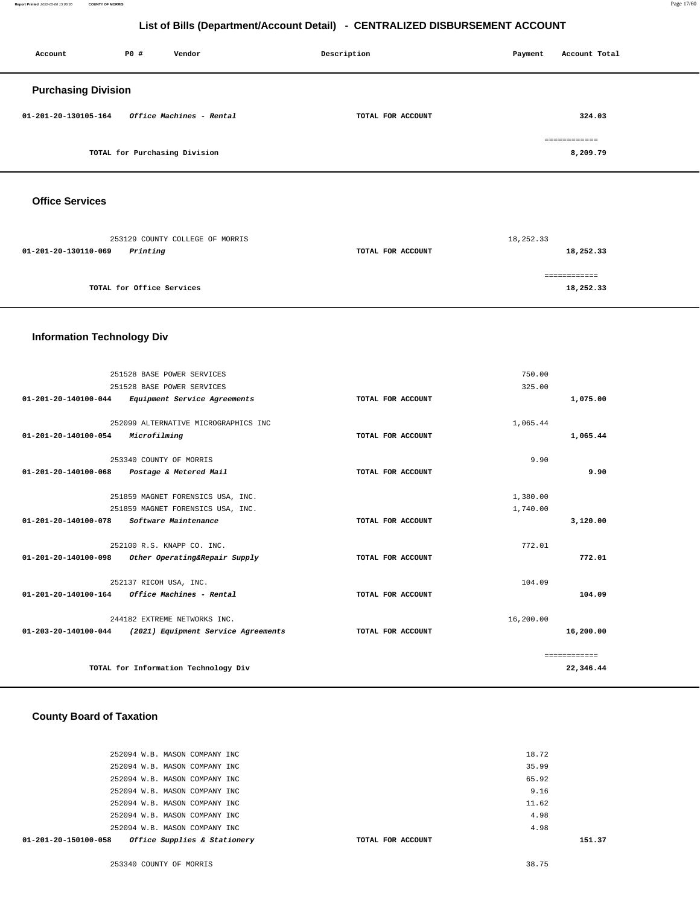# List of Bills (Department/Account Detail) - CENTRALIZED DISBURSEMENT ACCOUNT

| Account | PO # | Vendor | Description | Payment | Account Total |
|---|---|---|---|---|---|

## Purchasing Division

| Account | PO # | Vendor | Description | Payment | Account Total |
|---|---|---|---|---|---|
| 01-201-20-130105-164 | | *Office Machines - Rental* | TOTAL FOR ACCOUNT | | 324.03 |
| | | | | | ============ |
| | | TOTAL for Purchasing Division | | | 8,209.79 |

## Office Services

| Account | PO # | Vendor | Description | Payment | Account Total |
|---|---|---|---|---|---|
| | 253129 | COUNTY COLLEGE OF MORRIS | | 18,252.33 | |
| 01-201-20-130110-069 | | *Printing* | TOTAL FOR ACCOUNT | | 18,252.33 |
| | | | | | ============ |
| | | TOTAL for Office Services | | | 18,252.33 |

## Information Technology Div

| Account | PO # | Vendor | Description | Payment | Account Total |
|---|---|---|---|---|---|
| | 251528 | BASE POWER SERVICES | | 750.00 | |
| | 251528 | BASE POWER SERVICES | | 325.00 | |
| 01-201-20-140100-044 | | *Equipment Service Agreements* | TOTAL FOR ACCOUNT | | 1,075.00 |
| | 252099 | ALTERNATIVE MICROGRAPHICS INC | | 1,065.44 | |
| 01-201-20-140100-054 | | *Microfilming* | TOTAL FOR ACCOUNT | | 1,065.44 |
| | 253340 | COUNTY OF MORRIS | | 9.90 | |
| 01-201-20-140100-068 | | *Postage & Metered Mail* | TOTAL FOR ACCOUNT | | 9.90 |
| | 251859 | MAGNET FORENSICS USA, INC. | | 1,380.00 | |
| | 251859 | MAGNET FORENSICS USA, INC. | | 1,740.00 | |
| 01-201-20-140100-078 | | *Software Maintenance* | TOTAL FOR ACCOUNT | | 3,120.00 |
| | 252100 | R.S. KNAPP CO. INC. | | 772.01 | |
| 01-201-20-140100-098 | | *Other Operating&Repair Supply* | TOTAL FOR ACCOUNT | | 772.01 |
| | 252137 | RICOH USA, INC. | | 104.09 | |
| 01-201-20-140100-164 | | *Office Machines - Rental* | TOTAL FOR ACCOUNT | | 104.09 |
| | 244182 | EXTREME NETWORKS INC. | | 16,200.00 | |
| 01-203-20-140100-044 | | *(2021) Equipment Service Agreements* | TOTAL FOR ACCOUNT | | 16,200.00 |
| | | | | | ============ |
| | | TOTAL for Information Technology Div | | | 22,346.44 |

## County Board of Taxation

| Account | PO # | Vendor | Description | Payment | Account Total |
|---|---|---|---|---|---|
| | 252094 | W.B. MASON COMPANY INC | | 18.72 | |
| | 252094 | W.B. MASON COMPANY INC | | 35.99 | |
| | 252094 | W.B. MASON COMPANY INC | | 65.92 | |
| | 252094 | W.B. MASON COMPANY INC | | 9.16 | |
| | 252094 | W.B. MASON COMPANY INC | | 11.62 | |
| | 252094 | W.B. MASON COMPANY INC | | 4.98 | |
| | 252094 | W.B. MASON COMPANY INC | | 4.98 | |
| 01-201-20-150100-058 | | *Office Supplies & Stationery* | TOTAL FOR ACCOUNT | | 151.37 |
| | 253340 | COUNTY OF MORRIS | | 38.75 | |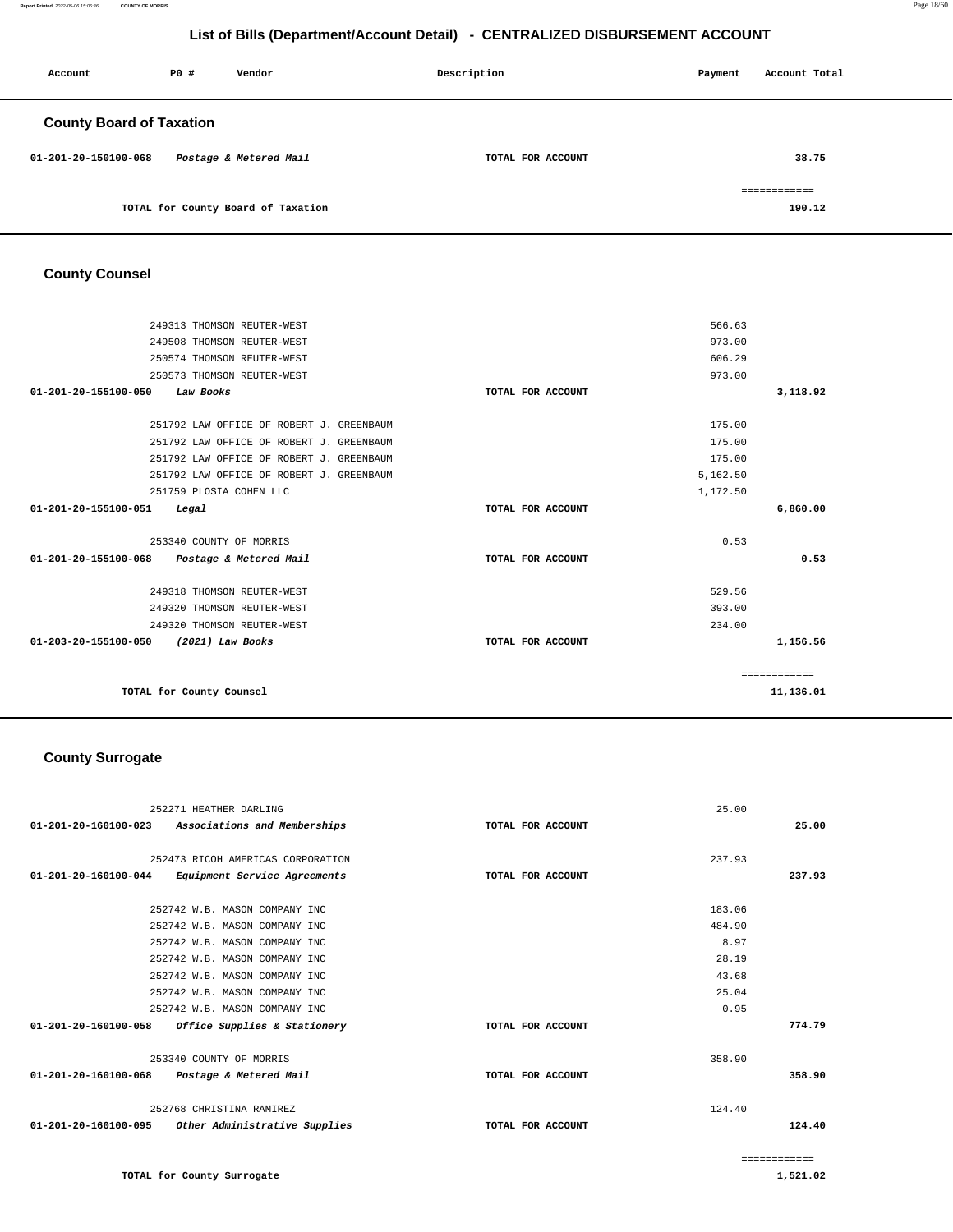# List of Bills (Department/Account Detail) - CENTRALIZED DISBURSEMENT ACCOUNT

| Account | PO # | Vendor | Description | Payment | Account Total |
|---|---|---|---|---|---|

## County Board of Taxation

| Account | PO # | Vendor | Description | Payment | Account Total |
|---|---|---|---|---|---|
| 01-201-20-150100-068 | | *Postage & Metered Mail* | TOTAL FOR ACCOUNT | | 38.75 |
| | | | | | ============ |
| | | TOTAL for County Board of Taxation | | | 190.12 |

## County Counsel

| Account | PO # | Vendor | Description | Payment | Account Total |
|---|---|---|---|---|---|
| | 249313 | THOMSON REUTER-WEST | | 566.63 | |
| | 249508 | THOMSON REUTER-WEST | | 973.00 | |
| | 250574 | THOMSON REUTER-WEST | | 606.29 | |
| | 250573 | THOMSON REUTER-WEST | | 973.00 | |
| 01-201-20-155100-050 | | *Law Books* | TOTAL FOR ACCOUNT | | 3,118.92 |
| | 251792 | LAW OFFICE OF ROBERT J. GREENBAUM | | 175.00 | |
| | 251792 | LAW OFFICE OF ROBERT J. GREENBAUM | | 175.00 | |
| | 251792 | LAW OFFICE OF ROBERT J. GREENBAUM | | 175.00 | |
| | 251792 | LAW OFFICE OF ROBERT J. GREENBAUM | | 5,162.50 | |
| | 251759 | PLOSIA COHEN LLC | | 1,172.50 | |
| 01-201-20-155100-051 | | *Legal* | TOTAL FOR ACCOUNT | | 6,860.00 |
| | 253340 | COUNTY OF MORRIS | | 0.53 | |
| 01-201-20-155100-068 | | *Postage & Metered Mail* | TOTAL FOR ACCOUNT | | 0.53 |
| | 249318 | THOMSON REUTER-WEST | | 529.56 | |
| | 249320 | THOMSON REUTER-WEST | | 393.00 | |
| | 249320 | THOMSON REUTER-WEST | | 234.00 | |
| 01-203-20-155100-050 | | *(2021) Law Books* | TOTAL FOR ACCOUNT | | 1,156.56 |
| | | | | | ============ |
| | | TOTAL for County Counsel | | | 11,136.01 |

## County Surrogate

| Account | PO # | Vendor | Description | Payment | Account Total |
|---|---|---|---|---|---|
| | 252271 | HEATHER DARLING | | 25.00 | |
| 01-201-20-160100-023 | | *Associations and Memberships* | TOTAL FOR ACCOUNT | | 25.00 |
| | 252473 | RICOH AMERICAS CORPORATION | | 237.93 | |
| 01-201-20-160100-044 | | *Equipment Service Agreements* | TOTAL FOR ACCOUNT | | 237.93 |
| | 252742 | W.B. MASON COMPANY INC | | 183.06 | |
| | 252742 | W.B. MASON COMPANY INC | | 484.90 | |
| | 252742 | W.B. MASON COMPANY INC | | 8.97 | |
| | 252742 | W.B. MASON COMPANY INC | | 28.19 | |
| | 252742 | W.B. MASON COMPANY INC | | 43.68 | |
| | 252742 | W.B. MASON COMPANY INC | | 25.04 | |
| | 252742 | W.B. MASON COMPANY INC | | 0.95 | |
| 01-201-20-160100-058 | | *Office Supplies & Stationery* | TOTAL FOR ACCOUNT | | 774.79 |
| | 253340 | COUNTY OF MORRIS | | 358.90 | |
| 01-201-20-160100-068 | | *Postage & Metered Mail* | TOTAL FOR ACCOUNT | | 358.90 |
| | 252768 | CHRISTINA RAMIREZ | | 124.40 | |
| 01-201-20-160100-095 | | *Other Administrative Supplies* | TOTAL FOR ACCOUNT | | 124.40 |
| | | | | | ============ |
| | | TOTAL for County Surrogate | | | 1,521.02 |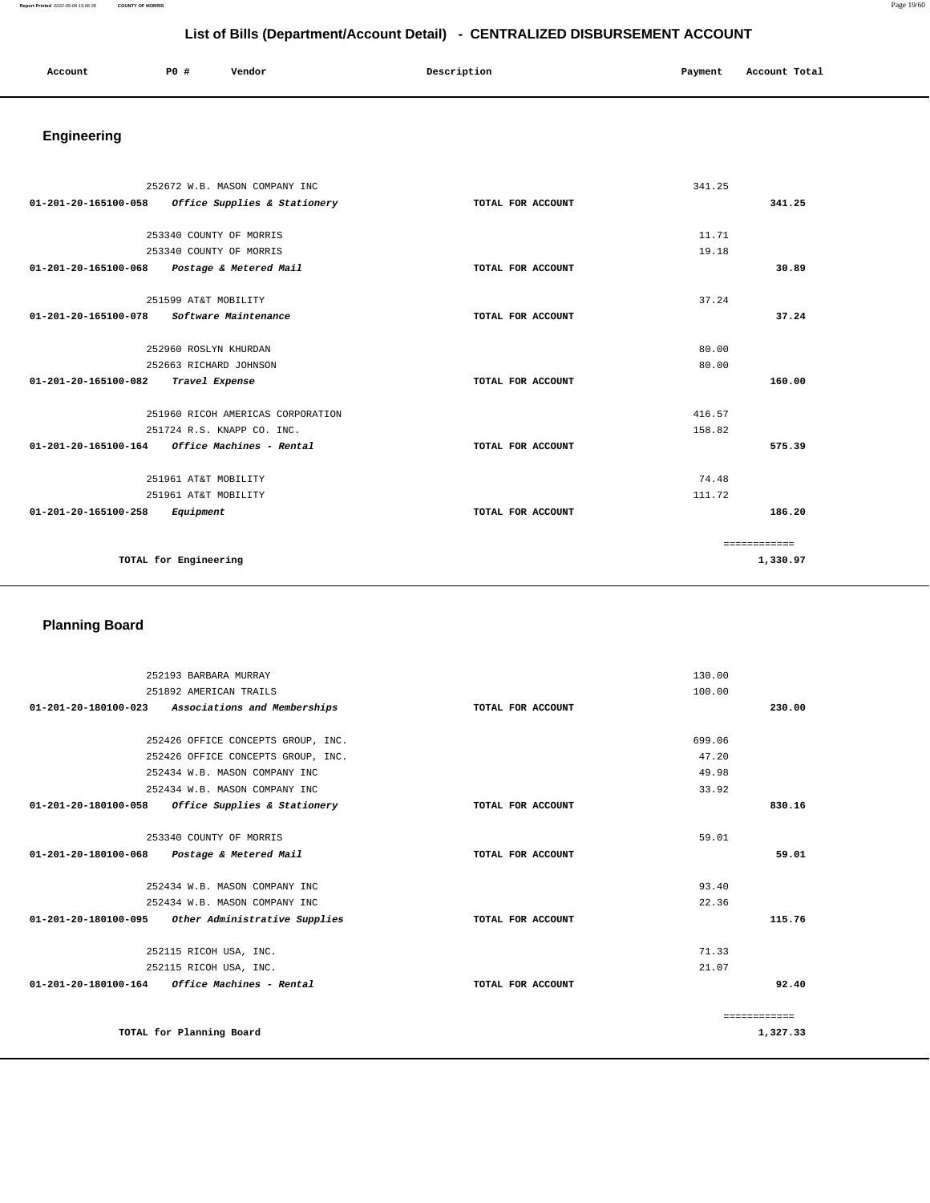# List of Bills (Department/Account Detail) - CENTRALIZED DISBURSEMENT ACCOUNT

| Account | PO # | Vendor | Description | Payment | Account Total |
|---|---|---|---|---|---|

## Engineering

| Account | PO # | Vendor | Description | Payment | Account Total |
|---|---|---|---|---|---|
| | 252672 | W.B. MASON COMPANY INC | | 341.25 | |
| **01-201-20-165100-058** | | ***Office Supplies & Stationery*** | **TOTAL FOR ACCOUNT** | | **341.25** |
| | 253340 | COUNTY OF MORRIS | | 11.71 | |
| | 253340 | COUNTY OF MORRIS | | 19.18 | |
| **01-201-20-165100-068** | | ***Postage & Metered Mail*** | **TOTAL FOR ACCOUNT** | | **30.89** |
| | 251599 | AT&T MOBILITY | | 37.24 | |
| **01-201-20-165100-078** | | ***Software Maintenance*** | **TOTAL FOR ACCOUNT** | | **37.24** |
| | 252960 | ROSLYN KHURDAN | | 80.00 | |
| | 252663 | RICHARD JOHNSON | | 80.00 | |
| **01-201-20-165100-082** | | ***Travel Expense*** | **TOTAL FOR ACCOUNT** | | **160.00** |
| | 251960 | RICOH AMERICAS CORPORATION | | 416.57 | |
| | 251724 | R.S. KNAPP CO. INC. | | 158.82 | |
| **01-201-20-165100-164** | | ***Office Machines - Rental*** | **TOTAL FOR ACCOUNT** | | **575.39** |
| | 251961 | AT&T MOBILITY | | 74.48 | |
| | 251961 | AT&T MOBILITY | | 111.72 | |
| **01-201-20-165100-258** | | ***Equipment*** | **TOTAL FOR ACCOUNT** | | **186.20** |
| | | | | | ============ |
| **TOTAL for Engineering** | | | | | **1,330.97** |

## Planning Board

| Account | PO # | Vendor | Description | Payment | Account Total |
|---|---|---|---|---|---|
| | 252193 | BARBARA MURRAY | | 130.00 | |
| | 251892 | AMERICAN TRAILS | | 100.00 | |
| **01-201-20-180100-023** | | ***Associations and Memberships*** | **TOTAL FOR ACCOUNT** | | **230.00** |
| | 252426 | OFFICE CONCEPTS GROUP, INC. | | 699.06 | |
| | 252426 | OFFICE CONCEPTS GROUP, INC. | | 47.20 | |
| | 252434 | W.B. MASON COMPANY INC | | 49.98 | |
| | 252434 | W.B. MASON COMPANY INC | | 33.92 | |
| **01-201-20-180100-058** | | ***Office Supplies & Stationery*** | **TOTAL FOR ACCOUNT** | | **830.16** |
| | 253340 | COUNTY OF MORRIS | | 59.01 | |
| **01-201-20-180100-068** | | ***Postage & Metered Mail*** | **TOTAL FOR ACCOUNT** | | **59.01** |
| | 252434 | W.B. MASON COMPANY INC | | 93.40 | |
| | 252434 | W.B. MASON COMPANY INC | | 22.36 | |
| **01-201-20-180100-095** | | ***Other Administrative Supplies*** | **TOTAL FOR ACCOUNT** | | **115.76** |
| | 252115 | RICOH USA, INC. | | 71.33 | |
| | 252115 | RICOH USA, INC. | | 21.07 | |
| **01-201-20-180100-164** | | ***Office Machines - Rental*** | **TOTAL FOR ACCOUNT** | | **92.40** |
| | | | | | ============ |
| **TOTAL for Planning Board** | | | | | **1,327.33** |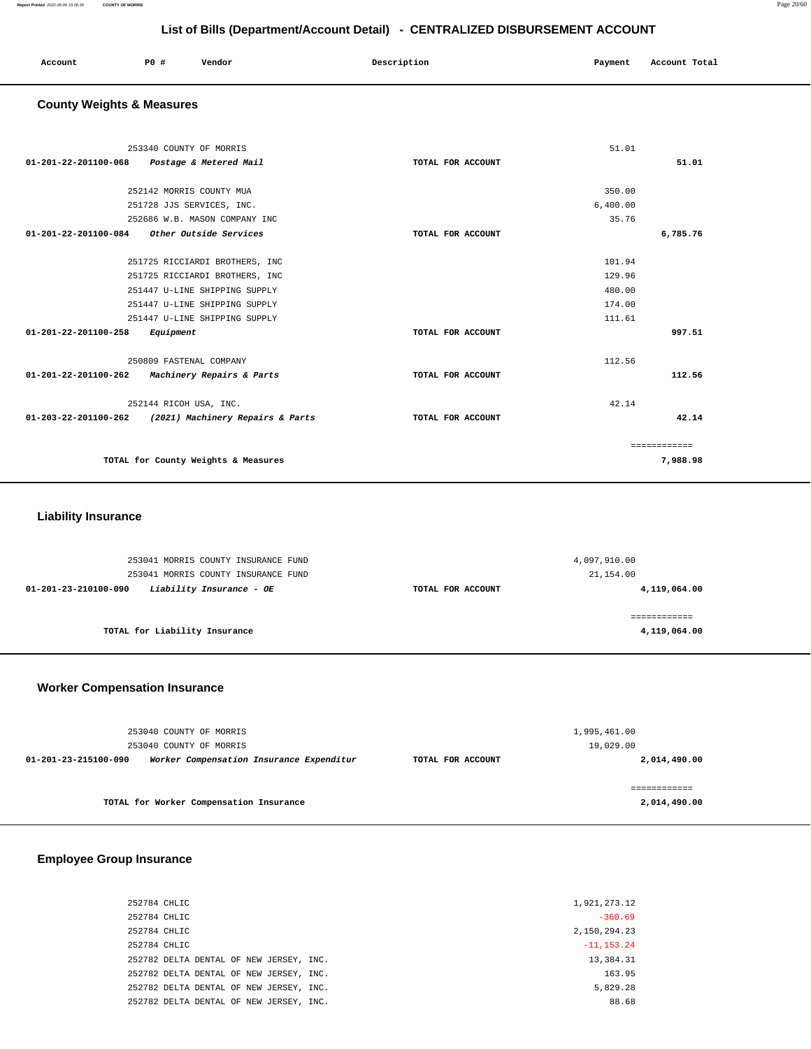# List of Bills (Department/Account Detail) - CENTRALIZED DISBURSEMENT ACCOUNT

| Account | PO # | Vendor | Description | Payment | Account Total |
|---|---|---|---|---|---|

## County Weights & Measures

| Account | PO # | Vendor | Description | Payment | Account Total |
|---|---|---|---|---|---|
| | 253340 | COUNTY OF MORRIS | | 51.01 | |
| 01-201-22-201100-068 | | *Postage & Metered Mail* | TOTAL FOR ACCOUNT | | 51.01 |
| | 252142 | MORRIS COUNTY MUA | | 350.00 | |
| | 251728 | JJS SERVICES, INC. | | 6,400.00 | |
| | 252686 | W.B. MASON COMPANY INC | | 35.76 | |
| 01-201-22-201100-084 | | *Other Outside Services* | TOTAL FOR ACCOUNT | | 6,785.76 |
| | 251725 | RICCIARDI BROTHERS, INC | | 101.94 | |
| | 251725 | RICCIARDI BROTHERS, INC | | 129.96 | |
| | 251447 | U-LINE SHIPPING SUPPLY | | 480.00 | |
| | 251447 | U-LINE SHIPPING SUPPLY | | 174.00 | |
| | 251447 | U-LINE SHIPPING SUPPLY | | 111.61 | |
| 01-201-22-201100-258 | | *Equipment* | TOTAL FOR ACCOUNT | | 997.51 |
| | 250809 | FASTENAL COMPANY | | 112.56 | |
| 01-201-22-201100-262 | | *Machinery Repairs & Parts* | TOTAL FOR ACCOUNT | | 112.56 |
| | 252144 | RICOH USA, INC. | | 42.14 | |
| 01-203-22-201100-262 | | *(2021) Machinery Repairs & Parts* | TOTAL FOR ACCOUNT | | 42.14 |

**TOTAL for County Weights & Measures** 7,988.98

## Liability Insurance

| Account | PO # | Vendor | Description | Payment | Account Total |
|---|---|---|---|---|---|
| | 253041 | MORRIS COUNTY INSURANCE FUND | | 4,097,910.00 | |
| | 253041 | MORRIS COUNTY INSURANCE FUND | | 21,154.00 | |
| 01-201-23-210100-090 | | *Liability Insurance - OE* | TOTAL FOR ACCOUNT | | 4,119,064.00 |

**TOTAL for Liability Insurance** 4,119,064.00

## Worker Compensation Insurance

| Account | PO # | Vendor | Description | Payment | Account Total |
|---|---|---|---|---|---|
| | 253040 | COUNTY OF MORRIS | | 1,995,461.00 | |
| | 253040 | COUNTY OF MORRIS | | 19,029.00 | |
| 01-201-23-215100-090 | | *Worker Compensation Insurance Expenditur* | TOTAL FOR ACCOUNT | | 2,014,490.00 |

**TOTAL for Worker Compensation Insurance** 2,014,490.00

## Employee Group Insurance

| Account | PO # | Vendor | Description | Payment | Account Total |
|---|---|---|---|---|---|
| | 252784 | CHLIC | | 1,921,273.12 | |
| | 252784 | CHLIC | | -360.69 | |
| | 252784 | CHLIC | | 2,150,294.23 | |
| | 252784 | CHLIC | | -11,153.24 | |
| | 252782 | DELTA DENTAL OF NEW JERSEY, INC. | | 13,384.31 | |
| | 252782 | DELTA DENTAL OF NEW JERSEY, INC. | | 163.95 | |
| | 252782 | DELTA DENTAL OF NEW JERSEY, INC. | | 5,829.28 | |
| | 252782 | DELTA DENTAL OF NEW JERSEY, INC. | | 88.68 | |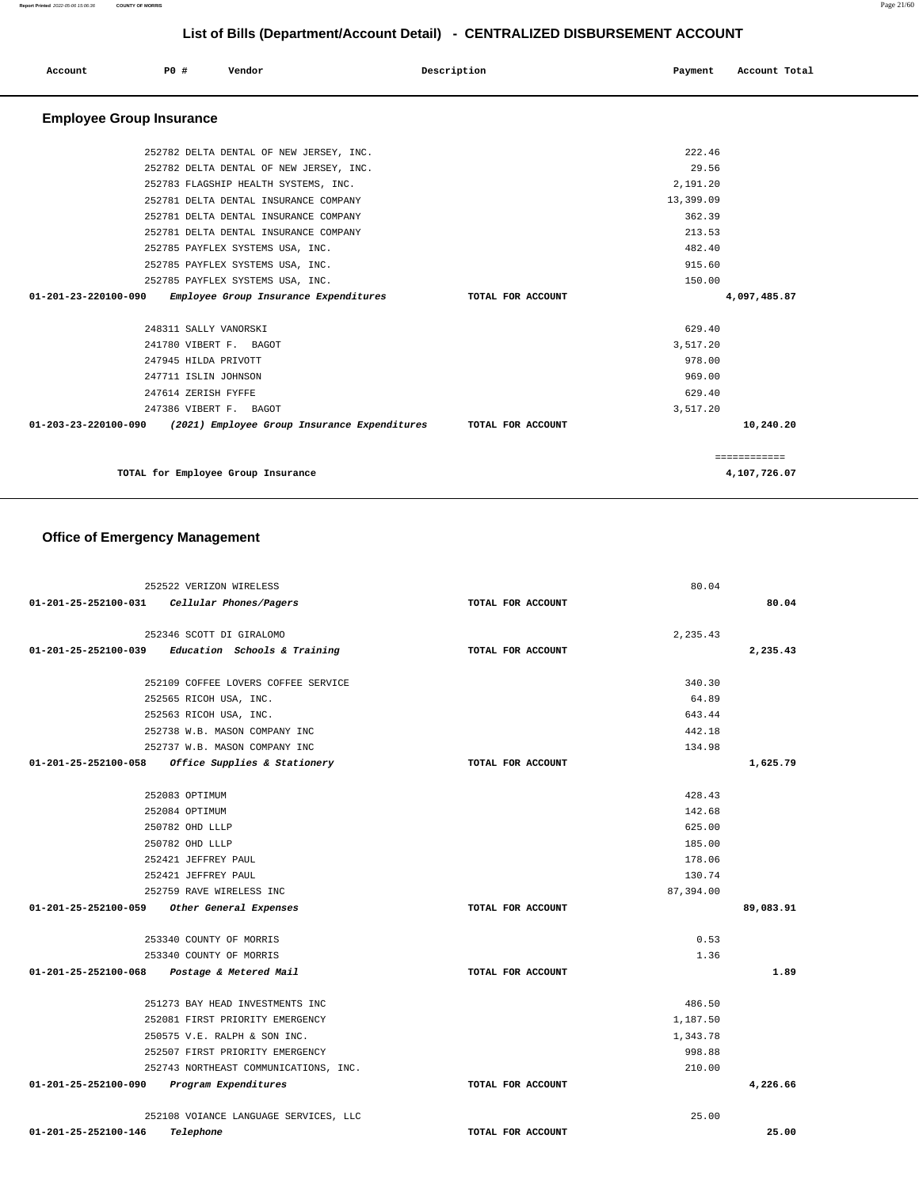# List of Bills (Department/Account Detail) - CENTRALIZED DISBURSEMENT ACCOUNT

| Account | PO # | Vendor | Description | Payment | Account Total |
|---|---|---|---|---|---|

## Employee Group Insurance

| Account | PO # | Vendor | Description | Payment | Account Total |
|---|---|---|---|---|---|
| | 252782 | DELTA DENTAL OF NEW JERSEY, INC. | | 222.46 | |
| | 252782 | DELTA DENTAL OF NEW JERSEY, INC. | | 29.56 | |
| | 252783 | FLAGSHIP HEALTH SYSTEMS, INC. | | 2,191.20 | |
| | 252781 | DELTA DENTAL INSURANCE COMPANY | | 13,399.09 | |
| | 252781 | DELTA DENTAL INSURANCE COMPANY | | 362.39 | |
| | 252781 | DELTA DENTAL INSURANCE COMPANY | | 213.53 | |
| | 252785 | PAYFLEX SYSTEMS USA, INC. | | 482.40 | |
| | 252785 | PAYFLEX SYSTEMS USA, INC. | | 915.60 | |
| | 252785 | PAYFLEX SYSTEMS USA, INC. | | 150.00 | |
| 01-201-23-220100-090 | | *Employee Group Insurance Expenditures* | TOTAL FOR ACCOUNT | | 4,097,485.87 |
| | 248311 | SALLY VANORSKI | | 629.40 | |
| | 241780 | VIBERT F. BAGOT | | 3,517.20 | |
| | 247945 | HILDA PRIVOTT | | 978.00 | |
| | 247711 | ISLIN JOHNSON | | 969.00 | |
| | 247614 | ZERISH FYFFE | | 629.40 | |
| | 247386 | VIBERT F. BAGOT | | 3,517.20 | |
| 01-203-23-220100-090 | | *(2021) Employee Group Insurance Expenditures* | TOTAL FOR ACCOUNT | | 10,240.20 |
| | | | | | ============ |
| | | TOTAL for Employee Group Insurance | | | 4,107,726.07 |

## Office of Emergency Management

| Account | PO # | Vendor | Description | Payment | Account Total |
|---|---|---|---|---|---|
| | 252522 | VERIZON WIRELESS | | 80.04 | |
| 01-201-25-252100-031 | | *Cellular Phones/Pagers* | TOTAL FOR ACCOUNT | | 80.04 |
| | 252346 | SCOTT DI GIRALOMO | | 2,235.43 | |
| 01-201-25-252100-039 | | *Education Schools & Training* | TOTAL FOR ACCOUNT | | 2,235.43 |
| | 252109 | COFFEE LOVERS COFFEE SERVICE | | 340.30 | |
| | 252565 | RICOH USA, INC. | | 64.89 | |
| | 252563 | RICOH USA, INC. | | 643.44 | |
| | 252738 | W.B. MASON COMPANY INC | | 442.18 | |
| | 252737 | W.B. MASON COMPANY INC | | 134.98 | |
| 01-201-25-252100-058 | | *Office Supplies & Stationery* | TOTAL FOR ACCOUNT | | 1,625.79 |
| | 252083 | OPTIMUM | | 428.43 | |
| | 252084 | OPTIMUM | | 142.68 | |
| | 250782 | OHD LLLP | | 625.00 | |
| | 250782 | OHD LLLP | | 185.00 | |
| | 252421 | JEFFREY PAUL | | 178.06 | |
| | 252421 | JEFFREY PAUL | | 130.74 | |
| | 252759 | RAVE WIRELESS INC | | 87,394.00 | |
| 01-201-25-252100-059 | | *Other General Expenses* | TOTAL FOR ACCOUNT | | 89,083.91 |
| | 253340 | COUNTY OF MORRIS | | 0.53 | |
| | 253340 | COUNTY OF MORRIS | | 1.36 | |
| 01-201-25-252100-068 | | *Postage & Metered Mail* | TOTAL FOR ACCOUNT | | 1.89 |
| | 251273 | BAY HEAD INVESTMENTS INC | | 486.50 | |
| | 252081 | FIRST PRIORITY EMERGENCY | | 1,187.50 | |
| | 250575 | V.E. RALPH & SON INC. | | 1,343.78 | |
| | 252507 | FIRST PRIORITY EMERGENCY | | 998.88 | |
| | 252743 | NORTHEAST COMMUNICATIONS, INC. | | 210.00 | |
| 01-201-25-252100-090 | | *Program Expenditures* | TOTAL FOR ACCOUNT | | 4,226.66 |
| | 252108 | VOIANCE LANGUAGE SERVICES, LLC | | 25.00 | |
| 01-201-25-252100-146 | | *Telephone* | TOTAL FOR ACCOUNT | | 25.00 |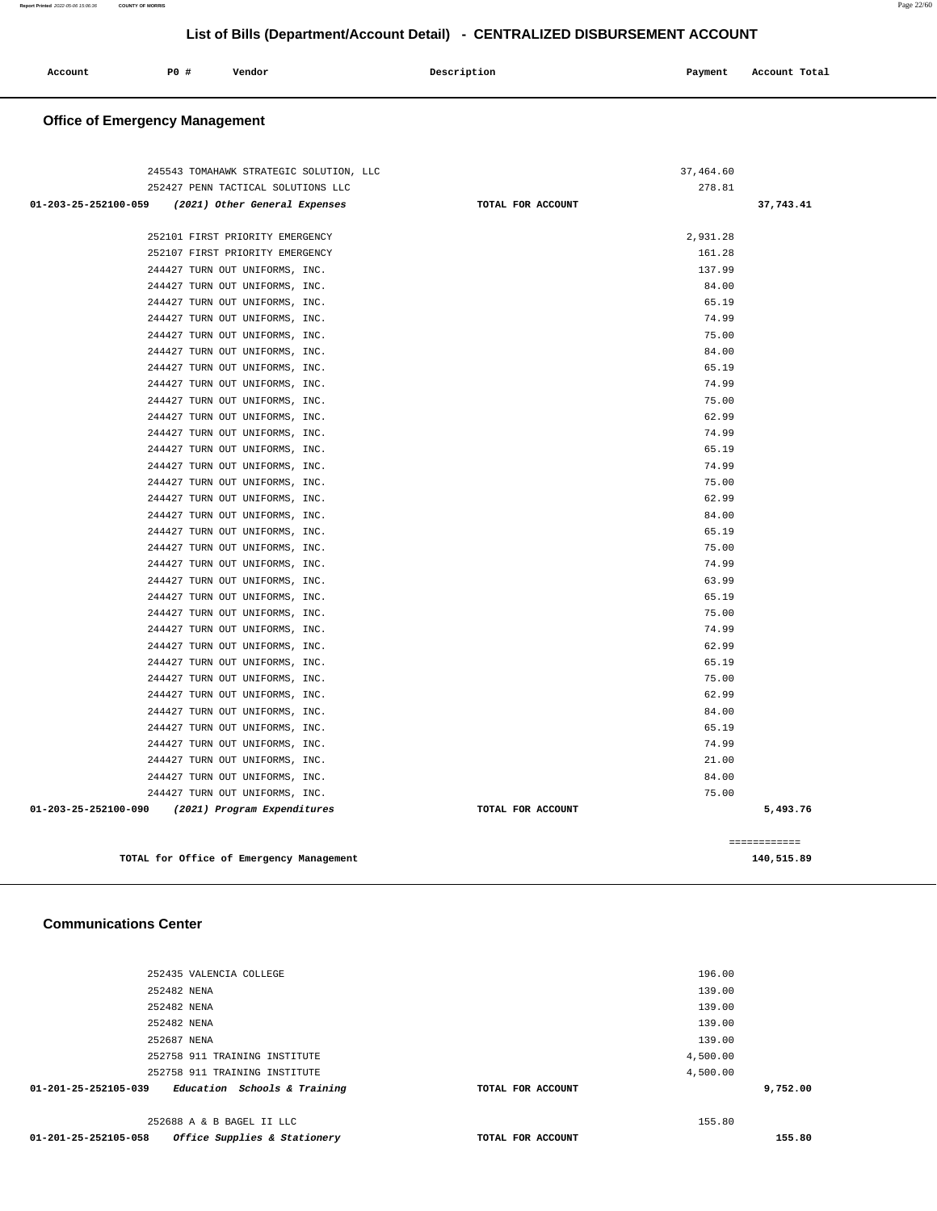## List of Bills (Department/Account Detail) - CENTRALIZED DISBURSEMENT ACCOUNT

| Account | PO # | Vendor | Description | Payment | Account Total |
|---|---|---|---|---|---|

### Office of Emergency Management

| Account | PO # | Vendor | Description | Payment | Account Total |
|---|---|---|---|---|---|
| | 245543 | TOMAHAWK STRATEGIC SOLUTION, LLC | | 37,464.60 | |
| | 252427 | PENN TACTICAL SOLUTIONS LLC | | 278.81 | |
| 01-203-25-252100-059 | | *(2021) Other General Expenses* | TOTAL FOR ACCOUNT | | 37,743.41 |
| | 252101 | FIRST PRIORITY EMERGENCY | | 2,931.28 | |
| | 252107 | FIRST PRIORITY EMERGENCY | | 161.28 | |
| | 244427 | TURN OUT UNIFORMS, INC. | | 137.99 | |
| | 244427 | TURN OUT UNIFORMS, INC. | | 84.00 | |
| | 244427 | TURN OUT UNIFORMS, INC. | | 65.19 | |
| | 244427 | TURN OUT UNIFORMS, INC. | | 74.99 | |
| | 244427 | TURN OUT UNIFORMS, INC. | | 75.00 | |
| | 244427 | TURN OUT UNIFORMS, INC. | | 84.00 | |
| | 244427 | TURN OUT UNIFORMS, INC. | | 65.19 | |
| | 244427 | TURN OUT UNIFORMS, INC. | | 74.99 | |
| | 244427 | TURN OUT UNIFORMS, INC. | | 75.00 | |
| | 244427 | TURN OUT UNIFORMS, INC. | | 62.99 | |
| | 244427 | TURN OUT UNIFORMS, INC. | | 74.99 | |
| | 244427 | TURN OUT UNIFORMS, INC. | | 65.19 | |
| | 244427 | TURN OUT UNIFORMS, INC. | | 74.99 | |
| | 244427 | TURN OUT UNIFORMS, INC. | | 75.00 | |
| | 244427 | TURN OUT UNIFORMS, INC. | | 62.99 | |
| | 244427 | TURN OUT UNIFORMS, INC. | | 84.00 | |
| | 244427 | TURN OUT UNIFORMS, INC. | | 65.19 | |
| | 244427 | TURN OUT UNIFORMS, INC. | | 75.00 | |
| | 244427 | TURN OUT UNIFORMS, INC. | | 74.99 | |
| | 244427 | TURN OUT UNIFORMS, INC. | | 63.99 | |
| | 244427 | TURN OUT UNIFORMS, INC. | | 65.19 | |
| | 244427 | TURN OUT UNIFORMS, INC. | | 75.00 | |
| | 244427 | TURN OUT UNIFORMS, INC. | | 74.99 | |
| | 244427 | TURN OUT UNIFORMS, INC. | | 62.99 | |
| | 244427 | TURN OUT UNIFORMS, INC. | | 65.19 | |
| | 244427 | TURN OUT UNIFORMS, INC. | | 75.00 | |
| | 244427 | TURN OUT UNIFORMS, INC. | | 62.99 | |
| | 244427 | TURN OUT UNIFORMS, INC. | | 84.00 | |
| | 244427 | TURN OUT UNIFORMS, INC. | | 65.19 | |
| | 244427 | TURN OUT UNIFORMS, INC. | | 74.99 | |
| | 244427 | TURN OUT UNIFORMS, INC. | | 21.00 | |
| | 244427 | TURN OUT UNIFORMS, INC. | | 84.00 | |
| | 244427 | TURN OUT UNIFORMS, INC. | | 75.00 | |
| 01-203-25-252100-090 | | *(2021) Program Expenditures* | TOTAL FOR ACCOUNT | | 5,493.76 |
| | | | | | ============ |
| | | **TOTAL for Office of Emergency Management** | | | **140,515.89** |

### Communications Center

| Account | PO # | Vendor | Description | Payment | Account Total |
|---|---|---|---|---|---|
| | 252435 | VALENCIA COLLEGE | | 196.00 | |
| | 252482 | NENA | | 139.00 | |
| | 252482 | NENA | | 139.00 | |
| | 252482 | NENA | | 139.00 | |
| | 252687 | NENA | | 139.00 | |
| | 252758 | 911 TRAINING INSTITUTE | | 4,500.00 | |
| | 252758 | 911 TRAINING INSTITUTE | | 4,500.00 | |
| 01-201-25-252105-039 | | *Education Schools & Training* | TOTAL FOR ACCOUNT | | 9,752.00 |
| | 252688 | A & B BAGEL II LLC | | 155.80 | |
| 01-201-25-252105-058 | | *Office Supplies & Stationery* | TOTAL FOR ACCOUNT | | 155.80 |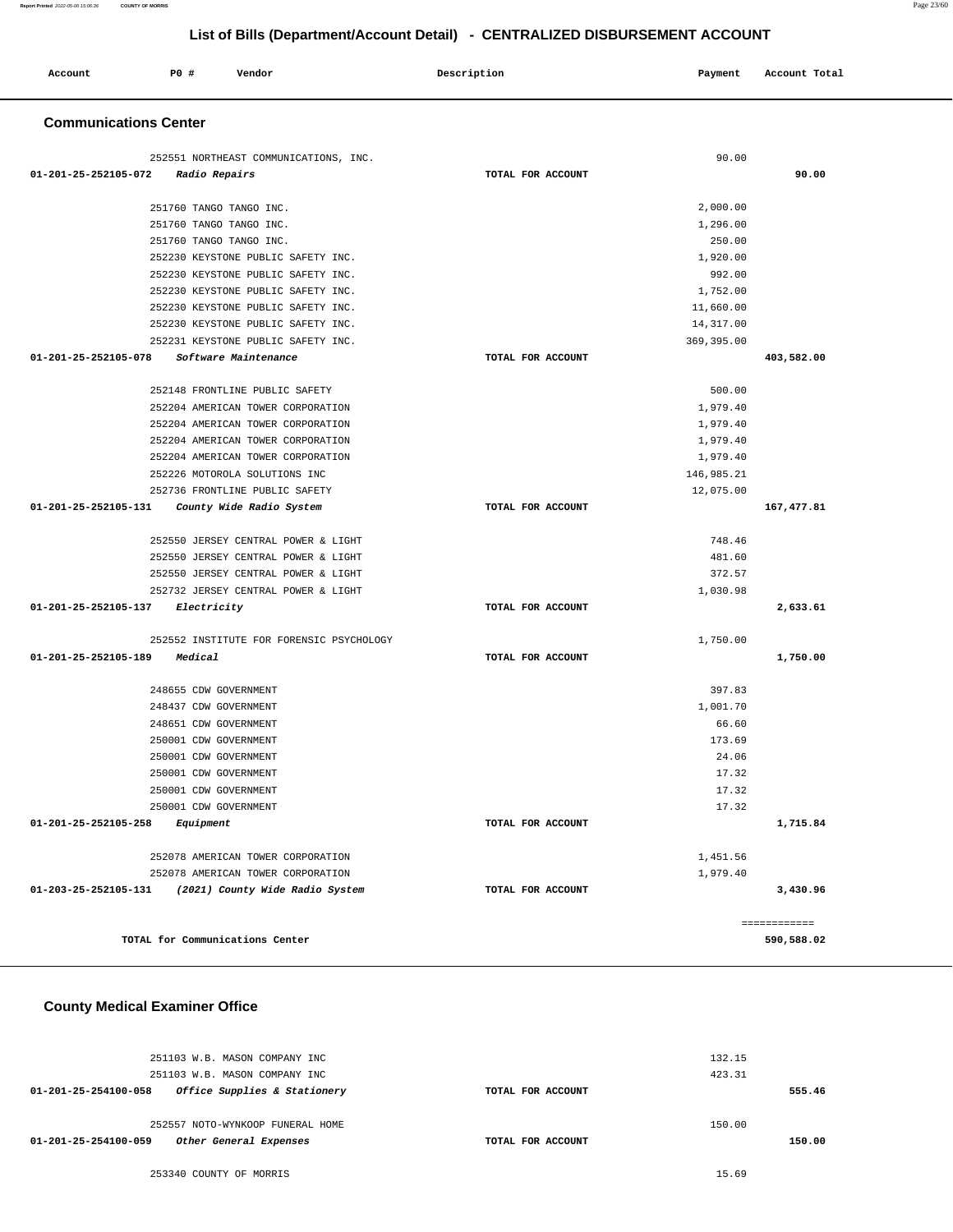## List of Bills (Department/Account Detail) - CENTRALIZED DISBURSEMENT ACCOUNT

| Account | PO # | Vendor | Description | Payment | Account Total |
|---|---|---|---|---|---|

### Communications Center

| Account | PO # | Vendor | Description | Payment | Account Total |
|---|---|---|---|---|---|
| | 252551 | NORTHEAST COMMUNICATIONS, INC. | | 90.00 | |
| 01-201-25-252105-072 | | *Radio Repairs* | TOTAL FOR ACCOUNT | | 90.00 |
| | 251760 | TANGO TANGO INC. | | 2,000.00 | |
| | 251760 | TANGO TANGO INC. | | 1,296.00 | |
| | 251760 | TANGO TANGO INC. | | 250.00 | |
| | 252230 | KEYSTONE PUBLIC SAFETY INC. | | 1,920.00 | |
| | 252230 | KEYSTONE PUBLIC SAFETY INC. | | 992.00 | |
| | 252230 | KEYSTONE PUBLIC SAFETY INC. | | 1,752.00 | |
| | 252230 | KEYSTONE PUBLIC SAFETY INC. | | 11,660.00 | |
| | 252230 | KEYSTONE PUBLIC SAFETY INC. | | 14,317.00 | |
| | 252231 | KEYSTONE PUBLIC SAFETY INC. | | 369,395.00 | |
| 01-201-25-252105-078 | | *Software Maintenance* | TOTAL FOR ACCOUNT | | 403,582.00 |
| | 252148 | FRONTLINE PUBLIC SAFETY | | 500.00 | |
| | 252204 | AMERICAN TOWER CORPORATION | | 1,979.40 | |
| | 252204 | AMERICAN TOWER CORPORATION | | 1,979.40 | |
| | 252204 | AMERICAN TOWER CORPORATION | | 1,979.40 | |
| | 252204 | AMERICAN TOWER CORPORATION | | 1,979.40 | |
| | 252226 | MOTOROLA SOLUTIONS INC | | 146,985.21 | |
| | 252736 | FRONTLINE PUBLIC SAFETY | | 12,075.00 | |
| 01-201-25-252105-131 | | *County Wide Radio System* | TOTAL FOR ACCOUNT | | 167,477.81 |
| | 252550 | JERSEY CENTRAL POWER & LIGHT | | 748.46 | |
| | 252550 | JERSEY CENTRAL POWER & LIGHT | | 481.60 | |
| | 252550 | JERSEY CENTRAL POWER & LIGHT | | 372.57 | |
| | 252732 | JERSEY CENTRAL POWER & LIGHT | | 1,030.98 | |
| 01-201-25-252105-137 | | *Electricity* | TOTAL FOR ACCOUNT | | 2,633.61 |
| | 252552 | INSTITUTE FOR FORENSIC PSYCHOLOGY | | 1,750.00 | |
| 01-201-25-252105-189 | | *Medical* | TOTAL FOR ACCOUNT | | 1,750.00 |
| | 248655 | CDW GOVERNMENT | | 397.83 | |
| | 248437 | CDW GOVERNMENT | | 1,001.70 | |
| | 248651 | CDW GOVERNMENT | | 66.60 | |
| | 250001 | CDW GOVERNMENT | | 173.69 | |
| | 250001 | CDW GOVERNMENT | | 24.06 | |
| | 250001 | CDW GOVERNMENT | | 17.32 | |
| | 250001 | CDW GOVERNMENT | | 17.32 | |
| | 250001 | CDW GOVERNMENT | | 17.32 | |
| 01-201-25-252105-258 | | *Equipment* | TOTAL FOR ACCOUNT | | 1,715.84 |
| | 252078 | AMERICAN TOWER CORPORATION | | 1,451.56 | |
| | 252078 | AMERICAN TOWER CORPORATION | | 1,979.40 | |
| 01-203-25-252105-131 | | *(2021) County Wide Radio System* | TOTAL FOR ACCOUNT | | 3,430.96 |
| | | | | | ============ |
| TOTAL for Communications Center | | | | | 590,588.02 |

### County Medical Examiner Office

| Account | PO # | Vendor | Description | Payment | Account Total |
|---|---|---|---|---|---|
| | 251103 | W.B. MASON COMPANY INC | | 132.15 | |
| | 251103 | W.B. MASON COMPANY INC | | 423.31 | |
| 01-201-25-254100-058 | | *Office Supplies & Stationery* | TOTAL FOR ACCOUNT | | 555.46 |
| | 252557 | NOTO-WYNKOOP FUNERAL HOME | | 150.00 | |
| 01-201-25-254100-059 | | *Other General Expenses* | TOTAL FOR ACCOUNT | | 150.00 |
| | 253340 | COUNTY OF MORRIS | | 15.69 | |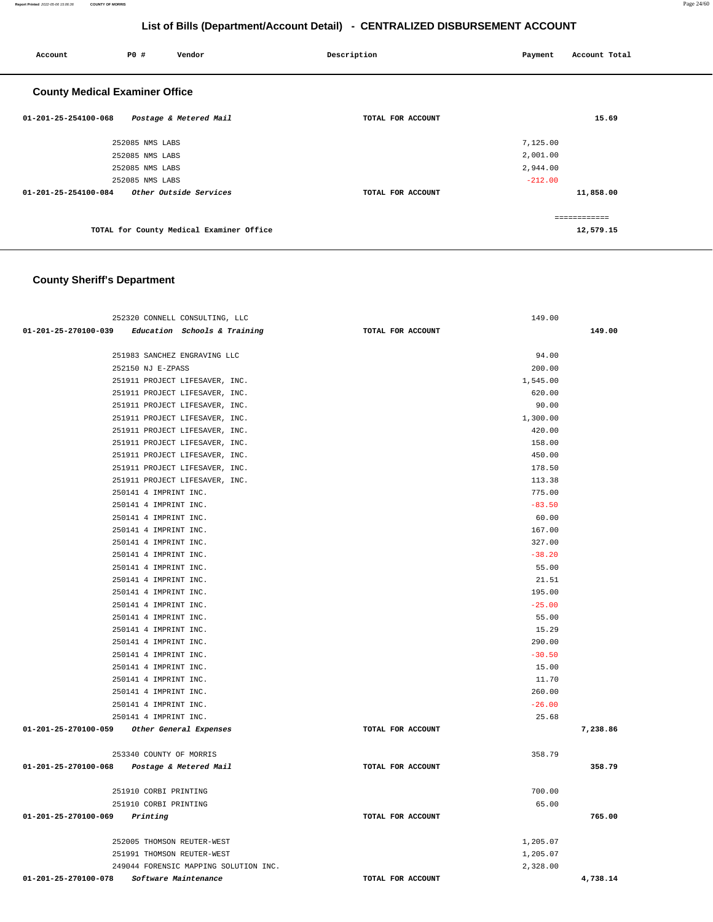# List of Bills (Department/Account Detail) - CENTRALIZED DISBURSEMENT ACCOUNT

| Account | PO # | Vendor | Description | Payment | Account Total |
|---|---|---|---|---|---|

## County Medical Examiner Office

| Account | PO # | Vendor | Description | Payment | Account Total |
|---|---|---|---|---|---|
| 01-201-25-254100-068 | | *Postage & Metered Mail* | TOTAL FOR ACCOUNT | | 15.69 |
| | 252085 | NMS LABS | | 7,125.00 | |
| | 252085 | NMS LABS | | 2,001.00 | |
| | 252085 | NMS LABS | | 2,944.00 | |
| | 252085 | NMS LABS | | -212.00 | |
| 01-201-25-254100-084 | | *Other Outside Services* | TOTAL FOR ACCOUNT | | 11,858.00 |
| | | | | | ============ |
| | | TOTAL for County Medical Examiner Office | | | 12,579.15 |

## County Sheriff's Department

| Account | PO # | Vendor | Description | Payment | Account Total |
|---|---|---|---|---|---|
| | 252320 | CONNELL CONSULTING, LLC | | 149.00 | |
| 01-201-25-270100-039 | | *Education Schools & Training* | TOTAL FOR ACCOUNT | | 149.00 |
| | 251983 | SANCHEZ ENGRAVING LLC | | 94.00 | |
| | 252150 | NJ E-ZPASS | | 200.00 | |
| | 251911 | PROJECT LIFESAVER, INC. | | 1,545.00 | |
| | 251911 | PROJECT LIFESAVER, INC. | | 620.00 | |
| | 251911 | PROJECT LIFESAVER, INC. | | 90.00 | |
| | 251911 | PROJECT LIFESAVER, INC. | | 1,300.00 | |
| | 251911 | PROJECT LIFESAVER, INC. | | 420.00 | |
| | 251911 | PROJECT LIFESAVER, INC. | | 158.00 | |
| | 251911 | PROJECT LIFESAVER, INC. | | 450.00 | |
| | 251911 | PROJECT LIFESAVER, INC. | | 178.50 | |
| | 251911 | PROJECT LIFESAVER, INC. | | 113.38 | |
| | 250141 | 4 IMPRINT INC. | | 775.00 | |
| | 250141 | 4 IMPRINT INC. | | -83.50 | |
| | 250141 | 4 IMPRINT INC. | | 60.00 | |
| | 250141 | 4 IMPRINT INC. | | 167.00 | |
| | 250141 | 4 IMPRINT INC. | | 327.00 | |
| | 250141 | 4 IMPRINT INC. | | -38.20 | |
| | 250141 | 4 IMPRINT INC. | | 55.00 | |
| | 250141 | 4 IMPRINT INC. | | 21.51 | |
| | 250141 | 4 IMPRINT INC. | | 195.00 | |
| | 250141 | 4 IMPRINT INC. | | -25.00 | |
| | 250141 | 4 IMPRINT INC. | | 55.00 | |
| | 250141 | 4 IMPRINT INC. | | 15.29 | |
| | 250141 | 4 IMPRINT INC. | | 290.00 | |
| | 250141 | 4 IMPRINT INC. | | -30.50 | |
| | 250141 | 4 IMPRINT INC. | | 15.00 | |
| | 250141 | 4 IMPRINT INC. | | 11.70 | |
| | 250141 | 4 IMPRINT INC. | | 260.00 | |
| | 250141 | 4 IMPRINT INC. | | -26.00 | |
| | 250141 | 4 IMPRINT INC. | | 25.68 | |
| 01-201-25-270100-059 | | *Other General Expenses* | TOTAL FOR ACCOUNT | | 7,238.86 |
| | 253340 | COUNTY OF MORRIS | | 358.79 | |
| 01-201-25-270100-068 | | *Postage & Metered Mail* | TOTAL FOR ACCOUNT | | 358.79 |
| | 251910 | CORBI PRINTING | | 700.00 | |
| | 251910 | CORBI PRINTING | | 65.00 | |
| 01-201-25-270100-069 | | *Printing* | TOTAL FOR ACCOUNT | | 765.00 |
| | 252005 | THOMSON REUTER-WEST | | 1,205.07 | |
| | 251991 | THOMSON REUTER-WEST | | 1,205.07 | |
| | 249044 | FORENSIC MAPPING SOLUTION INC. | | 2,328.00 | |
| 01-201-25-270100-078 | | *Software Maintenance* | TOTAL FOR ACCOUNT | | 4,738.14 |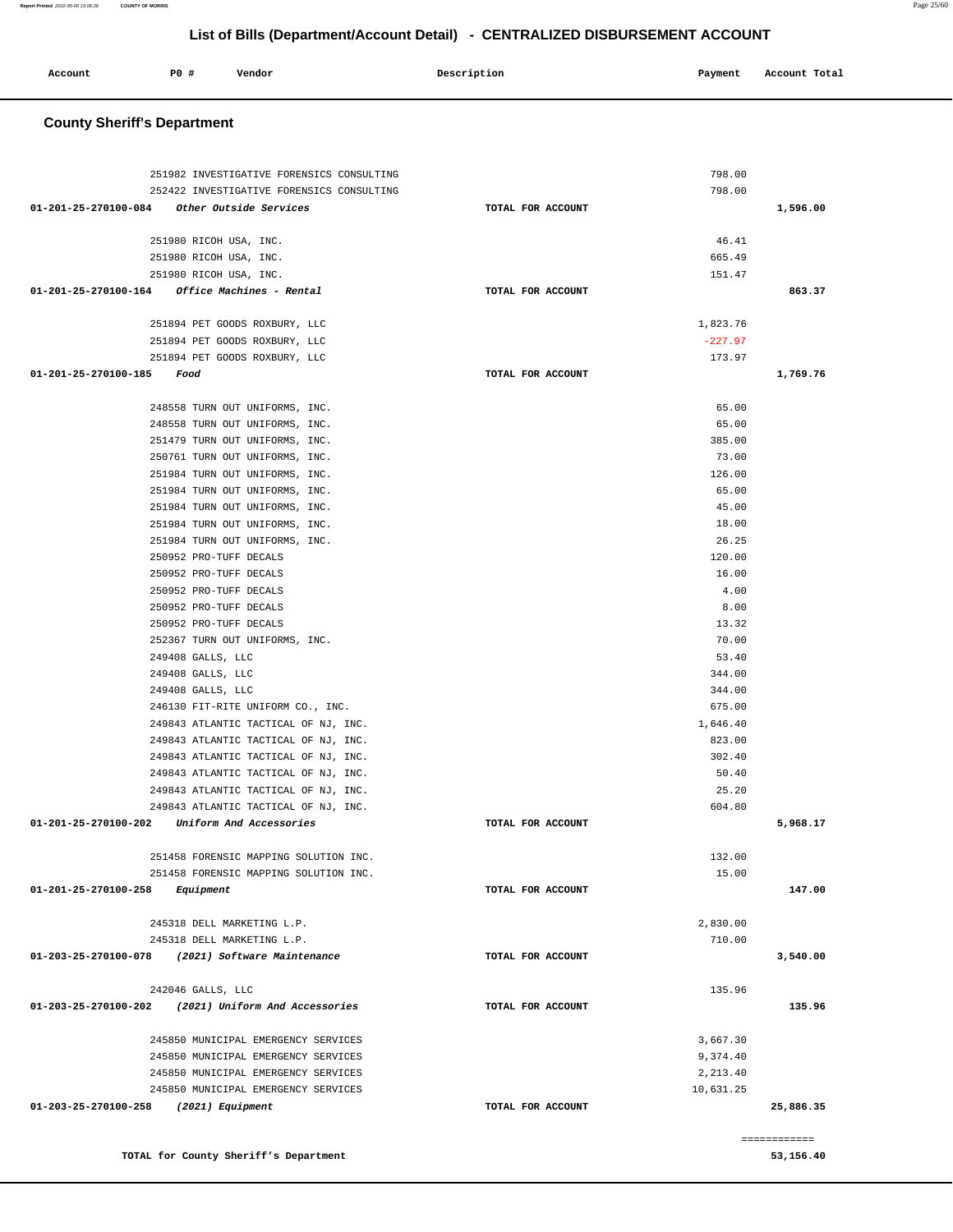# List of Bills (Department/Account Detail) - CENTRALIZED DISBURSEMENT ACCOUNT

| Account | PO # | Vendor | Description | Payment | Account Total |
|---|---|---|---|---|---|

## County Sheriff's Department

| Account | PO # | Vendor | Description | Payment | Account Total |
|---|---|---|---|---|---|
| | 251982 | INVESTIGATIVE FORENSICS CONSULTING | | 798.00 | |
| | 252422 | INVESTIGATIVE FORENSICS CONSULTING | | 798.00 | |
| 01-201-25-270100-084 | | *Other Outside Services* | TOTAL FOR ACCOUNT | | 1,596.00 |
| | 251980 | RICOH USA, INC. | | 46.41 | |
| | 251980 | RICOH USA, INC. | | 665.49 | |
| | 251980 | RICOH USA, INC. | | 151.47 | |
| 01-201-25-270100-164 | | *Office Machines - Rental* | TOTAL FOR ACCOUNT | | 863.37 |
| | 251894 | PET GOODS ROXBURY, LLC | | 1,823.76 | |
| | 251894 | PET GOODS ROXBURY, LLC | | -227.97 | |
| | 251894 | PET GOODS ROXBURY, LLC | | 173.97 | |
| 01-201-25-270100-185 | | *Food* | TOTAL FOR ACCOUNT | | 1,769.76 |
| | 248558 | TURN OUT UNIFORMS, INC. | | 65.00 | |
| | 248558 | TURN OUT UNIFORMS, INC. | | 65.00 | |
| | 251479 | TURN OUT UNIFORMS, INC. | | 385.00 | |
| | 250761 | TURN OUT UNIFORMS, INC. | | 73.00 | |
| | 251984 | TURN OUT UNIFORMS, INC. | | 126.00 | |
| | 251984 | TURN OUT UNIFORMS, INC. | | 65.00 | |
| | 251984 | TURN OUT UNIFORMS, INC. | | 45.00 | |
| | 251984 | TURN OUT UNIFORMS, INC. | | 18.00 | |
| | 251984 | TURN OUT UNIFORMS, INC. | | 26.25 | |
| | 250952 | PRO-TUFF DECALS | | 120.00 | |
| | 250952 | PRO-TUFF DECALS | | 16.00 | |
| | 250952 | PRO-TUFF DECALS | | 4.00 | |
| | 250952 | PRO-TUFF DECALS | | 8.00 | |
| | 250952 | PRO-TUFF DECALS | | 13.32 | |
| | 252367 | TURN OUT UNIFORMS, INC. | | 70.00 | |
| | 249408 | GALLS, LLC | | 53.40 | |
| | 249408 | GALLS, LLC | | 344.00 | |
| | 249408 | GALLS, LLC | | 344.00 | |
| | 246130 | FIT-RITE UNIFORM CO., INC. | | 675.00 | |
| | 249843 | ATLANTIC TACTICAL OF NJ, INC. | | 1,646.40 | |
| | 249843 | ATLANTIC TACTICAL OF NJ, INC. | | 823.00 | |
| | 249843 | ATLANTIC TACTICAL OF NJ, INC. | | 302.40 | |
| | 249843 | ATLANTIC TACTICAL OF NJ, INC. | | 50.40 | |
| | 249843 | ATLANTIC TACTICAL OF NJ, INC. | | 25.20 | |
| | 249843 | ATLANTIC TACTICAL OF NJ, INC. | | 604.80 | |
| 01-201-25-270100-202 | | *Uniform And Accessories* | TOTAL FOR ACCOUNT | | 5,968.17 |
| | 251458 | FORENSIC MAPPING SOLUTION INC. | | 132.00 | |
| | 251458 | FORENSIC MAPPING SOLUTION INC. | | 15.00 | |
| 01-201-25-270100-258 | | *Equipment* | TOTAL FOR ACCOUNT | | 147.00 |
| | 245318 | DELL MARKETING L.P. | | 2,830.00 | |
| | 245318 | DELL MARKETING L.P. | | 710.00 | |
| 01-203-25-270100-078 | | *(2021) Software Maintenance* | TOTAL FOR ACCOUNT | | 3,540.00 |
| | 242046 | GALLS, LLC | | 135.96 | |
| 01-203-25-270100-202 | | *(2021) Uniform And Accessories* | TOTAL FOR ACCOUNT | | 135.96 |
| | 245850 | MUNICIPAL EMERGENCY SERVICES | | 3,667.30 | |
| | 245850 | MUNICIPAL EMERGENCY SERVICES | | 9,374.40 | |
| | 245850 | MUNICIPAL EMERGENCY SERVICES | | 2,213.40 | |
| | 245850 | MUNICIPAL EMERGENCY SERVICES | | 10,631.25 | |
| 01-203-25-270100-258 | | *(2021) Equipment* | TOTAL FOR ACCOUNT | | 25,886.35 |

| | |
|---|---|
| TOTAL for County Sheriff's Department | 53,156.40 |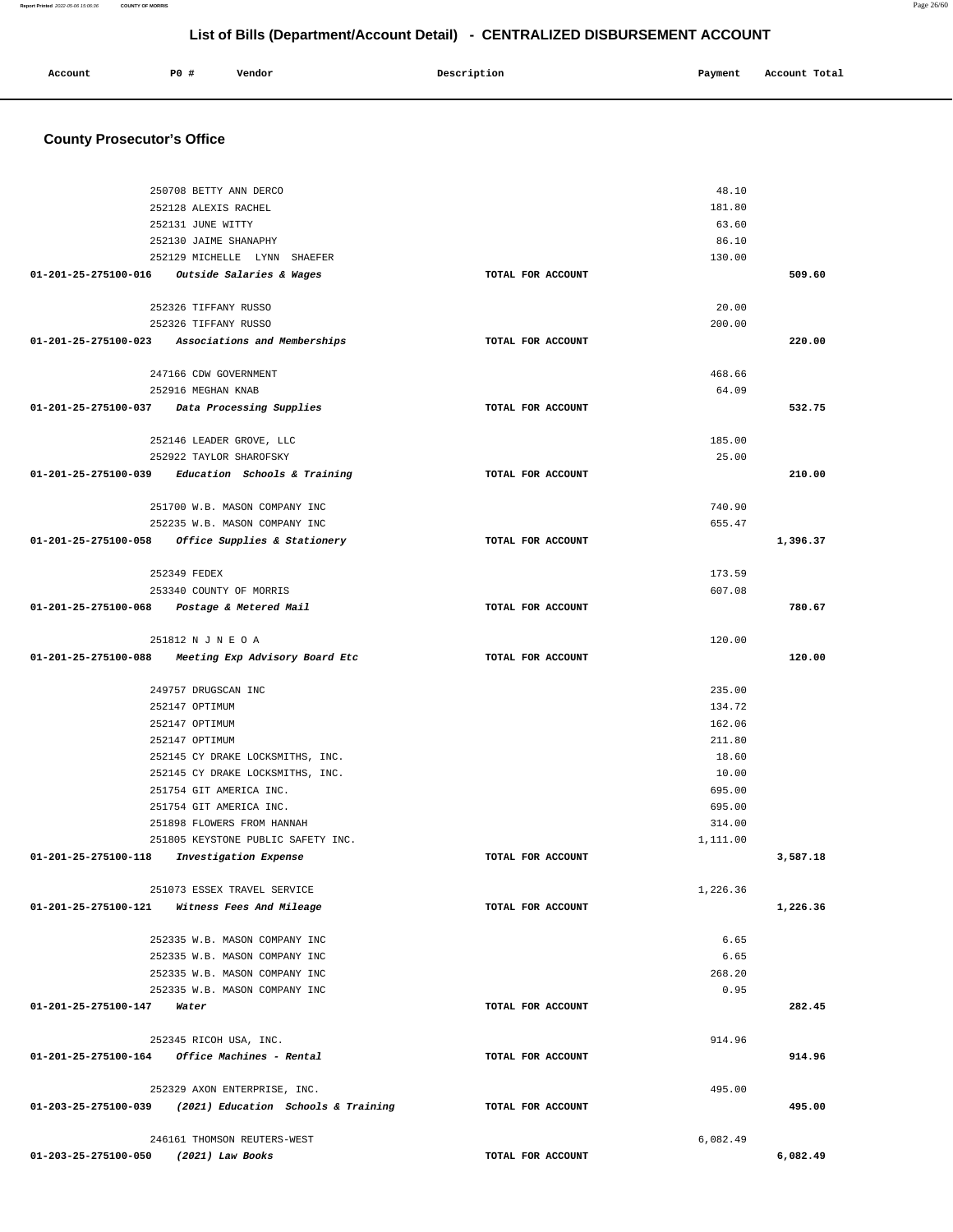# List of Bills (Department/Account Detail) - CENTRALIZED DISBURSEMENT ACCOUNT

| Account | PO # | Vendor | Description | Payment | Account Total |
|---|---|---|---|---|---|

## County Prosecutor's Office

| Account | PO # | Vendor | Description | Payment | Account Total |
|---|---|---|---|---|---|
| | 250708 | BETTY ANN DERCO | | 48.10 | |
| | 252128 | ALEXIS RACHEL | | 181.80 | |
| | 252131 | JUNE WITTY | | 63.60 | |
| | 252130 | JAIME SHANAPHY | | 86.10 | |
| | 252129 | MICHELLE LYNN SHAEFER | | 130.00 | |
| 01-201-25-275100-016 | | *Outside Salaries & Wages* | TOTAL FOR ACCOUNT | | 509.60 |
| | 252326 | TIFFANY RUSSO | | 20.00 | |
| | 252326 | TIFFANY RUSSO | | 200.00 | |
| 01-201-25-275100-023 | | *Associations and Memberships* | TOTAL FOR ACCOUNT | | 220.00 |
| | 247166 | CDW GOVERNMENT | | 468.66 | |
| | 252916 | MEGHAN KNAB | | 64.09 | |
| 01-201-25-275100-037 | | *Data Processing Supplies* | TOTAL FOR ACCOUNT | | 532.75 |
| | 252146 | LEADER GROVE, LLC | | 185.00 | |
| | 252922 | TAYLOR SHAROFSKY | | 25.00 | |
| 01-201-25-275100-039 | | *Education Schools & Training* | TOTAL FOR ACCOUNT | | 210.00 |
| | 251700 | W.B. MASON COMPANY INC | | 740.90 | |
| | 252235 | W.B. MASON COMPANY INC | | 655.47 | |
| 01-201-25-275100-058 | | *Office Supplies & Stationery* | TOTAL FOR ACCOUNT | | 1,396.37 |
| | 252349 | FEDEX | | 173.59 | |
| | 253340 | COUNTY OF MORRIS | | 607.08 | |
| 01-201-25-275100-068 | | *Postage & Metered Mail* | TOTAL FOR ACCOUNT | | 780.67 |
| | 251812 | N J N E O A | | 120.00 | |
| 01-201-25-275100-088 | | *Meeting Exp Advisory Board Etc* | TOTAL FOR ACCOUNT | | 120.00 |
| | 249757 | DRUGSCAN INC | | 235.00 | |
| | 252147 | OPTIMUM | | 134.72 | |
| | 252147 | OPTIMUM | | 162.06 | |
| | 252147 | OPTIMUM | | 211.80 | |
| | 252145 | CY DRAKE LOCKSMITHS, INC. | | 18.60 | |
| | 252145 | CY DRAKE LOCKSMITHS, INC. | | 10.00 | |
| | 251754 | GIT AMERICA INC. | | 695.00 | |
| | 251754 | GIT AMERICA INC. | | 695.00 | |
| | 251898 | FLOWERS FROM HANNAH | | 314.00 | |
| | 251805 | KEYSTONE PUBLIC SAFETY INC. | | 1,111.00 | |
| 01-201-25-275100-118 | | *Investigation Expense* | TOTAL FOR ACCOUNT | | 3,587.18 |
| | 251073 | ESSEX TRAVEL SERVICE | | 1,226.36 | |
| 01-201-25-275100-121 | | *Witness Fees And Mileage* | TOTAL FOR ACCOUNT | | 1,226.36 |
| | 252335 | W.B. MASON COMPANY INC | | 6.65 | |
| | 252335 | W.B. MASON COMPANY INC | | 6.65 | |
| | 252335 | W.B. MASON COMPANY INC | | 268.20 | |
| | 252335 | W.B. MASON COMPANY INC | | 0.95 | |
| 01-201-25-275100-147 | | *Water* | TOTAL FOR ACCOUNT | | 282.45 |
| | 252345 | RICOH USA, INC. | | 914.96 | |
| 01-201-25-275100-164 | | *Office Machines - Rental* | TOTAL FOR ACCOUNT | | 914.96 |
| | 252329 | AXON ENTERPRISE, INC. | | 495.00 | |
| 01-203-25-275100-039 | | *(2021) Education Schools & Training* | TOTAL FOR ACCOUNT | | 495.00 |
| | 246161 | THOMSON REUTERS-WEST | | 6,082.49 | |
| 01-203-25-275100-050 | | *(2021) Law Books* | TOTAL FOR ACCOUNT | | 6,082.49 |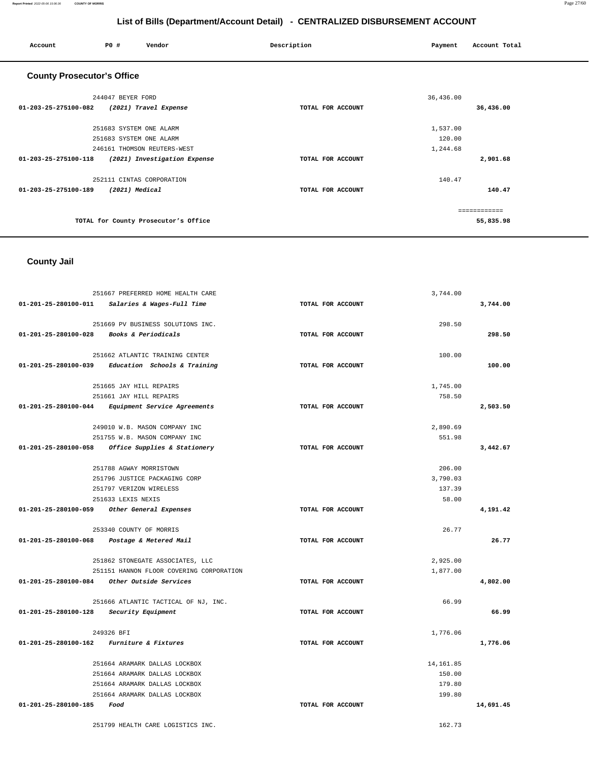## List of Bills (Department/Account Detail) - CENTRALIZED DISBURSEMENT ACCOUNT

| Account | PO # | Vendor | Description | Payment | Account Total |
|---|---|---|---|---|---|

### County Prosecutor's Office

| Account | PO # | Vendor | Description | Payment | Account Total |
|---|---|---|---|---|---|
| | 244047 | BEYER FORD | | 36,436.00 | |
| 01-203-25-275100-082 | | *(2021) Travel Expense* | TOTAL FOR ACCOUNT | | 36,436.00 |
| | 251683 | SYSTEM ONE ALARM | | 1,537.00 | |
| | 251683 | SYSTEM ONE ALARM | | 120.00 | |
| | 246161 | THOMSON REUTERS-WEST | | 1,244.68 | |
| 01-203-25-275100-118 | | *(2021) Investigation Expense* | TOTAL FOR ACCOUNT | | 2,901.68 |
| | 252111 | CINTAS CORPORATION | | 140.47 | |
| 01-203-25-275100-189 | | *(2021) Medical* | TOTAL FOR ACCOUNT | | 140.47 |
| | | | | | ============ |
| | | TOTAL for County Prosecutor's Office | | | 55,835.98 |

### County Jail

| Account | PO # | Vendor | Description | Payment | Account Total |
|---|---|---|---|---|---|
| | 251667 | PREFERRED HOME HEALTH CARE | | 3,744.00 | |
| 01-201-25-280100-011 | | *Salaries & Wages-Full Time* | TOTAL FOR ACCOUNT | | 3,744.00 |
| | 251669 | PV BUSINESS SOLUTIONS INC. | | 298.50 | |
| 01-201-25-280100-028 | | *Books & Periodicals* | TOTAL FOR ACCOUNT | | 298.50 |
| | 251662 | ATLANTIC TRAINING CENTER | | 100.00 | |
| 01-201-25-280100-039 | | *Education Schools & Training* | TOTAL FOR ACCOUNT | | 100.00 |
| | 251665 | JAY HILL REPAIRS | | 1,745.00 | |
| | 251661 | JAY HILL REPAIRS | | 758.50 | |
| 01-201-25-280100-044 | | *Equipment Service Agreements* | TOTAL FOR ACCOUNT | | 2,503.50 |
| | 249010 | W.B. MASON COMPANY INC | | 2,890.69 | |
| | 251755 | W.B. MASON COMPANY INC | | 551.98 | |
| 01-201-25-280100-058 | | *Office Supplies & Stationery* | TOTAL FOR ACCOUNT | | 3,442.67 |
| | 251788 | AGWAY MORRISTOWN | | 206.00 | |
| | 251796 | JUSTICE PACKAGING CORP | | 3,790.03 | |
| | 251797 | VERIZON WIRELESS | | 137.39 | |
| | 251633 | LEXIS NEXIS | | 58.00 | |
| 01-201-25-280100-059 | | *Other General Expenses* | TOTAL FOR ACCOUNT | | 4,191.42 |
| | 253340 | COUNTY OF MORRIS | | 26.77 | |
| 01-201-25-280100-068 | | *Postage & Metered Mail* | TOTAL FOR ACCOUNT | | 26.77 |
| | 251862 | STONEGATE ASSOCIATES, LLC | | 2,925.00 | |
| | 251151 | HANNON FLOOR COVERING CORPORATION | | 1,877.00 | |
| 01-201-25-280100-084 | | *Other Outside Services* | TOTAL FOR ACCOUNT | | 4,802.00 |
| | 251666 | ATLANTIC TACTICAL OF NJ, INC. | | 66.99 | |
| 01-201-25-280100-128 | | *Security Equipment* | TOTAL FOR ACCOUNT | | 66.99 |
| | 249326 | BFI | | 1,776.06 | |
| 01-201-25-280100-162 | | *Furniture & Fixtures* | TOTAL FOR ACCOUNT | | 1,776.06 |
| | 251664 | ARAMARK DALLAS LOCKBOX | | 14,161.85 | |
| | 251664 | ARAMARK DALLAS LOCKBOX | | 150.00 | |
| | 251664 | ARAMARK DALLAS LOCKBOX | | 179.80 | |
| | 251664 | ARAMARK DALLAS LOCKBOX | | 199.80 | |
| 01-201-25-280100-185 | | *Food* | TOTAL FOR ACCOUNT | | 14,691.45 |
| | 251799 | HEALTH CARE LOGISTICS INC. | | 162.73 | |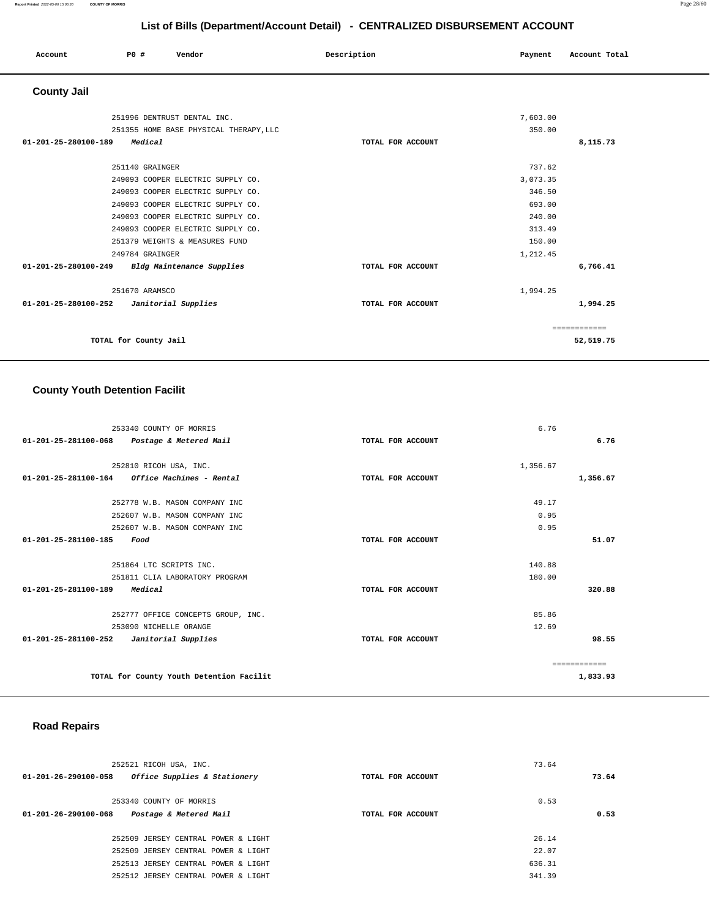## List of Bills (Department/Account Detail) - CENTRALIZED DISBURSEMENT ACCOUNT

| Account | PO # | Vendor | Description | Payment | Account Total |
|---|---|---|---|---|---|

### County Jail

| Account | PO # | Vendor | Description | Payment | Account Total |
|---|---|---|---|---|---|
| | 251996 | DENTRUST DENTAL INC. | | 7,603.00 | |
| | 251355 | HOME BASE PHYSICAL THERAPY,LLC | | 350.00 | |
| 01-201-25-280100-189 | | *Medical* | TOTAL FOR ACCOUNT | | 8,115.73 |
| | 251140 | GRAINGER | | 737.62 | |
| | 249093 | COOPER ELECTRIC SUPPLY CO. | | 3,073.35 | |
| | 249093 | COOPER ELECTRIC SUPPLY CO. | | 346.50 | |
| | 249093 | COOPER ELECTRIC SUPPLY CO. | | 693.00 | |
| | 249093 | COOPER ELECTRIC SUPPLY CO. | | 240.00 | |
| | 249093 | COOPER ELECTRIC SUPPLY CO. | | 313.49 | |
| | 251379 | WEIGHTS & MEASURES FUND | | 150.00 | |
| | 249784 | GRAINGER | | 1,212.45 | |
| 01-201-25-280100-249 | | *Bldg Maintenance Supplies* | TOTAL FOR ACCOUNT | | 6,766.41 |
| | 251670 | ARAMSCO | | 1,994.25 | |
| 01-201-25-280100-252 | | *Janitorial Supplies* | TOTAL FOR ACCOUNT | | 1,994.25 |
| | | | | | ============ |
| | | TOTAL for County Jail | | | 52,519.75 |

### County Youth Detention Facilit

| Account | PO # | Vendor | Description | Payment | Account Total |
|---|---|---|---|---|---|
| | 253340 | COUNTY OF MORRIS | | 6.76 | |
| 01-201-25-281100-068 | | *Postage & Metered Mail* | TOTAL FOR ACCOUNT | | 6.76 |
| | 252810 | RICOH USA, INC. | | 1,356.67 | |
| 01-201-25-281100-164 | | *Office Machines - Rental* | TOTAL FOR ACCOUNT | | 1,356.67 |
| | 252778 | W.B. MASON COMPANY INC | | 49.17 | |
| | 252607 | W.B. MASON COMPANY INC | | 0.95 | |
| | 252607 | W.B. MASON COMPANY INC | | 0.95 | |
| 01-201-25-281100-185 | | *Food* | TOTAL FOR ACCOUNT | | 51.07 |
| | 251864 | LTC SCRIPTS INC. | | 140.88 | |
| | 251811 | CLIA LABORATORY PROGRAM | | 180.00 | |
| 01-201-25-281100-189 | | *Medical* | TOTAL FOR ACCOUNT | | 320.88 |
| | 252777 | OFFICE CONCEPTS GROUP, INC. | | 85.86 | |
| | 253090 | NICHELLE ORANGE | | 12.69 | |
| 01-201-25-281100-252 | | *Janitorial Supplies* | TOTAL FOR ACCOUNT | | 98.55 |
| | | | | | ============ |
| | | TOTAL for County Youth Detention Facilit | | | 1,833.93 |

### Road Repairs

| Account | PO # | Vendor | Description | Payment | Account Total |
|---|---|---|---|---|---|
| | 252521 | RICOH USA, INC. | | 73.64 | |
| 01-201-26-290100-058 | | *Office Supplies & Stationery* | TOTAL FOR ACCOUNT | | 73.64 |
| | 253340 | COUNTY OF MORRIS | | 0.53 | |
| 01-201-26-290100-068 | | *Postage & Metered Mail* | TOTAL FOR ACCOUNT | | 0.53 |
| | 252509 | JERSEY CENTRAL POWER & LIGHT | | 26.14 | |
| | 252509 | JERSEY CENTRAL POWER & LIGHT | | 22.07 | |
| | 252513 | JERSEY CENTRAL POWER & LIGHT | | 636.31 | |
| | 252512 | JERSEY CENTRAL POWER & LIGHT | | 341.39 | |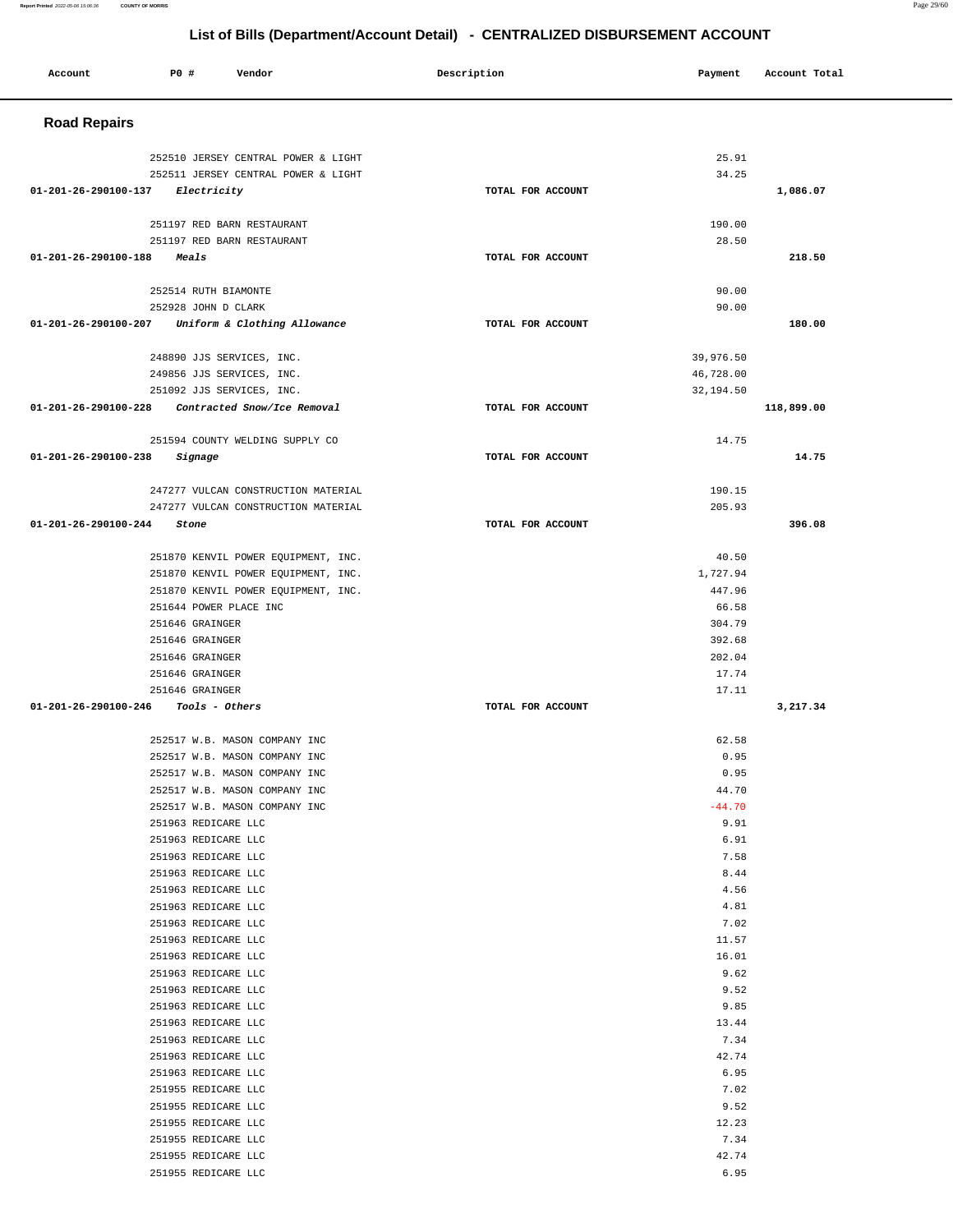## List of Bills (Department/Account Detail) - CENTRALIZED DISBURSEMENT ACCOUNT

| Account | PO # | Vendor | Description | Payment | Account Total |
|---|---|---|---|---|---|

### Road Repairs

| Account | PO # | Vendor | Description | Payment | Account Total |
|---|---|---|---|---|---|
| | 252510 | JERSEY CENTRAL POWER & LIGHT | | 25.91 | |
| | 252511 | JERSEY CENTRAL POWER & LIGHT | | 34.25 | |
| 01-201-26-290100-137 | | *Electricity* | TOTAL FOR ACCOUNT | | 1,086.07 |
| | 251197 | RED BARN RESTAURANT | | 190.00 | |
| | 251197 | RED BARN RESTAURANT | | 28.50 | |
| 01-201-26-290100-188 | | *Meals* | TOTAL FOR ACCOUNT | | 218.50 |
| | 252514 | RUTH BIAMONTE | | 90.00 | |
| | 252928 | JOHN D CLARK | | 90.00 | |
| 01-201-26-290100-207 | | *Uniform & Clothing Allowance* | TOTAL FOR ACCOUNT | | 180.00 |
| | 248890 | JJS SERVICES, INC. | | 39,976.50 | |
| | 249856 | JJS SERVICES, INC. | | 46,728.00 | |
| | 251092 | JJS SERVICES, INC. | | 32,194.50 | |
| 01-201-26-290100-228 | | *Contracted Snow/Ice Removal* | TOTAL FOR ACCOUNT | | 118,899.00 |
| | 251594 | COUNTY WELDING SUPPLY CO | | 14.75 | |
| 01-201-26-290100-238 | | *Signage* | TOTAL FOR ACCOUNT | | 14.75 |
| | 247277 | VULCAN CONSTRUCTION MATERIAL | | 190.15 | |
| | 247277 | VULCAN CONSTRUCTION MATERIAL | | 205.93 | |
| 01-201-26-290100-244 | | *Stone* | TOTAL FOR ACCOUNT | | 396.08 |
| | 251870 | KENVIL POWER EQUIPMENT, INC. | | 40.50 | |
| | 251870 | KENVIL POWER EQUIPMENT, INC. | | 1,727.94 | |
| | 251870 | KENVIL POWER EQUIPMENT, INC. | | 447.96 | |
| | 251644 | POWER PLACE INC | | 66.58 | |
| | 251646 | GRAINGER | | 304.79 | |
| | 251646 | GRAINGER | | 392.68 | |
| | 251646 | GRAINGER | | 202.04 | |
| | 251646 | GRAINGER | | 17.74 | |
| | 251646 | GRAINGER | | 17.11 | |
| 01-201-26-290100-246 | | *Tools - Others* | TOTAL FOR ACCOUNT | | 3,217.34 |
| | 252517 | W.B. MASON COMPANY INC | | 62.58 | |
| | 252517 | W.B. MASON COMPANY INC | | 0.95 | |
| | 252517 | W.B. MASON COMPANY INC | | 0.95 | |
| | 252517 | W.B. MASON COMPANY INC | | 44.70 | |
| | 252517 | W.B. MASON COMPANY INC | | -44.70 | |
| | 251963 | REDICARE LLC | | 9.91 | |
| | 251963 | REDICARE LLC | | 6.91 | |
| | 251963 | REDICARE LLC | | 7.58 | |
| | 251963 | REDICARE LLC | | 8.44 | |
| | 251963 | REDICARE LLC | | 4.56 | |
| | 251963 | REDICARE LLC | | 4.81 | |
| | 251963 | REDICARE LLC | | 7.02 | |
| | 251963 | REDICARE LLC | | 11.57 | |
| | 251963 | REDICARE LLC | | 16.01 | |
| | 251963 | REDICARE LLC | | 9.62 | |
| | 251963 | REDICARE LLC | | 9.52 | |
| | 251963 | REDICARE LLC | | 9.85 | |
| | 251963 | REDICARE LLC | | 13.44 | |
| | 251963 | REDICARE LLC | | 7.34 | |
| | 251963 | REDICARE LLC | | 42.74 | |
| | 251963 | REDICARE LLC | | 6.95 | |
| | 251955 | REDICARE LLC | | 7.02 | |
| | 251955 | REDICARE LLC | | 9.52 | |
| | 251955 | REDICARE LLC | | 12.23 | |
| | 251955 | REDICARE LLC | | 7.34 | |
| | 251955 | REDICARE LLC | | 42.74 | |
| | 251955 | REDICARE LLC | | 6.95 | |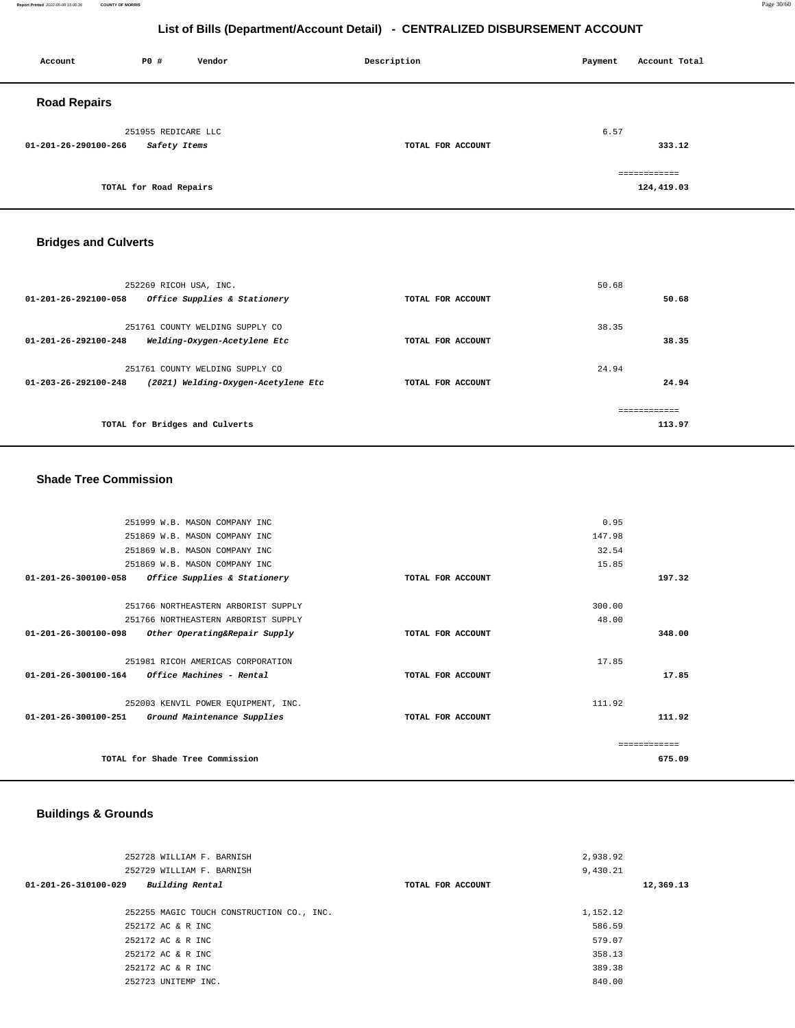## List of Bills (Department/Account Detail) - CENTRALIZED DISBURSEMENT ACCOUNT

| Account | PO # | Vendor | Description | Payment | Account Total |
|---|---|---|---|---|---|

### Road Repairs

| Account | PO # | Vendor | Description | Payment | Account Total |
|---|---|---|---|---|---|
| | 251955 | REDICARE LLC | | 6.57 | |
| 01-201-26-290100-266 | | *Safety Items* | TOTAL FOR ACCOUNT | | 333.12 |
| | | | | | ============ |
| | | TOTAL for Road Repairs | | | 124,419.03 |

### Bridges and Culverts

| Account | PO # | Vendor | Description | Payment | Account Total |
|---|---|---|---|---|---|
| | 252269 | RICOH USA, INC. | | 50.68 | |
| 01-201-26-292100-058 | | *Office Supplies & Stationery* | TOTAL FOR ACCOUNT | | 50.68 |
| | 251761 | COUNTY WELDING SUPPLY CO | | 38.35 | |
| 01-201-26-292100-248 | | *Welding-Oxygen-Acetylene Etc* | TOTAL FOR ACCOUNT | | 38.35 |
| | 251761 | COUNTY WELDING SUPPLY CO | | 24.94 | |
| 01-203-26-292100-248 | | *(2021) Welding-Oxygen-Acetylene Etc* | TOTAL FOR ACCOUNT | | 24.94 |
| | | | | | ============ |
| | | TOTAL for Bridges and Culverts | | | 113.97 |

### Shade Tree Commission

| Account | PO # | Vendor | Description | Payment | Account Total |
|---|---|---|---|---|---|
| | 251999 | W.B. MASON COMPANY INC | | 0.95 | |
| | 251869 | W.B. MASON COMPANY INC | | 147.98 | |
| | 251869 | W.B. MASON COMPANY INC | | 32.54 | |
| | 251869 | W.B. MASON COMPANY INC | | 15.85 | |
| 01-201-26-300100-058 | | *Office Supplies & Stationery* | TOTAL FOR ACCOUNT | | 197.32 |
| | 251766 | NORTHEASTERN ARBORIST SUPPLY | | 300.00 | |
| | 251766 | NORTHEASTERN ARBORIST SUPPLY | | 48.00 | |
| 01-201-26-300100-098 | | *Other Operating&Repair Supply* | TOTAL FOR ACCOUNT | | 348.00 |
| | 251981 | RICOH AMERICAS CORPORATION | | 17.85 | |
| 01-201-26-300100-164 | | *Office Machines - Rental* | TOTAL FOR ACCOUNT | | 17.85 |
| | 252003 | KENVIL POWER EQUIPMENT, INC. | | 111.92 | |
| 01-201-26-300100-251 | | *Ground Maintenance Supplies* | TOTAL FOR ACCOUNT | | 111.92 |
| | | | | | ============ |
| | | TOTAL for Shade Tree Commission | | | 675.09 |

### Buildings & Grounds

| Account | PO # | Vendor | Description | Payment | Account Total |
|---|---|---|---|---|---|
| | 252728 | WILLIAM F. BARNISH | | 2,938.92 | |
| | 252729 | WILLIAM F. BARNISH | | 9,430.21 | |
| 01-201-26-310100-029 | | *Building Rental* | TOTAL FOR ACCOUNT | | 12,369.13 |
| | 252255 | MAGIC TOUCH CONSTRUCTION CO., INC. | | 1,152.12 | |
| | 252172 | AC & R INC | | 586.59 | |
| | 252172 | AC & R INC | | 579.07 | |
| | 252172 | AC & R INC | | 358.13 | |
| | 252172 | AC & R INC | | 389.38 | |
| | 252723 | UNITEMP INC. | | 840.00 | |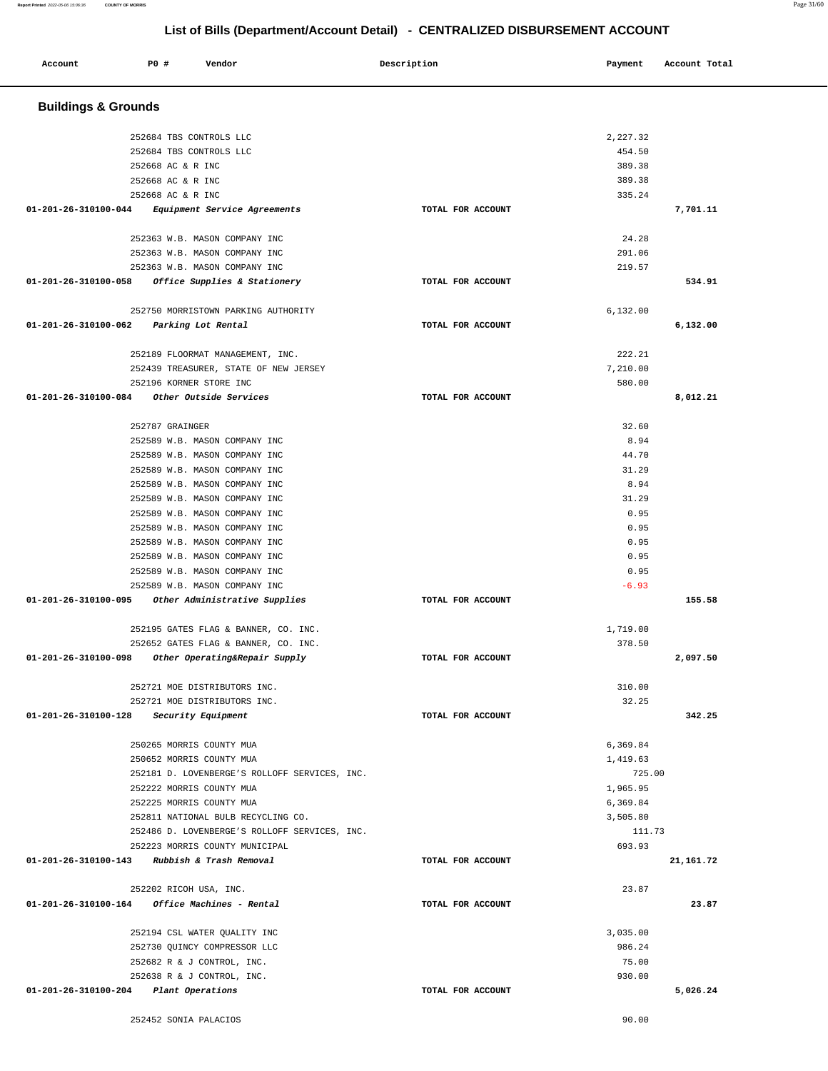# List of Bills (Department/Account Detail) - CENTRALIZED DISBURSEMENT ACCOUNT

| Account | PO # | Vendor | Description | Payment | Account Total |
|---|---|---|---|---|---|

## Buildings & Grounds

| Account | PO # | Vendor | Description | Payment | Account Total |
|---|---|---|---|---|---|
| | 252684 | TBS CONTROLS LLC | | 2,227.32 | |
| | 252684 | TBS CONTROLS LLC | | 454.50 | |
| | 252668 | AC & R INC | | 389.38 | |
| | 252668 | AC & R INC | | 389.38 | |
| | 252668 | AC & R INC | | 335.24 | |
| **01-201-26-310100-044** | | *Equipment Service Agreements* | TOTAL FOR ACCOUNT | | **7,701.11** |
| | 252363 | W.B. MASON COMPANY INC | | 24.28 | |
| | 252363 | W.B. MASON COMPANY INC | | 291.06 | |
| | 252363 | W.B. MASON COMPANY INC | | 219.57 | |
| **01-201-26-310100-058** | | *Office Supplies & Stationery* | TOTAL FOR ACCOUNT | | **534.91** |
| | 252750 | MORRISTOWN PARKING AUTHORITY | | 6,132.00 | |
| **01-201-26-310100-062** | | *Parking Lot Rental* | TOTAL FOR ACCOUNT | | **6,132.00** |
| | 252189 | FLOORMAT MANAGEMENT, INC. | | 222.21 | |
| | 252439 | TREASURER, STATE OF NEW JERSEY | | 7,210.00 | |
| | 252196 | KORNER STORE INC | | 580.00 | |
| **01-201-26-310100-084** | | *Other Outside Services* | TOTAL FOR ACCOUNT | | **8,012.21** |
| | 252787 | GRAINGER | | 32.60 | |
| | 252589 | W.B. MASON COMPANY INC | | 8.94 | |
| | 252589 | W.B. MASON COMPANY INC | | 44.70 | |
| | 252589 | W.B. MASON COMPANY INC | | 31.29 | |
| | 252589 | W.B. MASON COMPANY INC | | 8.94 | |
| | 252589 | W.B. MASON COMPANY INC | | 31.29 | |
| | 252589 | W.B. MASON COMPANY INC | | 0.95 | |
| | 252589 | W.B. MASON COMPANY INC | | 0.95 | |
| | 252589 | W.B. MASON COMPANY INC | | 0.95 | |
| | 252589 | W.B. MASON COMPANY INC | | 0.95 | |
| | 252589 | W.B. MASON COMPANY INC | | 0.95 | |
| | 252589 | W.B. MASON COMPANY INC | | -6.93 | |
| **01-201-26-310100-095** | | *Other Administrative Supplies* | TOTAL FOR ACCOUNT | | **155.58** |
| | 252195 | GATES FLAG & BANNER, CO. INC. | | 1,719.00 | |
| | 252652 | GATES FLAG & BANNER, CO. INC. | | 378.50 | |
| **01-201-26-310100-098** | | *Other Operating&Repair Supply* | TOTAL FOR ACCOUNT | | **2,097.50** |
| | 252721 | MOE DISTRIBUTORS INC. | | 310.00 | |
| | 252721 | MOE DISTRIBUTORS INC. | | 32.25 | |
| **01-201-26-310100-128** | | *Security Equipment* | TOTAL FOR ACCOUNT | | **342.25** |
| | 250265 | MORRIS COUNTY MUA | | 6,369.84 | |
| | 250652 | MORRIS COUNTY MUA | | 1,419.63 | |
| | 252181 | D. LOVENBERGE'S ROLLOFF SERVICES, INC. | | 725.00 | |
| | 252222 | MORRIS COUNTY MUA | | 1,965.95 | |
| | 252225 | MORRIS COUNTY MUA | | 6,369.84 | |
| | 252811 | NATIONAL BULB RECYCLING CO. | | 3,505.80 | |
| | 252486 | D. LOVENBERGE'S ROLLOFF SERVICES, INC. | | 111.73 | |
| | 252223 | MORRIS COUNTY MUNICIPAL | | 693.93 | |
| **01-201-26-310100-143** | | *Rubbish & Trash Removal* | TOTAL FOR ACCOUNT | | **21,161.72** |
| | 252202 | RICOH USA, INC. | | 23.87 | |
| **01-201-26-310100-164** | | *Office Machines - Rental* | TOTAL FOR ACCOUNT | | **23.87** |
| | 252194 | CSL WATER QUALITY INC | | 3,035.00 | |
| | 252730 | QUINCY COMPRESSOR LLC | | 986.24 | |
| | 252682 | R & J CONTROL, INC. | | 75.00 | |
| | 252638 | R & J CONTROL, INC. | | 930.00 | |
| **01-201-26-310100-204** | | *Plant Operations* | TOTAL FOR ACCOUNT | | **5,026.24** |
| | 252452 | SONIA PALACIOS | | 90.00 | |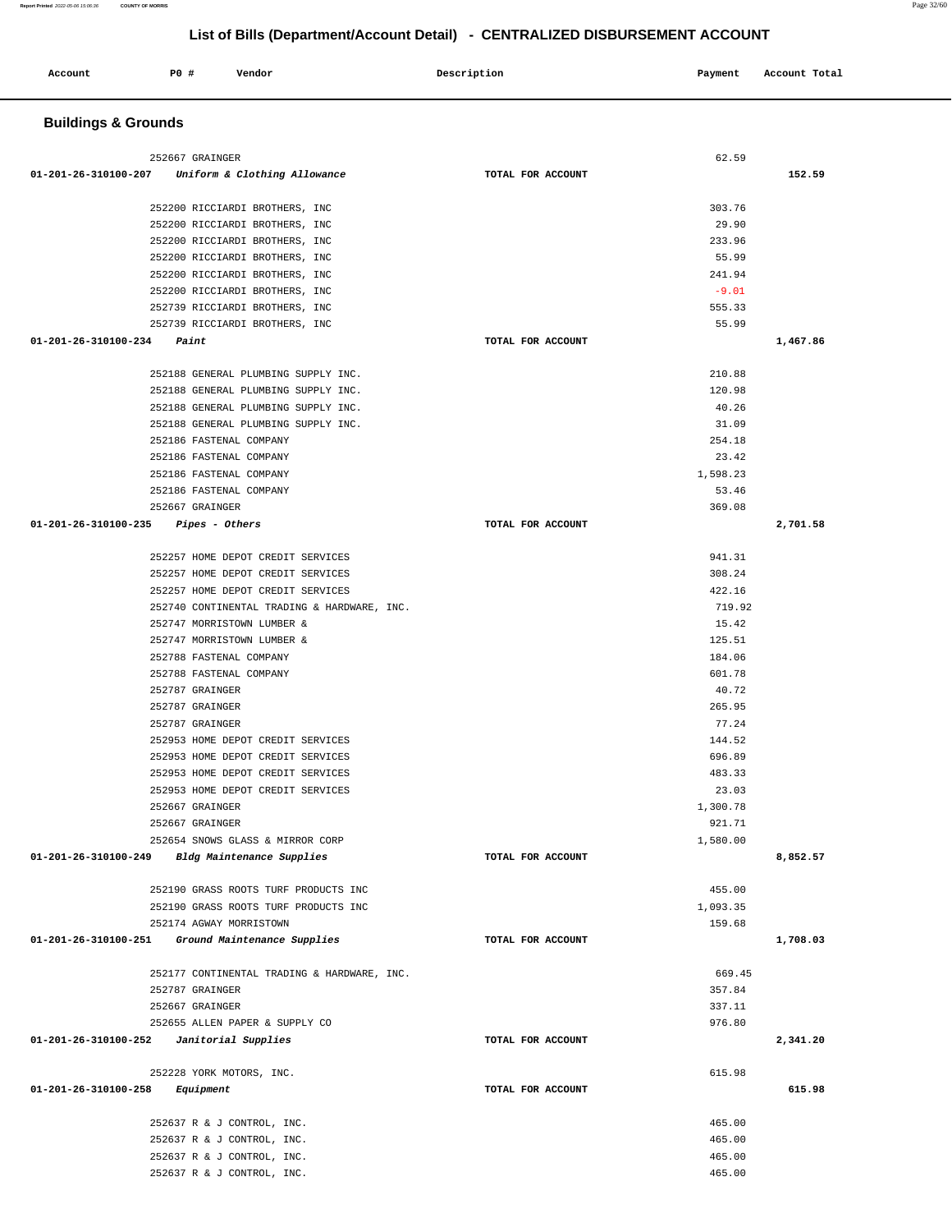# List of Bills (Department/Account Detail) - CENTRALIZED DISBURSEMENT ACCOUNT

| Account | PO # | Vendor | Description | Payment | Account Total |
|---|---|---|---|---|---|

## Buildings & Grounds

| Account | PO # | Vendor | Description | Payment | Account Total |
|---|---|---|---|---|---|
| | 252667 | GRAINGER | | 62.59 | |
| 01-201-26-310100-207 | | *Uniform & Clothing Allowance* | TOTAL FOR ACCOUNT | | 152.59 |
| | 252200 | RICCIARDI BROTHERS, INC | | 303.76 | |
| | 252200 | RICCIARDI BROTHERS, INC | | 29.90 | |
| | 252200 | RICCIARDI BROTHERS, INC | | 233.96 | |
| | 252200 | RICCIARDI BROTHERS, INC | | 55.99 | |
| | 252200 | RICCIARDI BROTHERS, INC | | 241.94 | |
| | 252200 | RICCIARDI BROTHERS, INC | | -9.01 | |
| | 252739 | RICCIARDI BROTHERS, INC | | 555.33 | |
| | 252739 | RICCIARDI BROTHERS, INC | | 55.99 | |
| 01-201-26-310100-234 | | *Paint* | TOTAL FOR ACCOUNT | | 1,467.86 |
| | 252188 | GENERAL PLUMBING SUPPLY INC. | | 210.88 | |
| | 252188 | GENERAL PLUMBING SUPPLY INC. | | 120.98 | |
| | 252188 | GENERAL PLUMBING SUPPLY INC. | | 40.26 | |
| | 252188 | GENERAL PLUMBING SUPPLY INC. | | 31.09 | |
| | 252186 | FASTENAL COMPANY | | 254.18 | |
| | 252186 | FASTENAL COMPANY | | 23.42 | |
| | 252186 | FASTENAL COMPANY | | 1,598.23 | |
| | 252186 | FASTENAL COMPANY | | 53.46 | |
| | 252667 | GRAINGER | | 369.08 | |
| 01-201-26-310100-235 | | *Pipes - Others* | TOTAL FOR ACCOUNT | | 2,701.58 |
| | 252257 | HOME DEPOT CREDIT SERVICES | | 941.31 | |
| | 252257 | HOME DEPOT CREDIT SERVICES | | 308.24 | |
| | 252257 | HOME DEPOT CREDIT SERVICES | | 422.16 | |
| | 252740 | CONTINENTAL TRADING & HARDWARE, INC. | | 719.92 | |
| | 252747 | MORRISTOWN LUMBER & | | 15.42 | |
| | 252747 | MORRISTOWN LUMBER & | | 125.51 | |
| | 252788 | FASTENAL COMPANY | | 184.06 | |
| | 252788 | FASTENAL COMPANY | | 601.78 | |
| | 252787 | GRAINGER | | 40.72 | |
| | 252787 | GRAINGER | | 265.95 | |
| | 252787 | GRAINGER | | 77.24 | |
| | 252953 | HOME DEPOT CREDIT SERVICES | | 144.52 | |
| | 252953 | HOME DEPOT CREDIT SERVICES | | 696.89 | |
| | 252953 | HOME DEPOT CREDIT SERVICES | | 483.33 | |
| | 252953 | HOME DEPOT CREDIT SERVICES | | 23.03 | |
| | 252667 | GRAINGER | | 1,300.78 | |
| | 252667 | GRAINGER | | 921.71 | |
| | 252654 | SNOWS GLASS & MIRROR CORP | | 1,580.00 | |
| 01-201-26-310100-249 | | *Bldg Maintenance Supplies* | TOTAL FOR ACCOUNT | | 8,852.57 |
| | 252190 | GRASS ROOTS TURF PRODUCTS INC | | 455.00 | |
| | 252190 | GRASS ROOTS TURF PRODUCTS INC | | 1,093.35 | |
| | 252174 | AGWAY MORRISTOWN | | 159.68 | |
| 01-201-26-310100-251 | | *Ground Maintenance Supplies* | TOTAL FOR ACCOUNT | | 1,708.03 |
| | 252177 | CONTINENTAL TRADING & HARDWARE, INC. | | 669.45 | |
| | 252787 | GRAINGER | | 357.84 | |
| | 252667 | GRAINGER | | 337.11 | |
| | 252655 | ALLEN PAPER & SUPPLY CO | | 976.80 | |
| 01-201-26-310100-252 | | *Janitorial Supplies* | TOTAL FOR ACCOUNT | | 2,341.20 |
| | 252228 | YORK MOTORS, INC. | | 615.98 | |
| 01-201-26-310100-258 | | *Equipment* | TOTAL FOR ACCOUNT | | 615.98 |
| | 252637 | R & J CONTROL, INC. | | 465.00 | |
| | 252637 | R & J CONTROL, INC. | | 465.00 | |
| | 252637 | R & J CONTROL, INC. | | 465.00 | |
| | 252637 | R & J CONTROL, INC. | | 465.00 | |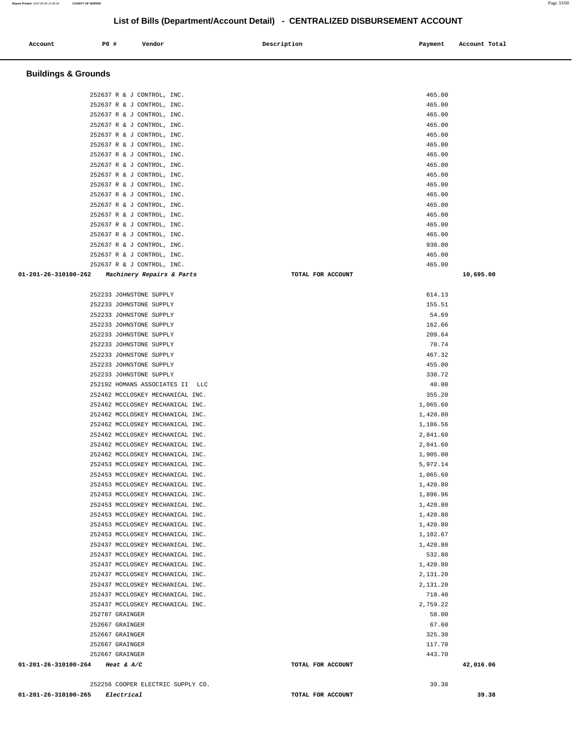# List of Bills (Department/Account Detail) - CENTRALIZED DISBURSEMENT ACCOUNT

| Account | PO # | Vendor | Description | Payment | Account Total |
|---|---|---|---|---|---|

## Buildings & Grounds

| Account | PO # | Vendor | Description | Payment | Account Total |
|---|---|---|---|---|---|
| | 252637 | R & J CONTROL, INC. | | 465.00 | |
| | 252637 | R & J CONTROL, INC. | | 465.00 | |
| | 252637 | R & J CONTROL, INC. | | 465.00 | |
| | 252637 | R & J CONTROL, INC. | | 465.00 | |
| | 252637 | R & J CONTROL, INC. | | 465.00 | |
| | 252637 | R & J CONTROL, INC. | | 465.00 | |
| | 252637 | R & J CONTROL, INC. | | 465.00 | |
| | 252637 | R & J CONTROL, INC. | | 465.00 | |
| | 252637 | R & J CONTROL, INC. | | 465.00 | |
| | 252637 | R & J CONTROL, INC. | | 465.00 | |
| | 252637 | R & J CONTROL, INC. | | 465.00 | |
| | 252637 | R & J CONTROL, INC. | | 465.00 | |
| | 252637 | R & J CONTROL, INC. | | 465.00 | |
| | 252637 | R & J CONTROL, INC. | | 465.00 | |
| | 252637 | R & J CONTROL, INC. | | 465.00 | |
| | 252637 | R & J CONTROL, INC. | | 930.00 | |
| | 252637 | R & J CONTROL, INC. | | 465.00 | |
| | 252637 | R & J CONTROL, INC. | | 465.00 | |
| **01-201-26-310100-262** | | *Machinery Repairs & Parts* | TOTAL FOR ACCOUNT | | **10,695.00** |
| | 252233 | JOHNSTONE SUPPLY | | 614.13 | |
| | 252233 | JOHNSTONE SUPPLY | | 155.51 | |
| | 252233 | JOHNSTONE SUPPLY | | 54.69 | |
| | 252233 | JOHNSTONE SUPPLY | | 162.66 | |
| | 252233 | JOHNSTONE SUPPLY | | 209.64 | |
| | 252233 | JOHNSTONE SUPPLY | | 70.74 | |
| | 252233 | JOHNSTONE SUPPLY | | 467.32 | |
| | 252233 | JOHNSTONE SUPPLY | | 455.00 | |
| | 252233 | JOHNSTONE SUPPLY | | 330.72 | |
| | 252192 | HOMANS ASSOCIATES II LLC | | 40.00 | |
| | 252462 | MCCLOSKEY MECHANICAL INC. | | 355.20 | |
| | 252462 | MCCLOSKEY MECHANICAL INC. | | 1,065.60 | |
| | 252462 | MCCLOSKEY MECHANICAL INC. | | 1,420.80 | |
| | 252462 | MCCLOSKEY MECHANICAL INC. | | 1,186.56 | |
| | 252462 | MCCLOSKEY MECHANICAL INC. | | 2,841.60 | |
| | 252462 | MCCLOSKEY MECHANICAL INC. | | 2,841.60 | |
| | 252462 | MCCLOSKEY MECHANICAL INC. | | 1,905.00 | |
| | 252453 | MCCLOSKEY MECHANICAL INC. | | 5,972.14 | |
| | 252453 | MCCLOSKEY MECHANICAL INC. | | 1,065.60 | |
| | 252453 | MCCLOSKEY MECHANICAL INC. | | 1,420.80 | |
| | 252453 | MCCLOSKEY MECHANICAL INC. | | 1,896.96 | |
| | 252453 | MCCLOSKEY MECHANICAL INC. | | 1,420.80 | |
| | 252453 | MCCLOSKEY MECHANICAL INC. | | 1,420.80 | |
| | 252453 | MCCLOSKEY MECHANICAL INC. | | 1,420.80 | |
| | 252453 | MCCLOSKEY MECHANICAL INC. | | 1,102.67 | |
| | 252437 | MCCLOSKEY MECHANICAL INC. | | 1,420.80 | |
| | 252437 | MCCLOSKEY MECHANICAL INC. | | 532.80 | |
| | 252437 | MCCLOSKEY MECHANICAL INC. | | 1,420.80 | |
| | 252437 | MCCLOSKEY MECHANICAL INC. | | 2,131.20 | |
| | 252437 | MCCLOSKEY MECHANICAL INC. | | 2,131.20 | |
| | 252437 | MCCLOSKEY MECHANICAL INC. | | 710.40 | |
| | 252437 | MCCLOSKEY MECHANICAL INC. | | 2,759.22 | |
| | 252787 | GRAINGER | | 58.00 | |
| | 252667 | GRAINGER | | 67.60 | |
| | 252667 | GRAINGER | | 325.30 | |
| | 252667 | GRAINGER | | 117.70 | |
| | 252667 | GRAINGER | | 443.70 | |
| **01-201-26-310100-264** | | *Heat & A/C* | TOTAL FOR ACCOUNT | | **42,016.06** |
| | 252256 | COOPER ELECTRIC SUPPLY CO. | | 39.38 | |
| **01-201-26-310100-265** | | *Electrical* | TOTAL FOR ACCOUNT | | **39.38** |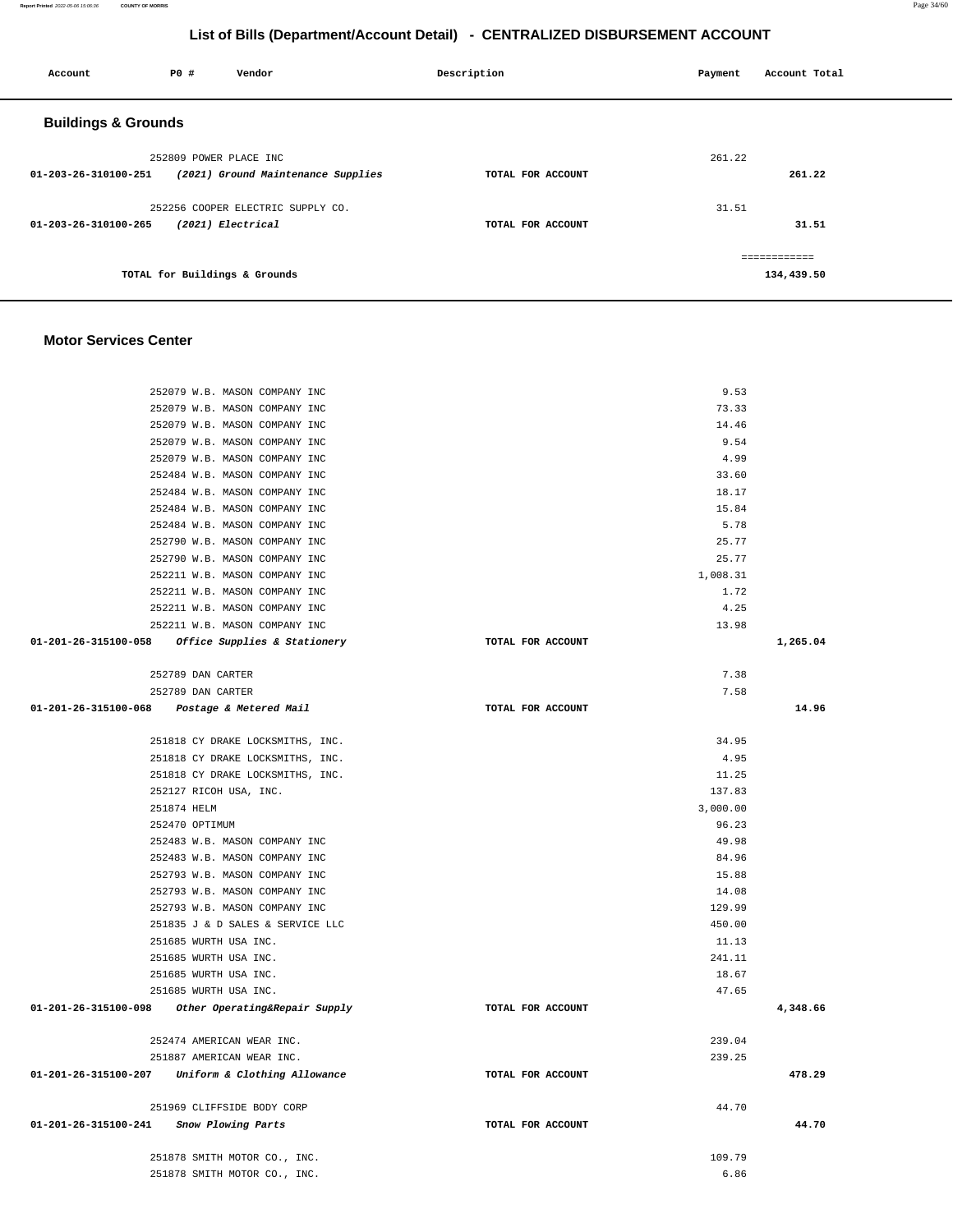# List of Bills (Department/Account Detail) - CENTRALIZED DISBURSEMENT ACCOUNT

| Account | PO # | Vendor | Description | Payment | Account Total |
|---|---|---|---|---|---|

## Buildings & Grounds

| Account | PO # | Vendor | Description | Payment | Account Total |
|---|---|---|---|---|---|
| | 252809 | POWER PLACE INC | | 261.22 | |
| 01-203-26-310100-251 | | *(2021) Ground Maintenance Supplies* | TOTAL FOR ACCOUNT | | 261.22 |
| | 252256 | COOPER ELECTRIC SUPPLY CO. | | 31.51 | |
| 01-203-26-310100-265 | | *(2021) Electrical* | TOTAL FOR ACCOUNT | | 31.51 |
| | | | | | ============ |
| | | TOTAL for Buildings & Grounds | | | 134,439.50 |

## Motor Services Center

| Account | PO # | Vendor | Description | Payment | Account Total |
|---|---|---|---|---|---|
| | 252079 | W.B. MASON COMPANY INC | | 9.53 | |
| | 252079 | W.B. MASON COMPANY INC | | 73.33 | |
| | 252079 | W.B. MASON COMPANY INC | | 14.46 | |
| | 252079 | W.B. MASON COMPANY INC | | 9.54 | |
| | 252079 | W.B. MASON COMPANY INC | | 4.99 | |
| | 252484 | W.B. MASON COMPANY INC | | 33.60 | |
| | 252484 | W.B. MASON COMPANY INC | | 18.17 | |
| | 252484 | W.B. MASON COMPANY INC | | 15.84 | |
| | 252484 | W.B. MASON COMPANY INC | | 5.78 | |
| | 252790 | W.B. MASON COMPANY INC | | 25.77 | |
| | 252790 | W.B. MASON COMPANY INC | | 25.77 | |
| | 252211 | W.B. MASON COMPANY INC | | 1,008.31 | |
| | 252211 | W.B. MASON COMPANY INC | | 1.72 | |
| | 252211 | W.B. MASON COMPANY INC | | 4.25 | |
| | 252211 | W.B. MASON COMPANY INC | | 13.98 | |
| 01-201-26-315100-058 | | *Office Supplies & Stationery* | TOTAL FOR ACCOUNT | | 1,265.04 |
| | 252789 | DAN CARTER | | 7.38 | |
| | 252789 | DAN CARTER | | 7.58 | |
| 01-201-26-315100-068 | | *Postage & Metered Mail* | TOTAL FOR ACCOUNT | | 14.96 |
| | 251818 | CY DRAKE LOCKSMITHS, INC. | | 34.95 | |
| | 251818 | CY DRAKE LOCKSMITHS, INC. | | 4.95 | |
| | 251818 | CY DRAKE LOCKSMITHS, INC. | | 11.25 | |
| | 252127 | RICOH USA, INC. | | 137.83 | |
| | 251874 | HELM | | 3,000.00 | |
| | 252470 | OPTIMUM | | 96.23 | |
| | 252483 | W.B. MASON COMPANY INC | | 49.98 | |
| | 252483 | W.B. MASON COMPANY INC | | 84.96 | |
| | 252793 | W.B. MASON COMPANY INC | | 15.88 | |
| | 252793 | W.B. MASON COMPANY INC | | 14.08 | |
| | 252793 | W.B. MASON COMPANY INC | | 129.99 | |
| | 251835 | J & D SALES & SERVICE LLC | | 450.00 | |
| | 251685 | WURTH USA INC. | | 11.13 | |
| | 251685 | WURTH USA INC. | | 241.11 | |
| | 251685 | WURTH USA INC. | | 18.67 | |
| | 251685 | WURTH USA INC. | | 47.65 | |
| 01-201-26-315100-098 | | *Other Operating&Repair Supply* | TOTAL FOR ACCOUNT | | 4,348.66 |
| | 252474 | AMERICAN WEAR INC. | | 239.04 | |
| | 251887 | AMERICAN WEAR INC. | | 239.25 | |
| 01-201-26-315100-207 | | *Uniform & Clothing Allowance* | TOTAL FOR ACCOUNT | | 478.29 |
| | 251969 | CLIFFSIDE BODY CORP | | 44.70 | |
| 01-201-26-315100-241 | | *Snow Plowing Parts* | TOTAL FOR ACCOUNT | | 44.70 |
| | 251878 | SMITH MOTOR CO., INC. | | 109.79 | |
| | 251878 | SMITH MOTOR CO., INC. | | 6.86 | |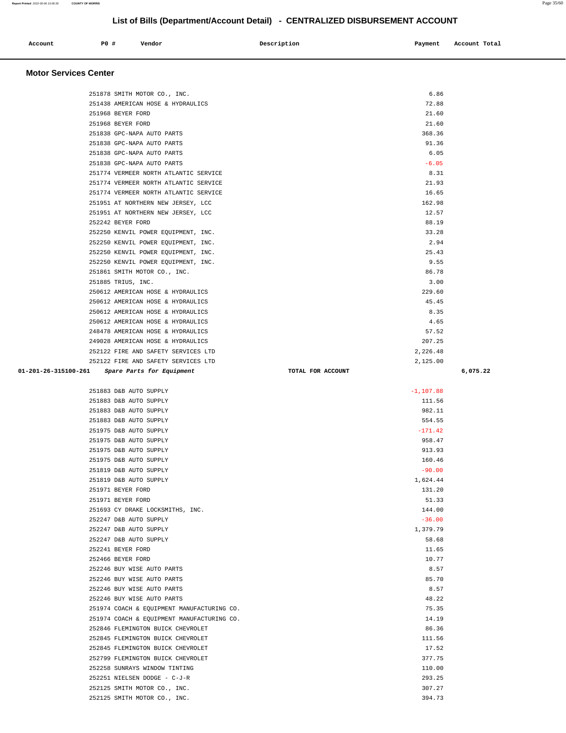# List of Bills (Department/Account Detail) - CENTRALIZED DISBURSEMENT ACCOUNT

| Account | PO # | Vendor | Description | Payment | Account Total |
|---|---|---|---|---|---|

## Motor Services Center

| Account | PO # | Vendor | Description | Payment | Account Total |
|---|---|---|---|---|---|
| | 251878 | SMITH MOTOR CO., INC. | | 6.86 | |
| | 251438 | AMERICAN HOSE & HYDRAULICS | | 72.88 | |
| | 251968 | BEYER FORD | | 21.60 | |
| | 251968 | BEYER FORD | | 21.60 | |
| | 251838 | GPC-NAPA AUTO PARTS | | 368.36 | |
| | 251838 | GPC-NAPA AUTO PARTS | | 91.36 | |
| | 251838 | GPC-NAPA AUTO PARTS | | 6.05 | |
| | 251838 | GPC-NAPA AUTO PARTS | | -6.05 | |
| | 251774 | VERMEER NORTH ATLANTIC SERVICE | | 8.31 | |
| | 251774 | VERMEER NORTH ATLANTIC SERVICE | | 21.93 | |
| | 251774 | VERMEER NORTH ATLANTIC SERVICE | | 16.65 | |
| | 251951 | AT NORTHERN NEW JERSEY, LCC | | 162.98 | |
| | 251951 | AT NORTHERN NEW JERSEY, LCC | | 12.57 | |
| | 252242 | BEYER FORD | | 88.19 | |
| | 252250 | KENVIL POWER EQUIPMENT, INC. | | 33.28 | |
| | 252250 | KENVIL POWER EQUIPMENT, INC. | | 2.94 | |
| | 252250 | KENVIL POWER EQUIPMENT, INC. | | 25.43 | |
| | 252250 | KENVIL POWER EQUIPMENT, INC. | | 9.55 | |
| | 251861 | SMITH MOTOR CO., INC. | | 86.78 | |
| | 251885 | TRIUS, INC. | | 3.00 | |
| | 250612 | AMERICAN HOSE & HYDRAULICS | | 229.60 | |
| | 250612 | AMERICAN HOSE & HYDRAULICS | | 45.45 | |
| | 250612 | AMERICAN HOSE & HYDRAULICS | | 8.35 | |
| | 250612 | AMERICAN HOSE & HYDRAULICS | | 4.65 | |
| | 248478 | AMERICAN HOSE & HYDRAULICS | | 57.52 | |
| | 249028 | AMERICAN HOSE & HYDRAULICS | | 207.25 | |
| | 252122 | FIRE AND SAFETY SERVICES LTD | | 2,226.48 | |
| | 252122 | FIRE AND SAFETY SERVICES LTD | | 2,125.00 | |
| **01-201-26-315100-261** | | ***Spare Parts for Equipment*** | TOTAL FOR ACCOUNT | | **6,075.22** |
| | 251883 | D&B AUTO SUPPLY | | -1,107.88 | |
| | 251883 | D&B AUTO SUPPLY | | 111.56 | |
| | 251883 | D&B AUTO SUPPLY | | 982.11 | |
| | 251883 | D&B AUTO SUPPLY | | 554.55 | |
| | 251975 | D&B AUTO SUPPLY | | -171.42 | |
| | 251975 | D&B AUTO SUPPLY | | 958.47 | |
| | 251975 | D&B AUTO SUPPLY | | 913.93 | |
| | 251975 | D&B AUTO SUPPLY | | 160.46 | |
| | 251819 | D&B AUTO SUPPLY | | -90.00 | |
| | 251819 | D&B AUTO SUPPLY | | 1,624.44 | |
| | 251971 | BEYER FORD | | 131.20 | |
| | 251971 | BEYER FORD | | 51.33 | |
| | 251693 | CY DRAKE LOCKSMITHS, INC. | | 144.00 | |
| | 252247 | D&B AUTO SUPPLY | | -36.00 | |
| | 252247 | D&B AUTO SUPPLY | | 1,379.79 | |
| | 252247 | D&B AUTO SUPPLY | | 58.68 | |
| | 252241 | BEYER FORD | | 11.65 | |
| | 252466 | BEYER FORD | | 10.77 | |
| | 252246 | BUY WISE AUTO PARTS | | 8.57 | |
| | 252246 | BUY WISE AUTO PARTS | | 85.70 | |
| | 252246 | BUY WISE AUTO PARTS | | 8.57 | |
| | 252246 | BUY WISE AUTO PARTS | | 48.22 | |
| | 251974 | COACH & EQUIPMENT MANUFACTURING CO. | | 75.35 | |
| | 251974 | COACH & EQUIPMENT MANUFACTURING CO. | | 14.19 | |
| | 252846 | FLEMINGTON BUICK CHEVROLET | | 86.36 | |
| | 252845 | FLEMINGTON BUICK CHEVROLET | | 111.56 | |
| | 252845 | FLEMINGTON BUICK CHEVROLET | | 17.52 | |
| | 252799 | FLEMINGTON BUICK CHEVROLET | | 377.75 | |
| | 252258 | SUNRAYS WINDOW TINTING | | 110.00 | |
| | 252251 | NIELSEN DODGE - C-J-R | | 293.25 | |
| | 252125 | SMITH MOTOR CO., INC. | | 307.27 | |
| | 252125 | SMITH MOTOR CO., INC. | | 394.73 | |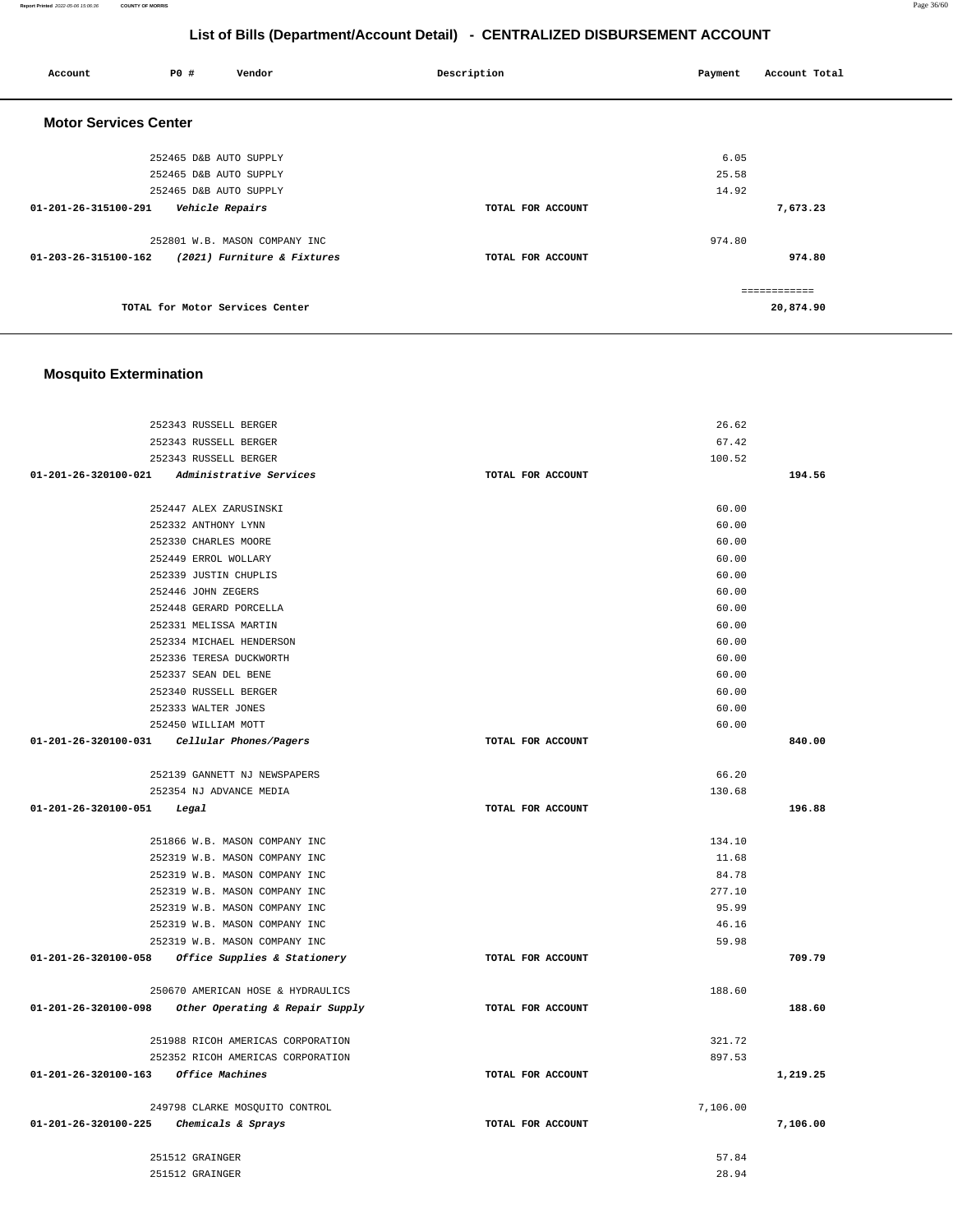## List of Bills (Department/Account Detail) - CENTRALIZED DISBURSEMENT ACCOUNT

| Account | PO # | Vendor | Description | Payment | Account Total |
|---|---|---|---|---|---|

### Motor Services Center

| Account | PO # | Vendor | Description | Payment | Account Total |
|---|---|---|---|---|---|
| | 252465 | D&B AUTO SUPPLY | | 6.05 | |
| | 252465 | D&B AUTO SUPPLY | | 25.58 | |
| | 252465 | D&B AUTO SUPPLY | | 14.92 | |
| 01-201-26-315100-291 | | *Vehicle Repairs* | TOTAL FOR ACCOUNT | | 7,673.23 |
| | 252801 | W.B. MASON COMPANY INC | | 974.80 | |
| 01-203-26-315100-162 | | *(2021) Furniture & Fixtures* | TOTAL FOR ACCOUNT | | 974.80 |
| | | | | | ============ |
| | | TOTAL for Motor Services Center | | | 20,874.90 |

### Mosquito Extermination

| Account | PO # | Vendor | Description | Payment | Account Total |
|---|---|---|---|---|---|
| | 252343 | RUSSELL BERGER | | 26.62 | |
| | 252343 | RUSSELL BERGER | | 67.42 | |
| | 252343 | RUSSELL BERGER | | 100.52 | |
| 01-201-26-320100-021 | | *Administrative Services* | TOTAL FOR ACCOUNT | | 194.56 |
| | 252447 | ALEX ZARUSINSKI | | 60.00 | |
| | 252332 | ANTHONY LYNN | | 60.00 | |
| | 252330 | CHARLES MOORE | | 60.00 | |
| | 252449 | ERROL WOLLARY | | 60.00 | |
| | 252339 | JUSTIN CHUPLIS | | 60.00 | |
| | 252446 | JOHN ZEGERS | | 60.00 | |
| | 252448 | GERARD PORCELLA | | 60.00 | |
| | 252331 | MELISSA MARTIN | | 60.00 | |
| | 252334 | MICHAEL HENDERSON | | 60.00 | |
| | 252336 | TERESA DUCKWORTH | | 60.00 | |
| | 252337 | SEAN DEL BENE | | 60.00 | |
| | 252340 | RUSSELL BERGER | | 60.00 | |
| | 252333 | WALTER JONES | | 60.00 | |
| | 252450 | WILLIAM MOTT | | 60.00 | |
| 01-201-26-320100-031 | | *Cellular Phones/Pagers* | TOTAL FOR ACCOUNT | | 840.00 |
| | 252139 | GANNETT NJ NEWSPAPERS | | 66.20 | |
| | 252354 | NJ ADVANCE MEDIA | | 130.68 | |
| 01-201-26-320100-051 | | *Legal* | TOTAL FOR ACCOUNT | | 196.88 |
| | 251866 | W.B. MASON COMPANY INC | | 134.10 | |
| | 252319 | W.B. MASON COMPANY INC | | 11.68 | |
| | 252319 | W.B. MASON COMPANY INC | | 84.78 | |
| | 252319 | W.B. MASON COMPANY INC | | 277.10 | |
| | 252319 | W.B. MASON COMPANY INC | | 95.99 | |
| | 252319 | W.B. MASON COMPANY INC | | 46.16 | |
| | 252319 | W.B. MASON COMPANY INC | | 59.98 | |
| 01-201-26-320100-058 | | *Office Supplies & Stationery* | TOTAL FOR ACCOUNT | | 709.79 |
| | 250670 | AMERICAN HOSE & HYDRAULICS | | 188.60 | |
| 01-201-26-320100-098 | | *Other Operating & Repair Supply* | TOTAL FOR ACCOUNT | | 188.60 |
| | 251988 | RICOH AMERICAS CORPORATION | | 321.72 | |
| | 252352 | RICOH AMERICAS CORPORATION | | 897.53 | |
| 01-201-26-320100-163 | | *Office Machines* | TOTAL FOR ACCOUNT | | 1,219.25 |
| | 249798 | CLARKE MOSQUITO CONTROL | | 7,106.00 | |
| 01-201-26-320100-225 | | *Chemicals & Sprays* | TOTAL FOR ACCOUNT | | 7,106.00 |
| | 251512 | GRAINGER | | 57.84 | |
| | 251512 | GRAINGER | | 28.94 | |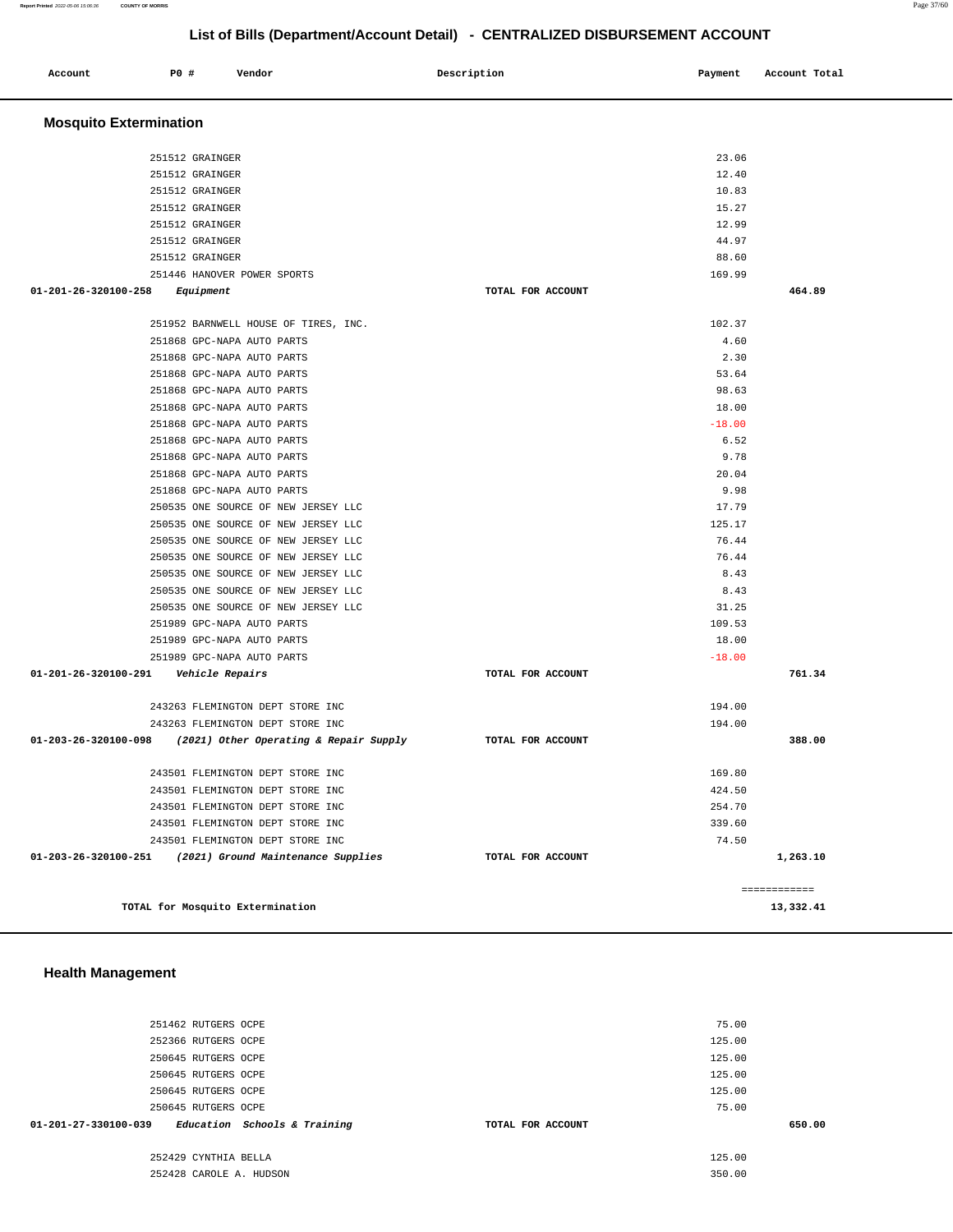## List of Bills (Department/Account Detail) - CENTRALIZED DISBURSEMENT ACCOUNT

| Account | PO # | Vendor | Description | Payment | Account Total |
|---|---|---|---|---|---|

### Mosquito Extermination

| Account | PO # | Vendor | Description | Payment | Account Total |
|---|---|---|---|---|---|
| | 251512 | GRAINGER | | 23.06 | |
| | 251512 | GRAINGER | | 12.40 | |
| | 251512 | GRAINGER | | 10.83 | |
| | 251512 | GRAINGER | | 15.27 | |
| | 251512 | GRAINGER | | 12.99 | |
| | 251512 | GRAINGER | | 44.97 | |
| | 251512 | GRAINGER | | 88.60 | |
| | 251446 | HANOVER POWER SPORTS | | 169.99 | |
| **01-201-26-320100-258** | | ***Equipment*** | **TOTAL FOR ACCOUNT** | | **464.89** |
| | 251952 | BARNWELL HOUSE OF TIRES, INC. | | 102.37 | |
| | 251868 | GPC-NAPA AUTO PARTS | | 4.60 | |
| | 251868 | GPC-NAPA AUTO PARTS | | 2.30 | |
| | 251868 | GPC-NAPA AUTO PARTS | | 53.64 | |
| | 251868 | GPC-NAPA AUTO PARTS | | 98.63 | |
| | 251868 | GPC-NAPA AUTO PARTS | | 18.00 | |
| | 251868 | GPC-NAPA AUTO PARTS | | -18.00 | |
| | 251868 | GPC-NAPA AUTO PARTS | | 6.52 | |
| | 251868 | GPC-NAPA AUTO PARTS | | 9.78 | |
| | 251868 | GPC-NAPA AUTO PARTS | | 20.04 | |
| | 251868 | GPC-NAPA AUTO PARTS | | 9.98 | |
| | 250535 | ONE SOURCE OF NEW JERSEY LLC | | 17.79 | |
| | 250535 | ONE SOURCE OF NEW JERSEY LLC | | 125.17 | |
| | 250535 | ONE SOURCE OF NEW JERSEY LLC | | 76.44 | |
| | 250535 | ONE SOURCE OF NEW JERSEY LLC | | 76.44 | |
| | 250535 | ONE SOURCE OF NEW JERSEY LLC | | 8.43 | |
| | 250535 | ONE SOURCE OF NEW JERSEY LLC | | 8.43 | |
| | 250535 | ONE SOURCE OF NEW JERSEY LLC | | 31.25 | |
| | 251989 | GPC-NAPA AUTO PARTS | | 109.53 | |
| | 251989 | GPC-NAPA AUTO PARTS | | 18.00 | |
| | 251989 | GPC-NAPA AUTO PARTS | | -18.00 | |
| **01-201-26-320100-291** | | ***Vehicle Repairs*** | **TOTAL FOR ACCOUNT** | | **761.34** |
| | 243263 | FLEMINGTON DEPT STORE INC | | 194.00 | |
| | 243263 | FLEMINGTON DEPT STORE INC | | 194.00 | |
| **01-203-26-320100-098** | | ***(2021) Other Operating & Repair Supply*** | **TOTAL FOR ACCOUNT** | | **388.00** |
| | 243501 | FLEMINGTON DEPT STORE INC | | 169.80 | |
| | 243501 | FLEMINGTON DEPT STORE INC | | 424.50 | |
| | 243501 | FLEMINGTON DEPT STORE INC | | 254.70 | |
| | 243501 | FLEMINGTON DEPT STORE INC | | 339.60 | |
| | 243501 | FLEMINGTON DEPT STORE INC | | 74.50 | |
| **01-203-26-320100-251** | | ***(2021) Ground Maintenance Supplies*** | **TOTAL FOR ACCOUNT** | | **1,263.10** |
| | | | | | ============ |
| | | **TOTAL for Mosquito Extermination** | | | **13,332.41** |

### Health Management

| Account | PO # | Vendor | Description | Payment | Account Total |
|---|---|---|---|---|---|
| | 251462 | RUTGERS OCPE | | 75.00 | |
| | 252366 | RUTGERS OCPE | | 125.00 | |
| | 250645 | RUTGERS OCPE | | 125.00 | |
| | 250645 | RUTGERS OCPE | | 125.00 | |
| | 250645 | RUTGERS OCPE | | 125.00 | |
| | 250645 | RUTGERS OCPE | | 75.00 | |
| **01-201-27-330100-039** | | ***Education Schools & Training*** | **TOTAL FOR ACCOUNT** | | **650.00** |
| | 252429 | CYNTHIA BELLA | | 125.00 | |
| | 252428 | CAROLE A. HUDSON | | 350.00 | |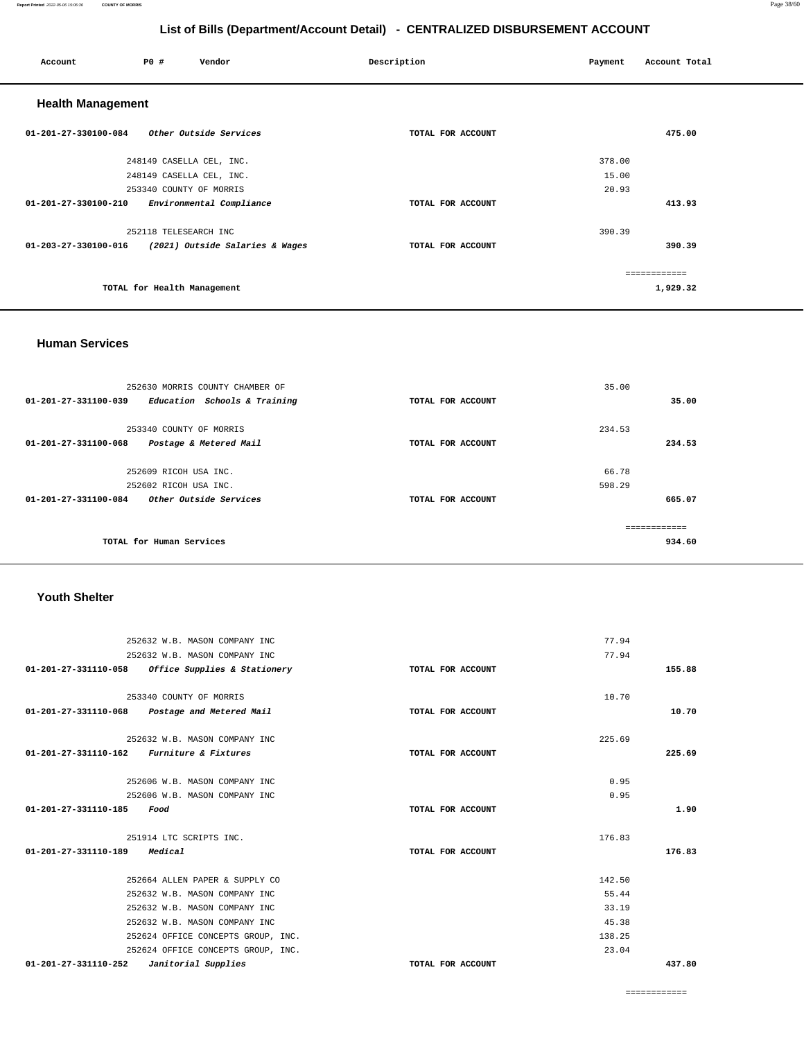## List of Bills (Department/Account Detail) - CENTRALIZED DISBURSEMENT ACCOUNT

| Account | PO # | Vendor | Description | Payment | Account Total |
|---|---|---|---|---|---|

### Health Management

| Account | PO # | Vendor | Description | Payment | Account Total |
|---|---|---|---|---|---|
| 01-201-27-330100-084 | | *Other Outside Services* | TOTAL FOR ACCOUNT | | 475.00 |
| | 248149 | CASELLA CEL, INC. | | 378.00 | |
| | 248149 | CASELLA CEL, INC. | | 15.00 | |
| | 253340 | COUNTY OF MORRIS | | 20.93 | |
| 01-201-27-330100-210 | | *Environmental Compliance* | TOTAL FOR ACCOUNT | | 413.93 |
| | 252118 | TELESEARCH INC | | 390.39 | |
| 01-203-27-330100-016 | | *(2021) Outside Salaries & Wages* | TOTAL FOR ACCOUNT | | 390.39 |
| | | | | | ============ |
| | | TOTAL for Health Management | | | 1,929.32 |

### Human Services

| Account | PO # | Vendor | Description | Payment | Account Total |
|---|---|---|---|---|---|
| | 252630 | MORRIS COUNTY CHAMBER OF | | 35.00 | |
| 01-201-27-331100-039 | | *Education Schools & Training* | TOTAL FOR ACCOUNT | | 35.00 |
| | 253340 | COUNTY OF MORRIS | | 234.53 | |
| 01-201-27-331100-068 | | *Postage & Metered Mail* | TOTAL FOR ACCOUNT | | 234.53 |
| | 252609 | RICOH USA INC. | | 66.78 | |
| | 252602 | RICOH USA INC. | | 598.29 | |
| 01-201-27-331100-084 | | *Other Outside Services* | TOTAL FOR ACCOUNT | | 665.07 |
| | | | | | ============ |
| | | TOTAL for Human Services | | | 934.60 |

### Youth Shelter

| Account | PO # | Vendor | Description | Payment | Account Total |
|---|---|---|---|---|---|
| | 252632 | W.B. MASON COMPANY INC | | 77.94 | |
| | 252632 | W.B. MASON COMPANY INC | | 77.94 | |
| 01-201-27-331110-058 | | *Office Supplies & Stationery* | TOTAL FOR ACCOUNT | | 155.88 |
| | 253340 | COUNTY OF MORRIS | | 10.70 | |
| 01-201-27-331110-068 | | *Postage and Metered Mail* | TOTAL FOR ACCOUNT | | 10.70 |
| | 252632 | W.B. MASON COMPANY INC | | 225.69 | |
| 01-201-27-331110-162 | | *Furniture & Fixtures* | TOTAL FOR ACCOUNT | | 225.69 |
| | 252606 | W.B. MASON COMPANY INC | | 0.95 | |
| | 252606 | W.B. MASON COMPANY INC | | 0.95 | |
| 01-201-27-331110-185 | | *Food* | TOTAL FOR ACCOUNT | | 1.90 |
| | 251914 | LTC SCRIPTS INC. | | 176.83 | |
| 01-201-27-331110-189 | | *Medical* | TOTAL FOR ACCOUNT | | 176.83 |
| | 252664 | ALLEN PAPER & SUPPLY CO | | 142.50 | |
| | 252632 | W.B. MASON COMPANY INC | | 55.44 | |
| | 252632 | W.B. MASON COMPANY INC | | 33.19 | |
| | 252632 | W.B. MASON COMPANY INC | | 45.38 | |
| | 252624 | OFFICE CONCEPTS GROUP, INC. | | 138.25 | |
| | 252624 | OFFICE CONCEPTS GROUP, INC. | | 23.04 | |
| 01-201-27-331110-252 | | *Janitorial Supplies* | TOTAL FOR ACCOUNT | | 437.80 |
| | | | | | ============ |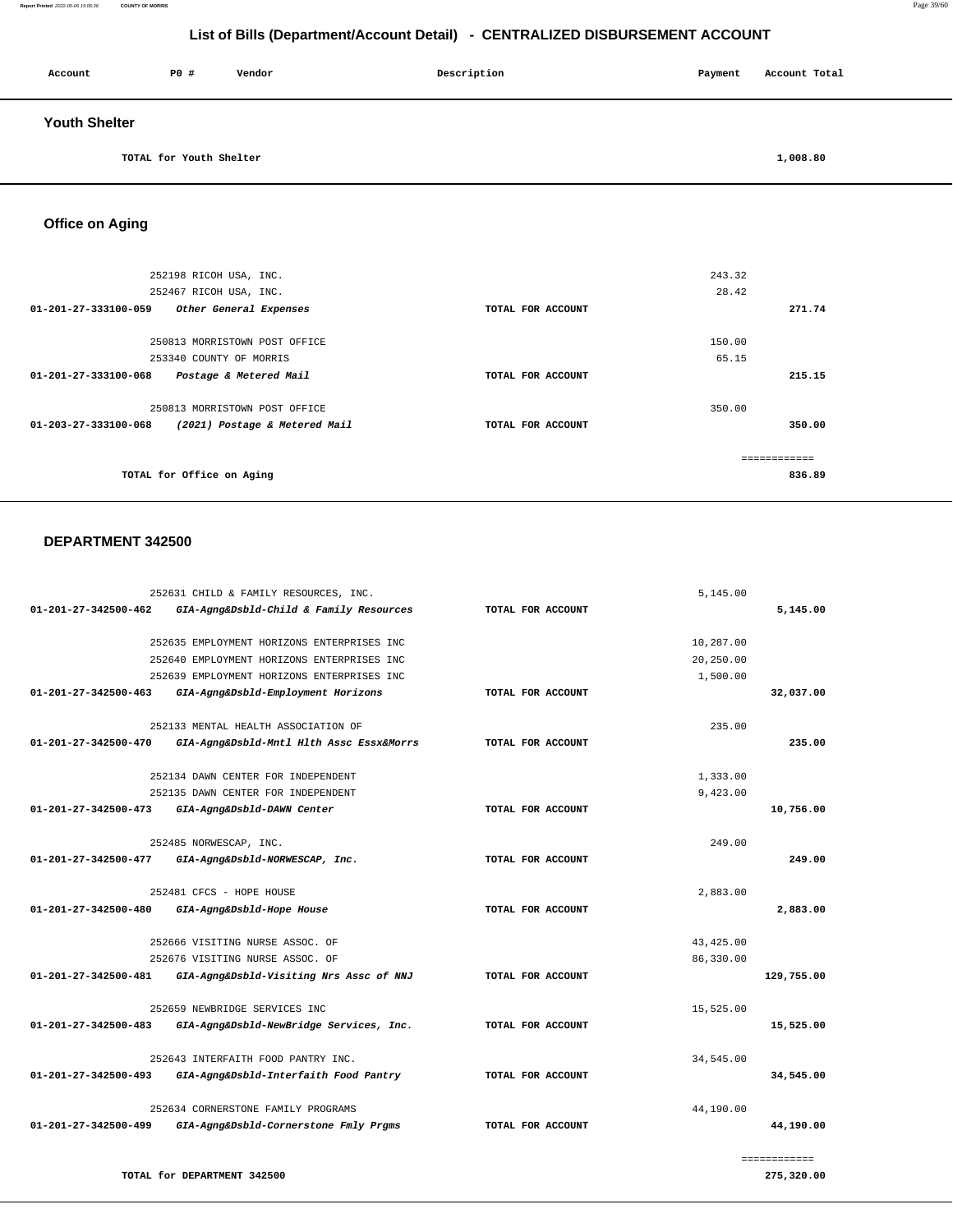# List of Bills (Department/Account Detail) - CENTRALIZED DISBURSEMENT ACCOUNT

| Account | PO # | Vendor | Description | Payment | Account Total |
|---|---|---|---|---|---|

## Youth Shelter

| | | | | | |
|---|---|---|---|---|---|
| | TOTAL for Youth Shelter | | | | 1,008.80 |

## Office on Aging

| Account | PO # | Vendor | Description | Payment | Account Total |
|---|---|---|---|---|---|
| | 252198 | RICOH USA, INC. | | 243.32 | |
| | 252467 | RICOH USA, INC. | | 28.42 | |
| 01-201-27-333100-059 | | *Other General Expenses* | TOTAL FOR ACCOUNT | | 271.74 |
| | 250813 | MORRISTOWN POST OFFICE | | 150.00 | |
| | 253340 | COUNTY OF MORRIS | | 65.15 | |
| 01-201-27-333100-068 | | *Postage & Metered Mail* | TOTAL FOR ACCOUNT | | 215.15 |
| | 250813 | MORRISTOWN POST OFFICE | | 350.00 | |
| 01-203-27-333100-068 | | *(2021) Postage & Metered Mail* | TOTAL FOR ACCOUNT | | 350.00 |
| | | | | | ============ |
| | TOTAL for Office on Aging | | | | 836.89 |

## DEPARTMENT 342500

| Account | PO # | Vendor | Description | Payment | Account Total |
|---|---|---|---|---|---|
| | 252631 | CHILD & FAMILY RESOURCES, INC. | | 5,145.00 | |
| 01-201-27-342500-462 | | *GIA-Agng&Dsbld-Child & Family Resources* | TOTAL FOR ACCOUNT | | 5,145.00 |
| | 252635 | EMPLOYMENT HORIZONS ENTERPRISES INC | | 10,287.00 | |
| | 252640 | EMPLOYMENT HORIZONS ENTERPRISES INC | | 20,250.00 | |
| | 252639 | EMPLOYMENT HORIZONS ENTERPRISES INC | | 1,500.00 | |
| 01-201-27-342500-463 | | *GIA-Agng&Dsbld-Employment Horizons* | TOTAL FOR ACCOUNT | | 32,037.00 |
| | 252133 | MENTAL HEALTH ASSOCIATION OF | | 235.00 | |
| 01-201-27-342500-470 | | *GIA-Agng&Dsbld-Mntl Hlth Assc Essx&Morrs* | TOTAL FOR ACCOUNT | | 235.00 |
| | 252134 | DAWN CENTER FOR INDEPENDENT | | 1,333.00 | |
| | 252135 | DAWN CENTER FOR INDEPENDENT | | 9,423.00 | |
| 01-201-27-342500-473 | | *GIA-Agng&Dsbld-DAWN Center* | TOTAL FOR ACCOUNT | | 10,756.00 |
| | 252485 | NORWESCAP, INC. | | 249.00 | |
| 01-201-27-342500-477 | | *GIA-Agng&Dsbld-NORWESCAP, Inc.* | TOTAL FOR ACCOUNT | | 249.00 |
| | 252481 | CFCS - HOPE HOUSE | | 2,883.00 | |
| 01-201-27-342500-480 | | *GIA-Agng&Dsbld-Hope House* | TOTAL FOR ACCOUNT | | 2,883.00 |
| | 252666 | VISITING NURSE ASSOC. OF | | 43,425.00 | |
| | 252676 | VISITING NURSE ASSOC. OF | | 86,330.00 | |
| 01-201-27-342500-481 | | *GIA-Agng&Dsbld-Visiting Nrs Assc of NNJ* | TOTAL FOR ACCOUNT | | 129,755.00 |
| | 252659 | NEWBRIDGE SERVICES INC | | 15,525.00 | |
| 01-201-27-342500-483 | | *GIA-Agng&Dsbld-NewBridge Services, Inc.* | TOTAL FOR ACCOUNT | | 15,525.00 |
| | 252643 | INTERFAITH FOOD PANTRY INC. | | 34,545.00 | |
| 01-201-27-342500-493 | | *GIA-Agng&Dsbld-Interfaith Food Pantry* | TOTAL FOR ACCOUNT | | 34,545.00 |
| | 252634 | CORNERSTONE FAMILY PROGRAMS | | 44,190.00 | |
| 01-201-27-342500-499 | | *GIA-Agng&Dsbld-Cornerstone Fmly Prgms* | TOTAL FOR ACCOUNT | | 44,190.00 |
| | | | | | ============ |
| | TOTAL for DEPARTMENT 342500 | | | | 275,320.00 |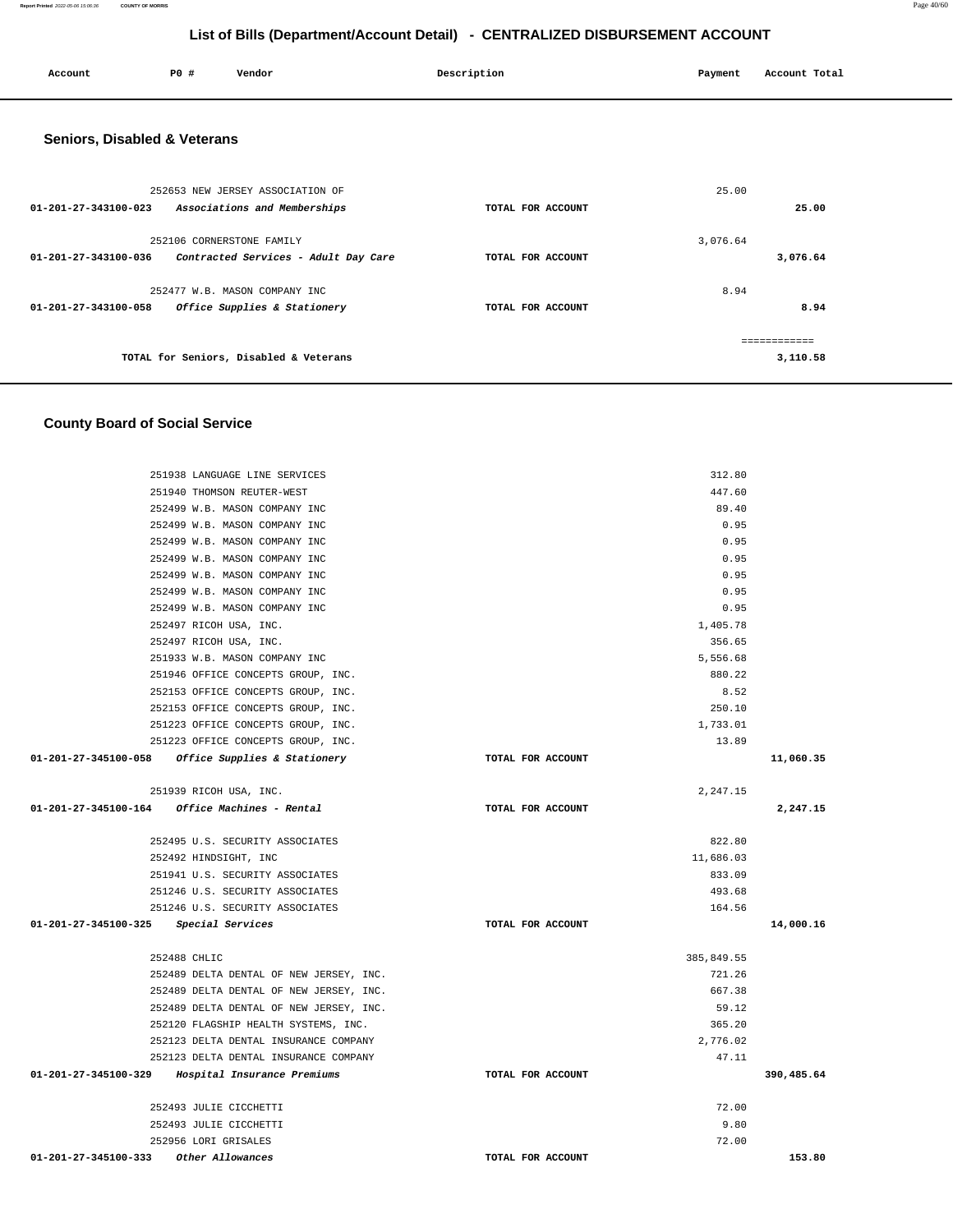# List of Bills (Department/Account Detail) - CENTRALIZED DISBURSEMENT ACCOUNT

| Account | PO # | Vendor | Description | Payment | Account Total |
|---|---|---|---|---|---|

## Seniors, Disabled & Veterans

| Account | PO # | Vendor | Description | Payment | Account Total |
|---|---|---|---|---|---|
| | 252653 | NEW JERSEY ASSOCIATION OF | | 25.00 | |
| 01-201-27-343100-023 | | *Associations and Memberships* | TOTAL FOR ACCOUNT | | 25.00 |
| | 252106 | CORNERSTONE FAMILY | | 3,076.64 | |
| 01-201-27-343100-036 | | *Contracted Services - Adult Day Care* | TOTAL FOR ACCOUNT | | 3,076.64 |
| | 252477 | W.B. MASON COMPANY INC | | 8.94 | |
| 01-201-27-343100-058 | | *Office Supplies & Stationery* | TOTAL FOR ACCOUNT | | 8.94 |
| | | | | | ============ |
| | | TOTAL for Seniors, Disabled & Veterans | | | 3,110.58 |

## County Board of Social Service

| Account | PO # | Vendor | Description | Payment | Account Total |
|---|---|---|---|---|---|
| | 251938 | LANGUAGE LINE SERVICES | | 312.80 | |
| | 251940 | THOMSON REUTER-WEST | | 447.60 | |
| | 252499 | W.B. MASON COMPANY INC | | 89.40 | |
| | 252499 | W.B. MASON COMPANY INC | | 0.95 | |
| | 252499 | W.B. MASON COMPANY INC | | 0.95 | |
| | 252499 | W.B. MASON COMPANY INC | | 0.95 | |
| | 252499 | W.B. MASON COMPANY INC | | 0.95 | |
| | 252499 | W.B. MASON COMPANY INC | | 0.95 | |
| | 252499 | W.B. MASON COMPANY INC | | 0.95 | |
| | 252497 | RICOH USA, INC. | | 1,405.78 | |
| | 252497 | RICOH USA, INC. | | 356.65 | |
| | 251933 | W.B. MASON COMPANY INC | | 5,556.68 | |
| | 251946 | OFFICE CONCEPTS GROUP, INC. | | 880.22 | |
| | 252153 | OFFICE CONCEPTS GROUP, INC. | | 8.52 | |
| | 252153 | OFFICE CONCEPTS GROUP, INC. | | 250.10 | |
| | 251223 | OFFICE CONCEPTS GROUP, INC. | | 1,733.01 | |
| | 251223 | OFFICE CONCEPTS GROUP, INC. | | 13.89 | |
| 01-201-27-345100-058 | | *Office Supplies & Stationery* | TOTAL FOR ACCOUNT | | 11,060.35 |
| | 251939 | RICOH USA, INC. | | 2,247.15 | |
| 01-201-27-345100-164 | | *Office Machines - Rental* | TOTAL FOR ACCOUNT | | 2,247.15 |
| | 252495 | U.S. SECURITY ASSOCIATES | | 822.80 | |
| | 252492 | HINDSIGHT, INC | | 11,686.03 | |
| | 251941 | U.S. SECURITY ASSOCIATES | | 833.09 | |
| | 251246 | U.S. SECURITY ASSOCIATES | | 493.68 | |
| | 251246 | U.S. SECURITY ASSOCIATES | | 164.56 | |
| 01-201-27-345100-325 | | *Special Services* | TOTAL FOR ACCOUNT | | 14,000.16 |
| | 252488 | CHLIC | | 385,849.55 | |
| | 252489 | DELTA DENTAL OF NEW JERSEY, INC. | | 721.26 | |
| | 252489 | DELTA DENTAL OF NEW JERSEY, INC. | | 667.38 | |
| | 252489 | DELTA DENTAL OF NEW JERSEY, INC. | | 59.12 | |
| | 252120 | FLAGSHIP HEALTH SYSTEMS, INC. | | 365.20 | |
| | 252123 | DELTA DENTAL INSURANCE COMPANY | | 2,776.02 | |
| | 252123 | DELTA DENTAL INSURANCE COMPANY | | 47.11 | |
| 01-201-27-345100-329 | | *Hospital Insurance Premiums* | TOTAL FOR ACCOUNT | | 390,485.64 |
| | 252493 | JULIE CICCHETTI | | 72.00 | |
| | 252493 | JULIE CICCHETTI | | 9.80 | |
| | 252956 | LORI GRISALES | | 72.00 | |
| 01-201-27-345100-333 | | *Other Allowances* | TOTAL FOR ACCOUNT | | 153.80 |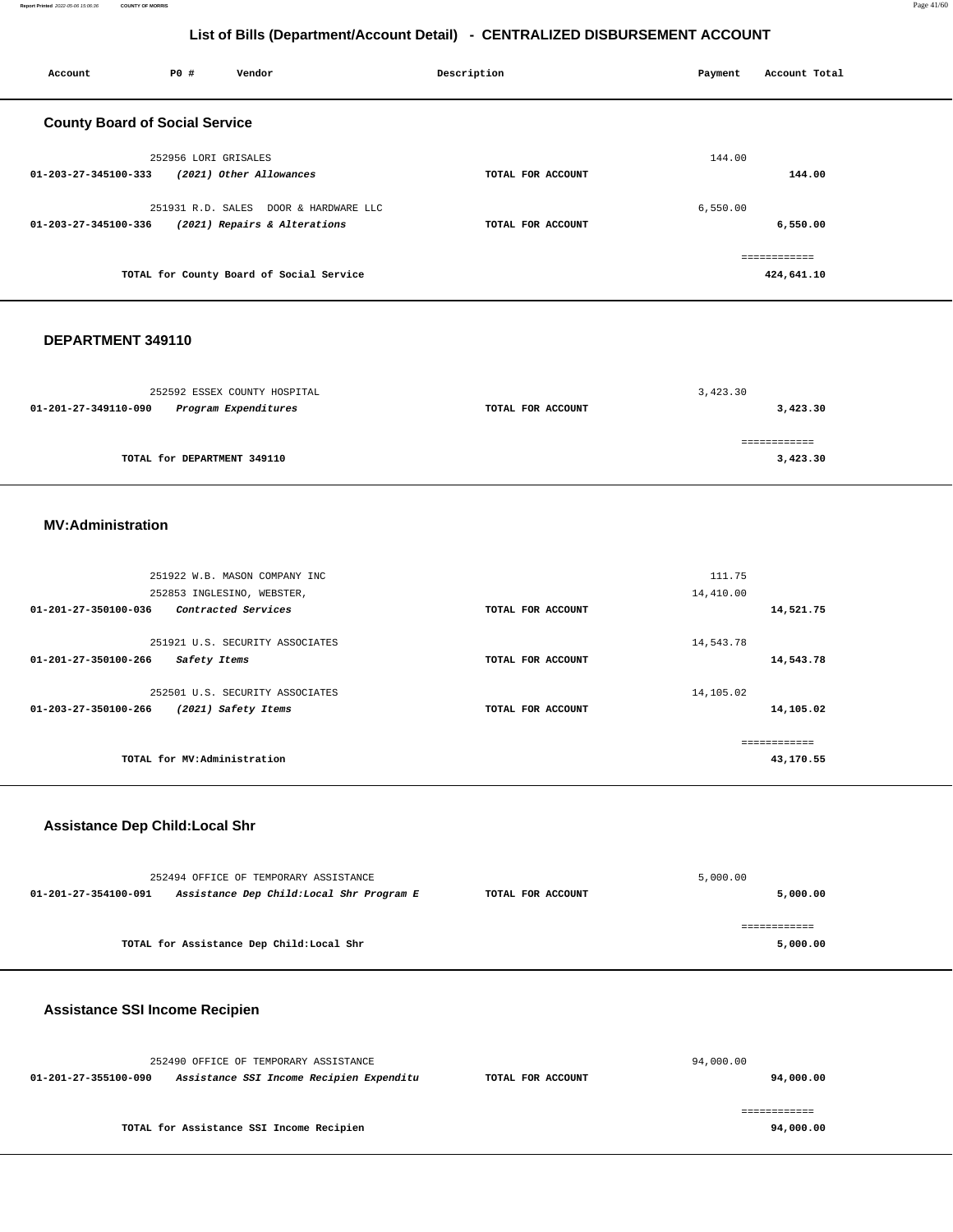## List of Bills (Department/Account Detail) - CENTRALIZED DISBURSEMENT ACCOUNT

| Account | PO # | Vendor | Description | Payment | Account Total |
|---|---|---|---|---|---|

### County Board of Social Service

| Account | PO # | Vendor | Description | Payment | Account Total |
|---|---|---|---|---|---|
| | 252956 | LORI GRISALES | | 144.00 | |
| 01-203-27-345100-333 | | *(2021) Other Allowances* | TOTAL FOR ACCOUNT | | **144.00** |
| | 251931 | R.D. SALES DOOR & HARDWARE LLC | | 6,550.00 | |
| 01-203-27-345100-336 | | *(2021) Repairs & Alterations* | TOTAL FOR ACCOUNT | | **6,550.00** |
| | | TOTAL for County Board of Social Service | | | ============ **424,641.10** |

### DEPARTMENT 349110

| Account | PO # | Vendor | Description | Payment | Account Total |
|---|---|---|---|---|---|
| | 252592 | ESSEX COUNTY HOSPITAL | | 3,423.30 | |
| 01-201-27-349110-090 | | *Program Expenditures* | TOTAL FOR ACCOUNT | | **3,423.30** |
| | | TOTAL for DEPARTMENT 349110 | | | ============ **3,423.30** |

### MV:Administration

| Account | PO # | Vendor | Description | Payment | Account Total |
|---|---|---|---|---|---|
| | 251922 | W.B. MASON COMPANY INC | | 111.75 | |
| | 252853 | INGLESINO, WEBSTER, | | 14,410.00 | |
| 01-201-27-350100-036 | | *Contracted Services* | TOTAL FOR ACCOUNT | | **14,521.75** |
| | 251921 | U.S. SECURITY ASSOCIATES | | 14,543.78 | |
| 01-201-27-350100-266 | | *Safety Items* | TOTAL FOR ACCOUNT | | **14,543.78** |
| | 252501 | U.S. SECURITY ASSOCIATES | | 14,105.02 | |
| 01-203-27-350100-266 | | *(2021) Safety Items* | TOTAL FOR ACCOUNT | | **14,105.02** |
| | | TOTAL for MV:Administration | | | ============ **43,170.55** |

### Assistance Dep Child:Local Shr

| Account | PO # | Vendor | Description | Payment | Account Total |
|---|---|---|---|---|---|
| | 252494 | OFFICE OF TEMPORARY ASSISTANCE | | 5,000.00 | |
| 01-201-27-354100-091 | | *Assistance Dep Child:Local Shr Program E* | TOTAL FOR ACCOUNT | | **5,000.00** |
| | | TOTAL for Assistance Dep Child:Local Shr | | | ============ **5,000.00** |

### Assistance SSI Income Recipien

| Account | PO # | Vendor | Description | Payment | Account Total |
|---|---|---|---|---|---|
| | 252490 | OFFICE OF TEMPORARY ASSISTANCE | | 94,000.00 | |
| 01-201-27-355100-090 | | *Assistance SSI Income Recipien Expenditu* | TOTAL FOR ACCOUNT | | **94,000.00** |
| | | TOTAL for Assistance SSI Income Recipien | | | ============ **94,000.00** |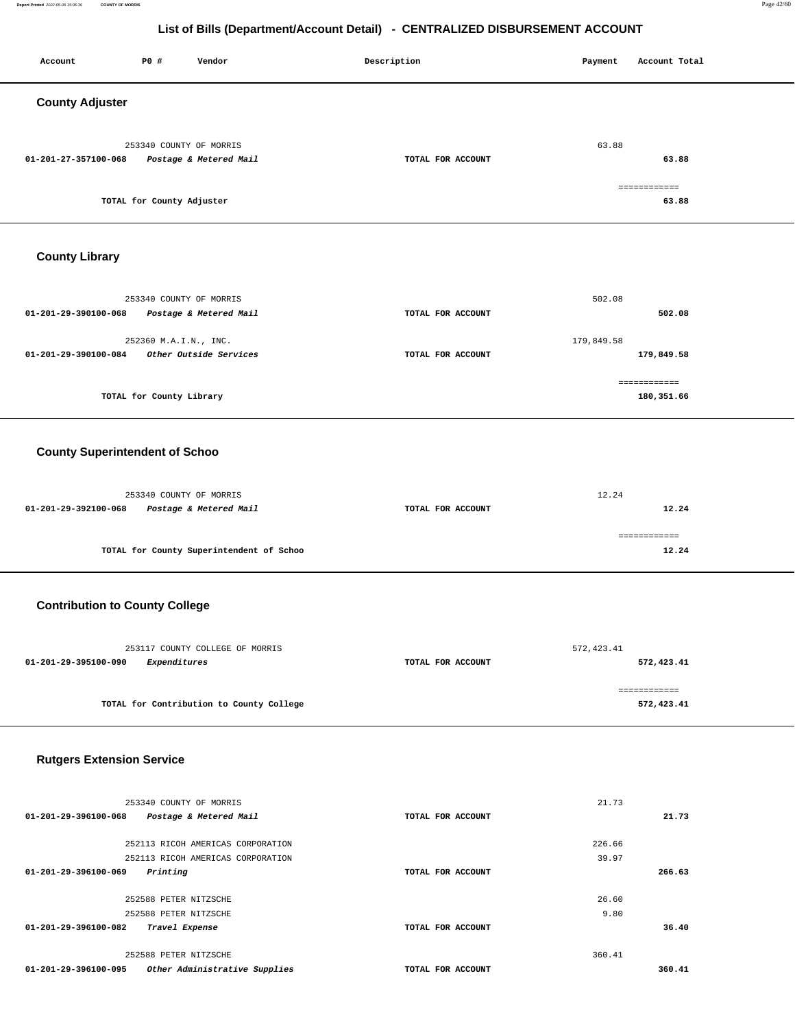# List of Bills (Department/Account Detail) - CENTRALIZED DISBURSEMENT ACCOUNT

| Account | PO # | Vendor | Description | Payment | Account Total |
|---|---|---|---|---|---|

## County Adjuster

| Account | PO # | Vendor | Description | Payment | Account Total |
|---|---|---|---|---|---|
| | 253340 | COUNTY OF MORRIS | | 63.88 | |
| 01-201-27-357100-068 | | *Postage & Metered Mail* | TOTAL FOR ACCOUNT | | 63.88 |
| | | | | | ============ |
| | | TOTAL for County Adjuster | | | 63.88 |

## County Library

| Account | PO # | Vendor | Description | Payment | Account Total |
|---|---|---|---|---|---|
| | 253340 | COUNTY OF MORRIS | | 502.08 | |
| 01-201-29-390100-068 | | *Postage & Metered Mail* | TOTAL FOR ACCOUNT | | 502.08 |
| | 252360 | M.A.I.N., INC. | | 179,849.58 | |
| 01-201-29-390100-084 | | *Other Outside Services* | TOTAL FOR ACCOUNT | | 179,849.58 |
| | | | | | ============ |
| | | TOTAL for County Library | | | 180,351.66 |

## County Superintendent of Schoo

| Account | PO # | Vendor | Description | Payment | Account Total |
|---|---|---|---|---|---|
| | 253340 | COUNTY OF MORRIS | | 12.24 | |
| 01-201-29-392100-068 | | *Postage & Metered Mail* | TOTAL FOR ACCOUNT | | 12.24 |
| | | | | | ============ |
| | | TOTAL for County Superintendent of Schoo | | | 12.24 |

## Contribution to County College

| Account | PO # | Vendor | Description | Payment | Account Total |
|---|---|---|---|---|---|
| | 253117 | COUNTY COLLEGE OF MORRIS | | 572,423.41 | |
| 01-201-29-395100-090 | | *Expenditures* | TOTAL FOR ACCOUNT | | 572,423.41 |
| | | | | | ============ |
| | | TOTAL for Contribution to County College | | | 572,423.41 |

## Rutgers Extension Service

| Account | PO # | Vendor | Description | Payment | Account Total |
|---|---|---|---|---|---|
| | 253340 | COUNTY OF MORRIS | | 21.73 | |
| 01-201-29-396100-068 | | *Postage & Metered Mail* | TOTAL FOR ACCOUNT | | 21.73 |
| | 252113 | RICOH AMERICAS CORPORATION | | 226.66 | |
| | 252113 | RICOH AMERICAS CORPORATION | | 39.97 | |
| 01-201-29-396100-069 | | *Printing* | TOTAL FOR ACCOUNT | | 266.63 |
| | 252588 | PETER NITZSCHE | | 26.60 | |
| | 252588 | PETER NITZSCHE | | 9.80 | |
| 01-201-29-396100-082 | | *Travel Expense* | TOTAL FOR ACCOUNT | | 36.40 |
| | 252588 | PETER NITZSCHE | | 360.41 | |
| 01-201-29-396100-095 | | *Other Administrative Supplies* | TOTAL FOR ACCOUNT | | 360.41 |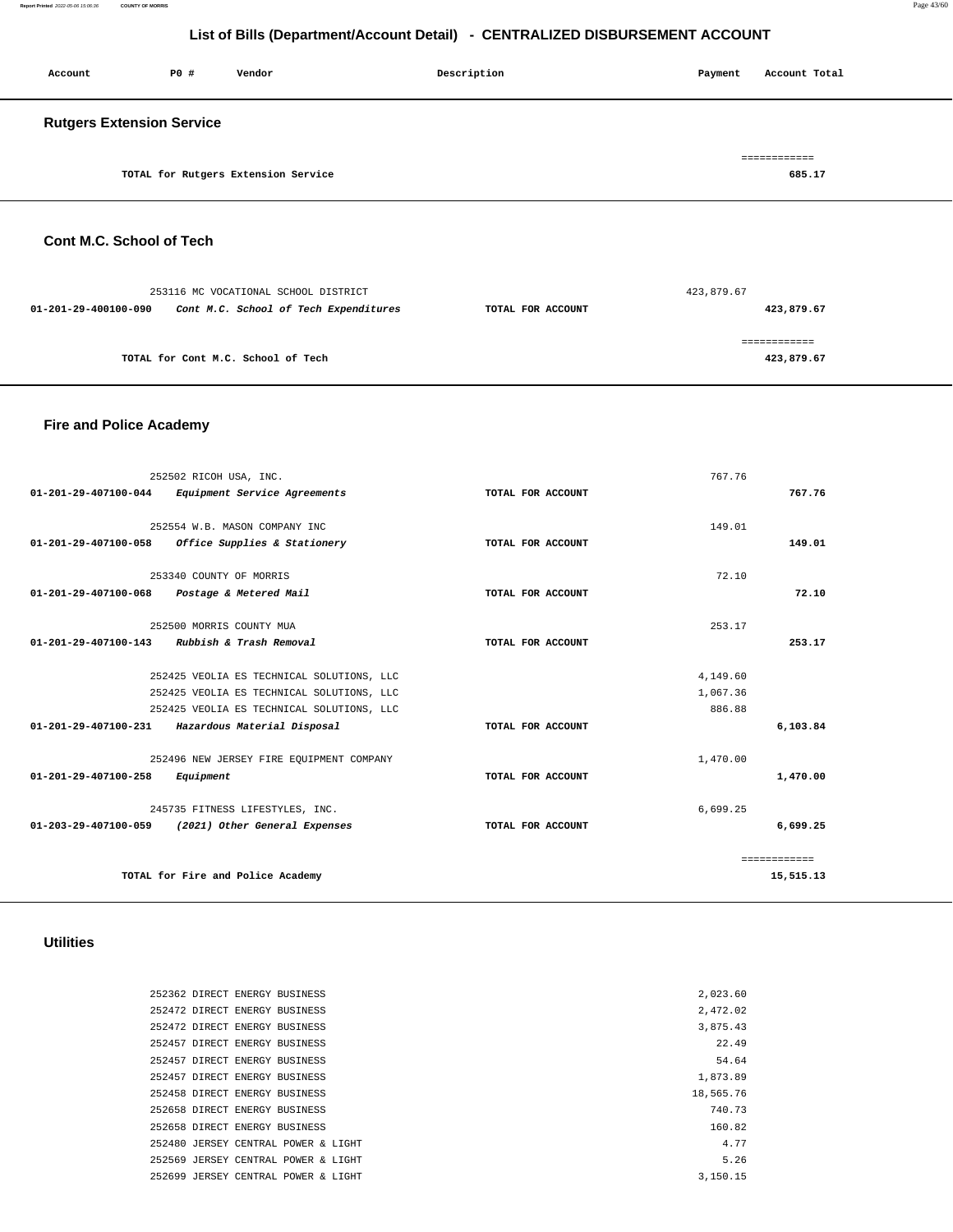# List of Bills (Department/Account Detail) - CENTRALIZED DISBURSEMENT ACCOUNT

| Account | PO # | Vendor | Description | Payment | Account Total |
|---|---|---|---|---|---|

## Rutgers Extension Service

| | | | | | |
|---|---|---|---|---|---|
| | | TOTAL for Rutgers Extension Service | | | 685.17 |

## Cont M.C. School of Tech

| Account | PO # | Vendor | Description | Payment | Account Total |
|---|---|---|---|---|---|
| | 253116 | MC VOCATIONAL SCHOOL DISTRICT | | 423,879.67 | |
| 01-201-29-400100-090 | | *Cont M.C. School of Tech Expenditures* | TOTAL FOR ACCOUNT | | 423,879.67 |
| | | TOTAL for Cont M.C. School of Tech | | | 423,879.67 |

## Fire and Police Academy

| Account | PO # | Vendor | Description | Payment | Account Total |
|---|---|---|---|---|---|
| | 252502 | RICOH USA, INC. | | 767.76 | |
| 01-201-29-407100-044 | | *Equipment Service Agreements* | TOTAL FOR ACCOUNT | | 767.76 |
| | 252554 | W.B. MASON COMPANY INC | | 149.01 | |
| 01-201-29-407100-058 | | *Office Supplies & Stationery* | TOTAL FOR ACCOUNT | | 149.01 |
| | 253340 | COUNTY OF MORRIS | | 72.10 | |
| 01-201-29-407100-068 | | *Postage & Metered Mail* | TOTAL FOR ACCOUNT | | 72.10 |
| | 252500 | MORRIS COUNTY MUA | | 253.17 | |
| 01-201-29-407100-143 | | *Rubbish & Trash Removal* | TOTAL FOR ACCOUNT | | 253.17 |
| | 252425 | VEOLIA ES TECHNICAL SOLUTIONS, LLC | | 4,149.60 | |
| | 252425 | VEOLIA ES TECHNICAL SOLUTIONS, LLC | | 1,067.36 | |
| | 252425 | VEOLIA ES TECHNICAL SOLUTIONS, LLC | | 886.88 | |
| 01-201-29-407100-231 | | *Hazardous Material Disposal* | TOTAL FOR ACCOUNT | | 6,103.84 |
| | 252496 | NEW JERSEY FIRE EQUIPMENT COMPANY | | 1,470.00 | |
| 01-201-29-407100-258 | | *Equipment* | TOTAL FOR ACCOUNT | | 1,470.00 |
| | 245735 | FITNESS LIFESTYLES, INC. | | 6,699.25 | |
| 01-203-29-407100-059 | | *(2021) Other General Expenses* | TOTAL FOR ACCOUNT | | 6,699.25 |
| | | TOTAL for Fire and Police Academy | | | 15,515.13 |

## Utilities

| Account | PO # | Vendor | Description | Payment | Account Total |
|---|---|---|---|---|---|
| | 252362 | DIRECT ENERGY BUSINESS | | 2,023.60 | |
| | 252472 | DIRECT ENERGY BUSINESS | | 2,472.02 | |
| | 252472 | DIRECT ENERGY BUSINESS | | 3,875.43 | |
| | 252457 | DIRECT ENERGY BUSINESS | | 22.49 | |
| | 252457 | DIRECT ENERGY BUSINESS | | 54.64 | |
| | 252457 | DIRECT ENERGY BUSINESS | | 1,873.89 | |
| | 252458 | DIRECT ENERGY BUSINESS | | 18,565.76 | |
| | 252658 | DIRECT ENERGY BUSINESS | | 740.73 | |
| | 252658 | DIRECT ENERGY BUSINESS | | 160.82 | |
| | 252480 | JERSEY CENTRAL POWER & LIGHT | | 4.77 | |
| | 252569 | JERSEY CENTRAL POWER & LIGHT | | 5.26 | |
| | 252699 | JERSEY CENTRAL POWER & LIGHT | | 3,150.15 | |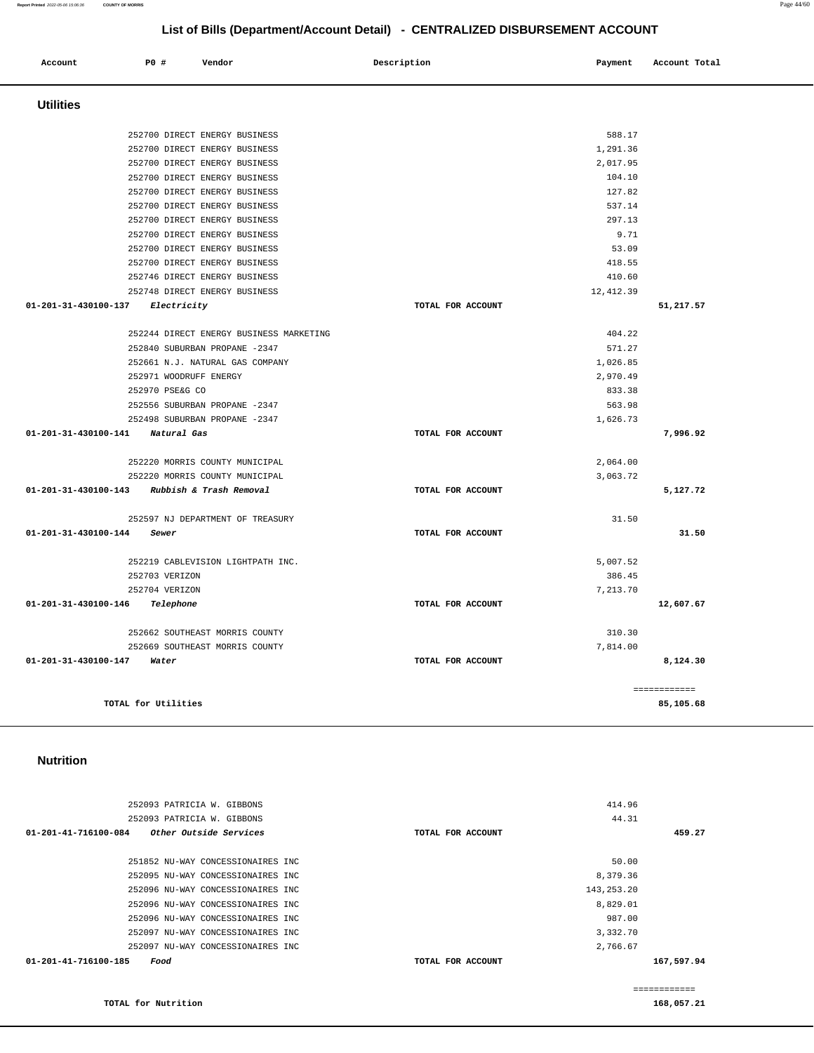# List of Bills (Department/Account Detail) - CENTRALIZED DISBURSEMENT ACCOUNT

## Utilities

| Account | PO # | Vendor | Description | Payment | Account Total |
|---|---|---|---|---|---|
| | 252700 | DIRECT ENERGY BUSINESS | | 588.17 | |
| | 252700 | DIRECT ENERGY BUSINESS | | 1,291.36 | |
| | 252700 | DIRECT ENERGY BUSINESS | | 2,017.95 | |
| | 252700 | DIRECT ENERGY BUSINESS | | 104.10 | |
| | 252700 | DIRECT ENERGY BUSINESS | | 127.82 | |
| | 252700 | DIRECT ENERGY BUSINESS | | 537.14 | |
| | 252700 | DIRECT ENERGY BUSINESS | | 297.13 | |
| | 252700 | DIRECT ENERGY BUSINESS | | 9.71 | |
| | 252700 | DIRECT ENERGY BUSINESS | | 53.09 | |
| | 252700 | DIRECT ENERGY BUSINESS | | 418.55 | |
| | 252746 | DIRECT ENERGY BUSINESS | | 410.60 | |
| | 252748 | DIRECT ENERGY BUSINESS | | 12,412.39 | |
| **01-201-31-430100-137** *Electricity* | | | TOTAL FOR ACCOUNT | | **51,217.57** |
| | 252244 | DIRECT ENERGY BUSINESS MARKETING | | 404.22 | |
| | 252840 | SUBURBAN PROPANE -2347 | | 571.27 | |
| | 252661 | N.J. NATURAL GAS COMPANY | | 1,026.85 | |
| | 252971 | WOODRUFF ENERGY | | 2,970.49 | |
| | 252970 | PSE&G CO | | 833.38 | |
| | 252556 | SUBURBAN PROPANE -2347 | | 563.98 | |
| | 252498 | SUBURBAN PROPANE -2347 | | 1,626.73 | |
| **01-201-31-430100-141** *Natural Gas* | | | TOTAL FOR ACCOUNT | | **7,996.92** |
| | 252220 | MORRIS COUNTY MUNICIPAL | | 2,064.00 | |
| | 252220 | MORRIS COUNTY MUNICIPAL | | 3,063.72 | |
| **01-201-31-430100-143** *Rubbish & Trash Removal* | | | TOTAL FOR ACCOUNT | | **5,127.72** |
| | 252597 | NJ DEPARTMENT OF TREASURY | | 31.50 | |
| **01-201-31-430100-144** *Sewer* | | | TOTAL FOR ACCOUNT | | **31.50** |
| | 252219 | CABLEVISION LIGHTPATH INC. | | 5,007.52 | |
| | 252703 | VERIZON | | 386.45 | |
| | 252704 | VERIZON | | 7,213.70 | |
| **01-201-31-430100-146** *Telephone* | | | TOTAL FOR ACCOUNT | | **12,607.67** |
| | 252662 | SOUTHEAST MORRIS COUNTY | | 310.30 | |
| | 252669 | SOUTHEAST MORRIS COUNTY | | 7,814.00 | |
| **01-201-31-430100-147** *Water* | | | TOTAL FOR ACCOUNT | | **8,124.30** |
| | | | | | ============ |
| **TOTAL for Utilities** | | | | | **85,105.68** |

## Nutrition

| Account | PO # | Vendor | Description | Payment | Account Total |
|---|---|---|---|---|---|
| | 252093 | PATRICIA W. GIBBONS | | 414.96 | |
| | 252093 | PATRICIA W. GIBBONS | | 44.31 | |
| **01-201-41-716100-084** *Other Outside Services* | | | TOTAL FOR ACCOUNT | | **459.27** |
| | 251852 | NU-WAY CONCESSIONAIRES INC | | 50.00 | |
| | 252095 | NU-WAY CONCESSIONAIRES INC | | 8,379.36 | |
| | 252096 | NU-WAY CONCESSIONAIRES INC | | 143,253.20 | |
| | 252096 | NU-WAY CONCESSIONAIRES INC | | 8,829.01 | |
| | 252096 | NU-WAY CONCESSIONAIRES INC | | 987.00 | |
| | 252097 | NU-WAY CONCESSIONAIRES INC | | 3,332.70 | |
| | 252097 | NU-WAY CONCESSIONAIRES INC | | 2,766.67 | |
| **01-201-41-716100-185** *Food* | | | TOTAL FOR ACCOUNT | | **167,597.94** |
| | | | | | ============ |
| **TOTAL for Nutrition** | | | | | **168,057.21** |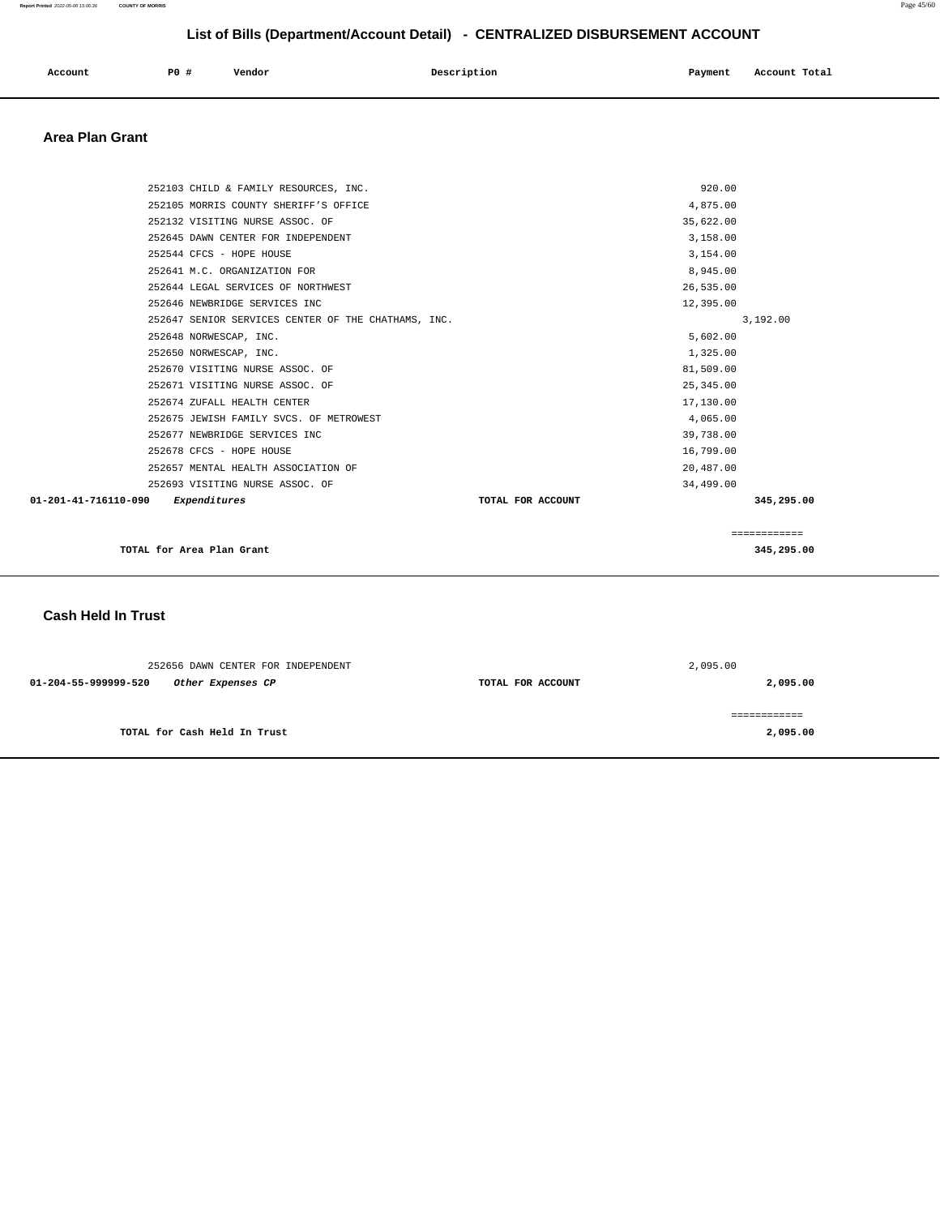# List of Bills (Department/Account Detail) - CENTRALIZED DISBURSEMENT ACCOUNT

| Account | PO # | Vendor | Description | Payment | Account Total |
|---|---|---|---|---|---|

## Area Plan Grant

| Account | PO # | Vendor | Description | Payment | Account Total |
|---|---|---|---|---|---|
| | 252103 | CHILD & FAMILY RESOURCES, INC. | | 920.00 | |
| | 252105 | MORRIS COUNTY SHERIFF'S OFFICE | | 4,875.00 | |
| | 252132 | VISITING NURSE ASSOC. OF | | 35,622.00 | |
| | 252645 | DAWN CENTER FOR INDEPENDENT | | 3,158.00 | |
| | 252544 | CFCS - HOPE HOUSE | | 3,154.00 | |
| | 252641 | M.C. ORGANIZATION FOR | | 8,945.00 | |
| | 252644 | LEGAL SERVICES OF NORTHWEST | | 26,535.00 | |
| | 252646 | NEWBRIDGE SERVICES INC | | 12,395.00 | |
| | 252647 | SENIOR SERVICES CENTER OF THE CHATHAMS, INC. | | 3,192.00 | |
| | 252648 | NORWESCAP, INC. | | 5,602.00 | |
| | 252650 | NORWESCAP, INC. | | 1,325.00 | |
| | 252670 | VISITING NURSE ASSOC. OF | | 81,509.00 | |
| | 252671 | VISITING NURSE ASSOC. OF | | 25,345.00 | |
| | 252674 | ZUFALL HEALTH CENTER | | 17,130.00 | |
| | 252675 | JEWISH FAMILY SVCS. OF METROWEST | | 4,065.00 | |
| | 252677 | NEWBRIDGE SERVICES INC | | 39,738.00 | |
| | 252678 | CFCS - HOPE HOUSE | | 16,799.00 | |
| | 252657 | MENTAL HEALTH ASSOCIATION OF | | 20,487.00 | |
| | 252693 | VISITING NURSE ASSOC. OF | | 34,499.00 | |
| **01-201-41-716110-090** | | ***Expenditures*** | **TOTAL FOR ACCOUNT** | | **345,295.00** |

============

**TOTAL for Area Plan Grant** **345,295.00**

## Cash Held In Trust

| Account | PO # | Vendor | Description | Payment | Account Total |
|---|---|---|---|---|---|
| | 252656 | DAWN CENTER FOR INDEPENDENT | | 2,095.00 | |
| **01-204-55-999999-520** | | ***Other Expenses CP*** | **TOTAL FOR ACCOUNT** | | **2,095.00** |

============

**TOTAL for Cash Held In Trust** **2,095.00**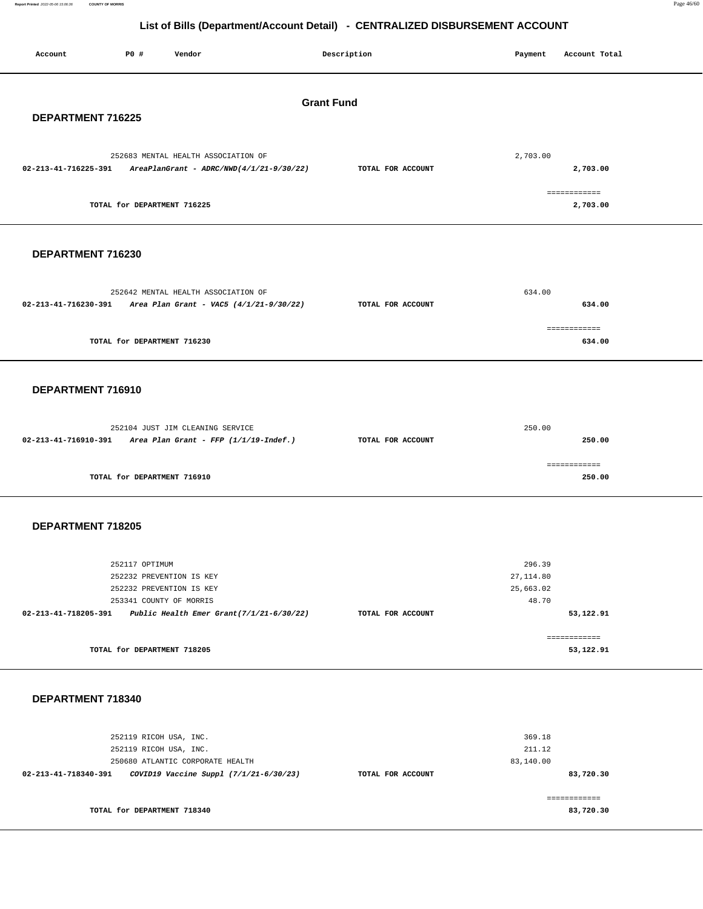# List of Bills (Department/Account Detail) - CENTRALIZED DISBURSEMENT ACCOUNT

| Account | PO # | Vendor | Description | Payment | Account Total |
|---|---|---|---|---|---|

## Grant Fund

### DEPARTMENT 716225

| Account | PO # | Vendor | Description | Payment | Account Total |
|---|---|---|---|---|---|
| | 252683 | MENTAL HEALTH ASSOCIATION OF | | 2,703.00 | |
| 02-213-41-716225-391 | | *AreaPlanGrant - ADRC/NWD(4/1/21-9/30/22)* | TOTAL FOR ACCOUNT | | 2,703.00 |
| | | TOTAL for DEPARTMENT 716225 | | | 2,703.00 |

### DEPARTMENT 716230

| Account | PO # | Vendor | Description | Payment | Account Total |
|---|---|---|---|---|---|
| | 252642 | MENTAL HEALTH ASSOCIATION OF | | 634.00 | |
| 02-213-41-716230-391 | | *Area Plan Grant - VAC5 (4/1/21-9/30/22)* | TOTAL FOR ACCOUNT | | 634.00 |
| | | TOTAL for DEPARTMENT 716230 | | | 634.00 |

### DEPARTMENT 716910

| Account | PO # | Vendor | Description | Payment | Account Total |
|---|---|---|---|---|---|
| | 252104 | JUST JIM CLEANING SERVICE | | 250.00 | |
| 02-213-41-716910-391 | | *Area Plan Grant - FFP (1/1/19-Indef.)* | TOTAL FOR ACCOUNT | | 250.00 |
| | | TOTAL for DEPARTMENT 716910 | | | 250.00 |

### DEPARTMENT 718205

| Account | PO # | Vendor | Description | Payment | Account Total |
|---|---|---|---|---|---|
| | 252117 | OPTIMUM | | 296.39 | |
| | 252232 | PREVENTION IS KEY | | 27,114.80 | |
| | 252232 | PREVENTION IS KEY | | 25,663.02 | |
| | 253341 | COUNTY OF MORRIS | | 48.70 | |
| 02-213-41-718205-391 | | *Public Health Emer Grant(7/1/21-6/30/22)* | TOTAL FOR ACCOUNT | | 53,122.91 |
| | | TOTAL for DEPARTMENT 718205 | | | 53,122.91 |

### DEPARTMENT 718340

| Account | PO # | Vendor | Description | Payment | Account Total |
|---|---|---|---|---|---|
| | 252119 | RICOH USA, INC. | | 369.18 | |
| | 252119 | RICOH USA, INC. | | 211.12 | |
| | 250680 | ATLANTIC CORPORATE HEALTH | | 83,140.00 | |
| 02-213-41-718340-391 | | *COVID19 Vaccine Suppl (7/1/21-6/30/23)* | TOTAL FOR ACCOUNT | | 83,720.30 |
| | | TOTAL for DEPARTMENT 718340 | | | 83,720.30 |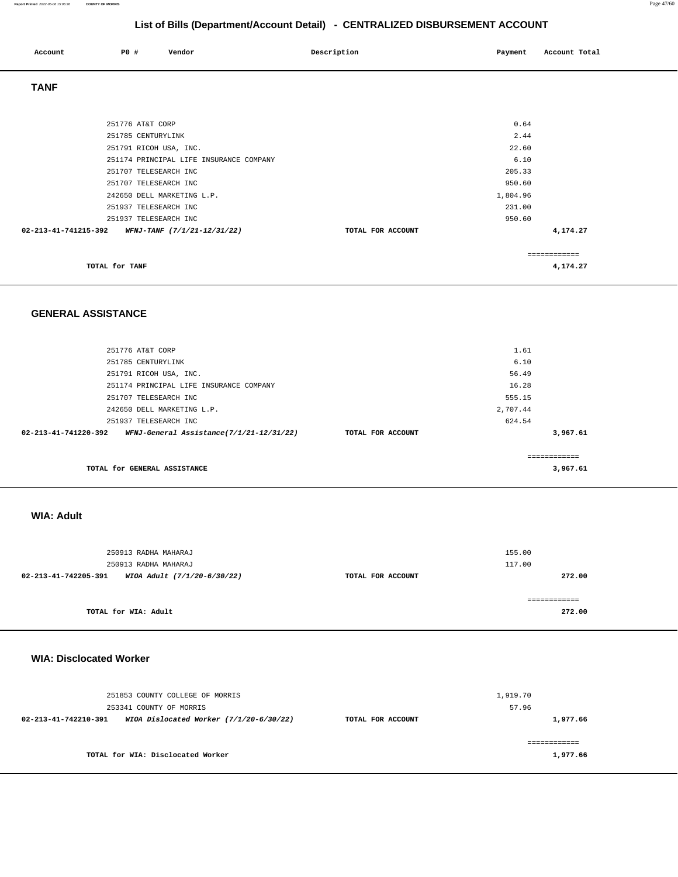# List of Bills (Department/Account Detail) - CENTRALIZED DISBURSEMENT ACCOUNT

| Account | PO # | Vendor | Description | Payment | Account Total |
|---|---|---|---|---|---|

## TANF

| Account | PO # | Vendor | Description | Payment | Account Total |
|---|---|---|---|---|---|
| | 251776 | AT&T CORP | | 0.64 | |
| | 251785 | CENTURYLINK | | 2.44 | |
| | 251791 | RICOH USA, INC. | | 22.60 | |
| | 251174 | PRINCIPAL LIFE INSURANCE COMPANY | | 6.10 | |
| | 251707 | TELESEARCH INC | | 205.33 | |
| | 251707 | TELESEARCH INC | | 950.60 | |
| | 242650 | DELL MARKETING L.P. | | 1,804.96 | |
| | 251937 | TELESEARCH INC | | 231.00 | |
| | 251937 | TELESEARCH INC | | 950.60 | |
| 02-213-41-741215-392 | | *WFNJ-TANF (7/1/21-12/31/22)* | TOTAL FOR ACCOUNT | | 4,174.27 |

TOTAL for TANF: 4,174.27

## GENERAL ASSISTANCE

| Account | PO # | Vendor | Description | Payment | Account Total |
|---|---|---|---|---|---|
| | 251776 | AT&T CORP | | 1.61 | |
| | 251785 | CENTURYLINK | | 6.10 | |
| | 251791 | RICOH USA, INC. | | 56.49 | |
| | 251174 | PRINCIPAL LIFE INSURANCE COMPANY | | 16.28 | |
| | 251707 | TELESEARCH INC | | 555.15 | |
| | 242650 | DELL MARKETING L.P. | | 2,707.44 | |
| | 251937 | TELESEARCH INC | | 624.54 | |
| 02-213-41-741220-392 | | *WFNJ-General Assistance(7/1/21-12/31/22)* | TOTAL FOR ACCOUNT | | 3,967.61 |

TOTAL for GENERAL ASSISTANCE: 3,967.61

## WIA: Adult

| Account | PO # | Vendor | Description | Payment | Account Total |
|---|---|---|---|---|---|
| | 250913 | RADHA MAHARAJ | | 155.00 | |
| | 250913 | RADHA MAHARAJ | | 117.00 | |
| 02-213-41-742205-391 | | *WIOA Adult (7/1/20-6/30/22)* | TOTAL FOR ACCOUNT | | 272.00 |

TOTAL for WIA: Adult: 272.00

## WIA: Disclocated Worker

| Account | PO # | Vendor | Description | Payment | Account Total |
|---|---|---|---|---|---|
| | 251853 | COUNTY COLLEGE OF MORRIS | | 1,919.70 | |
| | 253341 | COUNTY OF MORRIS | | 57.96 | |
| 02-213-41-742210-391 | | *WIOA Dislocated Worker (7/1/20-6/30/22)* | TOTAL FOR ACCOUNT | | 1,977.66 |

TOTAL for WIA: Disclocated Worker: 1,977.66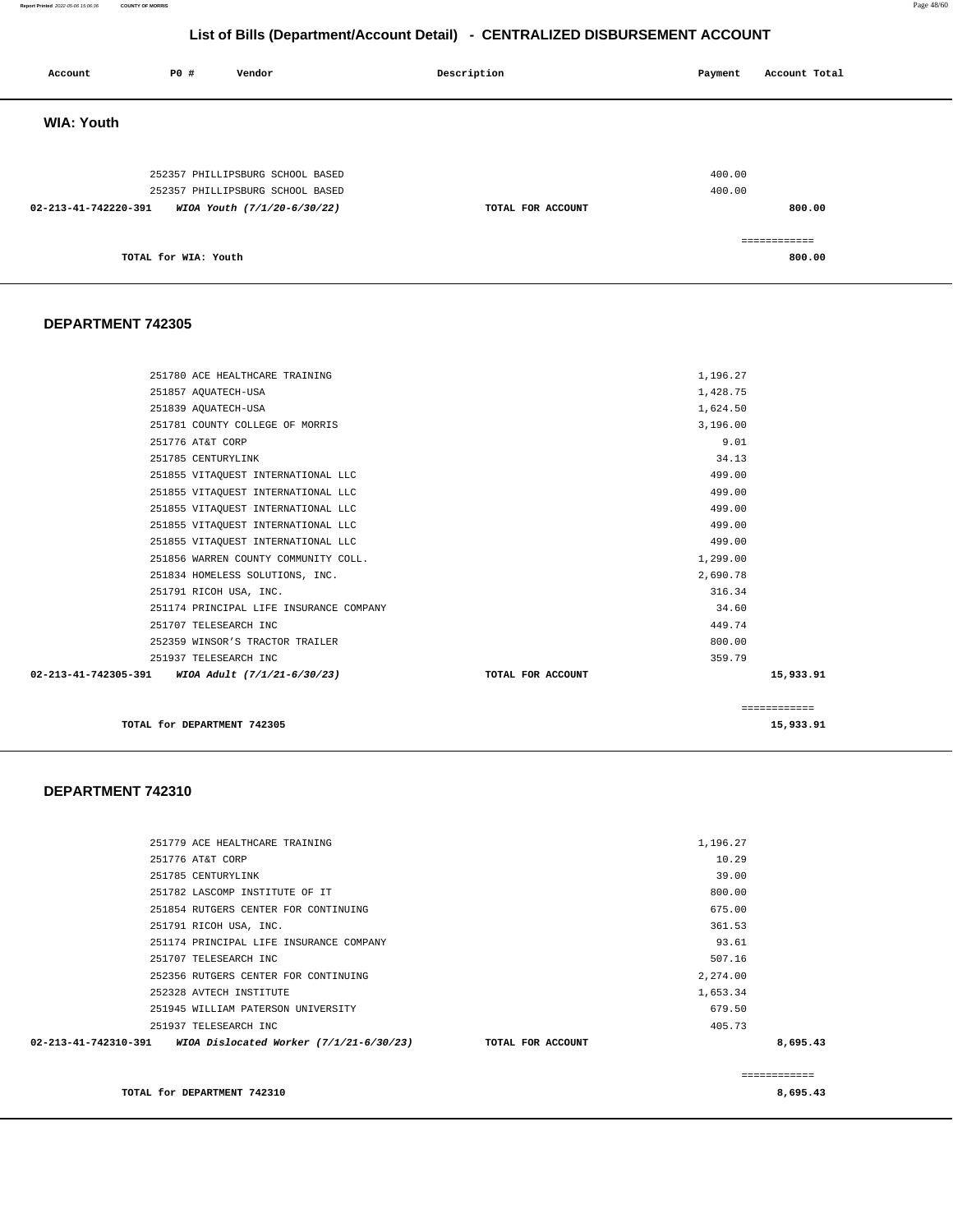## List of Bills (Department/Account Detail) - CENTRALIZED DISBURSEMENT ACCOUNT

| Account | PO # | Vendor | Description | Payment | Account Total |
|---|---|---|---|---|---|

### WIA: Youth

| Account | PO # | Vendor | Description | Payment | Account Total |
|---|---|---|---|---|---|
| | 252357 | PHILLIPSBURG SCHOOL BASED | | 400.00 | |
| | 252357 | PHILLIPSBURG SCHOOL BASED | | 400.00 | |
| 02-213-41-742220-391 | | *WIOA Youth (7/1/20-6/30/22)* | TOTAL FOR ACCOUNT | | 800.00 |

============

**TOTAL for WIA: Youth** **800.00**

### DEPARTMENT 742305

| Account | PO # | Vendor | Description | Payment | Account Total |
|---|---|---|---|---|---|
| | 251780 | ACE HEALTHCARE TRAINING | | 1,196.27 | |
| | 251857 | AQUATECH-USA | | 1,428.75 | |
| | 251839 | AQUATECH-USA | | 1,624.50 | |
| | 251781 | COUNTY COLLEGE OF MORRIS | | 3,196.00 | |
| | 251776 | AT&T CORP | | 9.01 | |
| | 251785 | CENTURYLINK | | 34.13 | |
| | 251855 | VITAQUEST INTERNATIONAL LLC | | 499.00 | |
| | 251855 | VITAQUEST INTERNATIONAL LLC | | 499.00 | |
| | 251855 | VITAQUEST INTERNATIONAL LLC | | 499.00 | |
| | 251855 | VITAQUEST INTERNATIONAL LLC | | 499.00 | |
| | 251855 | VITAQUEST INTERNATIONAL LLC | | 499.00 | |
| | 251856 | WARREN COUNTY COMMUNITY COLL. | | 1,299.00 | |
| | 251834 | HOMELESS SOLUTIONS, INC. | | 2,690.78 | |
| | 251791 | RICOH USA, INC. | | 316.34 | |
| | 251174 | PRINCIPAL LIFE INSURANCE COMPANY | | 34.60 | |
| | 251707 | TELESEARCH INC | | 449.74 | |
| | 252359 | WINSOR'S TRACTOR TRAILER | | 800.00 | |
| | 251937 | TELESEARCH INC | | 359.79 | |
| 02-213-41-742305-391 | | *WIOA Adult (7/1/21-6/30/23)* | TOTAL FOR ACCOUNT | | 15,933.91 |

============

**TOTAL for DEPARTMENT 742305** **15,933.91**

### DEPARTMENT 742310

| Account | PO # | Vendor | Description | Payment | Account Total |
|---|---|---|---|---|---|
| | 251779 | ACE HEALTHCARE TRAINING | | 1,196.27 | |
| | 251776 | AT&T CORP | | 10.29 | |
| | 251785 | CENTURYLINK | | 39.00 | |
| | 251782 | LASCOMP INSTITUTE OF IT | | 800.00 | |
| | 251854 | RUTGERS CENTER FOR CONTINUING | | 675.00 | |
| | 251791 | RICOH USA, INC. | | 361.53 | |
| | 251174 | PRINCIPAL LIFE INSURANCE COMPANY | | 93.61 | |
| | 251707 | TELESEARCH INC | | 507.16 | |
| | 252356 | RUTGERS CENTER FOR CONTINUING | | 2,274.00 | |
| | 252328 | AVTECH INSTITUTE | | 1,653.34 | |
| | 251945 | WILLIAM PATERSON UNIVERSITY | | 679.50 | |
| | 251937 | TELESEARCH INC | | 405.73 | |
| 02-213-41-742310-391 | | *WIOA Dislocated Worker (7/1/21-6/30/23)* | TOTAL FOR ACCOUNT | | 8,695.43 |

============

**TOTAL for DEPARTMENT 742310** **8,695.43**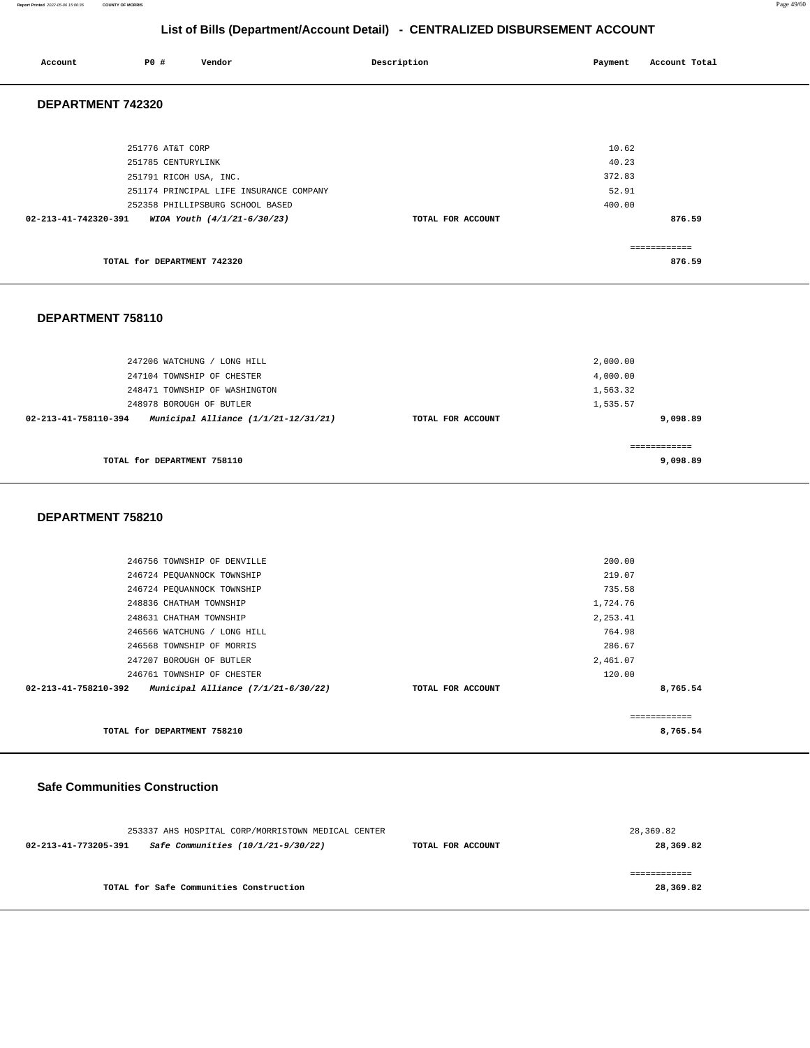# List of Bills (Department/Account Detail) - CENTRALIZED DISBURSEMENT ACCOUNT

| Account | PO # | Vendor | Description | Payment | Account Total |
|---|---|---|---|---|---|

## DEPARTMENT 742320

| Account | PO # | Vendor | Description | Payment | Account Total |
|---|---|---|---|---|---|
| | 251776 | AT&T CORP | | 10.62 | |
| | 251785 | CENTURYLINK | | 40.23 | |
| | 251791 | RICOH USA, INC. | | 372.83 | |
| | 251174 | PRINCIPAL LIFE INSURANCE COMPANY | | 52.91 | |
| | 252358 | PHILLIPSBURG SCHOOL BASED | | 400.00 | |
| **02-213-41-742320-391** | | ***WIOA Youth (4/1/21-6/30/23)*** | **TOTAL FOR ACCOUNT** | | **876.59** |
| | | | | | ============ |
| | | **TOTAL for DEPARTMENT 742320** | | | **876.59** |

## DEPARTMENT 758110

| Account | PO # | Vendor | Description | Payment | Account Total |
|---|---|---|---|---|---|
| | 247206 | WATCHUNG / LONG HILL | | 2,000.00 | |
| | 247104 | TOWNSHIP OF CHESTER | | 4,000.00 | |
| | 248471 | TOWNSHIP OF WASHINGTON | | 1,563.32 | |
| | 248978 | BOROUGH OF BUTLER | | 1,535.57 | |
| **02-213-41-758110-394** | | ***Municipal Alliance (1/1/21-12/31/21)*** | **TOTAL FOR ACCOUNT** | | **9,098.89** |
| | | | | | ============ |
| | | **TOTAL for DEPARTMENT 758110** | | | **9,098.89** |

## DEPARTMENT 758210

| Account | PO # | Vendor | Description | Payment | Account Total |
|---|---|---|---|---|---|
| | 246756 | TOWNSHIP OF DENVILLE | | 200.00 | |
| | 246724 | PEQUANNOCK TOWNSHIP | | 219.07 | |
| | 246724 | PEQUANNOCK TOWNSHIP | | 735.58 | |
| | 248836 | CHATHAM TOWNSHIP | | 1,724.76 | |
| | 248631 | CHATHAM TOWNSHIP | | 2,253.41 | |
| | 246566 | WATCHUNG / LONG HILL | | 764.98 | |
| | 246568 | TOWNSHIP OF MORRIS | | 286.67 | |
| | 247207 | BOROUGH OF BUTLER | | 2,461.07 | |
| | 246761 | TOWNSHIP OF CHESTER | | 120.00 | |
| **02-213-41-758210-392** | | ***Municipal Alliance (7/1/21-6/30/22)*** | **TOTAL FOR ACCOUNT** | | **8,765.54** |
| | | | | | ============ |
| | | **TOTAL for DEPARTMENT 758210** | | | **8,765.54** |

## Safe Communities Construction

| Account | PO # | Vendor | Description | Payment | Account Total |
|---|---|---|---|---|---|
| | 253337 | AHS HOSPITAL CORP/MORRISTOWN MEDICAL CENTER | | 28,369.82 | |
| **02-213-41-773205-391** | | ***Safe Communities (10/1/21-9/30/22)*** | **TOTAL FOR ACCOUNT** | | **28,369.82** |
| | | | | | ============ |
| | | **TOTAL for Safe Communities Construction** | | | **28,369.82** |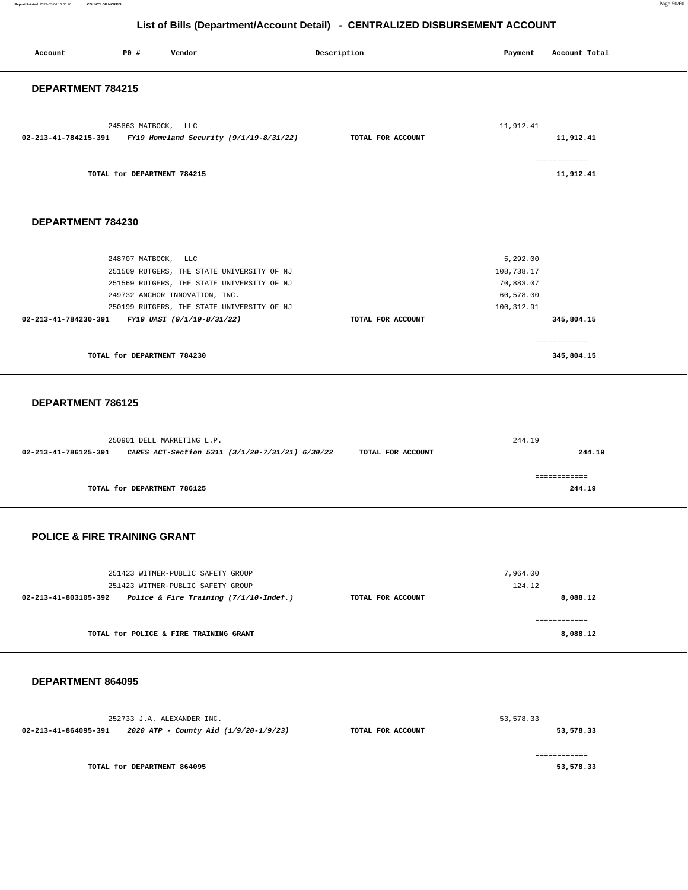## List of Bills (Department/Account Detail) - CENTRALIZED DISBURSEMENT ACCOUNT

| Account | PO # | Vendor | Description | Payment | Account Total |
|---|---|---|---|---|---|

### DEPARTMENT 784215

| Account | PO # | Vendor | Description | Payment | Account Total |
|---|---|---|---|---|---|
| | 245863 | MATBOCK, LLC | | 11,912.41 | |
| 02-213-41-784215-391 | | *FY19 Homeland Security (9/1/19-8/31/22)* | TOTAL FOR ACCOUNT | | 11,912.41 |
| | | | | | ============ |
| | | TOTAL for DEPARTMENT 784215 | | | 11,912.41 |

### DEPARTMENT 784230

| Account | PO # | Vendor | Description | Payment | Account Total |
|---|---|---|---|---|---|
| | 248707 | MATBOCK, LLC | | 5,292.00 | |
| | 251569 | RUTGERS, THE STATE UNIVERSITY OF NJ | | 108,738.17 | |
| | 251569 | RUTGERS, THE STATE UNIVERSITY OF NJ | | 70,883.07 | |
| | 249732 | ANCHOR INNOVATION, INC. | | 60,578.00 | |
| | 250199 | RUTGERS, THE STATE UNIVERSITY OF NJ | | 100,312.91 | |
| 02-213-41-784230-391 | | *FY19 UASI (9/1/19-8/31/22)* | TOTAL FOR ACCOUNT | | 345,804.15 |
| | | | | | ============ |
| | | TOTAL for DEPARTMENT 784230 | | | 345,804.15 |

### DEPARTMENT 786125

| Account | PO # | Vendor | Description | Payment | Account Total |
|---|---|---|---|---|---|
| | 250901 | DELL MARKETING L.P. | | 244.19 | |
| 02-213-41-786125-391 | | *CARES ACT-Section 5311 (3/1/20-7/31/21) 6/30/22* | TOTAL FOR ACCOUNT | | 244.19 |
| | | | | | ============ |
| | | TOTAL for DEPARTMENT 786125 | | | 244.19 |

### POLICE & FIRE TRAINING GRANT

| Account | PO # | Vendor | Description | Payment | Account Total |
|---|---|---|---|---|---|
| | 251423 | WITMER-PUBLIC SAFETY GROUP | | 7,964.00 | |
| | 251423 | WITMER-PUBLIC SAFETY GROUP | | 124.12 | |
| 02-213-41-803105-392 | | *Police & Fire Training (7/1/10-Indef.)* | TOTAL FOR ACCOUNT | | 8,088.12 |
| | | | | | ============ |
| | | TOTAL for POLICE & FIRE TRAINING GRANT | | | 8,088.12 |

### DEPARTMENT 864095

| Account | PO # | Vendor | Description | Payment | Account Total |
|---|---|---|---|---|---|
| | 252733 | J.A. ALEXANDER INC. | | 53,578.33 | |
| 02-213-41-864095-391 | | *2020 ATP - County Aid (1/9/20-1/9/23)* | TOTAL FOR ACCOUNT | | 53,578.33 |
| | | | | | ============ |
| | | TOTAL for DEPARTMENT 864095 | | | 53,578.33 |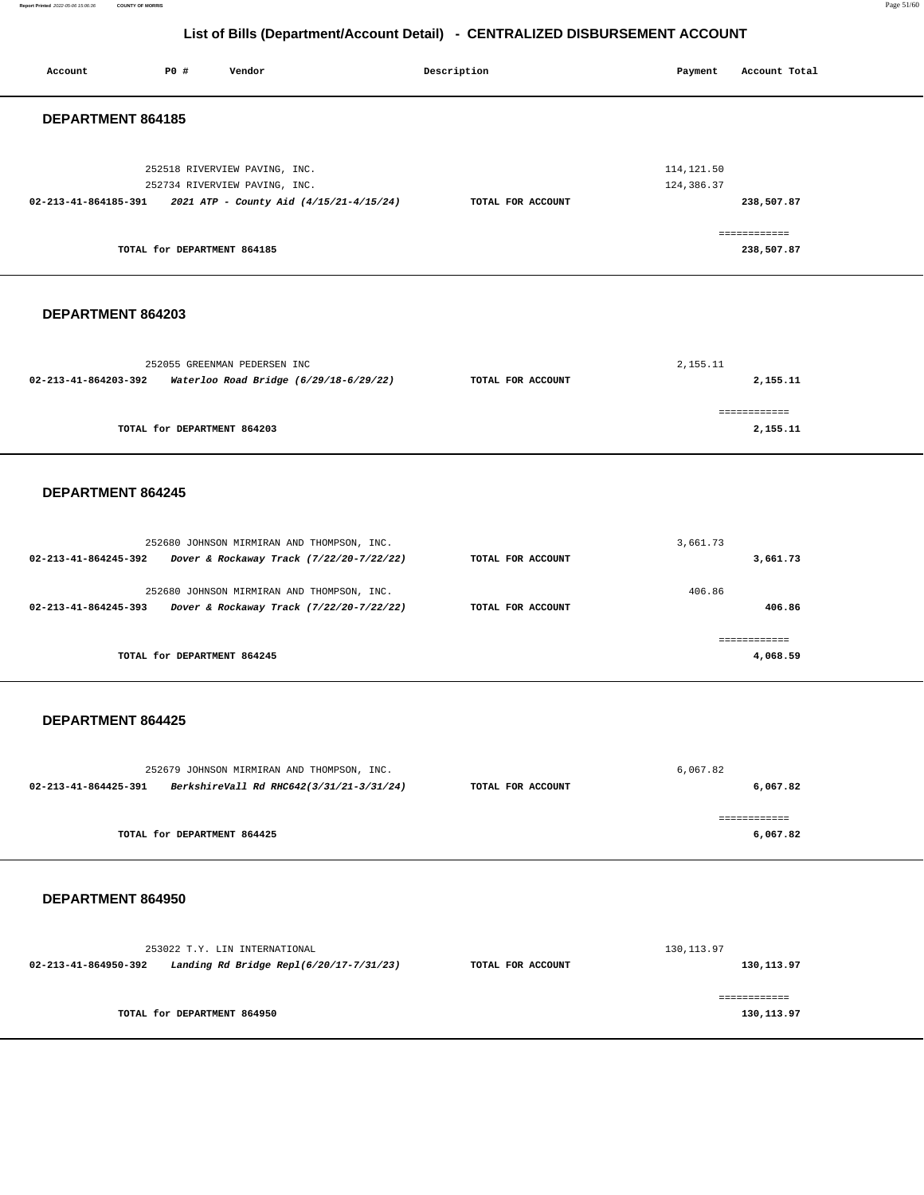## List of Bills (Department/Account Detail) - CENTRALIZED DISBURSEMENT ACCOUNT

| Account | PO # | Vendor | Description | Payment | Account Total |
|---|---|---|---|---|---|

### DEPARTMENT 864185

| Account | PO # | Vendor | Description | Payment | Account Total |
|---|---|---|---|---|---|
| | 252518 | RIVERVIEW PAVING, INC. | | 114,121.50 | |
| | 252734 | RIVERVIEW PAVING, INC. | | 124,386.37 | |
| 02-213-41-864185-391 | | *2021 ATP - County Aid (4/15/21-4/15/24)* | TOTAL FOR ACCOUNT | | 238,507.87 |
| | | TOTAL for DEPARTMENT 864185 | | | 238,507.87 |

### DEPARTMENT 864203

| Account | PO # | Vendor | Description | Payment | Account Total |
|---|---|---|---|---|---|
| | 252055 | GREENMAN PEDERSEN INC | | 2,155.11 | |
| 02-213-41-864203-392 | | *Waterloo Road Bridge (6/29/18-6/29/22)* | TOTAL FOR ACCOUNT | | 2,155.11 |
| | | TOTAL for DEPARTMENT 864203 | | | 2,155.11 |

### DEPARTMENT 864245

| Account | PO # | Vendor | Description | Payment | Account Total |
|---|---|---|---|---|---|
| | 252680 | JOHNSON MIRMIRAN AND THOMPSON, INC. | | 3,661.73 | |
| 02-213-41-864245-392 | | *Dover & Rockaway Track (7/22/20-7/22/22)* | TOTAL FOR ACCOUNT | | 3,661.73 |
| | 252680 | JOHNSON MIRMIRAN AND THOMPSON, INC. | | 406.86 | |
| 02-213-41-864245-393 | | *Dover & Rockaway Track (7/22/20-7/22/22)* | TOTAL FOR ACCOUNT | | 406.86 |
| | | TOTAL for DEPARTMENT 864245 | | | 4,068.59 |

### DEPARTMENT 864425

| Account | PO # | Vendor | Description | Payment | Account Total |
|---|---|---|---|---|---|
| | 252679 | JOHNSON MIRMIRAN AND THOMPSON, INC. | | 6,067.82 | |
| 02-213-41-864425-391 | | *BerkshireVall Rd RHC642(3/31/21-3/31/24)* | TOTAL FOR ACCOUNT | | 6,067.82 |
| | | TOTAL for DEPARTMENT 864425 | | | 6,067.82 |

### DEPARTMENT 864950

| Account | PO # | Vendor | Description | Payment | Account Total |
|---|---|---|---|---|---|
| | 253022 | T.Y. LIN INTERNATIONAL | | 130,113.97 | |
| 02-213-41-864950-392 | | *Landing Rd Bridge Repl(6/20/17-7/31/23)* | TOTAL FOR ACCOUNT | | 130,113.97 |
| | | TOTAL for DEPARTMENT 864950 | | | 130,113.97 |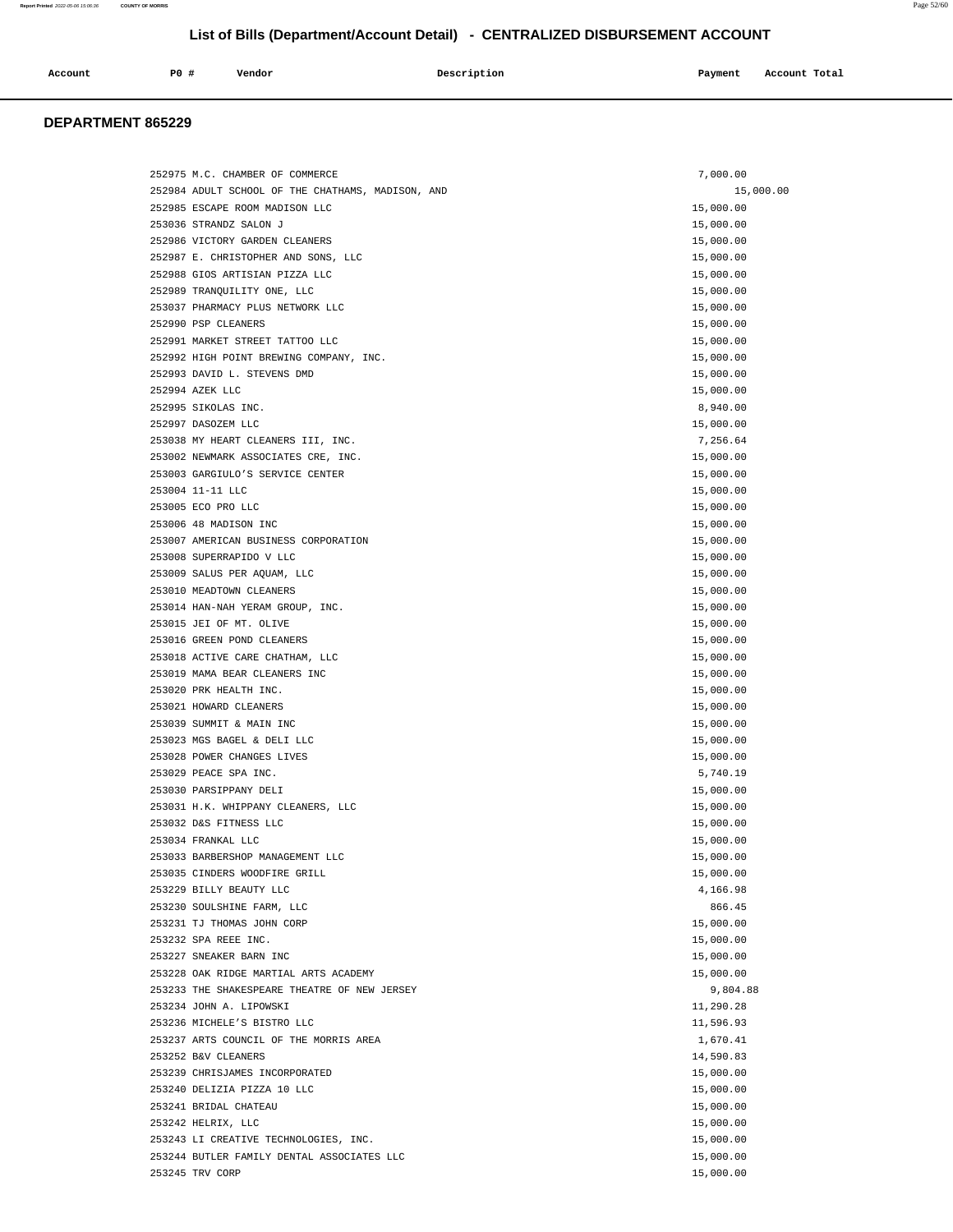# List of Bills (Department/Account Detail) - CENTRALIZED DISBURSEMENT ACCOUNT

| Account | PO # | Vendor | Description | Payment | Account Total |
|---|---|---|---|---|---|

## DEPARTMENT 865229

| Account | PO # | Vendor | Description | Payment | Account Total |
|---|---|---|---|---|---|
| | 252975 | M.C. CHAMBER OF COMMERCE | | 7,000.00 | |
| | 252984 | ADULT SCHOOL OF THE CHATHAMS, MADISON, AND | | | 15,000.00 |
| | 252985 | ESCAPE ROOM MADISON LLC | | 15,000.00 | |
| | 253036 | STRANDZ SALON J | | 15,000.00 | |
| | 252986 | VICTORY GARDEN CLEANERS | | 15,000.00 | |
| | 252987 | E. CHRISTOPHER AND SONS, LLC | | 15,000.00 | |
| | 252988 | GIOS ARTISIAN PIZZA LLC | | 15,000.00 | |
| | 252989 | TRANQUILITY ONE, LLC | | 15,000.00 | |
| | 253037 | PHARMACY PLUS NETWORK LLC | | 15,000.00 | |
| | 252990 | PSP CLEANERS | | 15,000.00 | |
| | 252991 | MARKET STREET TATTOO LLC | | 15,000.00 | |
| | 252992 | HIGH POINT BREWING COMPANY, INC. | | 15,000.00 | |
| | 252993 | DAVID L. STEVENS DMD | | 15,000.00 | |
| | 252994 | AZEK LLC | | 15,000.00 | |
| | 252995 | SIKOLAS INC. | | 8,940.00 | |
| | 252997 | DASOZEM LLC | | 15,000.00 | |
| | 253038 | MY HEART CLEANERS III, INC. | | 7,256.64 | |
| | 253002 | NEWMARK ASSOCIATES CRE, INC. | | 15,000.00 | |
| | 253003 | GARGIULO'S SERVICE CENTER | | 15,000.00 | |
| | 253004 | 11-11 LLC | | 15,000.00 | |
| | 253005 | ECO PRO LLC | | 15,000.00 | |
| | 253006 | 48 MADISON INC | | 15,000.00 | |
| | 253007 | AMERICAN BUSINESS CORPORATION | | 15,000.00 | |
| | 253008 | SUPERRAPIDO V LLC | | 15,000.00 | |
| | 253009 | SALUS PER AQUAM, LLC | | 15,000.00 | |
| | 253010 | MEADTOWN CLEANERS | | 15,000.00 | |
| | 253014 | HAN-NAH YERAM GROUP, INC. | | 15,000.00 | |
| | 253015 | JEI OF MT. OLIVE | | 15,000.00 | |
| | 253016 | GREEN POND CLEANERS | | 15,000.00 | |
| | 253018 | ACTIVE CARE CHATHAM, LLC | | 15,000.00 | |
| | 253019 | MAMA BEAR CLEANERS INC | | 15,000.00 | |
| | 253020 | PRK HEALTH INC. | | 15,000.00 | |
| | 253021 | HOWARD CLEANERS | | 15,000.00 | |
| | 253039 | SUMMIT & MAIN INC | | 15,000.00 | |
| | 253023 | MGS BAGEL & DELI LLC | | 15,000.00 | |
| | 253028 | POWER CHANGES LIVES | | 15,000.00 | |
| | 253029 | PEACE SPA INC. | | 5,740.19 | |
| | 253030 | PARSIPPANY DELI | | 15,000.00 | |
| | 253031 | H.K. WHIPPANY CLEANERS, LLC | | 15,000.00 | |
| | 253032 | D&S FITNESS LLC | | 15,000.00 | |
| | 253034 | FRANKAL LLC | | 15,000.00 | |
| | 253033 | BARBERSHOP MANAGEMENT LLC | | 15,000.00 | |
| | 253035 | CINDERS WOODFIRE GRILL | | 15,000.00 | |
| | 253229 | BILLY BEAUTY LLC | | 4,166.98 | |
| | 253230 | SOULSHINE FARM, LLC | | 866.45 | |
| | 253231 | TJ THOMAS JOHN CORP | | 15,000.00 | |
| | 253232 | SPA REEE INC. | | 15,000.00 | |
| | 253227 | SNEAKER BARN INC | | 15,000.00 | |
| | 253228 | OAK RIDGE MARTIAL ARTS ACADEMY | | 15,000.00 | |
| | 253233 | THE SHAKESPEARE THEATRE OF NEW JERSEY | | 9,804.88 | |
| | 253234 | JOHN A. LIPOWSKI | | 11,290.28 | |
| | 253236 | MICHELE'S BISTRO LLC | | 11,596.93 | |
| | 253237 | ARTS COUNCIL OF THE MORRIS AREA | | 1,670.41 | |
| | 253252 | B&V CLEANERS | | 14,590.83 | |
| | 253239 | CHRISJAMES INCORPORATED | | 15,000.00 | |
| | 253240 | DELIZIA PIZZA 10 LLC | | 15,000.00 | |
| | 253241 | BRIDAL CHATEAU | | 15,000.00 | |
| | 253242 | HELRIX, LLC | | 15,000.00 | |
| | 253243 | LI CREATIVE TECHNOLOGIES, INC. | | 15,000.00 | |
| | 253244 | BUTLER FAMILY DENTAL ASSOCIATES LLC | | 15,000.00 | |
| | 253245 | TRV CORP | | 15,000.00 | |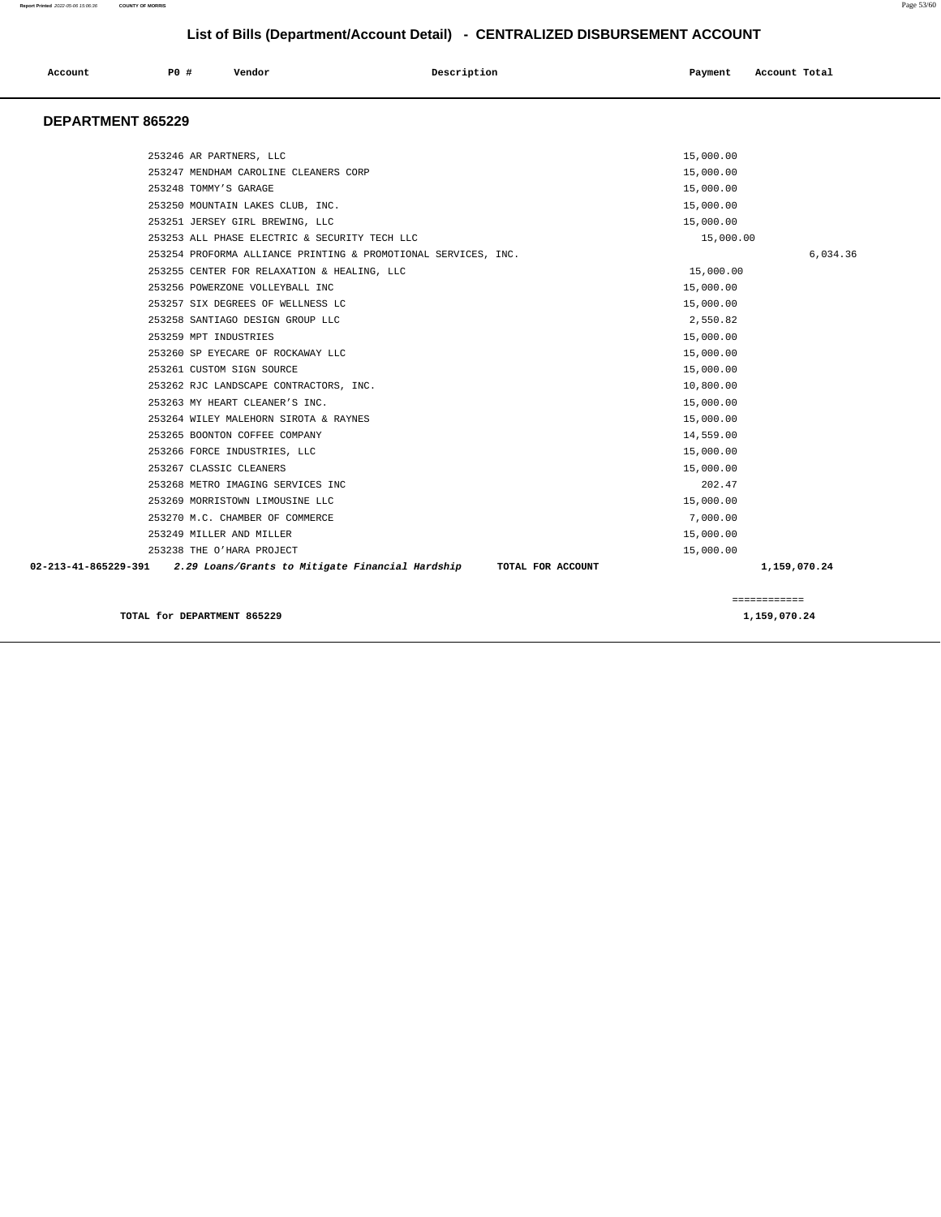## List of Bills (Department/Account Detail) - CENTRALIZED DISBURSEMENT ACCOUNT

| Account | PO # | Vendor | Description | Payment | Account Total |
|---|---|---|---|---|---|

### DEPARTMENT 865229

| Account | PO # | Vendor | Description | Payment | Account Total |
|---|---|---|---|---|---|
| | 253246 | AR PARTNERS, LLC | | 15,000.00 | |
| | 253247 | MENDHAM CAROLINE CLEANERS CORP | | 15,000.00 | |
| | 253248 | TOMMY'S GARAGE | | 15,000.00 | |
| | 253250 | MOUNTAIN LAKES CLUB, INC. | | 15,000.00 | |
| | 253251 | JERSEY GIRL BREWING, LLC | | 15,000.00 | |
| | 253253 | ALL PHASE ELECTRIC & SECURITY TECH LLC | | 15,000.00 | |
| | 253254 | PROFORMA ALLIANCE PRINTING & PROMOTIONAL SERVICES, INC. | | | 6,034.36 |
| | 253255 | CENTER FOR RELAXATION & HEALING, LLC | | 15,000.00 | |
| | 253256 | POWERZONE VOLLEYBALL INC | | 15,000.00 | |
| | 253257 | SIX DEGREES OF WELLNESS LC | | 15,000.00 | |
| | 253258 | SANTIAGO DESIGN GROUP LLC | | 2,550.82 | |
| | 253259 | MPT INDUSTRIES | | 15,000.00 | |
| | 253260 | SP EYECARE OF ROCKAWAY LLC | | 15,000.00 | |
| | 253261 | CUSTOM SIGN SOURCE | | 15,000.00 | |
| | 253262 | RJC LANDSCAPE CONTRACTORS, INC. | | 10,800.00 | |
| | 253263 | MY HEART CLEANER'S INC. | | 15,000.00 | |
| | 253264 | WILEY MALEHORN SIROTA & RAYNES | | 15,000.00 | |
| | 253265 | BOONTON COFFEE COMPANY | | 14,559.00 | |
| | 253266 | FORCE INDUSTRIES, LLC | | 15,000.00 | |
| | 253267 | CLASSIC CLEANERS | | 15,000.00 | |
| | 253268 | METRO IMAGING SERVICES INC | | 202.47 | |
| | 253269 | MORRISTOWN LIMOUSINE LLC | | 15,000.00 | |
| | 253270 | M.C. CHAMBER OF COMMERCE | | 7,000.00 | |
| | 253249 | MILLER AND MILLER | | 15,000.00 | |
| | 253238 | THE O'HARA PROJECT | | 15,000.00 | |
| **02-213-41-865229-391** | | ***2.29 Loans/Grants to Mitigate Financial Hardship*** | **TOTAL FOR ACCOUNT** | | **1,159,070.24** |

| | |
|---|---|
| **TOTAL for DEPARTMENT 865229** | **1,159,070.24** |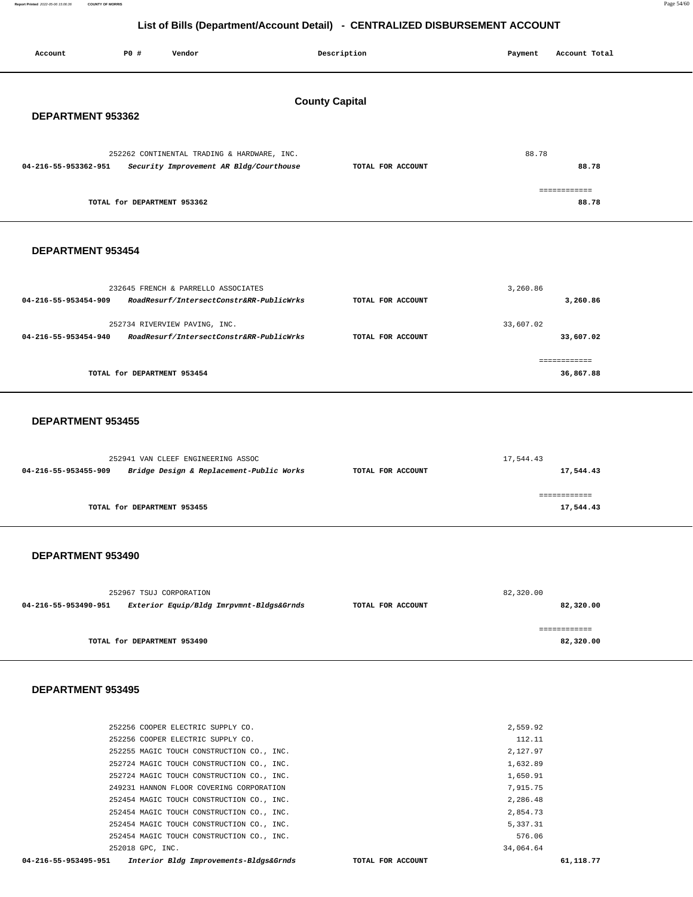# List of Bills (Department/Account Detail) - CENTRALIZED DISBURSEMENT ACCOUNT

| Account | PO # | Vendor | Description | Payment | Account Total |
|---|---|---|---|---|---|

## County Capital

### DEPARTMENT 953362

| Account | PO # | Vendor | Description | Payment | Account Total |
|---|---|---|---|---|---|
| | 252262 | CONTINENTAL TRADING & HARDWARE, INC. | | 88.78 | |
| 04-216-55-953362-951 | | *Security Improvement AR Bldg/Courthouse* | TOTAL FOR ACCOUNT | | 88.78 |
| | | TOTAL for DEPARTMENT 953362 | | | 88.78 |

### DEPARTMENT 953454

| Account | PO # | Vendor | Description | Payment | Account Total |
|---|---|---|---|---|---|
| | 232645 | FRENCH & PARRELLO ASSOCIATES | | 3,260.86 | |
| 04-216-55-953454-909 | | *RoadResurf/IntersectConstr&RR-PublicWrks* | TOTAL FOR ACCOUNT | | 3,260.86 |
| | 252734 | RIVERVIEW PAVING, INC. | | 33,607.02 | |
| 04-216-55-953454-940 | | *RoadResurf/IntersectConstr&RR-PublicWrks* | TOTAL FOR ACCOUNT | | 33,607.02 |
| | | TOTAL for DEPARTMENT 953454 | | | 36,867.88 |

### DEPARTMENT 953455

| Account | PO # | Vendor | Description | Payment | Account Total |
|---|---|---|---|---|---|
| | 252941 | VAN CLEEF ENGINEERING ASSOC | | 17,544.43 | |
| 04-216-55-953455-909 | | *Bridge Design & Replacement-Public Works* | TOTAL FOR ACCOUNT | | 17,544.43 |
| | | TOTAL for DEPARTMENT 953455 | | | 17,544.43 |

### DEPARTMENT 953490

| Account | PO # | Vendor | Description | Payment | Account Total |
|---|---|---|---|---|---|
| | 252967 | TSUJ CORPORATION | | 82,320.00 | |
| 04-216-55-953490-951 | | *Exterior Equip/Bldg Imrpvmnt-Bldgs&Grnds* | TOTAL FOR ACCOUNT | | 82,320.00 |
| | | TOTAL for DEPARTMENT 953490 | | | 82,320.00 |

### DEPARTMENT 953495

| Account | PO # | Vendor | Description | Payment | Account Total |
|---|---|---|---|---|---|
| | 252256 | COOPER ELECTRIC SUPPLY CO. | | 2,559.92 | |
| | 252256 | COOPER ELECTRIC SUPPLY CO. | | 112.11 | |
| | 252255 | MAGIC TOUCH CONSTRUCTION CO., INC. | | 2,127.97 | |
| | 252724 | MAGIC TOUCH CONSTRUCTION CO., INC. | | 1,632.89 | |
| | 252724 | MAGIC TOUCH CONSTRUCTION CO., INC. | | 1,650.91 | |
| | 249231 | HANNON FLOOR COVERING CORPORATION | | 7,915.75 | |
| | 252454 | MAGIC TOUCH CONSTRUCTION CO., INC. | | 2,286.48 | |
| | 252454 | MAGIC TOUCH CONSTRUCTION CO., INC. | | 2,854.73 | |
| | 252454 | MAGIC TOUCH CONSTRUCTION CO., INC. | | 5,337.31 | |
| | 252454 | MAGIC TOUCH CONSTRUCTION CO., INC. | | 576.06 | |
| | 252018 | GPC, INC. | | 34,064.64 | |
| 04-216-55-953495-951 | | *Interior Bldg Improvements-Bldgs&Grnds* | TOTAL FOR ACCOUNT | | 61,118.77 |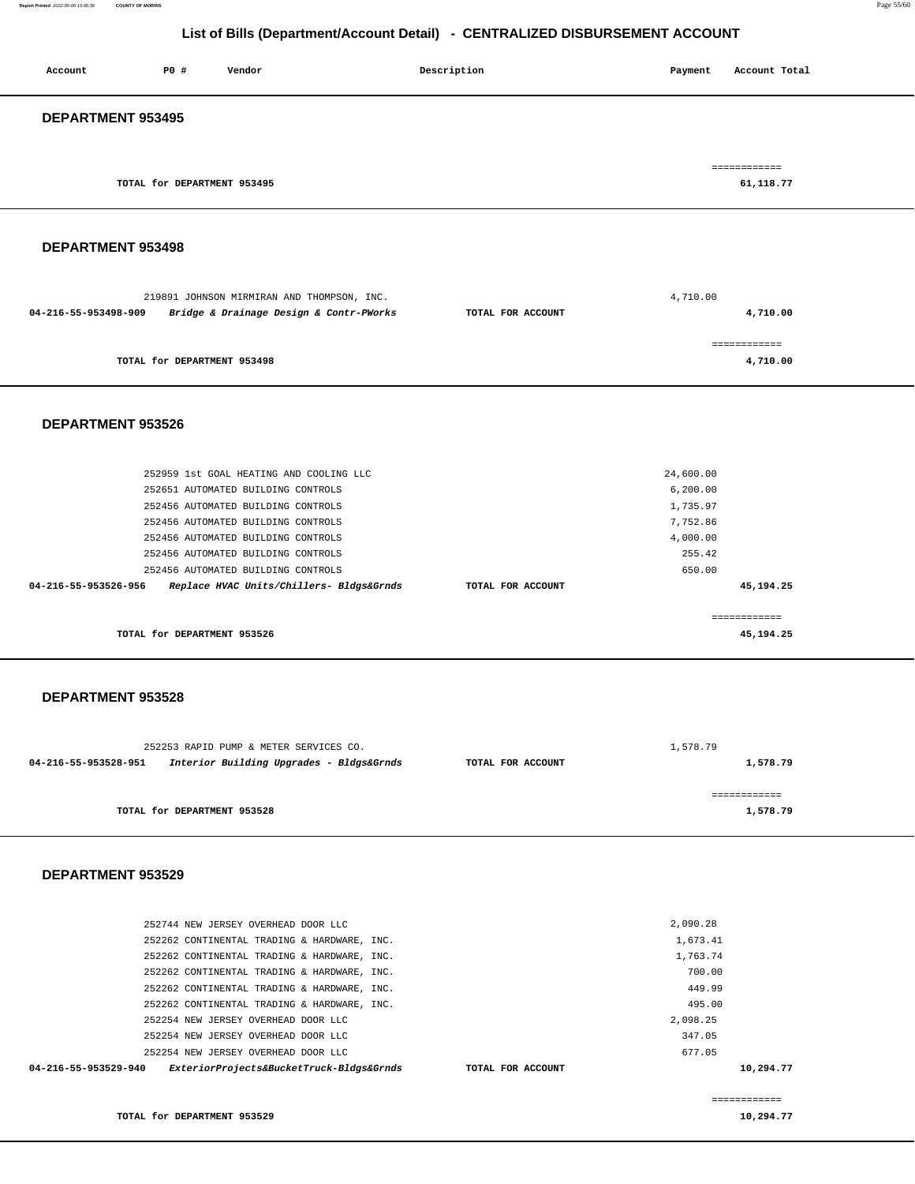## List of Bills (Department/Account Detail) - CENTRALIZED DISBURSEMENT ACCOUNT

| Account | PO # | Vendor | Description | Payment | Account Total |
|---|---|---|---|---|---|

### DEPARTMENT 953495

| | | | | | |
|---|---|---|---|---|---|
| | | TOTAL for DEPARTMENT 953495 | | | 61,118.77 |

### DEPARTMENT 953498

| Account | PO # | Vendor | Description | Payment | Account Total |
|---|---|---|---|---|---|
| | 219891 | JOHNSON MIRMIRAN AND THOMPSON, INC. | | 4,710.00 | |
| 04-216-55-953498-909 | | *Bridge & Drainage Design & Contr-PWorks* | TOTAL FOR ACCOUNT | | 4,710.00 |
| | | TOTAL for DEPARTMENT 953498 | | | 4,710.00 |

### DEPARTMENT 953526

| Account | PO # | Vendor | Description | Payment | Account Total |
|---|---|---|---|---|---|
| | 252959 | 1st GOAL HEATING AND COOLING LLC | | 24,600.00 | |
| | 252651 | AUTOMATED BUILDING CONTROLS | | 6,200.00 | |
| | 252456 | AUTOMATED BUILDING CONTROLS | | 1,735.97 | |
| | 252456 | AUTOMATED BUILDING CONTROLS | | 7,752.86 | |
| | 252456 | AUTOMATED BUILDING CONTROLS | | 4,000.00 | |
| | 252456 | AUTOMATED BUILDING CONTROLS | | 255.42 | |
| | 252456 | AUTOMATED BUILDING CONTROLS | | 650.00 | |
| 04-216-55-953526-956 | | *Replace HVAC Units/Chillers- Bldgs&Grnds* | TOTAL FOR ACCOUNT | | 45,194.25 |
| | | TOTAL for DEPARTMENT 953526 | | | 45,194.25 |

### DEPARTMENT 953528

| Account | PO # | Vendor | Description | Payment | Account Total |
|---|---|---|---|---|---|
| | 252253 | RAPID PUMP & METER SERVICES CO. | | 1,578.79 | |
| 04-216-55-953528-951 | | *Interior Building Upgrades - Bldgs&Grnds* | TOTAL FOR ACCOUNT | | 1,578.79 |
| | | TOTAL for DEPARTMENT 953528 | | | 1,578.79 |

### DEPARTMENT 953529

| Account | PO # | Vendor | Description | Payment | Account Total |
|---|---|---|---|---|---|
| | 252744 | NEW JERSEY OVERHEAD DOOR LLC | | 2,090.28 | |
| | 252262 | CONTINENTAL TRADING & HARDWARE, INC. | | 1,673.41 | |
| | 252262 | CONTINENTAL TRADING & HARDWARE, INC. | | 1,763.74 | |
| | 252262 | CONTINENTAL TRADING & HARDWARE, INC. | | 700.00 | |
| | 252262 | CONTINENTAL TRADING & HARDWARE, INC. | | 449.99 | |
| | 252262 | CONTINENTAL TRADING & HARDWARE, INC. | | 495.00 | |
| | 252254 | NEW JERSEY OVERHEAD DOOR LLC | | 2,098.25 | |
| | 252254 | NEW JERSEY OVERHEAD DOOR LLC | | 347.05 | |
| | 252254 | NEW JERSEY OVERHEAD DOOR LLC | | 677.05 | |
| 04-216-55-953529-940 | | *ExteriorProjects&BucketTruck-Bldgs&Grnds* | TOTAL FOR ACCOUNT | | 10,294.77 |
| | | TOTAL for DEPARTMENT 953529 | | | 10,294.77 |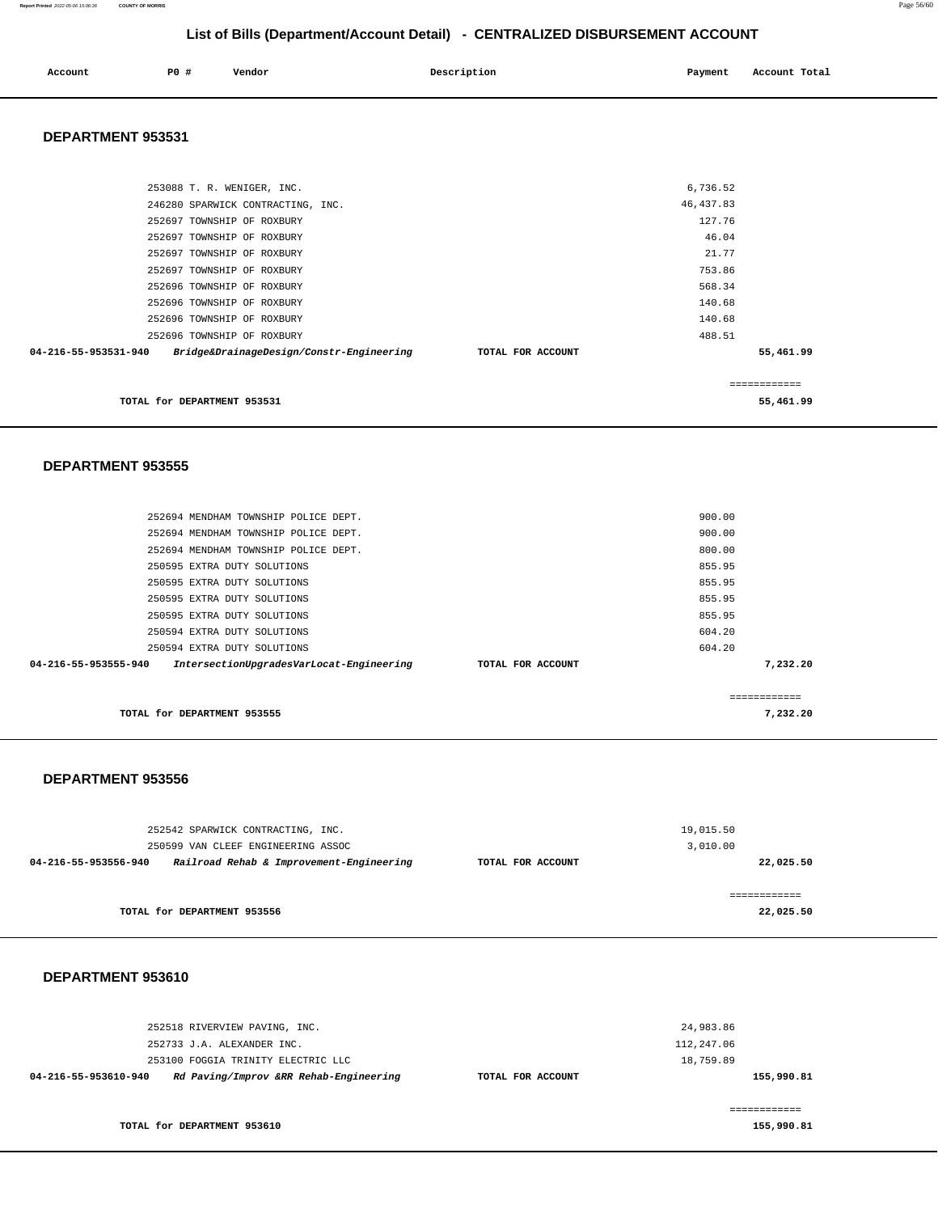# List of Bills (Department/Account Detail) - CENTRALIZED DISBURSEMENT ACCOUNT

| Account | PO # | Vendor | Description | Payment | Account Total |
|---|---|---|---|---|---|

## DEPARTMENT 953531

| Account | PO # | Vendor | Description | Payment | Account Total |
|---|---|---|---|---|---|
| | 253088 | T. R. WENIGER, INC. | | 6,736.52 | |
| | 246280 | SPARWICK CONTRACTING, INC. | | 46,437.83 | |
| | 252697 | TOWNSHIP OF ROXBURY | | 127.76 | |
| | 252697 | TOWNSHIP OF ROXBURY | | 46.04 | |
| | 252697 | TOWNSHIP OF ROXBURY | | 21.77 | |
| | 252697 | TOWNSHIP OF ROXBURY | | 753.86 | |
| | 252696 | TOWNSHIP OF ROXBURY | | 568.34 | |
| | 252696 | TOWNSHIP OF ROXBURY | | 140.68 | |
| | 252696 | TOWNSHIP OF ROXBURY | | 140.68 | |
| | 252696 | TOWNSHIP OF ROXBURY | | 488.51 | |
| **04-216-55-953531-940** | | ***Bridge&DrainageDesign/Constr-Engineering*** | **TOTAL FOR ACCOUNT** | | **55,461.99** |

**TOTAL for DEPARTMENT 953531** ============ **55,461.99**

## DEPARTMENT 953555

| Account | PO # | Vendor | Description | Payment | Account Total |
|---|---|---|---|---|---|
| | 252694 | MENDHAM TOWNSHIP POLICE DEPT. | | 900.00 | |
| | 252694 | MENDHAM TOWNSHIP POLICE DEPT. | | 900.00 | |
| | 252694 | MENDHAM TOWNSHIP POLICE DEPT. | | 800.00 | |
| | 250595 | EXTRA DUTY SOLUTIONS | | 855.95 | |
| | 250595 | EXTRA DUTY SOLUTIONS | | 855.95 | |
| | 250595 | EXTRA DUTY SOLUTIONS | | 855.95 | |
| | 250595 | EXTRA DUTY SOLUTIONS | | 855.95 | |
| | 250594 | EXTRA DUTY SOLUTIONS | | 604.20 | |
| | 250594 | EXTRA DUTY SOLUTIONS | | 604.20 | |
| **04-216-55-953555-940** | | ***IntersectionUpgradesVarLocat-Engineering*** | **TOTAL FOR ACCOUNT** | | **7,232.20** |

**TOTAL for DEPARTMENT 953555** ============ **7,232.20**

## DEPARTMENT 953556

| Account | PO # | Vendor | Description | Payment | Account Total |
|---|---|---|---|---|---|
| | 252542 | SPARWICK CONTRACTING, INC. | | 19,015.50 | |
| | 250599 | VAN CLEEF ENGINEERING ASSOC | | 3,010.00 | |
| **04-216-55-953556-940** | | ***Railroad Rehab & Improvement-Engineering*** | **TOTAL FOR ACCOUNT** | | **22,025.50** |

**TOTAL for DEPARTMENT 953556** ============ **22,025.50**

## DEPARTMENT 953610

| Account | PO # | Vendor | Description | Payment | Account Total |
|---|---|---|---|---|---|
| | 252518 | RIVERVIEW PAVING, INC. | | 24,983.86 | |
| | 252733 | J.A. ALEXANDER INC. | | 112,247.06 | |
| | 253100 | FOGGIA TRINITY ELECTRIC LLC | | 18,759.89 | |
| **04-216-55-953610-940** | | ***Rd Paving/Improv &RR Rehab-Engineering*** | **TOTAL FOR ACCOUNT** | | **155,990.81** |

**TOTAL for DEPARTMENT 953610** ============ **155,990.81**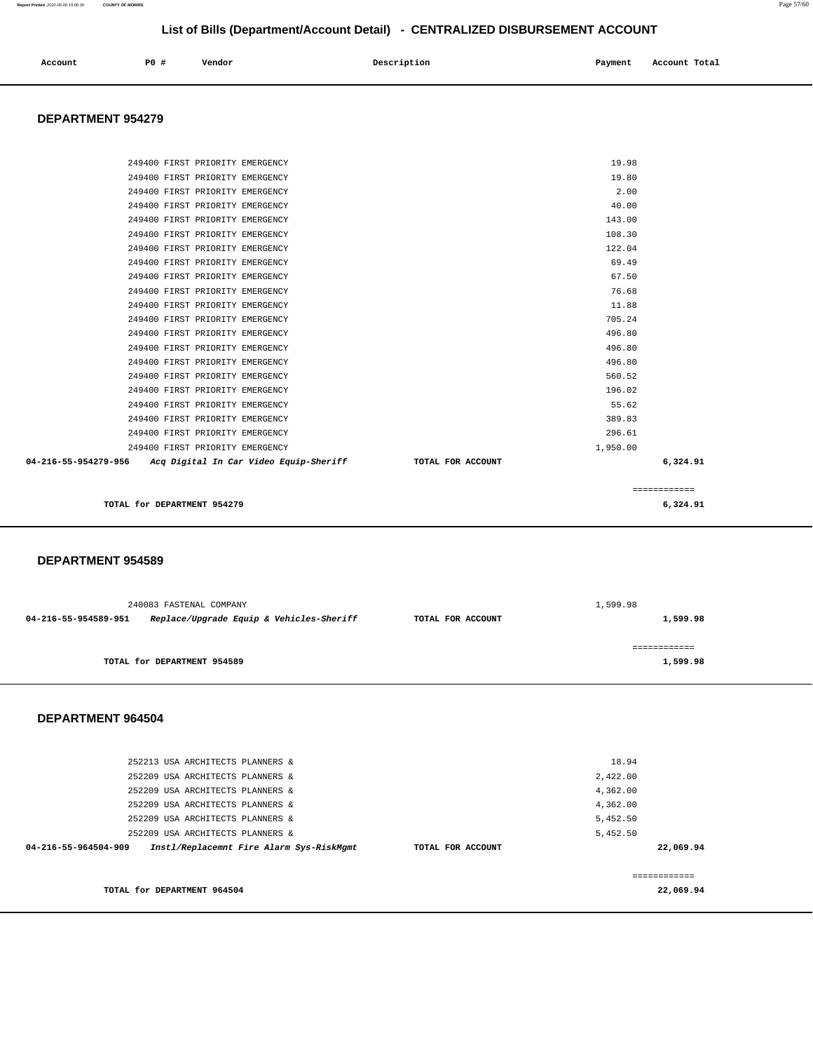# List of Bills (Department/Account Detail) - CENTRALIZED DISBURSEMENT ACCOUNT

| Account | PO # | Vendor | Description | Payment | Account Total |
|---|---|---|---|---|---|

## DEPARTMENT 954279

| Account | PO # | Vendor | Description | Payment | Account Total |
|---|---|---|---|---|---|
| | 249400 | FIRST PRIORITY EMERGENCY | | 19.98 | |
| | 249400 | FIRST PRIORITY EMERGENCY | | 19.80 | |
| | 249400 | FIRST PRIORITY EMERGENCY | | 2.00 | |
| | 249400 | FIRST PRIORITY EMERGENCY | | 40.00 | |
| | 249400 | FIRST PRIORITY EMERGENCY | | 143.00 | |
| | 249400 | FIRST PRIORITY EMERGENCY | | 108.30 | |
| | 249400 | FIRST PRIORITY EMERGENCY | | 122.04 | |
| | 249400 | FIRST PRIORITY EMERGENCY | | 69.49 | |
| | 249400 | FIRST PRIORITY EMERGENCY | | 67.50 | |
| | 249400 | FIRST PRIORITY EMERGENCY | | 76.68 | |
| | 249400 | FIRST PRIORITY EMERGENCY | | 11.88 | |
| | 249400 | FIRST PRIORITY EMERGENCY | | 705.24 | |
| | 249400 | FIRST PRIORITY EMERGENCY | | 496.80 | |
| | 249400 | FIRST PRIORITY EMERGENCY | | 496.80 | |
| | 249400 | FIRST PRIORITY EMERGENCY | | 496.80 | |
| | 249400 | FIRST PRIORITY EMERGENCY | | 560.52 | |
| | 249400 | FIRST PRIORITY EMERGENCY | | 196.02 | |
| | 249400 | FIRST PRIORITY EMERGENCY | | 55.62 | |
| | 249400 | FIRST PRIORITY EMERGENCY | | 389.83 | |
| | 249400 | FIRST PRIORITY EMERGENCY | | 296.61 | |
| | 249400 | FIRST PRIORITY EMERGENCY | | 1,950.00 | |
| **04-216-55-954279-956** | | ***Acq Digital In Car Video Equip-Sheriff*** | **TOTAL FOR ACCOUNT** | | **6,324.91** |

**TOTAL for DEPARTMENT 954279** ============ **6,324.91**

## DEPARTMENT 954589

| Account | PO # | Vendor | Description | Payment | Account Total |
|---|---|---|---|---|---|
| | 240083 | FASTENAL COMPANY | | 1,599.98 | |
| **04-216-55-954589-951** | | ***Replace/Upgrade Equip & Vehicles-Sheriff*** | **TOTAL FOR ACCOUNT** | | **1,599.98** |

**TOTAL for DEPARTMENT 954589** ============ **1,599.98**

## DEPARTMENT 964504

| Account | PO # | Vendor | Description | Payment | Account Total |
|---|---|---|---|---|---|
| | 252213 | USA ARCHITECTS PLANNERS & | | 18.94 | |
| | 252209 | USA ARCHITECTS PLANNERS & | | 2,422.00 | |
| | 252209 | USA ARCHITECTS PLANNERS & | | 4,362.00 | |
| | 252209 | USA ARCHITECTS PLANNERS & | | 4,362.00 | |
| | 252209 | USA ARCHITECTS PLANNERS & | | 5,452.50 | |
| | 252209 | USA ARCHITECTS PLANNERS & | | 5,452.50 | |
| **04-216-55-964504-909** | | ***Instl/Replacemnt Fire Alarm Sys-RiskMgmt*** | **TOTAL FOR ACCOUNT** | | **22,069.94** |

**TOTAL for DEPARTMENT 964504** ============ **22,069.94**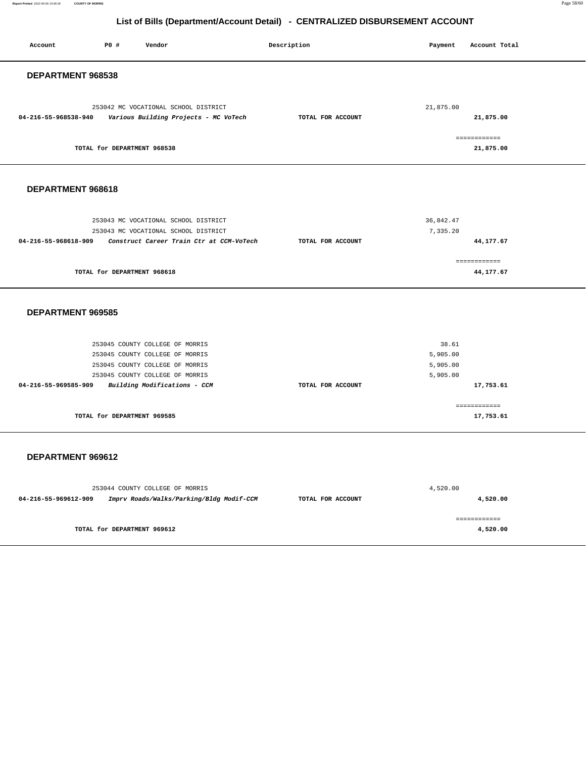# List of Bills (Department/Account Detail) - CENTRALIZED DISBURSEMENT ACCOUNT

| Account | PO # | Vendor | Description | Payment | Account Total |
|---|---|---|---|---|---|

## DEPARTMENT 968538

| Account | PO # | Vendor | Description | Payment | Account Total |
|---|---|---|---|---|---|
| | 253042 | MC VOCATIONAL SCHOOL DISTRICT | | 21,875.00 | |
| 04-216-55-968538-940 | | *Various Building Projects - MC VoTech* | TOTAL FOR ACCOUNT | | 21,875.00 |
| | | | | | ============ |
| | | TOTAL for DEPARTMENT 968538 | | | 21,875.00 |

## DEPARTMENT 968618

| Account | PO # | Vendor | Description | Payment | Account Total |
|---|---|---|---|---|---|
| | 253043 | MC VOCATIONAL SCHOOL DISTRICT | | 36,842.47 | |
| | 253043 | MC VOCATIONAL SCHOOL DISTRICT | | 7,335.20 | |
| 04-216-55-968618-909 | | *Construct Career Train Ctr at CCM-VoTech* | TOTAL FOR ACCOUNT | | 44,177.67 |
| | | | | | ============ |
| | | TOTAL for DEPARTMENT 968618 | | | 44,177.67 |

## DEPARTMENT 969585

| Account | PO # | Vendor | Description | Payment | Account Total |
|---|---|---|---|---|---|
| | 253045 | COUNTY COLLEGE OF MORRIS | | 38.61 | |
| | 253045 | COUNTY COLLEGE OF MORRIS | | 5,905.00 | |
| | 253045 | COUNTY COLLEGE OF MORRIS | | 5,905.00 | |
| | 253045 | COUNTY COLLEGE OF MORRIS | | 5,905.00 | |
| 04-216-55-969585-909 | | *Building Modifications - CCM* | TOTAL FOR ACCOUNT | | 17,753.61 |
| | | | | | ============ |
| | | TOTAL for DEPARTMENT 969585 | | | 17,753.61 |

## DEPARTMENT 969612

| Account | PO # | Vendor | Description | Payment | Account Total |
|---|---|---|---|---|---|
| | 253044 | COUNTY COLLEGE OF MORRIS | | 4,520.00 | |
| 04-216-55-969612-909 | | *Imprv Roads/Walks/Parking/Bldg Modif-CCM* | TOTAL FOR ACCOUNT | | 4,520.00 |
| | | | | | ============ |
| | | TOTAL for DEPARTMENT 969612 | | | 4,520.00 |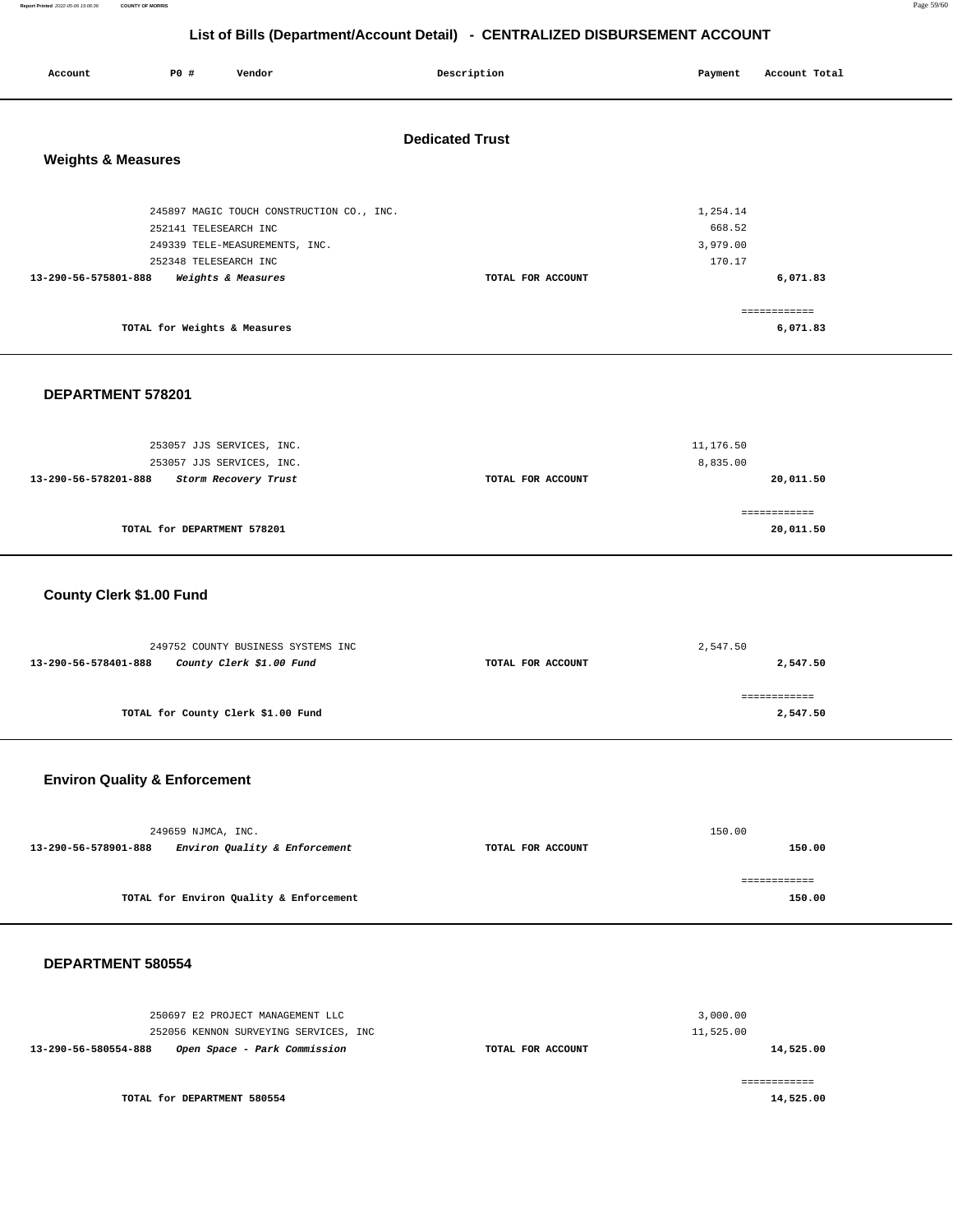## List of Bills (Department/Account Detail) - CENTRALIZED DISBURSEMENT ACCOUNT

| Account | PO # | Vendor | Description | Payment | Account Total |
|---|---|---|---|---|---|

### Dedicated Trust

#### Weights & Measures

| Account | PO # | Vendor | Description | Payment | Account Total |
|---|---|---|---|---|---|
| | 245897 | MAGIC TOUCH CONSTRUCTION CO., INC. | | 1,254.14 | |
| | 252141 | TELESEARCH INC | | 668.52 | |
| | 249339 | TELE-MEASUREMENTS, INC. | | 3,979.00 | |
| | 252348 | TELESEARCH INC | | 170.17 | |
| **13-290-56-575801-888** | | ***Weights & Measures*** | TOTAL FOR ACCOUNT | | **6,071.83** |

**TOTAL for Weights & Measures** — **6,071.83**

#### DEPARTMENT 578201

| Account | PO # | Vendor | Description | Payment | Account Total |
|---|---|---|---|---|---|
| | 253057 | JJS SERVICES, INC. | | 11,176.50 | |
| | 253057 | JJS SERVICES, INC. | | 8,835.00 | |
| **13-290-56-578201-888** | | ***Storm Recovery Trust*** | TOTAL FOR ACCOUNT | | **20,011.50** |

**TOTAL for DEPARTMENT 578201** — **20,011.50**

#### County Clerk $1.00 Fund

| Account | PO # | Vendor | Description | Payment | Account Total |
|---|---|---|---|---|---|
| | 249752 | COUNTY BUSINESS SYSTEMS INC | | 2,547.50 | |
| **13-290-56-578401-888** | | ***County Clerk $1.00 Fund*** | TOTAL FOR ACCOUNT | | **2,547.50** |

**TOTAL for County Clerk $1.00 Fund** — **2,547.50**

#### Environ Quality & Enforcement

| Account | PO # | Vendor | Description | Payment | Account Total |
|---|---|---|---|---|---|
| | 249659 | NJMCA, INC. | | 150.00 | |
| **13-290-56-578901-888** | | ***Environ Quality & Enforcement*** | TOTAL FOR ACCOUNT | | **150.00** |

**TOTAL for Environ Quality & Enforcement** — **150.00**

#### DEPARTMENT 580554

| Account | PO # | Vendor | Description | Payment | Account Total |
|---|---|---|---|---|---|
| | 250697 | E2 PROJECT MANAGEMENT LLC | | 3,000.00 | |
| | 252056 | KENNON SURVEYING SERVICES, INC | | 11,525.00 | |
| **13-290-56-580554-888** | | ***Open Space - Park Commission*** | TOTAL FOR ACCOUNT | | **14,525.00** |

**TOTAL for DEPARTMENT 580554** — **14,525.00**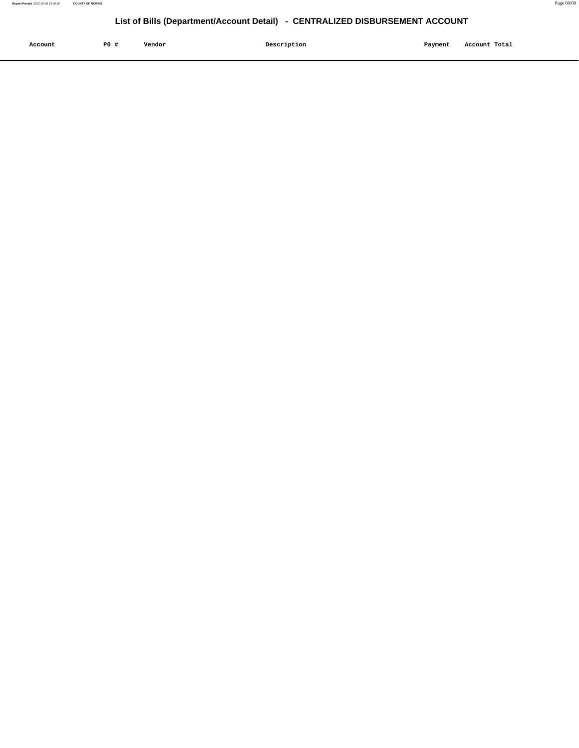# List of Bills (Department/Account Detail) - CENTRALIZED DISBURSEMENT ACCOUNT

| Account | PO # | Vendor | Description | Payment | Account Total |
|---|---|---|---|---|---|